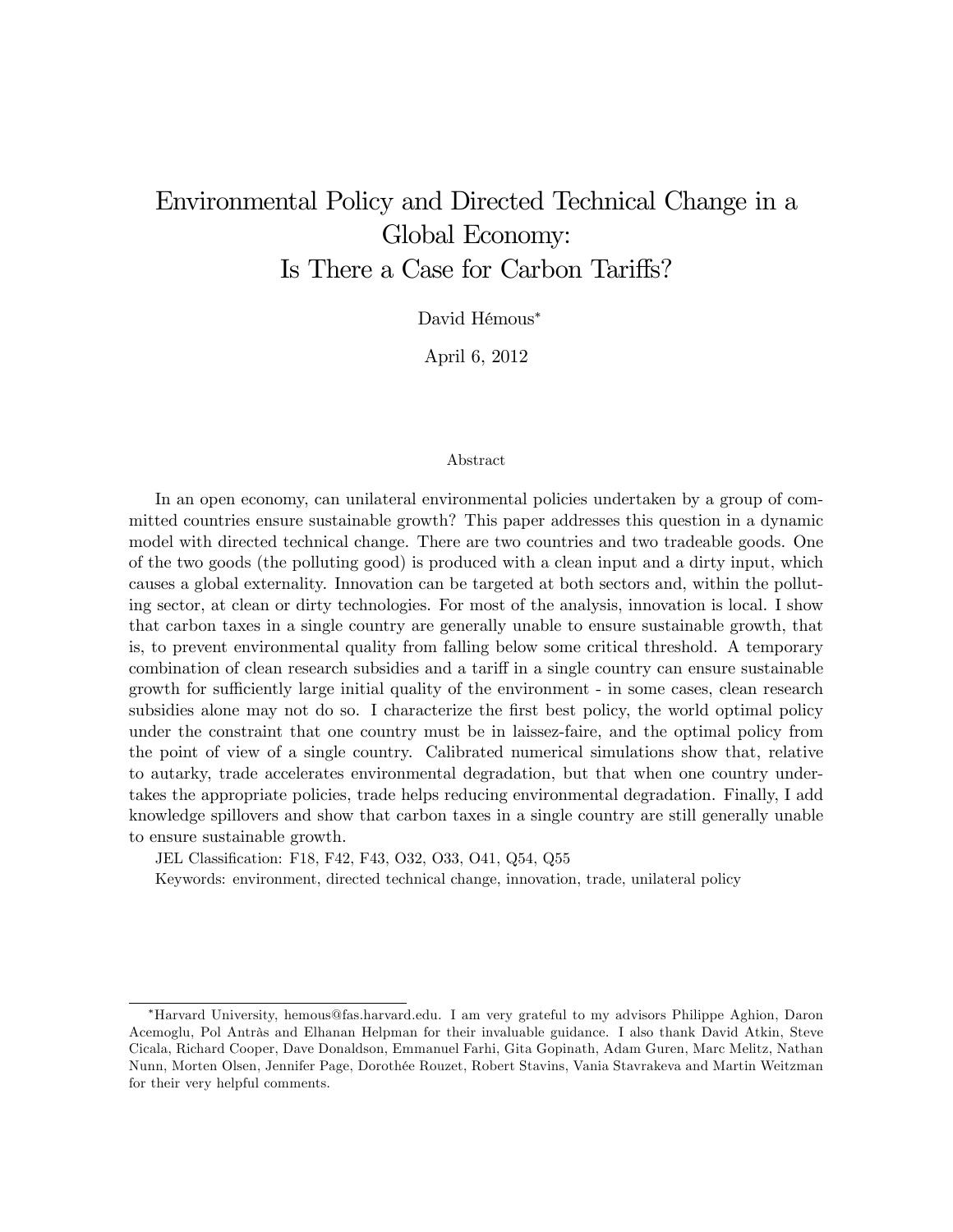# Environmental Policy and Directed Technical Change in a Global Economy: Is There a Case for Carbon Tariffs?

David Hémous*

April 6, 2012

## Abstract

In an open economy, can unilateral environmental policies undertaken by a group of committed countries ensure sustainable growth? This paper addresses this question in a dynamic model with directed technical change. There are two countries and two tradeable goods. One of the two goods (the polluting good) is produced with a clean input and a dirty input, which causes a global externality. Innovation can be targeted at both sectors and, within the polluting sector, at clean or dirty technologies. For most of the analysis, innovation is local. I show that carbon taxes in a single country are generally unable to ensure sustainable growth, that is, to prevent environmental quality from falling below some critical threshold. A temporary combination of clean research subsidies and a tariff in a single country can ensure sustainable growth for sufficiently large initial quality of the environment - in some cases, clean research subsidies alone may not do so. I characterize the first best policy, the world optimal policy under the constraint that one country must be in laissez-faire, and the optimal policy from the point of view of a single country. Calibrated numerical simulations show that, relative to autarky, trade accelerates environmental degradation, but that when one country undertakes the appropriate policies, trade helps reducing environmental degradation. Finally, I add knowledge spillovers and show that carbon taxes in a single country are still generally unable to ensure sustainable growth.

JEL Classification: F18, F42, F43, O32, O33, O41, Q54, Q55

Keywords: environment, directed technical change, innovation, trade, unilateral policy

---

*Harvard University, hemous@fas.harvard.edu. I am very grateful to my advisors Philippe Aghion, Daron Acemoglu, Pol Antràs and Elhanan Helpman for their invaluable guidance. I also thank David Atkin, Steve Cicala, Richard Cooper, Dave Donaldson, Emmanuel Farhi, Gita Gopinath, Adam Guren, Marc Melitz, Nathan Nunn, Morten Olsen, Jennifer Page, Dorothée Rouzet, Robert Stavins, Vania Stavrakeva and Martin Weitzman for their very helpful comments.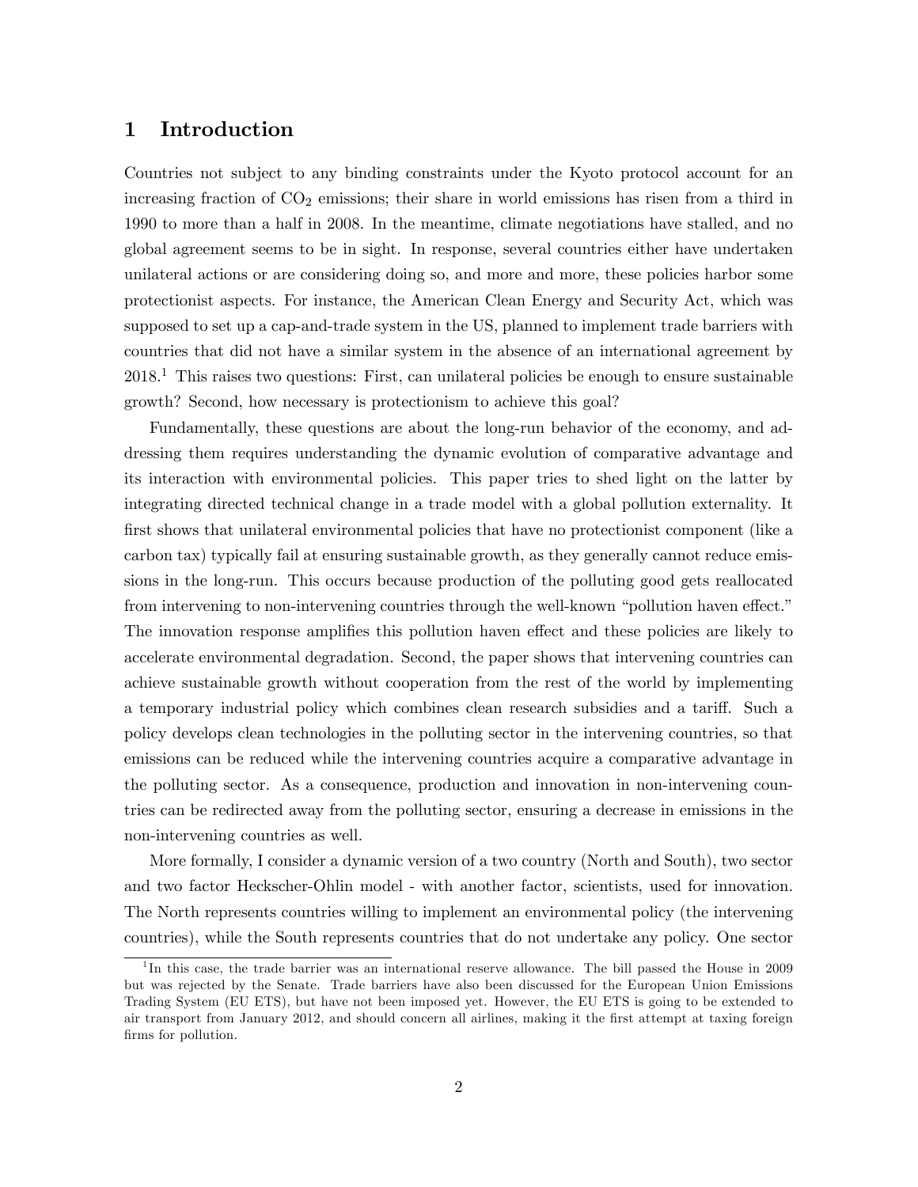# 1 Introduction

Countries not subject to any binding constraints under the Kyoto protocol account for an increasing fraction of $CO_2$ emissions; their share in world emissions has risen from a third in 1990 to more than a half in 2008. In the meantime, climate negotiations have stalled, and no global agreement seems to be in sight. In response, several countries either have undertaken unilateral actions or are considering doing so, and more and more, these policies harbor some protectionist aspects. For instance, the American Clean Energy and Security Act, which was supposed to set up a cap-and-trade system in the US, planned to implement trade barriers with countries that did not have a similar system in the absence of an international agreement by 2018.[1] This raises two questions: First, can unilateral policies be enough to ensure sustainable growth? Second, how necessary is protectionism to achieve this goal?

Fundamentally, these questions are about the long-run behavior of the economy, and addressing them requires understanding the dynamic evolution of comparative advantage and its interaction with environmental policies. This paper tries to shed light on the latter by integrating directed technical change in a trade model with a global pollution externality. It first shows that unilateral environmental policies that have no protectionist component (like a carbon tax) typically fail at ensuring sustainable growth, as they generally cannot reduce emissions in the long-run. This occurs because production of the polluting good gets reallocated from intervening to non-intervening countries through the well-known "pollution haven effect." The innovation response amplifies this pollution haven effect and these policies are likely to accelerate environmental degradation. Second, the paper shows that intervening countries can achieve sustainable growth without cooperation from the rest of the world by implementing a temporary industrial policy which combines clean research subsidies and a tariff. Such a policy develops clean technologies in the polluting sector in the intervening countries, so that emissions can be reduced while the intervening countries acquire a comparative advantage in the polluting sector. As a consequence, production and innovation in non-intervening countries can be redirected away from the polluting sector, ensuring a decrease in emissions in the non-intervening countries as well.

More formally, I consider a dynamic version of a two country (North and South), two sector and two factor Heckscher-Ohlin model - with another factor, scientists, used for innovation. The North represents countries willing to implement an environmental policy (the intervening countries), while the South represents countries that do not undertake any policy. One sector

[1] In this case, the trade barrier was an international reserve allowance. The bill passed the House in 2009 but was rejected by the Senate. Trade barriers have also been discussed for the European Union Emissions Trading System (EU ETS), but have not been imposed yet. However, the EU ETS is going to be extended to air transport from January 2012, and should concern all airlines, making it the first attempt at taxing foreign firms for pollution.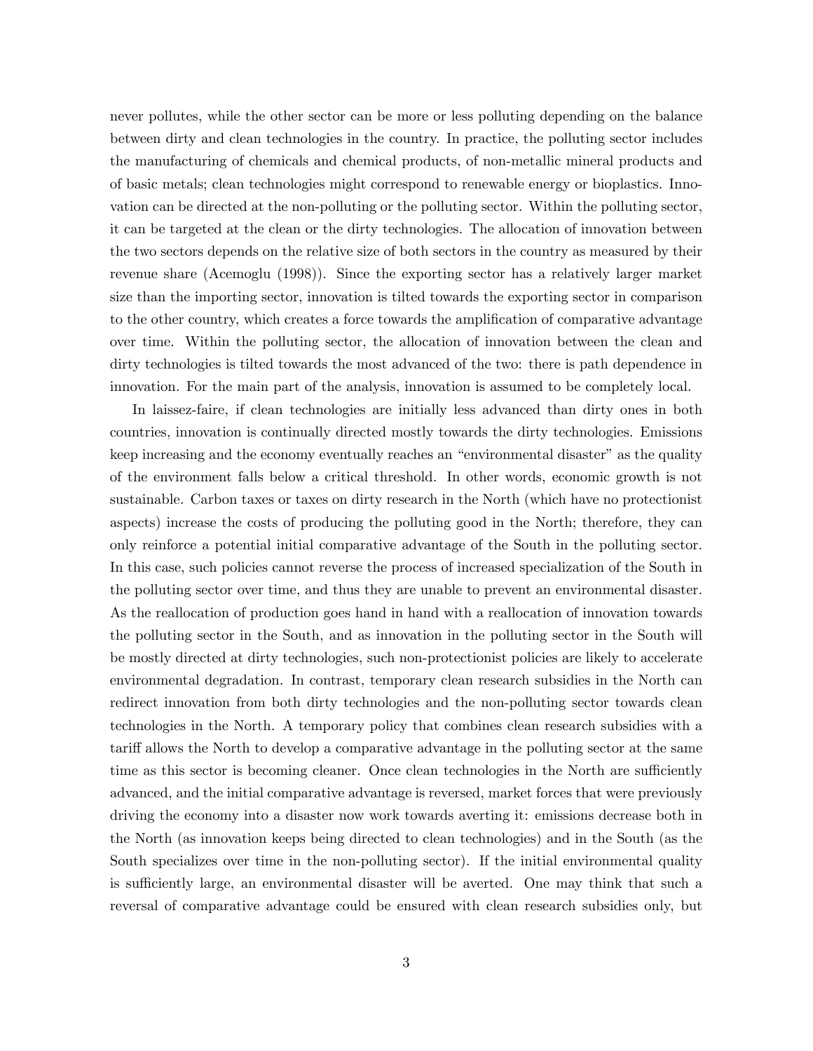never pollutes, while the other sector can be more or less polluting depending on the balance between dirty and clean technologies in the country. In practice, the polluting sector includes the manufacturing of chemicals and chemical products, of non-metallic mineral products and of basic metals; clean technologies might correspond to renewable energy or bioplastics. Innovation can be directed at the non-polluting or the polluting sector. Within the polluting sector, it can be targeted at the clean or the dirty technologies. The allocation of innovation between the two sectors depends on the relative size of both sectors in the country as measured by their revenue share (Acemoglu (1998)). Since the exporting sector has a relatively larger market size than the importing sector, innovation is tilted towards the exporting sector in comparison to the other country, which creates a force towards the amplification of comparative advantage over time. Within the polluting sector, the allocation of innovation between the clean and dirty technologies is tilted towards the most advanced of the two: there is path dependence in innovation. For the main part of the analysis, innovation is assumed to be completely local.

In laissez-faire, if clean technologies are initially less advanced than dirty ones in both countries, innovation is continually directed mostly towards the dirty technologies. Emissions keep increasing and the economy eventually reaches an "environmental disaster" as the quality of the environment falls below a critical threshold. In other words, economic growth is not sustainable. Carbon taxes or taxes on dirty research in the North (which have no protectionist aspects) increase the costs of producing the polluting good in the North; therefore, they can only reinforce a potential initial comparative advantage of the South in the polluting sector. In this case, such policies cannot reverse the process of increased specialization of the South in the polluting sector over time, and thus they are unable to prevent an environmental disaster. As the reallocation of production goes hand in hand with a reallocation of innovation towards the polluting sector in the South, and as innovation in the polluting sector in the South will be mostly directed at dirty technologies, such non-protectionist policies are likely to accelerate environmental degradation. In contrast, temporary clean research subsidies in the North can redirect innovation from both dirty technologies and the non-polluting sector towards clean technologies in the North. A temporary policy that combines clean research subsidies with a tariff allows the North to develop a comparative advantage in the polluting sector at the same time as this sector is becoming cleaner. Once clean technologies in the North are sufficiently advanced, and the initial comparative advantage is reversed, market forces that were previously driving the economy into a disaster now work towards averting it: emissions decrease both in the North (as innovation keeps being directed to clean technologies) and in the South (as the South specializes over time in the non-polluting sector). If the initial environmental quality is sufficiently large, an environmental disaster will be averted. One may think that such a reversal of comparative advantage could be ensured with clean research subsidies only, but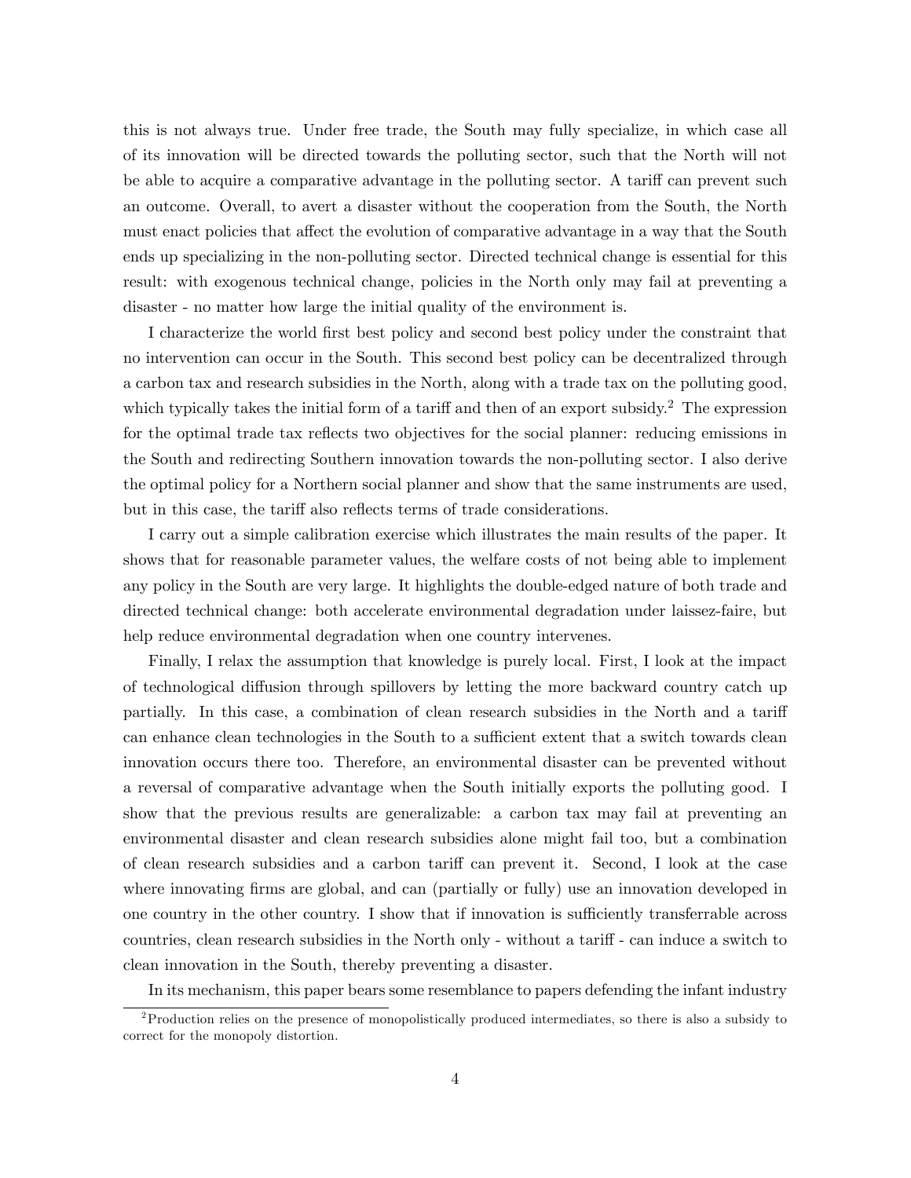this is not always true. Under free trade, the South may fully specialize, in which case all of its innovation will be directed towards the polluting sector, such that the North will not be able to acquire a comparative advantage in the polluting sector. A tariff can prevent such an outcome. Overall, to avert a disaster without the cooperation from the South, the North must enact policies that affect the evolution of comparative advantage in a way that the South ends up specializing in the non-polluting sector. Directed technical change is essential for this result: with exogenous technical change, policies in the North only may fail at preventing a disaster - no matter how large the initial quality of the environment is.

I characterize the world first best policy and second best policy under the constraint that no intervention can occur in the South. This second best policy can be decentralized through a carbon tax and research subsidies in the North, along with a trade tax on the polluting good, which typically takes the initial form of a tariff and then of an export subsidy.[2] The expression for the optimal trade tax reflects two objectives for the social planner: reducing emissions in the South and redirecting Southern innovation towards the non-polluting sector. I also derive the optimal policy for a Northern social planner and show that the same instruments are used, but in this case, the tariff also reflects terms of trade considerations.

I carry out a simple calibration exercise which illustrates the main results of the paper. It shows that for reasonable parameter values, the welfare costs of not being able to implement any policy in the South are very large. It highlights the double-edged nature of both trade and directed technical change: both accelerate environmental degradation under laissez-faire, but help reduce environmental degradation when one country intervenes.

Finally, I relax the assumption that knowledge is purely local. First, I look at the impact of technological diffusion through spillovers by letting the more backward country catch up partially. In this case, a combination of clean research subsidies in the North and a tariff can enhance clean technologies in the South to a sufficient extent that a switch towards clean innovation occurs there too. Therefore, an environmental disaster can be prevented without a reversal of comparative advantage when the South initially exports the polluting good. I show that the previous results are generalizable: a carbon tax may fail at preventing an environmental disaster and clean research subsidies alone might fail too, but a combination of clean research subsidies and a carbon tariff can prevent it. Second, I look at the case where innovating firms are global, and can (partially or fully) use an innovation developed in one country in the other country. I show that if innovation is sufficiently transferrable across countries, clean research subsidies in the North only - without a tariff - can induce a switch to clean innovation in the South, thereby preventing a disaster.

In its mechanism, this paper bears some resemblance to papers defending the infant industry

[2] Production relies on the presence of monopolistically produced intermediates, so there is also a subsidy to correct for the monopoly distortion.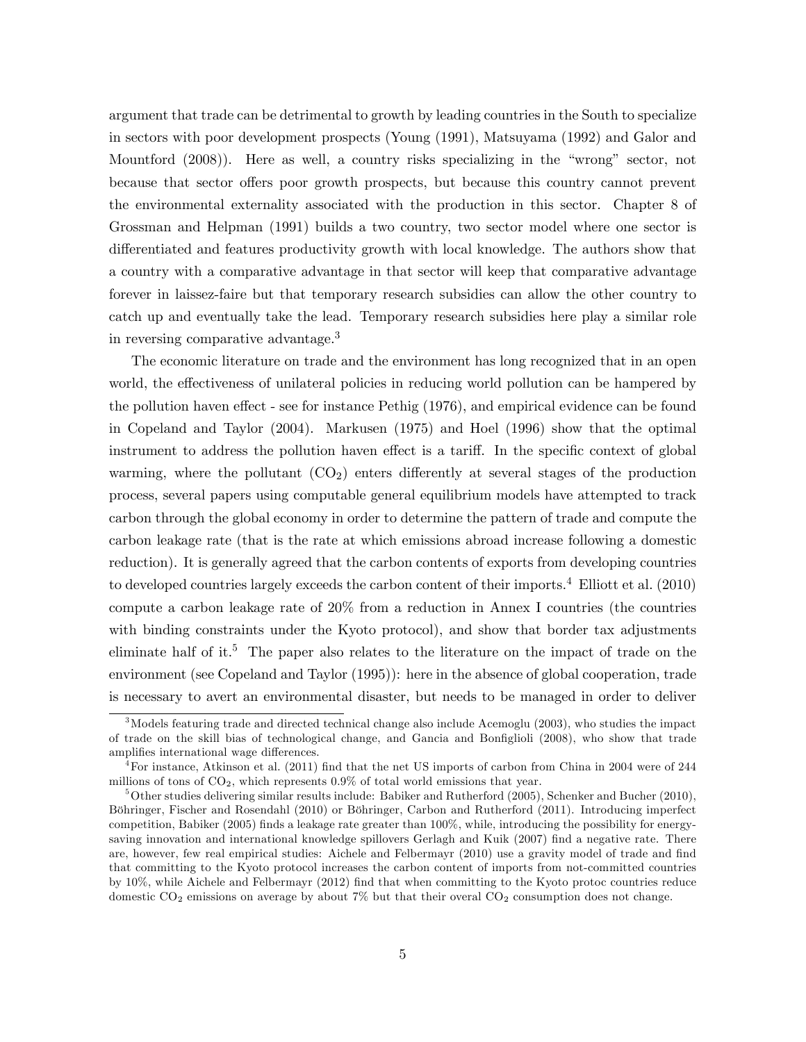argument that trade can be detrimental to growth by leading countries in the South to specialize in sectors with poor development prospects (Young (1991), Matsuyama (1992) and Galor and Mountford (2008)). Here as well, a country risks specializing in the "wrong" sector, not because that sector offers poor growth prospects, but because this country cannot prevent the environmental externality associated with the production in this sector. Chapter 8 of Grossman and Helpman (1991) builds a two country, two sector model where one sector is differentiated and features productivity growth with local knowledge. The authors show that a country with a comparative advantage in that sector will keep that comparative advantage forever in laissez-faire but that temporary research subsidies can allow the other country to catch up and eventually take the lead. Temporary research subsidies here play a similar role in reversing comparative advantage.[3]

The economic literature on trade and the environment has long recognized that in an open world, the effectiveness of unilateral policies in reducing world pollution can be hampered by the pollution haven effect - see for instance Pethig (1976), and empirical evidence can be found in Copeland and Taylor (2004). Markusen (1975) and Hoel (1996) show that the optimal instrument to address the pollution haven effect is a tariff. In the specific context of global warming, where the pollutant ($CO_2$) enters differently at several stages of the production process, several papers using computable general equilibrium models have attempted to track carbon through the global economy in order to determine the pattern of trade and compute the carbon leakage rate (that is the rate at which emissions abroad increase following a domestic reduction). It is generally agreed that the carbon contents of exports from developing countries to developed countries largely exceeds the carbon content of their imports.[4] Elliott et al. (2010) compute a carbon leakage rate of 20% from a reduction in Annex I countries (the countries with binding constraints under the Kyoto protocol), and show that border tax adjustments eliminate half of it.[5] The paper also relates to the literature on the impact of trade on the environment (see Copeland and Taylor (1995)): here in the absence of global cooperation, trade is necessary to avert an environmental disaster, but needs to be managed in order to deliver

[3] Models featuring trade and directed technical change also include Acemoglu (2003), who studies the impact of trade on the skill bias of technological change, and Gancia and Bonfiglioli (2008), who show that trade amplifies international wage differences.

[4] For instance, Atkinson et al. (2011) find that the net US imports of carbon from China in 2004 were of 244 millions of tons of $CO_2$, which represents 0.9% of total world emissions that year.

[5] Other studies delivering similar results include: Babiker and Rutherford (2005), Schenker and Bucher (2010), Böhringer, Fischer and Rosendahl (2010) or Böhringer, Carbon and Rutherford (2011). Introducing imperfect competition, Babiker (2005) finds a leakage rate greater than 100%, while, introducing the possibility for energy-saving innovation and international knowledge spillovers Gerlagh and Kuik (2007) find a negative rate. There are, however, few real empirical studies: Aichele and Felbermayr (2010) use a gravity model of trade and find that committing to the Kyoto protocol increases the carbon content of imports from not-committed countries by 10%, while Aichele and Felbermayr (2012) find that when committing to the Kyoto protoc countries reduce domestic $CO_2$ emissions on average by about 7% but that their overal $CO_2$ consumption does not change.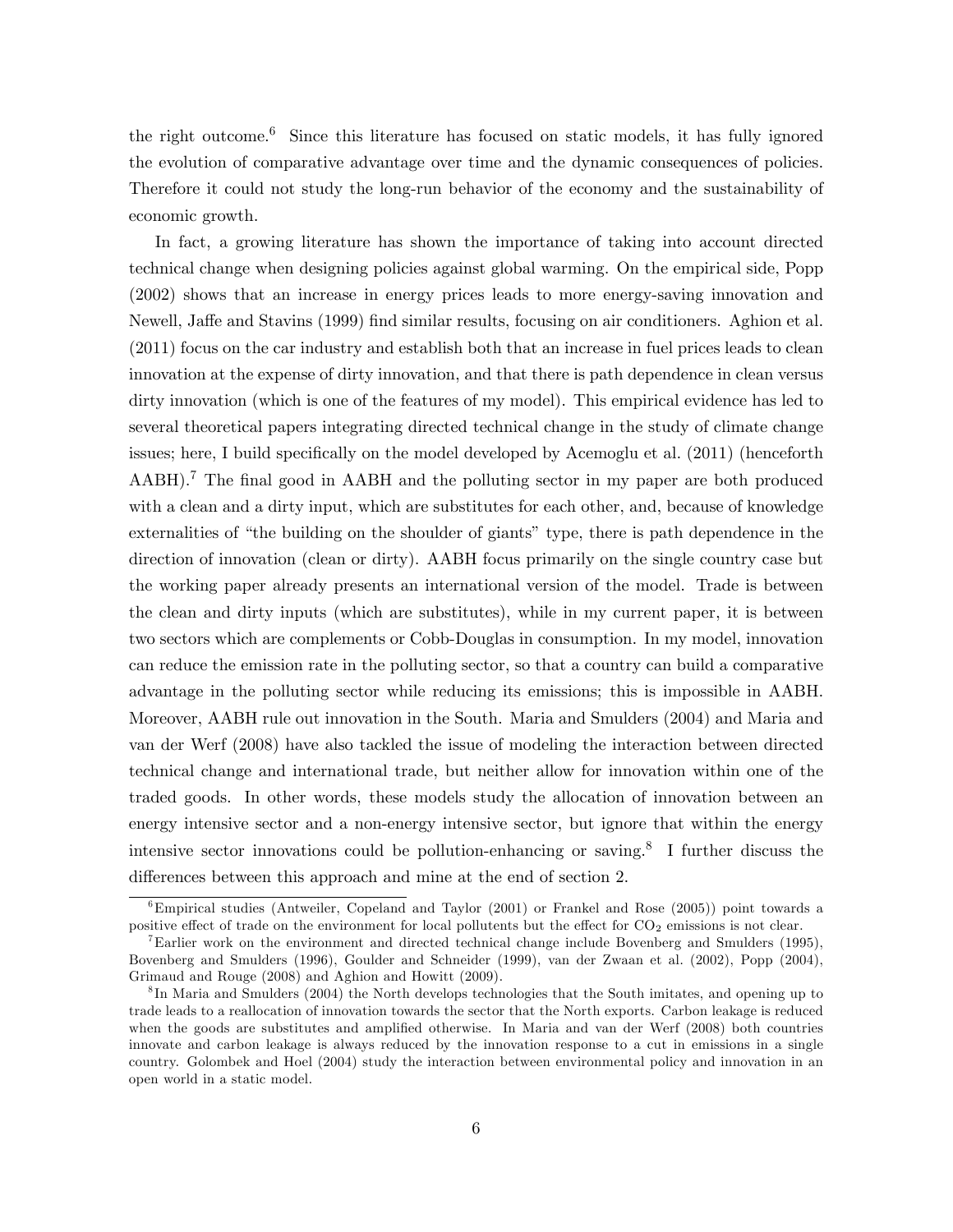the right outcome.[6] Since this literature has focused on static models, it has fully ignored the evolution of comparative advantage over time and the dynamic consequences of policies. Therefore it could not study the long-run behavior of the economy and the sustainability of economic growth.

In fact, a growing literature has shown the importance of taking into account directed technical change when designing policies against global warming. On the empirical side, Popp (2002) shows that an increase in energy prices leads to more energy-saving innovation and Newell, Jaffe and Stavins (1999) find similar results, focusing on air conditioners. Aghion et al. (2011) focus on the car industry and establish both that an increase in fuel prices leads to clean innovation at the expense of dirty innovation, and that there is path dependence in clean versus dirty innovation (which is one of the features of my model). This empirical evidence has led to several theoretical papers integrating directed technical change in the study of climate change issues; here, I build specifically on the model developed by Acemoglu et al. (2011) (henceforth AABH).[7] The final good in AABH and the polluting sector in my paper are both produced with a clean and a dirty input, which are substitutes for each other, and, because of knowledge externalities of "the building on the shoulder of giants" type, there is path dependence in the direction of innovation (clean or dirty). AABH focus primarily on the single country case but the working paper already presents an international version of the model. Trade is between the clean and dirty inputs (which are substitutes), while in my current paper, it is between two sectors which are complements or Cobb-Douglas in consumption. In my model, innovation can reduce the emission rate in the polluting sector, so that a country can build a comparative advantage in the polluting sector while reducing its emissions; this is impossible in AABH. Moreover, AABH rule out innovation in the South. Maria and Smulders (2004) and Maria and van der Werf (2008) have also tackled the issue of modeling the interaction between directed technical change and international trade, but neither allow for innovation within one of the traded goods. In other words, these models study the allocation of innovation between an energy intensive sector and a non-energy intensive sector, but ignore that within the energy intensive sector innovations could be pollution-enhancing or saving.[8] I further discuss the differences between this approach and mine at the end of section 2.

---

[6] Empirical studies (Antweiler, Copeland and Taylor (2001) or Frankel and Rose (2005)) point towards a positive effect of trade on the environment for local pollutants but the effect for $CO_2$ emissions is not clear.

[7] Earlier work on the environment and directed technical change include Bovenberg and Smulders (1995), Bovenberg and Smulders (1996), Goulder and Schneider (1999), van der Zwaan et al. (2002), Popp (2004), Grimaud and Rouge (2008) and Aghion and Howitt (2009).

[8] In Maria and Smulders (2004) the North develops technologies that the South imitates, and opening up to trade leads to a reallocation of innovation towards the sector that the North exports. Carbon leakage is reduced when the goods are substitutes and amplified otherwise. In Maria and van der Werf (2008) both countries innovate and carbon leakage is always reduced by the innovation response to a cut in emissions in a single country. Golombek and Hoel (2004) study the interaction between environmental policy and innovation in an open world in a static model.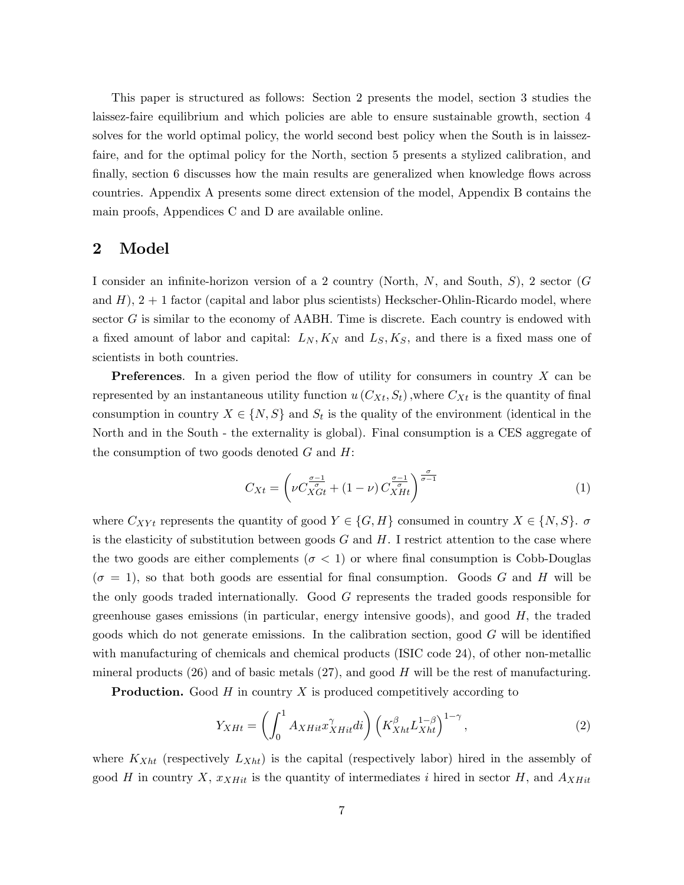This paper is structured as follows: Section 2 presents the model, section 3 studies the laissez-faire equilibrium and which policies are able to ensure sustainable growth, section 4 solves for the world optimal policy, the world second best policy when the South is in laissez-faire, and for the optimal policy for the North, section 5 presents a stylized calibration, and finally, section 6 discusses how the main results are generalized when knowledge flows across countries. Appendix A presents some direct extension of the model, Appendix B contains the main proofs, Appendices C and D are available online.

## 2 Model

I consider an infinite-horizon version of a 2 country (North, $N$, and South, $S$), 2 sector ($G$ and $H$), 2 + 1 factor (capital and labor plus scientists) Heckscher-Ohlin-Ricardo model, where sector $G$ is similar to the economy of AABH. Time is discrete. Each country is endowed with a fixed amount of labor and capital: $L_N, K_N$ and $L_S, K_S$, and there is a fixed mass one of scientists in both countries.

**Preferences**. In a given period the flow of utility for consumers in country $X$ can be represented by an instantaneous utility function $u(C_{Xt}, S_t)$ ,where $C_{Xt}$ is the quantity of final consumption in country $X \in \{N, S\}$ and $S_t$ is the quality of the environment (identical in the North and in the South - the externality is global). Final consumption is a CES aggregate of the consumption of two goods denoted $G$ and $H$:

$$C_{Xt} = \left( \nu C_{XGt}^{\frac{\sigma-1}{\sigma}} + (1-\nu) C_{XHt}^{\frac{\sigma-1}{\sigma}} \right)^{\frac{\sigma}{\sigma-1}} \tag{1}$$

where $C_{XYt}$ represents the quantity of good $Y \in \{G, H\}$ consumed in country $X \in \{N, S\}$. $\sigma$ is the elasticity of substitution between goods $G$ and $H$. I restrict attention to the case where the two goods are either complements ($\sigma < 1$) or where final consumption is Cobb-Douglas ($\sigma = 1$), so that both goods are essential for final consumption. Goods $G$ and $H$ will be the only goods traded internationally. Good $G$ represents the traded goods responsible for greenhouse gases emissions (in particular, energy intensive goods), and good $H$, the traded goods which do not generate emissions. In the calibration section, good $G$ will be identified with manufacturing of chemicals and chemical products (ISIC code 24), of other non-metallic mineral products (26) and of basic metals (27), and good $H$ will be the rest of manufacturing.

**Production.** Good $H$ in country $X$ is produced competitively according to

$$Y_{XHt} = \left( \int_0^1 A_{XHit} x_{XHit}^{\gamma} di \right) \left( K_{Xht}^{\beta} L_{Xht}^{1-\beta} \right)^{1-\gamma}, \tag{2}$$

where $K_{Xht}$ (respectively $L_{Xht}$) is the capital (respectively labor) hired in the assembly of good $H$ in country $X$, $x_{XHit}$ is the quantity of intermediates $i$ hired in sector $H$, and $A_{XHit}$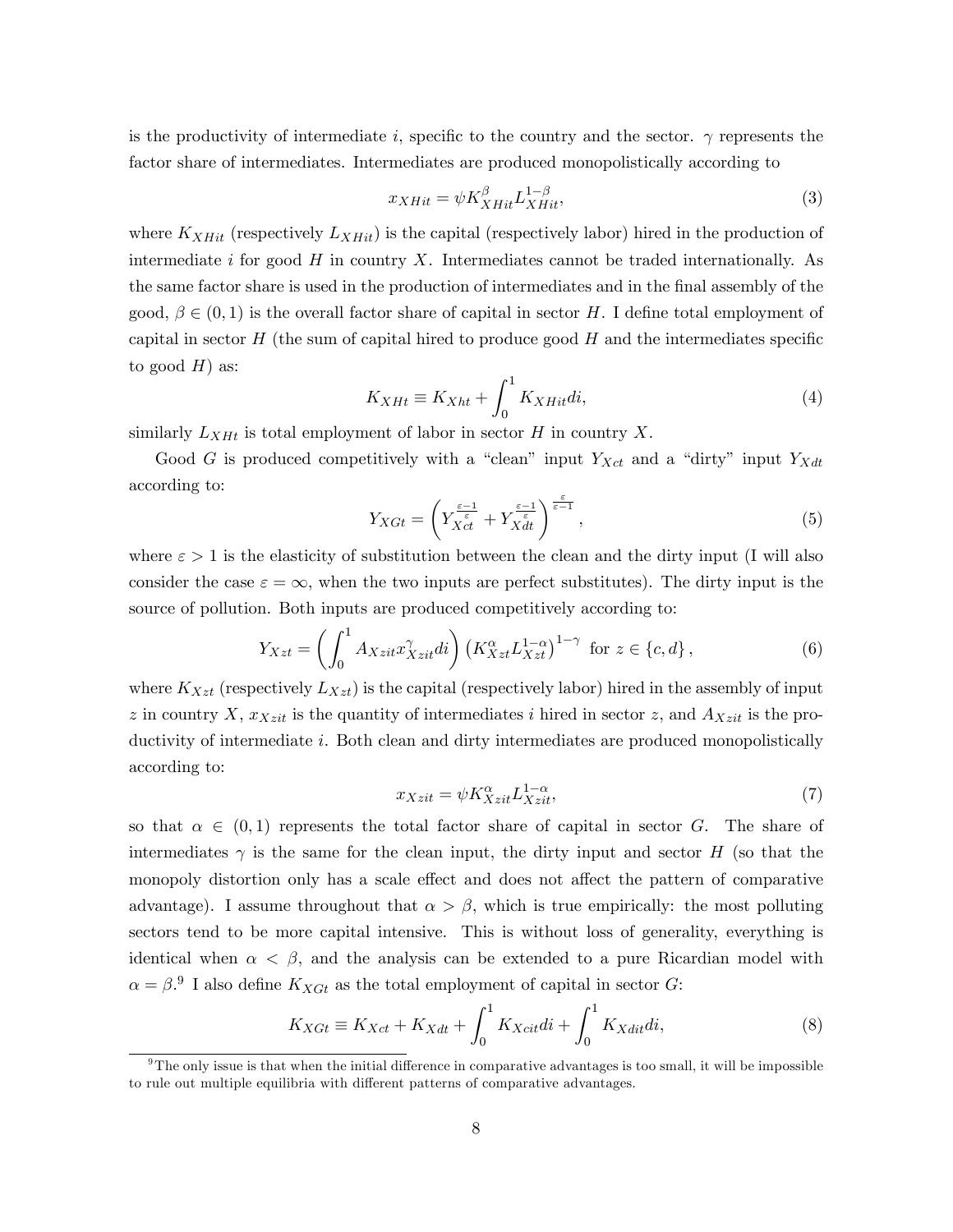is the productivity of intermediate $i$, specific to the country and the sector. $\gamma$ represents the factor share of intermediates. Intermediates are produced monopolistically according to

$$x_{XHit} = \psi K_{XHit}^{\beta} L_{XHit}^{1-\beta}, \tag{3}$$

where $K_{XHit}$ (respectively $L_{XHit}$) is the capital (respectively labor) hired in the production of intermediate $i$ for good $H$ in country $X$. Intermediates cannot be traded internationally. As the same factor share is used in the production of intermediates and in the final assembly of the good, $\beta \in (0, 1)$ is the overall factor share of capital in sector $H$. I define total employment of capital in sector $H$ (the sum of capital hired to produce good $H$ and the intermediates specific to good $H$) as:

$$K_{XHt} \equiv K_{Xht} + \int_0^1 K_{XHit} di, \tag{4}$$

similarly $L_{XHt}$ is total employment of labor in sector $H$ in country $X$.

Good $G$ is produced competitively with a "clean" input $Y_{Xct}$ and a "dirty" input $Y_{Xdt}$ according to:

$$Y_{XGt} = \left( Y_{Xct}^{\frac{\varepsilon-1}{\varepsilon}} + Y_{Xdt}^{\frac{\varepsilon-1}{\varepsilon}} \right)^{\frac{\varepsilon}{\varepsilon-1}}, \tag{5}$$

where $\varepsilon > 1$ is the elasticity of substitution between the clean and the dirty input (I will also consider the case $\varepsilon = \infty$, when the two inputs are perfect substitutes). The dirty input is the source of pollution. Both inputs are produced competitively according to:

$$Y_{Xzt} = \left( \int_0^1 A_{Xzit} x_{Xzit}^{\gamma} di \right) \left( K_{Xzt}^{\alpha} L_{Xzt}^{1-\alpha} \right)^{1-\gamma} \text{ for } z \in \{c, d\}, \tag{6}$$

where $K_{Xzt}$ (respectively $L_{Xzt}$) is the capital (respectively labor) hired in the assembly of input $z$ in country $X$, $x_{Xzit}$ is the quantity of intermediates $i$ hired in sector $z$, and $A_{Xzit}$ is the productivity of intermediate $i$. Both clean and dirty intermediates are produced monopolistically according to:

$$x_{Xzit} = \psi K_{Xzit}^{\alpha} L_{Xzit}^{1-\alpha}, \tag{7}$$

so that $\alpha \in (0, 1)$ represents the total factor share of capital in sector $G$. The share of intermediates $\gamma$ is the same for the clean input, the dirty input and sector $H$ (so that the monopoly distortion only has a scale effect and does not affect the pattern of comparative advantage). I assume throughout that $\alpha > \beta$, which is true empirically: the most polluting sectors tend to be more capital intensive. This is without loss of generality, everything is identical when $\alpha < \beta$, and the analysis can be extended to a pure Ricardian model with $\alpha = \beta$.[9] I also define $K_{XGt}$ as the total employment of capital in sector $G$:

$$K_{XGt} \equiv K_{Xct} + K_{Xdt} + \int_0^1 K_{Xcit} di + \int_0^1 K_{Xdit} di, \tag{8}$$

[9] The only issue is that when the initial difference in comparative advantages is too small, it will be impossible to rule out multiple equilibria with different patterns of comparative advantages.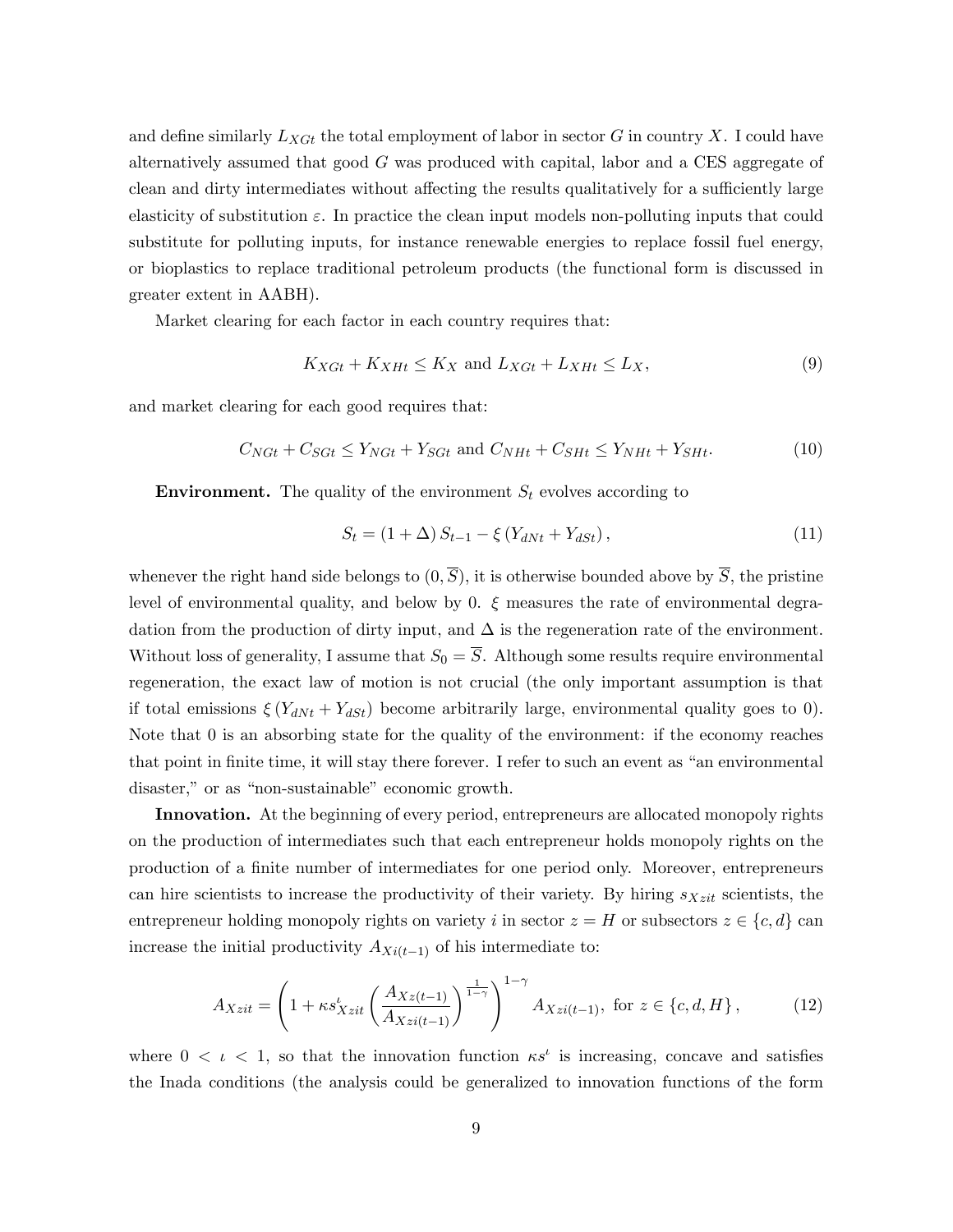and define similarly $L_{XGt}$ the total employment of labor in sector $G$ in country $X$. I could have alternatively assumed that good $G$ was produced with capital, labor and a CES aggregate of clean and dirty intermediates without affecting the results qualitatively for a sufficiently large elasticity of substitution $\varepsilon$. In practice the clean input models non-polluting inputs that could substitute for polluting inputs, for instance renewable energies to replace fossil fuel energy, or bioplastics to replace traditional petroleum products (the functional form is discussed in greater extent in AABH).

Market clearing for each factor in each country requires that:

$$K_{XGt} + K_{XHt} \leq K_X \text{ and } L_{XGt} + L_{XHt} \leq L_X, \tag{9}$$

and market clearing for each good requires that:

$$C_{NGt} + C_{SGt} \leq Y_{NGt} + Y_{SGt} \text{ and } C_{NHt} + C_{SHt} \leq Y_{NHt} + Y_{SHt}. \tag{10}$$

**Environment.** The quality of the environment $S_t$ evolves according to

$$S_t = (1 + \Delta) S_{t-1} - \xi (Y_{dNt} + Y_{dSt}), \tag{11}$$

whenever the right hand side belongs to $(0, \overline{S})$, it is otherwise bounded above by $\overline{S}$, the pristine level of environmental quality, and below by 0. $\xi$ measures the rate of environmental degradation from the production of dirty input, and $\Delta$ is the regeneration rate of the environment. Without loss of generality, I assume that $S_0 = \overline{S}$. Although some results require environmental regeneration, the exact law of motion is not crucial (the only important assumption is that if total emissions $\xi (Y_{dNt} + Y_{dSt})$ become arbitrarily large, environmental quality goes to 0). Note that 0 is an absorbing state for the quality of the environment: if the economy reaches that point in finite time, it will stay there forever. I refer to such an event as "an environmental disaster," or as "non-sustainable" economic growth.

**Innovation.** At the beginning of every period, entrepreneurs are allocated monopoly rights on the production of intermediates such that each entrepreneur holds monopoly rights on the production of a finite number of intermediates for one period only. Moreover, entrepreneurs can hire scientists to increase the productivity of their variety. By hiring $s_{Xzit}$ scientists, the entrepreneur holding monopoly rights on variety $i$ in sector $z = H$ or subsectors $z \in \{c, d\}$ can increase the initial productivity $A_{Xi(t-1)}$ of his intermediate to:

$$A_{Xzit} = \left(1 + \kappa s_{Xzit}^{\iota} \left(\frac{A_{Xz(t-1)}}{A_{Xzi(t-1)}}\right)^{\frac{1}{1-\gamma}}\right)^{1-\gamma} A_{Xzi(t-1)}, \text{ for } z \in \{c, d, H\}, \tag{12}$$

where $0 < \iota < 1$, so that the innovation function $\kappa s^{\iota}$ is increasing, concave and satisfies the Inada conditions (the analysis could be generalized to innovation functions of the form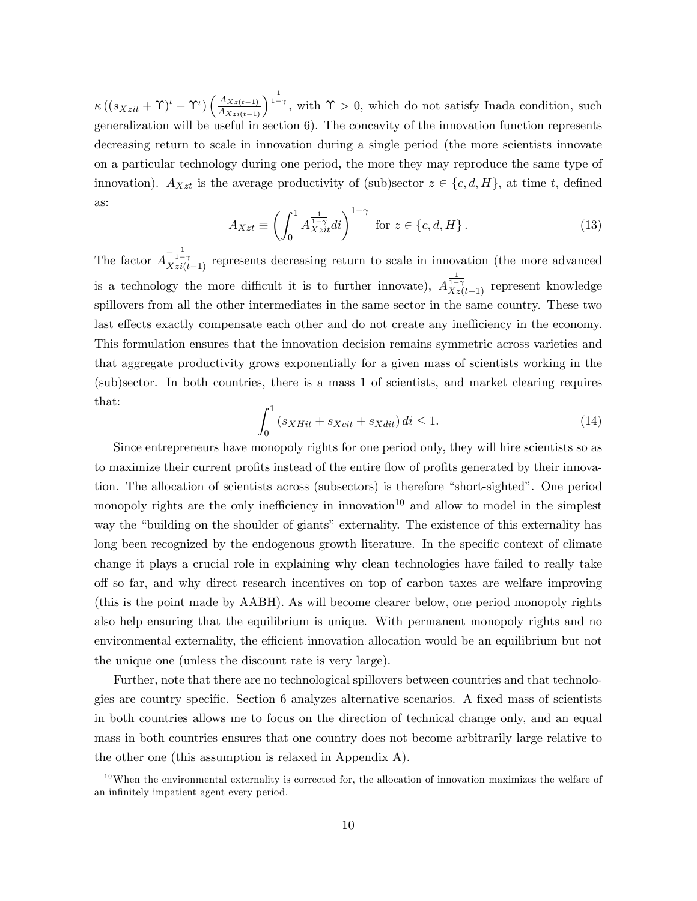$\kappa\left((s_{Xzit}+\Upsilon)^{\iota}-\Upsilon^{\iota}\right)\left(\frac{A_{Xz(t-1)}}{A_{Xzi(t-1)}}\right)^{\frac{1}{1-\gamma}}$, with $\Upsilon>0$, which do not satisfy Inada condition, such generalization will be useful in section 6). The concavity of the innovation function represents decreasing return to scale in innovation during a single period (the more scientists innovate on a particular technology during one period, the more they may reproduce the same type of innovation). $A_{Xzt}$ is the average productivity of (sub)sector $z\in\{c,d,H\}$, at time $t$, defined as:

$$A_{Xzt}\equiv\left(\int_0^1 A_{Xzit}^{\frac{1}{1-\gamma}}di\right)^{1-\gamma}\quad\text{for } z\in\{c,d,H\}\,. \tag{13}$$

The factor $A_{Xzi(t-1)}^{-\frac{1}{1-\gamma}}$ represents decreasing return to scale in innovation (the more advanced is a technology the more difficult it is to further innovate), $A_{Xz(t-1)}^{\frac{1}{1-\gamma}}$ represent knowledge spillovers from all the other intermediates in the same sector in the same country. These two last effects exactly compensate each other and do not create any inefficiency in the economy. This formulation ensures that the innovation decision remains symmetric across varieties and that aggregate productivity grows exponentially for a given mass of scientists working in the (sub)sector. In both countries, there is a mass 1 of scientists, and market clearing requires that:

$$\int_0^1\left(s_{XHit}+s_{Xcit}+s_{Xdit}\right)di\leq 1. \tag{14}$$

Since entrepreneurs have monopoly rights for one period only, they will hire scientists so as to maximize their current profits instead of the entire flow of profits generated by their innovation. The allocation of scientists across (subsectors) is therefore "short-sighted". One period monopoly rights are the only inefficiency in innovation[10] and allow to model in the simplest way the "building on the shoulder of giants" externality. The existence of this externality has long been recognized by the endogenous growth literature. In the specific context of climate change it plays a crucial role in explaining why clean technologies have failed to really take off so far, and why direct research incentives on top of carbon taxes are welfare improving (this is the point made by AABH). As will become clearer below, one period monopoly rights also help ensuring that the equilibrium is unique. With permanent monopoly rights and no environmental externality, the efficient innovation allocation would be an equilibrium but not the unique one (unless the discount rate is very large).

Further, note that there are no technological spillovers between countries and that technologies are country specific. Section 6 analyzes alternative scenarios. A fixed mass of scientists in both countries allows me to focus on the direction of technical change only, and an equal mass in both countries ensures that one country does not become arbitrarily large relative to the other one (this assumption is relaxed in Appendix A).

[10] When the environmental externality is corrected for, the allocation of innovation maximizes the welfare of an infinitely impatient agent every period.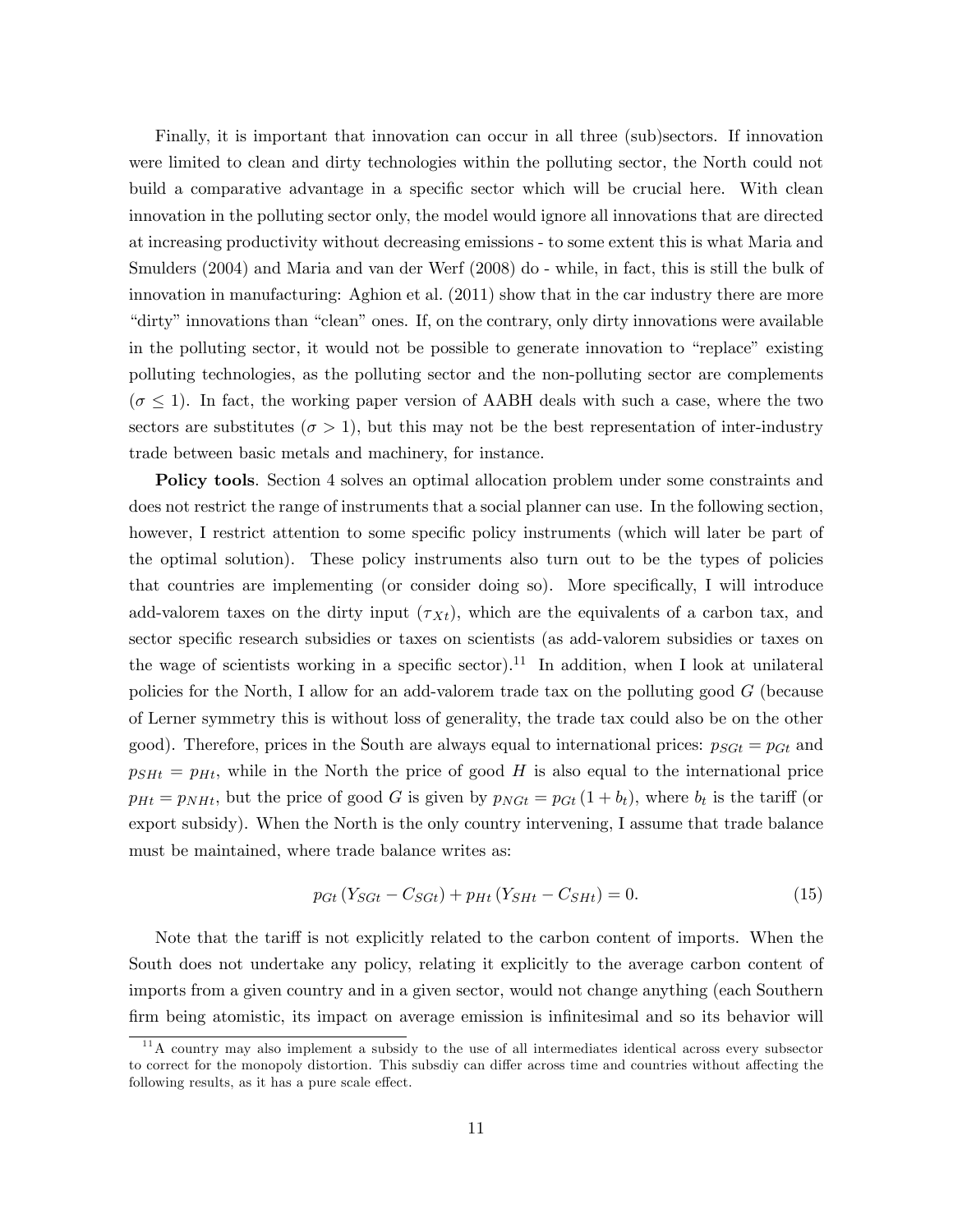Finally, it is important that innovation can occur in all three (sub)sectors. If innovation were limited to clean and dirty technologies within the polluting sector, the North could not build a comparative advantage in a specific sector which will be crucial here. With clean innovation in the polluting sector only, the model would ignore all innovations that are directed at increasing productivity without decreasing emissions - to some extent this is what Maria and Smulders (2004) and Maria and van der Werf (2008) do - while, in fact, this is still the bulk of innovation in manufacturing: Aghion et al. (2011) show that in the car industry there are more "dirty" innovations than "clean" ones. If, on the contrary, only dirty innovations were available in the polluting sector, it would not be possible to generate innovation to "replace" existing polluting technologies, as the polluting sector and the non-polluting sector are complements ($\sigma \leq 1$). In fact, the working paper version of AABH deals with such a case, where the two sectors are substitutes ($\sigma > 1$), but this may not be the best representation of inter-industry trade between basic metals and machinery, for instance.

**Policy tools**. Section 4 solves an optimal allocation problem under some constraints and does not restrict the range of instruments that a social planner can use. In the following section, however, I restrict attention to some specific policy instruments (which will later be part of the optimal solution). These policy instruments also turn out to be the types of policies that countries are implementing (or consider doing so). More specifically, I will introduce add-valorem taxes on the dirty input ($\tau_{Xt}$), which are the equivalents of a carbon tax, and sector specific research subsidies or taxes on scientists (as add-valorem subsidies or taxes on the wage of scientists working in a specific sector).[11] In addition, when I look at unilateral policies for the North, I allow for an add-valorem trade tax on the polluting good $G$ (because of Lerner symmetry this is without loss of generality, the trade tax could also be on the other good). Therefore, prices in the South are always equal to international prices: $p_{SGt} = p_{Gt}$ and $p_{SHt} = p_{Ht}$, while in the North the price of good $H$ is also equal to the international price $p_{Ht} = p_{NHt}$, but the price of good $G$ is given by $p_{NGt} = p_{Gt}(1 + b_t)$, where $b_t$ is the tariff (or export subsidy). When the North is the only country intervening, I assume that trade balance must be maintained, where trade balance writes as:

$$p_{Gt}(Y_{SGt} - C_{SGt}) + p_{Ht}(Y_{SHt} - C_{SHt}) = 0. \tag{15}$$

Note that the tariff is not explicitly related to the carbon content of imports. When the South does not undertake any policy, relating it explicitly to the average carbon content of imports from a given country and in a given sector, would not change anything (each Southern firm being atomistic, its impact on average emission is infinitesimal and so its behavior will

[11] A country may also implement a subsidy to the use of all intermediates identical across every subsector to correct for the monopoly distortion. This subsdiy can differ across time and countries without affecting the following results, as it has a pure scale effect.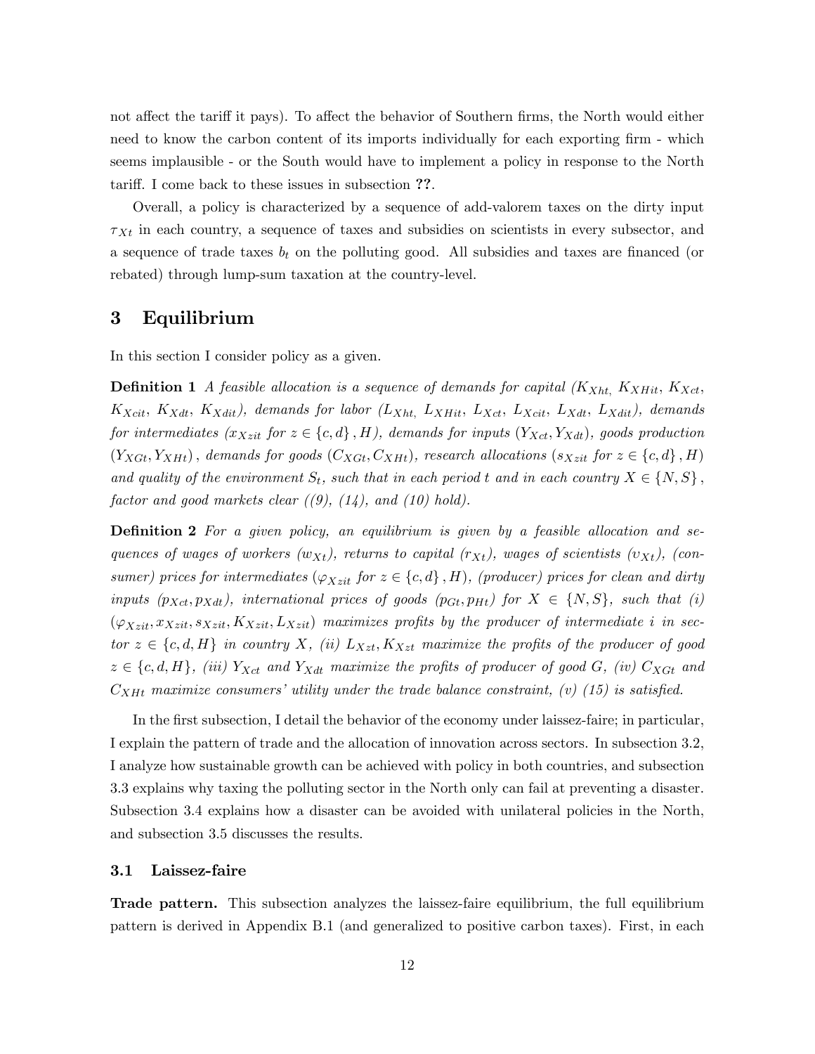not affect the tariff it pays). To affect the behavior of Southern firms, the North would either need to know the carbon content of its imports individually for each exporting firm - which seems implausible - or the South would have to implement a policy in response to the North tariff. I come back to these issues in subsection **??**.

Overall, a policy is characterized by a sequence of add-valorem taxes on the dirty input $\tau_{Xt}$ in each country, a sequence of taxes and subsidies on scientists in every subsector, and a sequence of trade taxes $b_t$ on the polluting good. All subsidies and taxes are financed (or rebated) through lump-sum taxation at the country-level.

# 3 Equilibrium

In this section I consider policy as a given.

**Definition 1** *A feasible allocation is a sequence of demands for capital ($K_{Xht,}$ $K_{XHit}$, $K_{Xct}$, $K_{Xcit}$, $K_{Xdt}$, $K_{Xdit}$), demands for labor ($L_{Xht,}$ $L_{XHit}$, $L_{Xct}$, $L_{Xcit}$, $L_{Xdt}$, $L_{Xdit}$), demands for intermediates ($x_{Xzit}$ for $z \in \{c, d\}, H$), demands for inputs ($Y_{Xct}, Y_{Xdt}$), goods production $(Y_{XGt}, Y_{XHt})$, demands for goods ($C_{XGt}, C_{XHt}$), research allocations ($s_{Xzit}$ for $z \in \{c, d\}, H$) and quality of the environment $S_t$, such that in each period $t$ and in each country $X \in \{N, S\}$, factor and good markets clear ((9), (14), and (10) hold).*

**Definition 2** *For a given policy, an equilibrium is given by a feasible allocation and sequences of wages of workers ($w_{Xt}$), returns to capital ($r_{Xt}$), wages of scientists ($\upsilon_{Xt}$), (consumer) prices for intermediates ($\varphi_{Xzit}$ for $z \in \{c, d\}, H$), (producer) prices for clean and dirty inputs ($p_{Xct}, p_{Xdt}$), international prices of goods ($p_{Gt}, p_{Ht}$) for $X \in \{N, S\}$, such that (i) ($\varphi_{Xzit}, x_{Xzit}, s_{Xzit}, K_{Xzit}, L_{Xzit}$) maximizes profits by the producer of intermediate $i$ in sector $z \in \{c, d, H\}$ in country $X$, (ii) $L_{Xzt}, K_{Xzt}$ maximize the profits of the producer of good $z \in \{c, d, H\}$, (iii) $Y_{Xct}$ and $Y_{Xdt}$ maximize the profits of producer of good $G$, (iv) $C_{XGt}$ and $C_{XHt}$ maximize consumers' utility under the trade balance constraint, (v) (15) is satisfied.*

In the first subsection, I detail the behavior of the economy under laissez-faire; in particular, I explain the pattern of trade and the allocation of innovation across sectors. In subsection 3.2, I analyze how sustainable growth can be achieved with policy in both countries, and subsection 3.3 explains why taxing the polluting sector in the North only can fail at preventing a disaster. Subsection 3.4 explains how a disaster can be avoided with unilateral policies in the North, and subsection 3.5 discusses the results.

## 3.1 Laissez-faire

**Trade pattern.** This subsection analyzes the laissez-faire equilibrium, the full equilibrium pattern is derived in Appendix B.1 (and generalized to positive carbon taxes). First, in each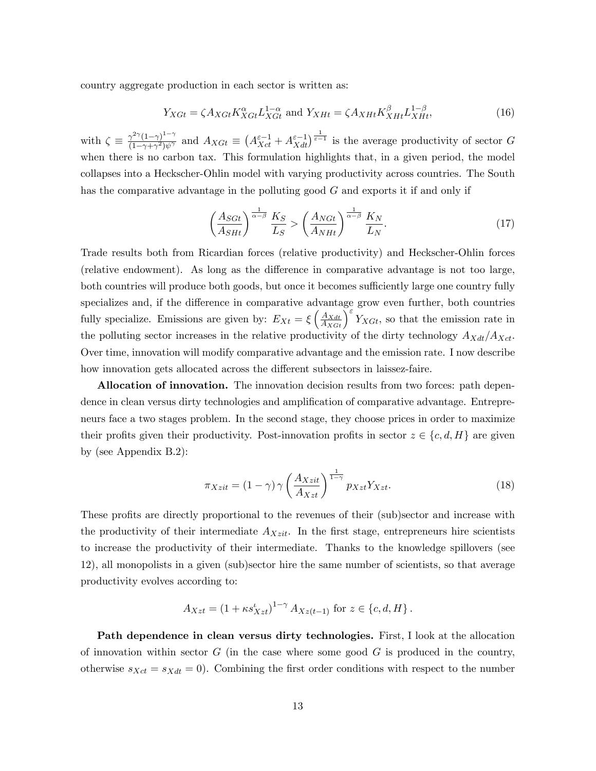country aggregate production in each sector is written as:

$$Y_{XGt} = \zeta A_{XGt} K_{XGt}^{\alpha} L_{XGt}^{1-\alpha} \text{ and } Y_{XHt} = \zeta A_{XHt} K_{XHt}^{\beta} L_{XHt}^{1-\beta}, \tag{16}$$

with $\zeta \equiv \frac{\gamma^{2\gamma}(1-\gamma)^{1-\gamma}}{(1-\gamma+\gamma^2)\psi^{\gamma}}$ and $A_{XGt} \equiv \left(A_{Xct}^{\varepsilon-1} + A_{Xdt}^{\varepsilon-1}\right)^{\frac{1}{\varepsilon-1}}$ is the average productivity of sector $G$ when there is no carbon tax. This formulation highlights that, in a given period, the model collapses into a Heckscher-Ohlin model with varying productivity across countries. The South has the comparative advantage in the polluting good $G$ and exports it if and only if

$$\left(\frac{A_{SGt}}{A_{SHt}}\right)^{\frac{1}{\alpha-\beta}} \frac{K_S}{L_S} > \left(\frac{A_{NGt}}{A_{NHt}}\right)^{\frac{1}{\alpha-\beta}} \frac{K_N}{L_N}. \tag{17}$$

Trade results both from Ricardian forces (relative productivity) and Heckscher-Ohlin forces (relative endowment). As long as the difference in comparative advantage is not too large, both countries will produce both goods, but once it becomes sufficiently large one country fully specializes and, if the difference in comparative advantage grow even further, both countries fully specialize. Emissions are given by: $E_{Xt} = \xi \left(\frac{A_{Xdt}}{A_{XGt}}\right)^{\varepsilon} Y_{XGt}$, so that the emission rate in the polluting sector increases in the relative productivity of the dirty technology $A_{Xdt}/A_{Xct}$. Over time, innovation will modify comparative advantage and the emission rate. I now describe how innovation gets allocated across the different subsectors in laissez-faire.

**Allocation of innovation.** The innovation decision results from two forces: path dependence in clean versus dirty technologies and amplification of comparative advantage. Entrepreneurs face a two stages problem. In the second stage, they choose prices in order to maximize their profits given their productivity. Post-innovation profits in sector $z \in \{c, d, H\}$ are given by (see Appendix B.2):

$$\pi_{Xzit} = (1-\gamma)\gamma \left(\frac{A_{Xzit}}{A_{Xzt}}\right)^{\frac{1}{1-\gamma}} p_{Xzt} Y_{Xzt}. \tag{18}$$

These profits are directly proportional to the revenues of their (sub)sector and increase with the productivity of their intermediate $A_{Xzit}$. In the first stage, entrepreneurs hire scientists to increase the productivity of their intermediate. Thanks to the knowledge spillovers (see 12), all monopolists in a given (sub)sector hire the same number of scientists, so that average productivity evolves according to:

$$A_{Xzt} = \left(1 + \kappa s_{Xzt}^{\iota}\right)^{1-\gamma} A_{Xz(t-1)} \text{ for } z \in \{c, d, H\}.$$

**Path dependence in clean versus dirty technologies.** First, I look at the allocation of innovation within sector $G$ (in the case where some good $G$ is produced in the country, otherwise $s_{Xct} = s_{Xdt} = 0$). Combining the first order conditions with respect to the number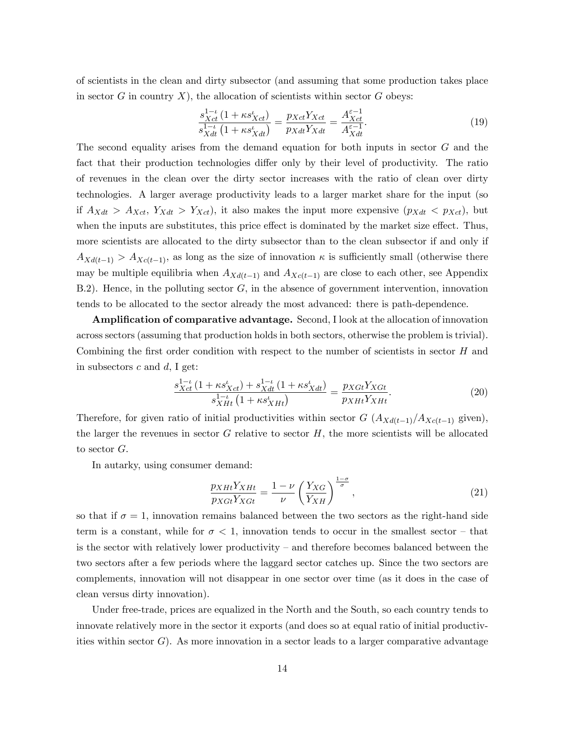of scientists in the clean and dirty subsector (and assuming that some production takes place in sector $G$ in country $X$), the allocation of scientists within sector $G$ obeys:

$$\frac{s_{Xct}^{1-\iota}\left(1+\kappa s_{Xct}^{\iota}\right)}{s_{Xdt}^{1-\iota}\left(1+\kappa s_{Xdt}^{\iota}\right)}=\frac{p_{Xct}Y_{Xct}}{p_{Xdt}Y_{Xdt}}=\frac{A_{Xct}^{\varepsilon-1}}{A_{Xdt}^{\varepsilon-1}}. \tag{19}$$

The second equality arises from the demand equation for both inputs in sector $G$ and the fact that their production technologies differ only by their level of productivity. The ratio of revenues in the clean over the dirty sector increases with the ratio of clean over dirty technologies. A larger average productivity leads to a larger market share for the input (so if $A_{Xdt} > A_{Xct}$, $Y_{Xdt} > Y_{Xct}$), it also makes the input more expensive ($p_{Xdt} < p_{Xct}$), but when the inputs are substitutes, this price effect is dominated by the market size effect. Thus, more scientists are allocated to the dirty subsector than to the clean subsector if and only if $A_{Xd(t-1)} > A_{Xc(t-1)}$, as long as the size of innovation $\kappa$ is sufficiently small (otherwise there may be multiple equilibria when $A_{Xd(t-1)}$ and $A_{Xc(t-1)}$ are close to each other, see Appendix B.2). Hence, in the polluting sector $G$, in the absence of government intervention, innovation tends to be allocated to the sector already the most advanced: there is path-dependence.

**Amplification of comparative advantage.** Second, I look at the allocation of innovation across sectors (assuming that production holds in both sectors, otherwise the problem is trivial). Combining the first order condition with respect to the number of scientists in sector $H$ and in subsectors $c$ and $d$, I get:

$$\frac{s_{Xct}^{1-\iota}\left(1+\kappa s_{Xct}^{\iota}\right)+s_{Xdt}^{1-\iota}\left(1+\kappa s_{Xdt}^{\iota}\right)}{s_{XHt}^{1-\iota}\left(1+\kappa s_{XHt}^{\iota}\right)}=\frac{p_{XGt}Y_{XGt}}{p_{XHt}Y_{XHt}}. \tag{20}$$

Therefore, for given ratio of initial productivities within sector $G$ ($A_{Xd(t-1)}/A_{Xc(t-1)}$ given), the larger the revenues in sector $G$ relative to sector $H$, the more scientists will be allocated to sector $G$.

In autarky, using consumer demand:

$$\frac{p_{XHt}Y_{XHt}}{p_{XGt}Y_{XGt}}=\frac{1-\nu}{\nu}\left(\frac{Y_{XG}}{Y_{XH}}\right)^{\frac{1-\sigma}{\sigma}}, \tag{21}$$

so that if $\sigma = 1$, innovation remains balanced between the two sectors as the right-hand side term is a constant, while for $\sigma < 1$, innovation tends to occur in the smallest sector – that is the sector with relatively lower productivity – and therefore becomes balanced between the two sectors after a few periods where the laggard sector catches up. Since the two sectors are complements, innovation will not disappear in one sector over time (as it does in the case of clean versus dirty innovation).

Under free-trade, prices are equalized in the North and the South, so each country tends to innovate relatively more in the sector it exports (and does so at equal ratio of initial productivities within sector $G$). As more innovation in a sector leads to a larger comparative advantage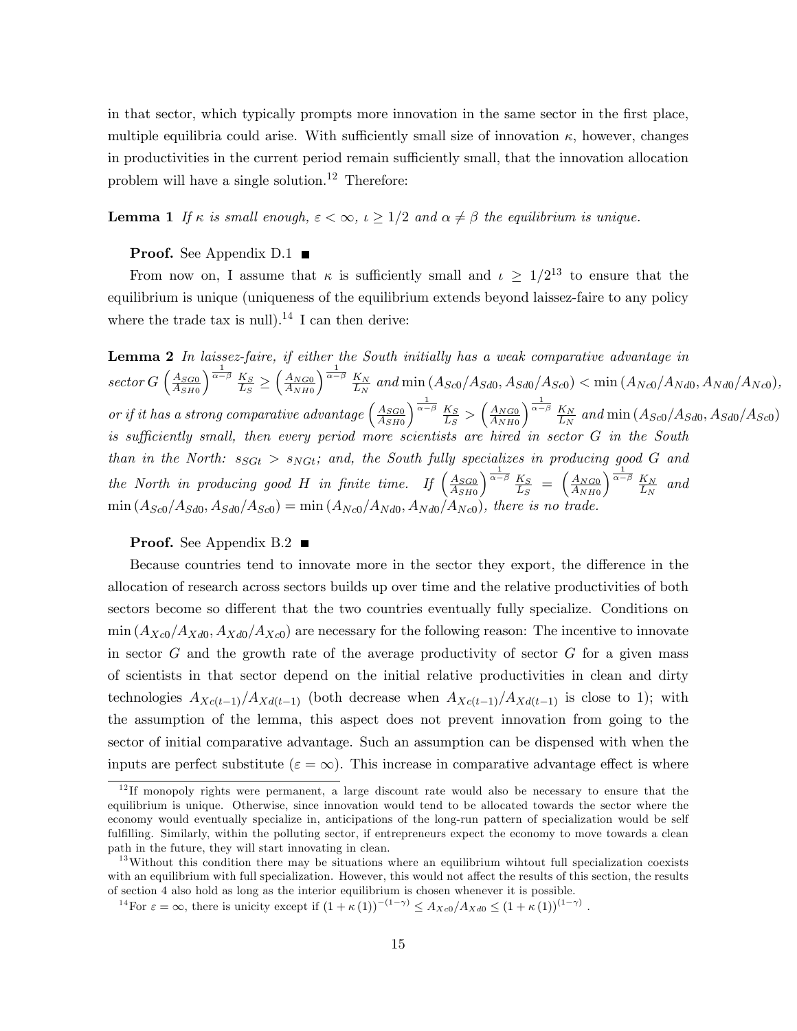in that sector, which typically prompts more innovation in the same sector in the first place, multiple equilibria could arise. With sufficiently small size of innovation $\kappa$, however, changes in productivities in the current period remain sufficiently small, that the innovation allocation problem will have a single solution.[12] Therefore:

**Lemma 1** *If $\kappa$ is small enough, $\varepsilon < \infty$, $\iota \geq 1/2$ and $\alpha \neq \beta$ the equilibrium is unique.*

**Proof.** See Appendix D.1 ■

From now on, I assume that $\kappa$ is sufficiently small and $\iota \geq 1/2$[13] to ensure that the equilibrium is unique (uniqueness of the equilibrium extends beyond laissez-faire to any policy where the trade tax is null).[14] I can then derive:

**Lemma 2** *In laissez-faire, if either the South initially has a weak comparative advantage in sector $G$ $\left(\frac{A_{SG0}}{A_{SH0}}\right)^{\frac{1}{\alpha-\beta}} \frac{K_S}{L_S} \geq \left(\frac{A_{NG0}}{A_{NH0}}\right)^{\frac{1}{\alpha-\beta}} \frac{K_N}{L_N}$ and $\min\left(A_{Sc0}/A_{Sd0}, A_{Sd0}/A_{Sc0}\right) < \min\left(A_{Nc0}/A_{Nd0}, A_{Nd0}/A_{Nc0}\right)$, or if it has a strong comparative advantage $\left(\frac{A_{SG0}}{A_{SH0}}\right)^{\frac{1}{\alpha-\beta}} \frac{K_S}{L_S} > \left(\frac{A_{NG0}}{A_{NH0}}\right)^{\frac{1}{\alpha-\beta}} \frac{K_N}{L_N}$ and $\min\left(A_{Sc0}/A_{Sd0}, A_{Sd0}/A_{Sc0}\right)$ is sufficiently small, then every period more scientists are hired in sector $G$ in the South than in the North: $s_{SGt} > s_{NGt}$; and, the South fully specializes in producing good $G$ and the North in producing good $H$ in finite time. If $\left(\frac{A_{SG0}}{A_{SH0}}\right)^{\frac{1}{\alpha-\beta}} \frac{K_S}{L_S} = \left(\frac{A_{NG0}}{A_{NH0}}\right)^{\frac{1}{\alpha-\beta}} \frac{K_N}{L_N}$ and $\min\left(A_{Sc0}/A_{Sd0}, A_{Sd0}/A_{Sc0}\right) = \min\left(A_{Nc0}/A_{Nd0}, A_{Nd0}/A_{Nc0}\right)$, there is no trade.*

**Proof.** See Appendix B.2 ■

Because countries tend to innovate more in the sector they export, the difference in the allocation of research across sectors builds up over time and the relative productivities of both sectors become so different that the two countries eventually fully specialize. Conditions on $\min\left(A_{Xc0}/A_{Xd0}, A_{Xd0}/A_{Xc0}\right)$ are necessary for the following reason: The incentive to innovate in sector $G$ and the growth rate of the average productivity of sector $G$ for a given mass of scientists in that sector depend on the initial relative productivities in clean and dirty technologies $A_{Xc(t-1)}/A_{Xd(t-1)}$ (both decrease when $A_{Xc(t-1)}/A_{Xd(t-1)}$ is close to 1); with the assumption of the lemma, this aspect does not prevent innovation from going to the sector of initial comparative advantage. Such an assumption can be dispensed with when the inputs are perfect substitute ($\varepsilon = \infty$). This increase in comparative advantage effect is where

[12] If monopoly rights were permanent, a large discount rate would also be necessary to ensure that the equilibrium is unique. Otherwise, since innovation would tend to be allocated towards the sector where the economy would eventually specialize in, anticipations of the long-run pattern of specialization would be self fulfilling. Similarly, within the polluting sector, if entrepreneurs expect the economy to move towards a clean path in the future, they will start innovating in clean.

[13] Without this condition there may be situations where an equilibrium wihtout full specialization coexists with an equilibrium with full specialization. However, this would not affect the results of this section, the results of section 4 also hold as long as the interior equilibrium is chosen whenever it is possible.

[14] For $\varepsilon = \infty$, there is unicity except if $(1+\kappa(1))^{-(1-\gamma)} \leq A_{Xc0}/A_{Xd0} \leq (1+\kappa(1))^{(1-\gamma)}$.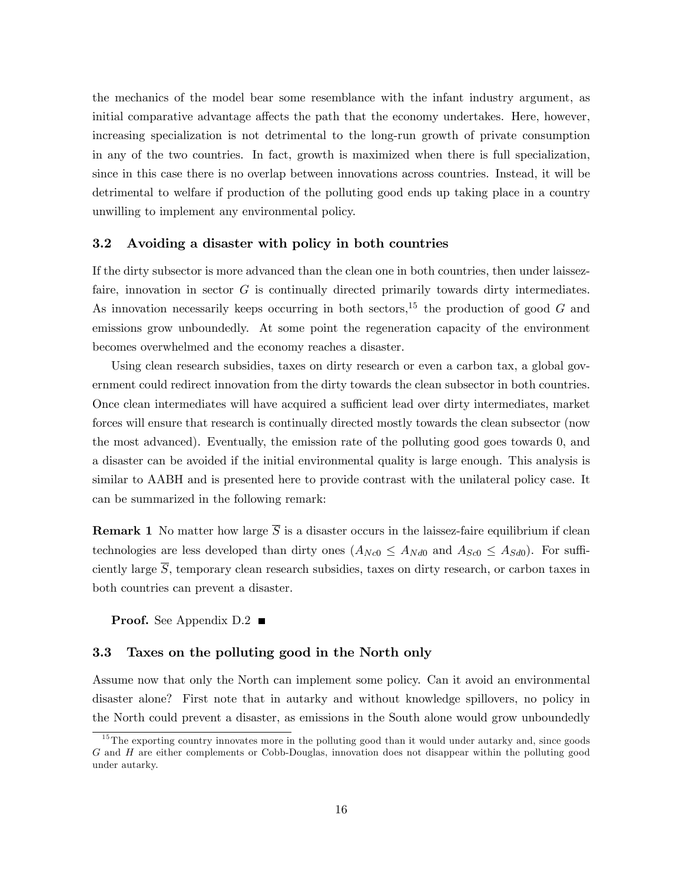the mechanics of the model bear some resemblance with the infant industry argument, as initial comparative advantage affects the path that the economy undertakes. Here, however, increasing specialization is not detrimental to the long-run growth of private consumption in any of the two countries. In fact, growth is maximized when there is full specialization, since in this case there is no overlap between innovations across countries. Instead, it will be detrimental to welfare if production of the polluting good ends up taking place in a country unwilling to implement any environmental policy.

### 3.2 Avoiding a disaster with policy in both countries

If the dirty subsector is more advanced than the clean one in both countries, then under laissez-faire, innovation in sector $G$ is continually directed primarily towards dirty intermediates. As innovation necessarily keeps occurring in both sectors,[15] the production of good $G$ and emissions grow unboundedly. At some point the regeneration capacity of the environment becomes overwhelmed and the economy reaches a disaster.

Using clean research subsidies, taxes on dirty research or even a carbon tax, a global government could redirect innovation from the dirty towards the clean subsector in both countries. Once clean intermediates will have acquired a sufficient lead over dirty intermediates, market forces will ensure that research is continually directed mostly towards the clean subsector (now the most advanced). Eventually, the emission rate of the polluting good goes towards 0, and a disaster can be avoided if the initial environmental quality is large enough. This analysis is similar to AABH and is presented here to provide contrast with the unilateral policy case. It can be summarized in the following remark:

**Remark 1** No matter how large $\overline{S}$ is a disaster occurs in the laissez-faire equilibrium if clean technologies are less developed than dirty ones ($A_{Nc0} \leq A_{Nd0}$ and $A_{Sc0} \leq A_{Sd0}$). For sufficiently large $\overline{S}$, temporary clean research subsidies, taxes on dirty research, or carbon taxes in both countries can prevent a disaster.

**Proof.** See Appendix D.2 ■

### 3.3 Taxes on the polluting good in the North only

Assume now that only the North can implement some policy. Can it avoid an environmental disaster alone? First note that in autarky and without knowledge spillovers, no policy in the North could prevent a disaster, as emissions in the South alone would grow unboundedly

[15] The exporting country innovates more in the polluting good than it would under autarky and, since goods $G$ and $H$ are either complements or Cobb-Douglas, innovation does not disappear within the polluting good under autarky.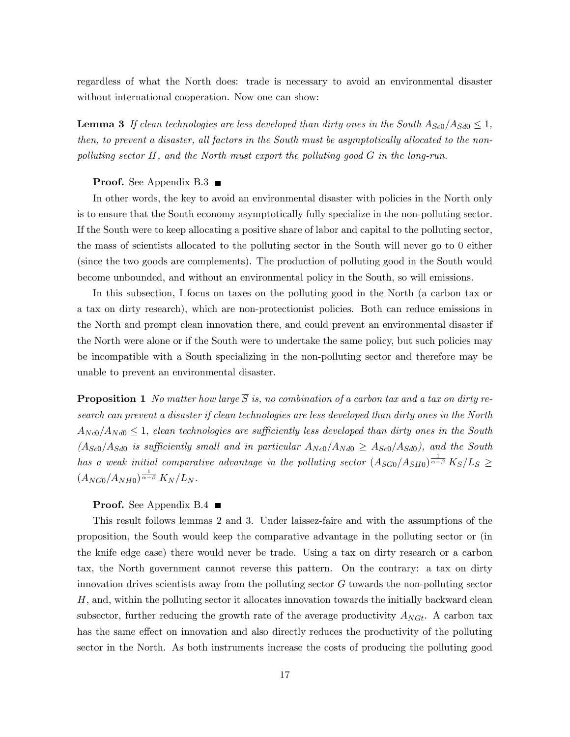regardless of what the North does: trade is necessary to avoid an environmental disaster without international cooperation. Now one can show:

**Lemma 3** *If clean technologies are less developed than dirty ones in the South $A_{Sc0}/A_{Sd0} \leq 1$, then, to prevent a disaster, all factors in the South must be asymptotically allocated to the non-polluting sector $H$, and the North must export the polluting good $G$ in the long-run.*

**Proof.** See Appendix B.3 ■

In other words, the key to avoid an environmental disaster with policies in the North only is to ensure that the South economy asymptotically fully specialize in the non-polluting sector. If the South were to keep allocating a positive share of labor and capital to the polluting sector, the mass of scientists allocated to the polluting sector in the South will never go to 0 either (since the two goods are complements). The production of polluting good in the South would become unbounded, and without an environmental policy in the South, so will emissions.

In this subsection, I focus on taxes on the polluting good in the North (a carbon tax or a tax on dirty research), which are non-protectionist policies. Both can reduce emissions in the North and prompt clean innovation there, and could prevent an environmental disaster if the North were alone or if the South were to undertake the same policy, but such policies may be incompatible with a South specializing in the non-polluting sector and therefore may be unable to prevent an environmental disaster.

**Proposition 1** *No matter how large $\overline{S}$ is, no combination of a carbon tax and a tax on dirty research can prevent a disaster if clean technologies are less developed than dirty ones in the North $A_{Nc0}/A_{Nd0} \leq 1$, clean technologies are sufficiently less developed than dirty ones in the South ($A_{Sc0}/A_{Sd0}$ is sufficiently small and in particular $A_{Nc0}/A_{Nd0} \geq A_{Sc0}/A_{Sd0}$), and the South has a weak initial comparative advantage in the polluting sector $(A_{SG0}/A_{SH0})^{\frac{1}{\alpha-\beta}} K_S/L_S \geq (A_{NG0}/A_{NH0})^{\frac{1}{\alpha-\beta}} K_N/L_N$.*

**Proof.** See Appendix B.4 ■

This result follows lemmas 2 and 3. Under laissez-faire and with the assumptions of the proposition, the South would keep the comparative advantage in the polluting sector or (in the knife edge case) there would never be trade. Using a tax on dirty research or a carbon tax, the North government cannot reverse this pattern. On the contrary: a tax on dirty innovation drives scientists away from the polluting sector $G$ towards the non-polluting sector $H$, and, within the polluting sector it allocates innovation towards the initially backward clean subsector, further reducing the growth rate of the average productivity $A_{NGt}$. A carbon tax has the same effect on innovation and also directly reduces the productivity of the polluting sector in the North. As both instruments increase the costs of producing the polluting good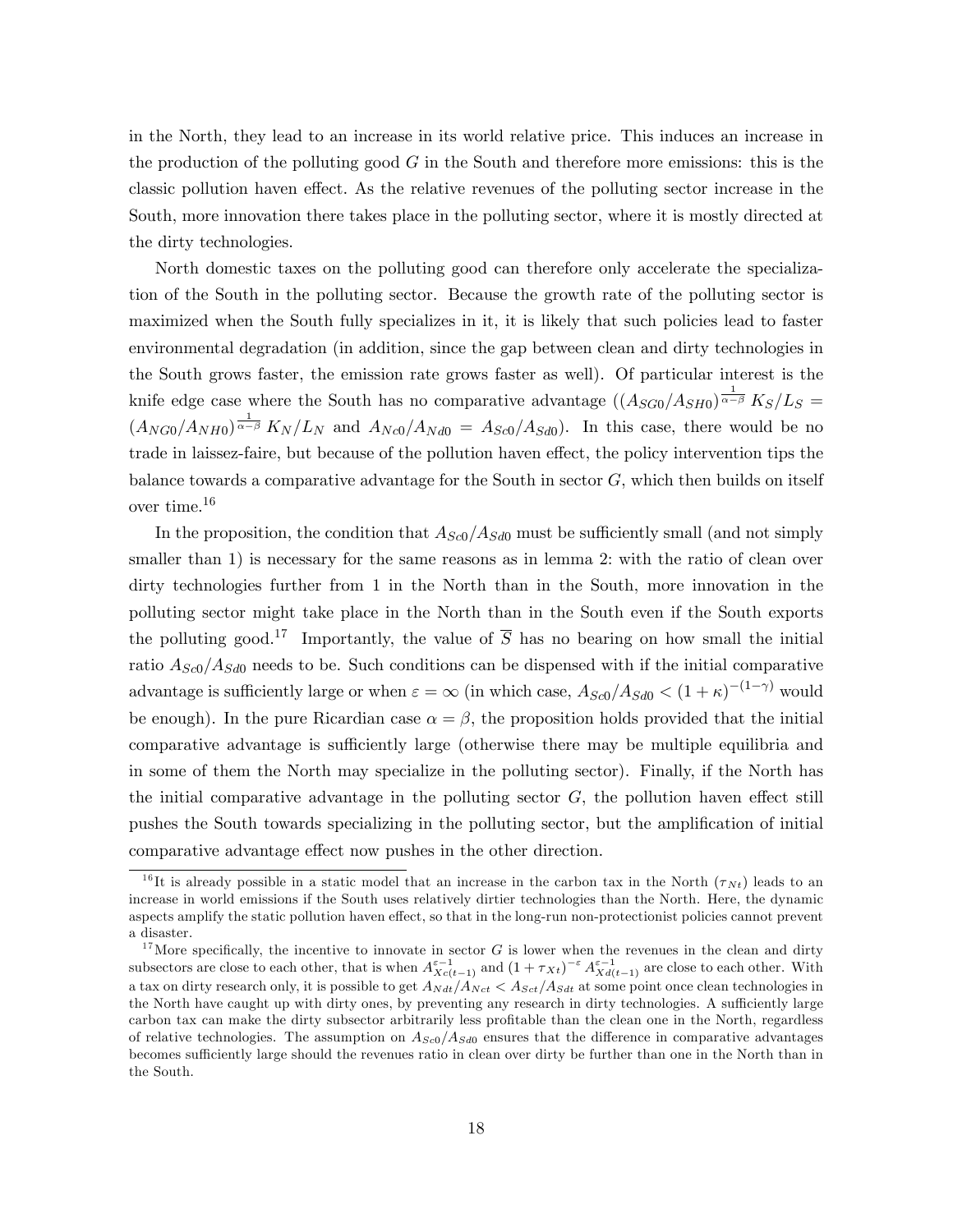in the North, they lead to an increase in its world relative price. This induces an increase in the production of the polluting good $G$ in the South and therefore more emissions: this is the classic pollution haven effect. As the relative revenues of the polluting sector increase in the South, more innovation there takes place in the polluting sector, where it is mostly directed at the dirty technologies.

North domestic taxes on the polluting good can therefore only accelerate the specialization of the South in the polluting sector. Because the growth rate of the polluting sector is maximized when the South fully specializes in it, it is likely that such policies lead to faster environmental degradation (in addition, since the gap between clean and dirty technologies in the South grows faster, the emission rate grows faster as well). Of particular interest is the knife edge case where the South has no comparative advantage ($(A_{SG0}/A_{SH0})^{\frac{1}{\alpha-\beta}} K_S/L_S = (A_{NG0}/A_{NH0})^{\frac{1}{\alpha-\beta}} K_N/L_N$ and $A_{Nc0}/A_{Nd0} = A_{Sc0}/A_{Sd0}$). In this case, there would be no trade in laissez-faire, but because of the pollution haven effect, the policy intervention tips the balance towards a comparative advantage for the South in sector $G$, which then builds on itself over time.[16]

In the proposition, the condition that $A_{Sc0}/A_{Sd0}$ must be sufficiently small (and not simply smaller than 1) is necessary for the same reasons as in lemma 2: with the ratio of clean over dirty technologies further from 1 in the North than in the South, more innovation in the polluting sector might take place in the North than in the South even if the South exports the polluting good.[17] Importantly, the value of $\overline{S}$ has no bearing on how small the initial ratio $A_{Sc0}/A_{Sd0}$ needs to be. Such conditions can be dispensed with if the initial comparative advantage is sufficiently large or when $\varepsilon = \infty$ (in which case, $A_{Sc0}/A_{Sd0} < (1+\kappa)^{-(1-\gamma)}$ would be enough). In the pure Ricardian case $\alpha = \beta$, the proposition holds provided that the initial comparative advantage is sufficiently large (otherwise there may be multiple equilibria and in some of them the North may specialize in the polluting sector). Finally, if the North has the initial comparative advantage in the polluting sector $G$, the pollution haven effect still pushes the South towards specializing in the polluting sector, but the amplification of initial comparative advantage effect now pushes in the other direction.

[16] It is already possible in a static model that an increase in the carbon tax in the North ($\tau_{Nt}$) leads to an increase in world emissions if the South uses relatively dirtier technologies than the North. Here, the dynamic aspects amplify the static pollution haven effect, so that in the long-run non-protectionist policies cannot prevent a disaster.

[17] More specifically, the incentive to innovate in sector $G$ is lower when the revenues in the clean and dirty subsectors are close to each other, that is when $A_{Xc(t-1)}^{\varepsilon-1}$ and $(1+\tau_{Xt})^{-\varepsilon} A_{Xd(t-1)}^{\varepsilon-1}$ are close to each other. With a tax on dirty research only, it is possible to get $A_{Ndt}/A_{Nct} < A_{Sct}/A_{Sdt}$ at some point once clean technologies in the North have caught up with dirty ones, by preventing any research in dirty technologies. A sufficiently large carbon tax can make the dirty subsector arbitrarily less profitable than the clean one in the North, regardless of relative technologies. The assumption on $A_{Sc0}/A_{Sd0}$ ensures that the difference in comparative advantages becomes sufficiently large should the revenues ratio in clean over dirty be further than one in the North than in the South.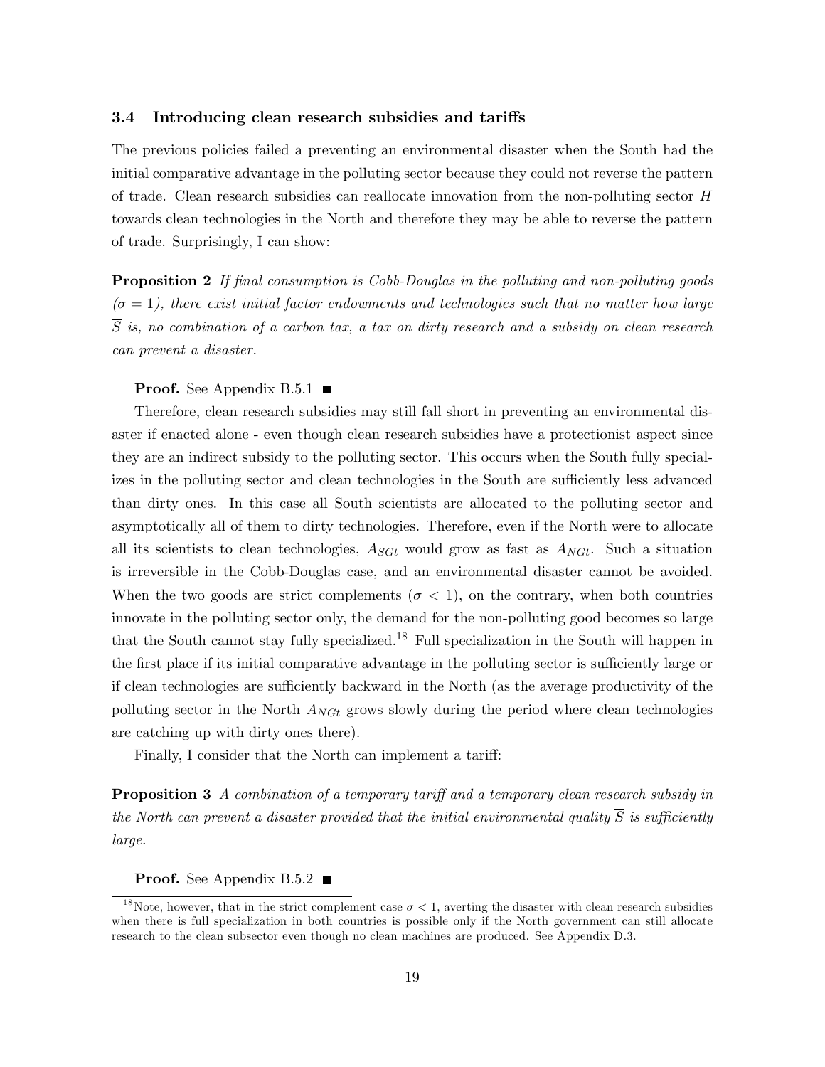### 3.4 Introducing clean research subsidies and tariffs

The previous policies failed a preventing an environmental disaster when the South had the initial comparative advantage in the polluting sector because they could not reverse the pattern of trade. Clean research subsidies can reallocate innovation from the non-polluting sector $H$ towards clean technologies in the North and therefore they may be able to reverse the pattern of trade. Surprisingly, I can show:

**Proposition 2** *If final consumption is Cobb-Douglas in the polluting and non-polluting goods ($\sigma = 1$), there exist initial factor endowments and technologies such that no matter how large $\overline{S}$ is, no combination of a carbon tax, a tax on dirty research and a subsidy on clean research can prevent a disaster.*

**Proof.** See Appendix B.5.1 ∎

Therefore, clean research subsidies may still fall short in preventing an environmental disaster if enacted alone - even though clean research subsidies have a protectionist aspect since they are an indirect subsidy to the polluting sector. This occurs when the South fully specializes in the polluting sector and clean technologies in the South are sufficiently less advanced than dirty ones. In this case all South scientists are allocated to the polluting sector and asymptotically all of them to dirty technologies. Therefore, even if the North were to allocate all its scientists to clean technologies, $A_{SGt}$ would grow as fast as $A_{NGt}$. Such a situation is irreversible in the Cobb-Douglas case, and an environmental disaster cannot be avoided. When the two goods are strict complements ($\sigma < 1$), on the contrary, when both countries innovate in the polluting sector only, the demand for the non-polluting good becomes so large that the South cannot stay fully specialized.[18] Full specialization in the South will happen in the first place if its initial comparative advantage in the polluting sector is sufficiently large or if clean technologies are sufficiently backward in the North (as the average productivity of the polluting sector in the North $A_{NGt}$ grows slowly during the period where clean technologies are catching up with dirty ones there).

Finally, I consider that the North can implement a tariff:

**Proposition 3** *A combination of a temporary tariff and a temporary clean research subsidy in the North can prevent a disaster provided that the initial environmental quality $\overline{S}$ is sufficiently large.*

**Proof.** See Appendix B.5.2 ∎

[18] Note, however, that in the strict complement case $\sigma < 1$, averting the disaster with clean research subsidies when there is full specialization in both countries is possible only if the North government can still allocate research to the clean subsector even though no clean machines are produced. See Appendix D.3.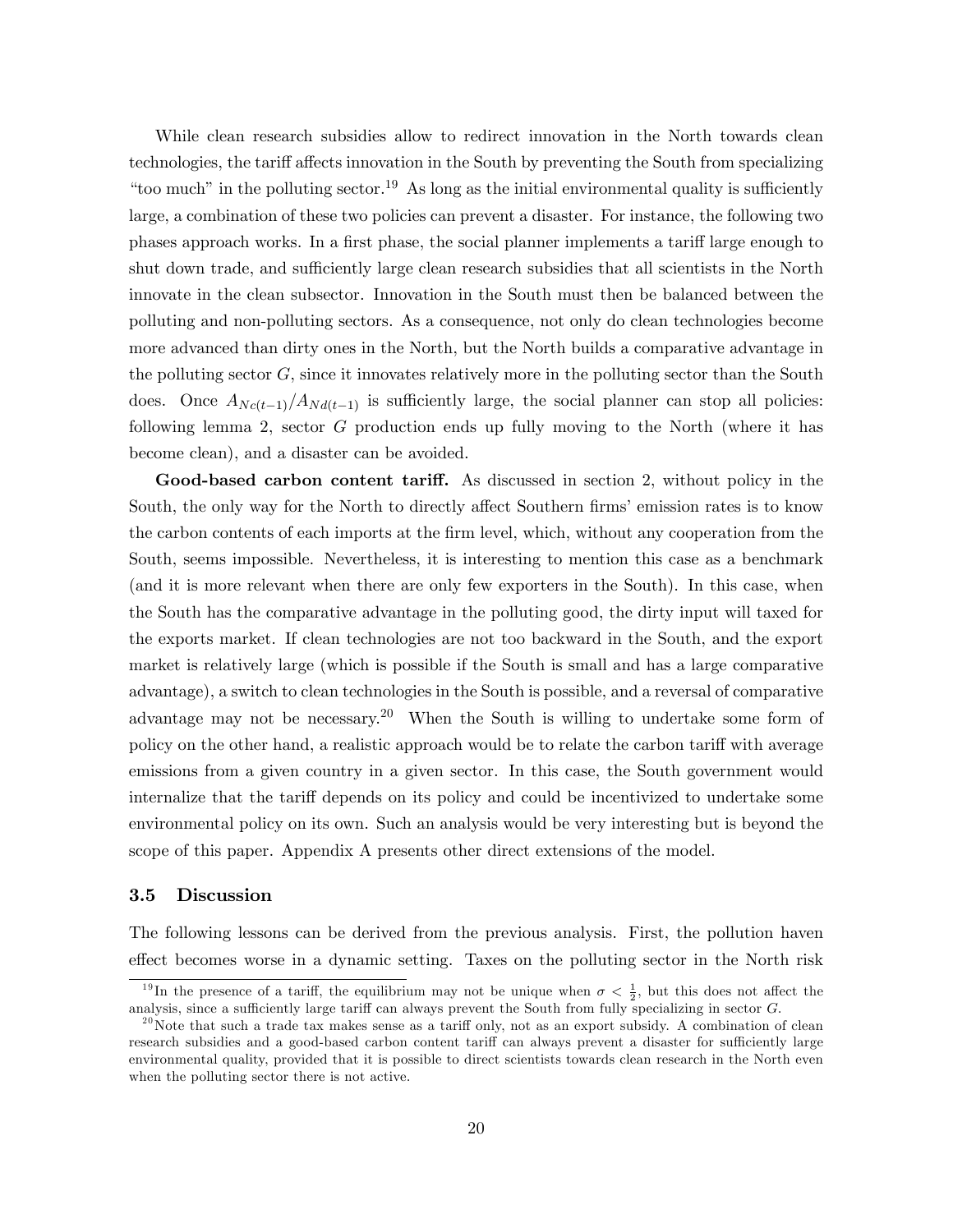While clean research subsidies allow to redirect innovation in the North towards clean technologies, the tariff affects innovation in the South by preventing the South from specializing "too much" in the polluting sector.[19] As long as the initial environmental quality is sufficiently large, a combination of these two policies can prevent a disaster. For instance, the following two phases approach works. In a first phase, the social planner implements a tariff large enough to shut down trade, and sufficiently large clean research subsidies that all scientists in the North innovate in the clean subsector. Innovation in the South must then be balanced between the polluting and non-polluting sectors. As a consequence, not only do clean technologies become more advanced than dirty ones in the North, but the North builds a comparative advantage in the polluting sector $G$, since it innovates relatively more in the polluting sector than the South does. Once $A_{Nc(t-1)}/A_{Nd(t-1)}$ is sufficiently large, the social planner can stop all policies: following lemma 2, sector $G$ production ends up fully moving to the North (where it has become clean), and a disaster can be avoided.

**Good-based carbon content tariff.** As discussed in section 2, without policy in the South, the only way for the North to directly affect Southern firms' emission rates is to know the carbon contents of each imports at the firm level, which, without any cooperation from the South, seems impossible. Nevertheless, it is interesting to mention this case as a benchmark (and it is more relevant when there are only few exporters in the South). In this case, when the South has the comparative advantage in the polluting good, the dirty input will taxed for the exports market. If clean technologies are not too backward in the South, and the export market is relatively large (which is possible if the South is small and has a large comparative advantage), a switch to clean technologies in the South is possible, and a reversal of comparative advantage may not be necessary.[20] When the South is willing to undertake some form of policy on the other hand, a realistic approach would be to relate the carbon tariff with average emissions from a given country in a given sector. In this case, the South government would internalize that the tariff depends on its policy and could be incentivized to undertake some environmental policy on its own. Such an analysis would be very interesting but is beyond the scope of this paper. Appendix A presents other direct extensions of the model.

### 3.5 Discussion

The following lessons can be derived from the previous analysis. First, the pollution haven effect becomes worse in a dynamic setting. Taxes on the polluting sector in the North risk

[19] In the presence of a tariff, the equilibrium may not be unique when $\sigma < \frac{1}{2}$, but this does not affect the analysis, since a sufficiently large tariff can always prevent the South from fully specializing in sector $G$.

[20] Note that such a trade tax makes sense as a tariff only, not as an export subsidy. A combination of clean research subsidies and a good-based carbon content tariff can always prevent a disaster for sufficiently large environmental quality, provided that it is possible to direct scientists towards clean research in the North even when the polluting sector there is not active.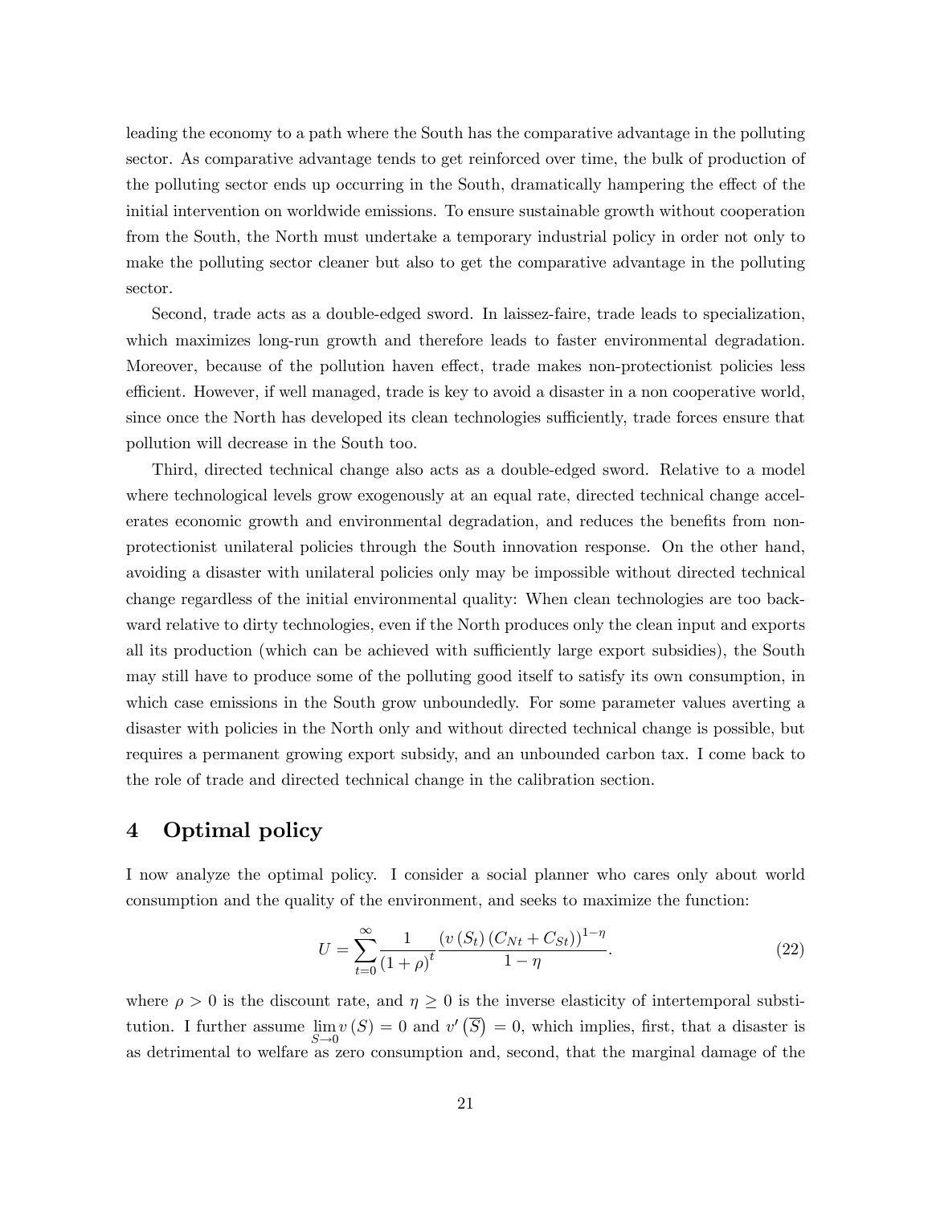leading the economy to a path where the South has the comparative advantage in the polluting sector. As comparative advantage tends to get reinforced over time, the bulk of production of the polluting sector ends up occurring in the South, dramatically hampering the effect of the initial intervention on worldwide emissions. To ensure sustainable growth without cooperation from the South, the North must undertake a temporary industrial policy in order not only to make the polluting sector cleaner but also to get the comparative advantage in the polluting sector.

Second, trade acts as a double-edged sword. In laissez-faire, trade leads to specialization, which maximizes long-run growth and therefore leads to faster environmental degradation. Moreover, because of the pollution haven effect, trade makes non-protectionist policies less efficient. However, if well managed, trade is key to avoid a disaster in a non cooperative world, since once the North has developed its clean technologies sufficiently, trade forces ensure that pollution will decrease in the South too.

Third, directed technical change also acts as a double-edged sword. Relative to a model where technological levels grow exogenously at an equal rate, directed technical change accelerates economic growth and environmental degradation, and reduces the benefits from non-protectionist unilateral policies through the South innovation response. On the other hand, avoiding a disaster with unilateral policies only may be impossible without directed technical change regardless of the initial environmental quality: When clean technologies are too backward relative to dirty technologies, even if the North produces only the clean input and exports all its production (which can be achieved with sufficiently large export subsidies), the South may still have to produce some of the polluting good itself to satisfy its own consumption, in which case emissions in the South grow unboundedly. For some parameter values averting a disaster with policies in the North only and without directed technical change is possible, but requires a permanent growing export subsidy, and an unbounded carbon tax. I come back to the role of trade and directed technical change in the calibration section.

# 4 Optimal policy

I now analyze the optimal policy. I consider a social planner who cares only about world consumption and the quality of the environment, and seeks to maximize the function:

$$U = \sum_{t=0}^{\infty} \frac{1}{(1+\rho)^t} \frac{\left(v\left(S_t\right)\left(C_{Nt} + C_{St}\right)\right)^{1-\eta}}{1-\eta}. \tag{22}$$

where $\rho > 0$ is the discount rate, and $\eta \geq 0$ is the inverse elasticity of intertemporal substitution. I further assume $\lim_{S \to 0} v(S) = 0$ and $v'\left(\overline{S}\right) = 0$, which implies, first, that a disaster is as detrimental to welfare as zero consumption and, second, that the marginal damage of the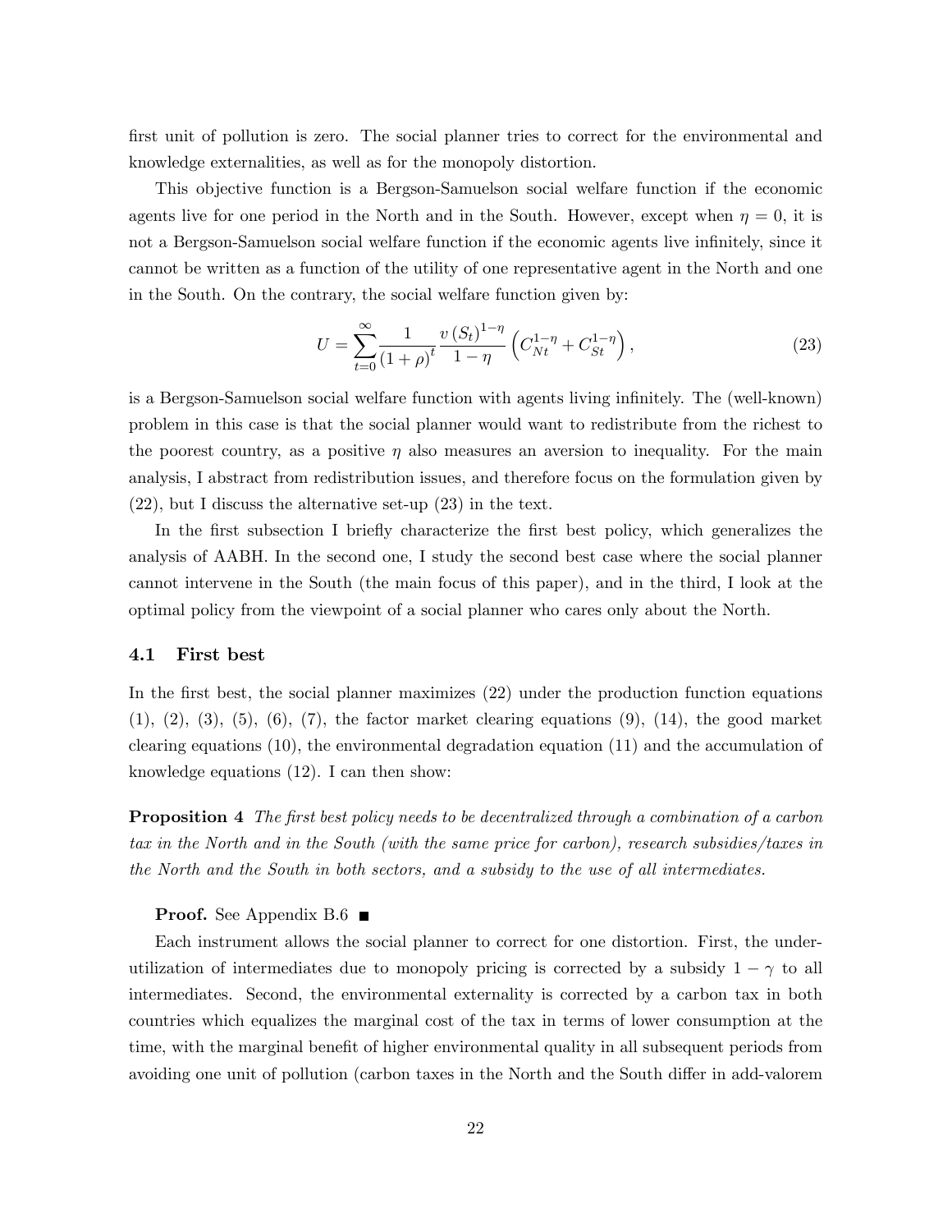first unit of pollution is zero. The social planner tries to correct for the environmental and knowledge externalities, as well as for the monopoly distortion.

This objective function is a Bergson-Samuelson social welfare function if the economic agents live for one period in the North and in the South. However, except when $\eta = 0$, it is not a Bergson-Samuelson social welfare function if the economic agents live infinitely, since it cannot be written as a function of the utility of one representative agent in the North and one in the South. On the contrary, the social welfare function given by:

$$U = \sum_{t=0}^{\infty} \frac{1}{(1+\rho)^t} \frac{v(S_t)^{1-\eta}}{1-\eta} \left( C_{Nt}^{1-\eta} + C_{St}^{1-\eta} \right), \tag{23}$$

is a Bergson-Samuelson social welfare function with agents living infinitely. The (well-known) problem in this case is that the social planner would want to redistribute from the richest to the poorest country, as a positive $\eta$ also measures an aversion to inequality. For the main analysis, I abstract from redistribution issues, and therefore focus on the formulation given by (22), but I discuss the alternative set-up (23) in the text.

In the first subsection I briefly characterize the first best policy, which generalizes the analysis of AABH. In the second one, I study the second best case where the social planner cannot intervene in the South (the main focus of this paper), and in the third, I look at the optimal policy from the viewpoint of a social planner who cares only about the North.

### 4.1 First best

In the first best, the social planner maximizes (22) under the production function equations (1), (2), (3), (5), (6), (7), the factor market clearing equations (9), (14), the good market clearing equations (10), the environmental degradation equation (11) and the accumulation of knowledge equations (12). I can then show:

**Proposition 4** *The first best policy needs to be decentralized through a combination of a carbon tax in the North and in the South (with the same price for carbon), research subsidies/taxes in the North and the South in both sectors, and a subsidy to the use of all intermediates.*

**Proof.** See Appendix B.6 ■

Each instrument allows the social planner to correct for one distortion. First, the under-utilization of intermediates due to monopoly pricing is corrected by a subsidy $1 - \gamma$ to all intermediates. Second, the environmental externality is corrected by a carbon tax in both countries which equalizes the marginal cost of the tax in terms of lower consumption at the time, with the marginal benefit of higher environmental quality in all subsequent periods from avoiding one unit of pollution (carbon taxes in the North and the South differ in add-valorem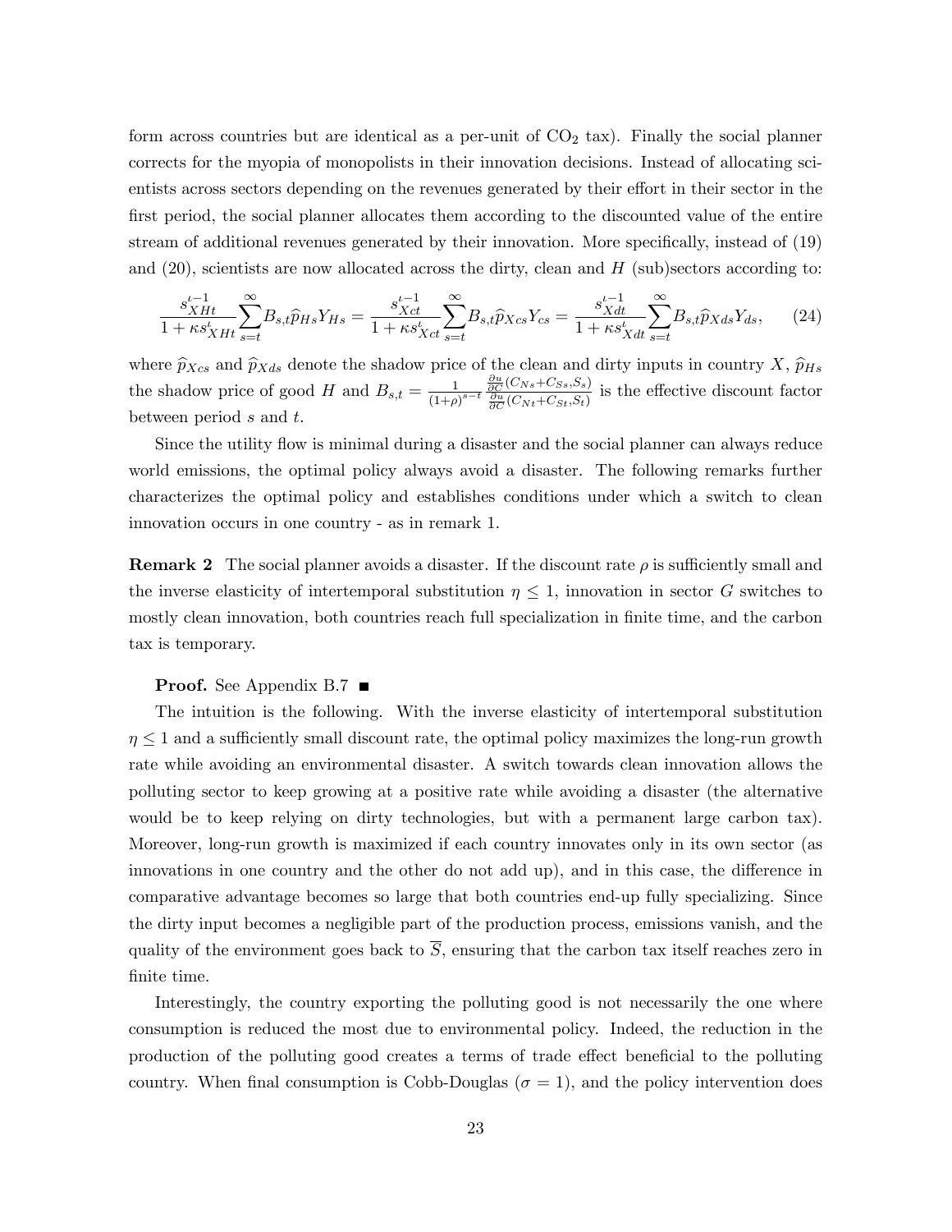form across countries but are identical as a per-unit of $CO_2$ tax). Finally the social planner corrects for the myopia of monopolists in their innovation decisions. Instead of allocating scientists across sectors depending on the revenues generated by their effort in their sector in the first period, the social planner allocates them according to the discounted value of the entire stream of additional revenues generated by their innovation. More specifically, instead of (19) and (20), scientists are now allocated across the dirty, clean and $H$ (sub)sectors according to:

$$\frac{s_{XHt}^{\iota-1}}{1+\kappa s_{XHt}^{\iota}}\sum_{s=t}^{\infty}B_{s,t}\widehat{p}_{Hs}Y_{Hs}=\frac{s_{Xct}^{\iota-1}}{1+\kappa s_{Xct}^{\iota}}\sum_{s=t}^{\infty}B_{s,t}\widehat{p}_{Xcs}Y_{cs}=\frac{s_{Xdt}^{\iota-1}}{1+\kappa s_{Xdt}^{\iota}}\sum_{s=t}^{\infty}B_{s,t}\widehat{p}_{Xds}Y_{ds}, \tag{24}$$

where $\widehat{p}_{Xcs}$ and $\widehat{p}_{Xds}$ denote the shadow price of the clean and dirty inputs in country $X$, $\widehat{p}_{Hs}$ the shadow price of good $H$ and $B_{s,t}=\frac{1}{(1+\rho)^{s-t}}\frac{\frac{\partial u}{\partial C}(C_{Ns}+C_{Ss},S_s)}{\frac{\partial u}{\partial C}(C_{Nt}+C_{St},S_t)}$ is the effective discount factor between period $s$ and $t$.

Since the utility flow is minimal during a disaster and the social planner can always reduce world emissions, the optimal policy always avoid a disaster. The following remarks further characterizes the optimal policy and establishes conditions under which a switch to clean innovation occurs in one country - as in remark 1.

**Remark 2** The social planner avoids a disaster. If the discount rate $\rho$ is sufficiently small and the inverse elasticity of intertemporal substitution $\eta \leq 1$, innovation in sector $G$ switches to mostly clean innovation, both countries reach full specialization in finite time, and the carbon tax is temporary.

**Proof.** See Appendix B.7 ■

The intuition is the following. With the inverse elasticity of intertemporal substitution $\eta \leq 1$ and a sufficiently small discount rate, the optimal policy maximizes the long-run growth rate while avoiding an environmental disaster. A switch towards clean innovation allows the polluting sector to keep growing at a positive rate while avoiding a disaster (the alternative would be to keep relying on dirty technologies, but with a permanent large carbon tax). Moreover, long-run growth is maximized if each country innovates only in its own sector (as innovations in one country and the other do not add up), and in this case, the difference in comparative advantage becomes so large that both countries end-up fully specializing. Since the dirty input becomes a negligible part of the production process, emissions vanish, and the quality of the environment goes back to $\overline{S}$, ensuring that the carbon tax itself reaches zero in finite time.

Interestingly, the country exporting the polluting good is not necessarily the one where consumption is reduced the most due to environmental policy. Indeed, the reduction in the production of the polluting good creates a terms of trade effect beneficial to the polluting country. When final consumption is Cobb-Douglas ($\sigma = 1$), and the policy intervention does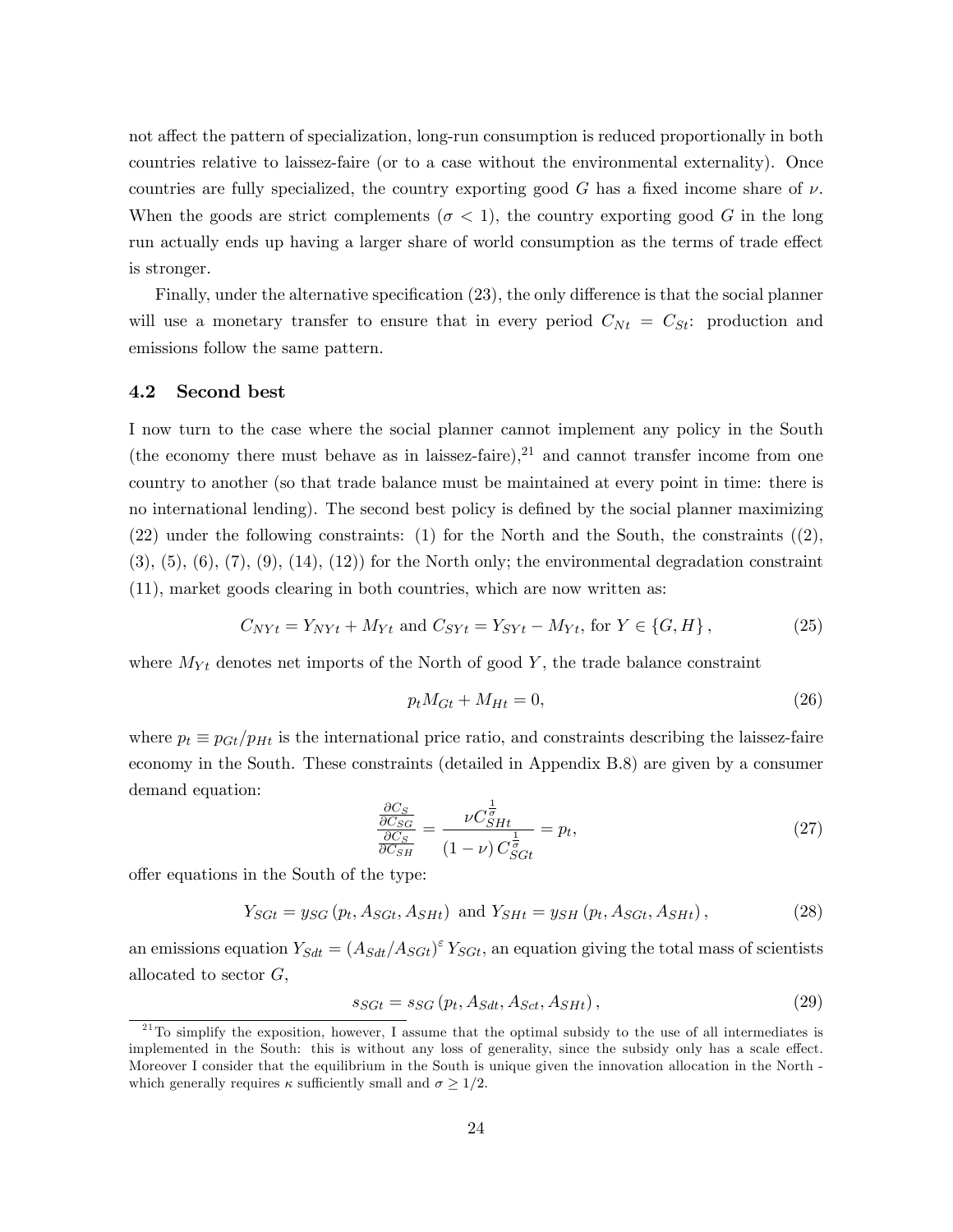not affect the pattern of specialization, long-run consumption is reduced proportionally in both countries relative to laissez-faire (or to a case without the environmental externality). Once countries are fully specialized, the country exporting good $G$ has a fixed income share of $\nu$. When the goods are strict complements ($\sigma < 1$), the country exporting good $G$ in the long run actually ends up having a larger share of world consumption as the terms of trade effect is stronger.

Finally, under the alternative specification (23), the only difference is that the social planner will use a monetary transfer to ensure that in every period $C_{Nt} = C_{St}$: production and emissions follow the same pattern.

### 4.2 Second best

I now turn to the case where the social planner cannot implement any policy in the South (the economy there must behave as in laissez-faire),[21] and cannot transfer income from one country to another (so that trade balance must be maintained at every point in time: there is no international lending). The second best policy is defined by the social planner maximizing (22) under the following constraints: (1) for the North and the South, the constraints ((2), (3), (5), (6), (7), (9), (14), (12)) for the North only; the environmental degradation constraint (11), market goods clearing in both countries, which are now written as:

$$C_{NYt} = Y_{NYt} + M_{Yt} \text{ and } C_{SYt} = Y_{SYt} - M_{Yt}, \text{ for } Y \in \{G, H\}, \tag{25}$$

where $M_{Yt}$ denotes net imports of the North of good $Y$, the trade balance constraint

$$p_t M_{Gt} + M_{Ht} = 0, \tag{26}$$

where $p_t \equiv p_{Gt}/p_{Ht}$ is the international price ratio, and constraints describing the laissez-faire economy in the South. These constraints (detailed in Appendix B.8) are given by a consumer demand equation:

$$\frac{\frac{\partial C_S}{\partial C_{SG}}}{\frac{\partial C_S}{\partial C_{SH}}} = \frac{\nu C_{SHt}^{\frac{1}{\sigma}}}{(1-\nu) C_{SGt}^{\frac{1}{\sigma}}} = p_t, \tag{27}$$

offer equations in the South of the type:

$$Y_{SGt} = y_{SG}(p_t, A_{SGt}, A_{SHt}) \text{ and } Y_{SHt} = y_{SH}(p_t, A_{SGt}, A_{SHt}), \tag{28}$$

an emissions equation $Y_{Sdt} = (A_{Sdt}/A_{SGt})^{\varepsilon} Y_{SGt}$, an equation giving the total mass of scientists allocated to sector $G$,

$$s_{SGt} = s_{SG}(p_t, A_{Sdt}, A_{Sct}, A_{SHt}), \tag{29}$$

[21] To simplify the exposition, however, I assume that the optimal subsidy to the use of all intermediates is implemented in the South: this is without any loss of generality, since the subsidy only has a scale effect. Moreover I consider that the equilibrium in the South is unique given the innovation allocation in the North - which generally requires $\kappa$ sufficiently small and $\sigma \geq 1/2$.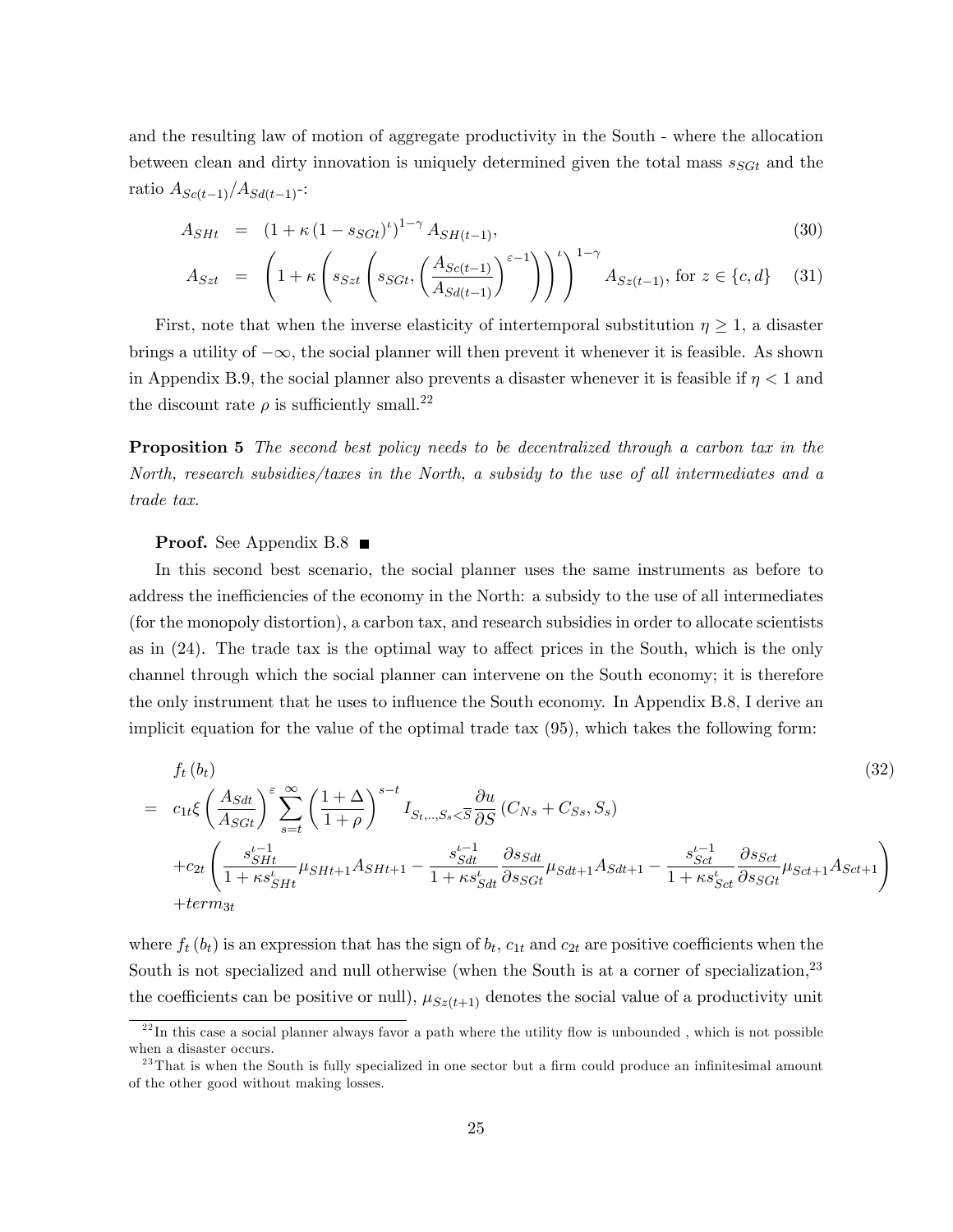and the resulting law of motion of aggregate productivity in the South - where the allocation between clean and dirty innovation is uniquely determined given the total mass $s_{SGt}$ and the ratio $A_{Sc(t-1)}/A_{Sd(t-1)}$-:

$$A_{SHt} = \left(1+\kappa\left(1-s_{SGt}\right)^{\iota}\right)^{1-\gamma} A_{SH(t-1)}, \tag{30}$$

$$A_{Szt} = \left(1+\kappa\left(s_{Szt}\left(s_{SGt},\left(\frac{A_{Sc(t-1)}}{A_{Sd(t-1)}}\right)^{\varepsilon-1}\right)\right)^{\iota}\right)^{1-\gamma} A_{Sz(t-1)}, \text{ for } z\in\{c,d\} \tag{31}$$

First, note that when the inverse elasticity of intertemporal substitution $\eta \geq 1$, a disaster brings a utility of $-\infty$, the social planner will then prevent it whenever it is feasible. As shown in Appendix B.9, the social planner also prevents a disaster whenever it is feasible if $\eta < 1$ and the discount rate $\rho$ is sufficiently small.[22]

**Proposition 5** *The second best policy needs to be decentralized through a carbon tax in the North, research subsidies/taxes in the North, a subsidy to the use of all intermediates and a trade tax.*

**Proof.** See Appendix B.8 ■

In this second best scenario, the social planner uses the same instruments as before to address the inefficiencies of the economy in the North: a subsidy to the use of all intermediates (for the monopoly distortion), a carbon tax, and research subsidies in order to allocate scientists as in (24). The trade tax is the optimal way to affect prices in the South, which is the only channel through which the social planner can intervene on the South economy; it is therefore the only instrument that he uses to influence the South economy. In Appendix B.8, I derive an implicit equation for the value of the optimal trade tax (95), which takes the following form:

$$\begin{aligned} & f_t\left(b_t\right) \\ = \; & c_{1t}\xi\left(\frac{A_{Sdt}}{A_{SGt}}\right)^{\varepsilon}\sum_{s=t}^{\infty}\left(\frac{1+\Delta}{1+\rho}\right)^{s-t} I_{S_t,\ldots,S_s<\overline{S}}\frac{\partial u}{\partial S}\left(C_{Ns}+C_{Ss},S_s\right) \\ & +c_{2t}\left(\frac{s_{SHt}^{\iota-1}}{1+\kappa s_{SHt}^{\iota}}\mu_{SHt+1}A_{SHt+1}-\frac{s_{Sdt}^{\iota-1}}{1+\kappa s_{Sdt}^{\iota}}\frac{\partial s_{Sdt}}{\partial s_{SGt}}\mu_{Sdt+1}A_{Sdt+1}-\frac{s_{Sct}^{\iota-1}}{1+\kappa s_{Sct}^{\iota}}\frac{\partial s_{Sct}}{\partial s_{SGt}}\mu_{Sct+1}A_{Sct+1}\right) \\ & +term_{3t} \end{aligned} \tag{32}$$

where $f_t\left(b_t\right)$ is an expression that has the sign of $b_t$, $c_{1t}$ and $c_{2t}$ are positive coefficients when the South is not specialized and null otherwise (when the South is at a corner of specialization,[23] the coefficients can be positive or null), $\mu_{Sz(t+1)}$ denotes the social value of a productivity unit

[22] In this case a social planner always favor a path where the utility flow is unbounded , which is not possible when a disaster occurs.

[23] That is when the South is fully specialized in one sector but a firm could produce an infinitesimal amount of the other good without making losses.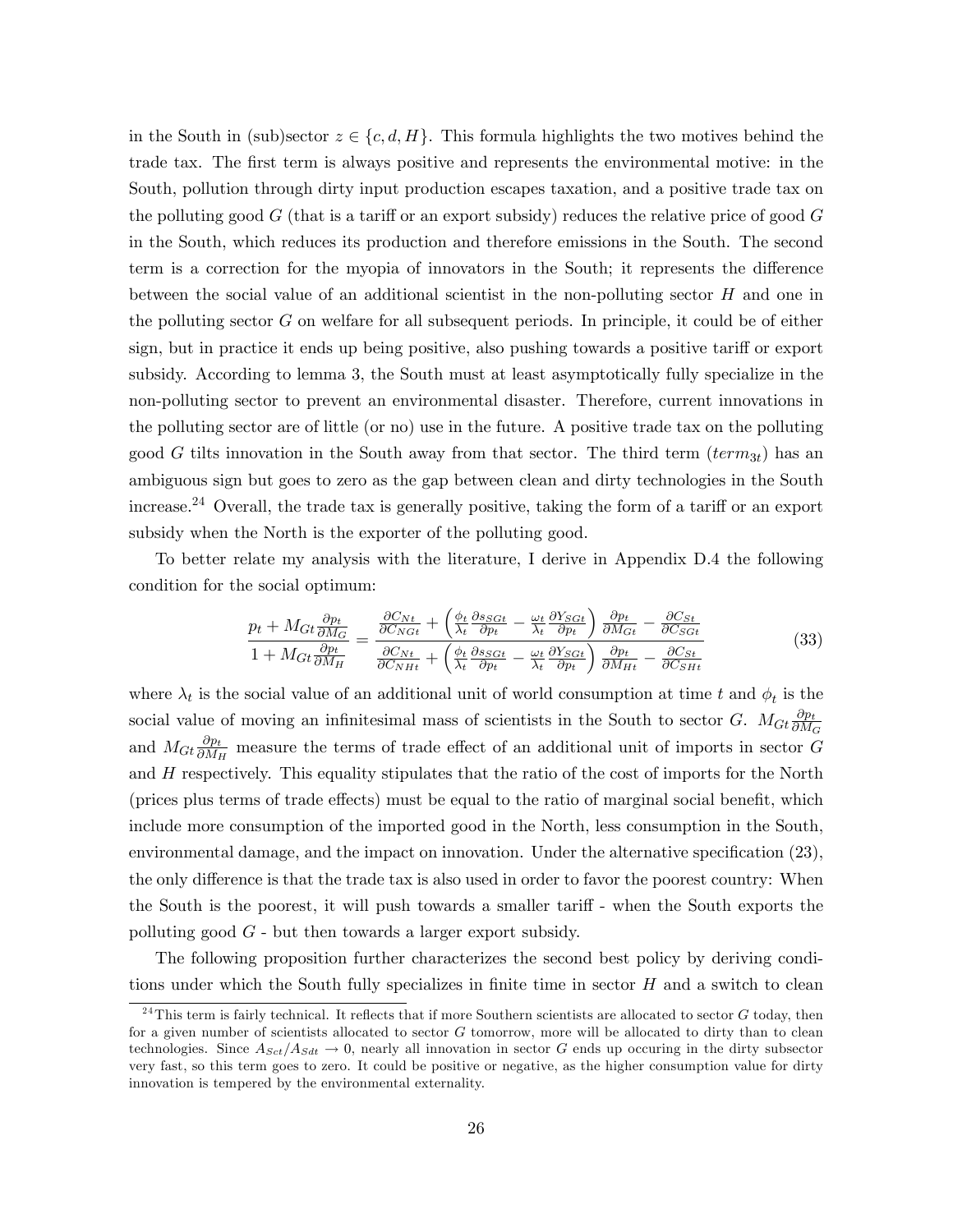in the South in (sub)sector $z \in \{c, d, H\}$. This formula highlights the two motives behind the trade tax. The first term is always positive and represents the environmental motive: in the South, pollution through dirty input production escapes taxation, and a positive trade tax on the polluting good $G$ (that is a tariff or an export subsidy) reduces the relative price of good $G$ in the South, which reduces its production and therefore emissions in the South. The second term is a correction for the myopia of innovators in the South; it represents the difference between the social value of an additional scientist in the non-polluting sector $H$ and one in the polluting sector $G$ on welfare for all subsequent periods. In principle, it could be of either sign, but in practice it ends up being positive, also pushing towards a positive tariff or export subsidy. According to lemma 3, the South must at least asymptotically fully specialize in the non-polluting sector to prevent an environmental disaster. Therefore, current innovations in the polluting sector are of little (or no) use in the future. A positive trade tax on the polluting good $G$ tilts innovation in the South away from that sector. The third term ($term_{3t}$) has an ambiguous sign but goes to zero as the gap between clean and dirty technologies in the South increase.[24] Overall, the trade tax is generally positive, taking the form of a tariff or an export subsidy when the North is the exporter of the polluting good.

To better relate my analysis with the literature, I derive in Appendix D.4 the following condition for the social optimum:

$$\frac{p_t + M_{Gt}\frac{\partial p_t}{\partial M_G}}{1 + M_{Gt}\frac{\partial p_t}{\partial M_H}} = \frac{\frac{\partial C_{Nt}}{\partial C_{NGt}} + \left(\frac{\phi_t}{\lambda_t}\frac{\partial s_{SGt}}{\partial p_t} - \frac{\omega_t}{\lambda_t}\frac{\partial Y_{SGt}}{\partial p_t}\right)\frac{\partial p_t}{\partial M_{Gt}} - \frac{\partial C_{St}}{\partial C_{SGt}}}{\frac{\partial C_{Nt}}{\partial C_{NHt}} + \left(\frac{\phi_t}{\lambda_t}\frac{\partial s_{SGt}}{\partial p_t} - \frac{\omega_t}{\lambda_t}\frac{\partial Y_{SGt}}{\partial p_t}\right)\frac{\partial p_t}{\partial M_{Ht}} - \frac{\partial C_{St}}{\partial C_{SHt}}} \tag{33}$$

where $\lambda_t$ is the social value of an additional unit of world consumption at time $t$ and $\phi_t$ is the social value of moving an infinitesimal mass of scientists in the South to sector $G$. $M_{Gt}\frac{\partial p_t}{\partial M_G}$ and $M_{Gt}\frac{\partial p_t}{\partial M_H}$ measure the terms of trade effect of an additional unit of imports in sector $G$ and $H$ respectively. This equality stipulates that the ratio of the cost of imports for the North (prices plus terms of trade effects) must be equal to the ratio of marginal social benefit, which include more consumption of the imported good in the North, less consumption in the South, environmental damage, and the impact on innovation. Under the alternative specification (23), the only difference is that the trade tax is also used in order to favor the poorest country: When the South is the poorest, it will push towards a smaller tariff - when the South exports the polluting good $G$ - but then towards a larger export subsidy.

The following proposition further characterizes the second best policy by deriving conditions under which the South fully specializes in finite time in sector $H$ and a switch to clean

[24] This term is fairly technical. It reflects that if more Southern scientists are allocated to sector $G$ today, then for a given number of scientists allocated to sector $G$ tomorrow, more will be allocated to dirty than to clean technologies. Since $A_{Sct}/A_{Sdt} \to 0$, nearly all innovation in sector $G$ ends up occuring in the dirty subsector very fast, so this term goes to zero. It could be positive or negative, as the higher consumption value for dirty innovation is tempered by the environmental externality.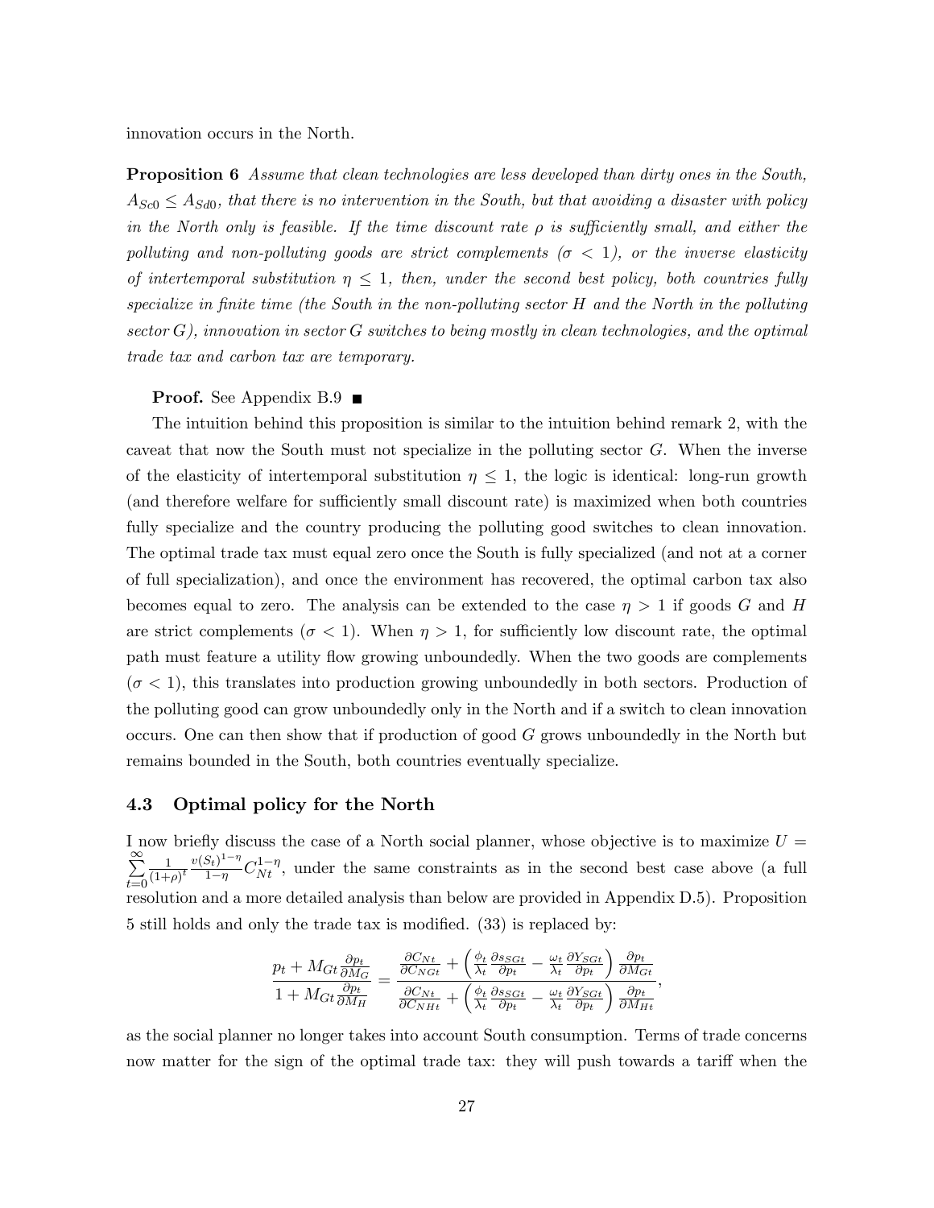innovation occurs in the North.

**Proposition 6** *Assume that clean technologies are less developed than dirty ones in the South, $A_{Sc0} \leq A_{Sd0}$, that there is no intervention in the South, but that avoiding a disaster with policy in the North only is feasible. If the time discount rate $\rho$ is sufficiently small, and either the polluting and non-polluting goods are strict complements ($\sigma < 1$), or the inverse elasticity of intertemporal substitution $\eta \leq 1$, then, under the second best policy, both countries fully specialize in finite time (the South in the non-polluting sector $H$ and the North in the polluting sector $G$), innovation in sector $G$ switches to being mostly in clean technologies, and the optimal trade tax and carbon tax are temporary.*

**Proof.** See Appendix B.9 ■

The intuition behind this proposition is similar to the intuition behind remark 2, with the caveat that now the South must not specialize in the polluting sector $G$. When the inverse of the elasticity of intertemporal substitution $\eta \leq 1$, the logic is identical: long-run growth (and therefore welfare for sufficiently small discount rate) is maximized when both countries fully specialize and the country producing the polluting good switches to clean innovation. The optimal trade tax must equal zero once the South is fully specialized (and not at a corner of full specialization), and once the environment has recovered, the optimal carbon tax also becomes equal to zero. The analysis can be extended to the case $\eta > 1$ if goods $G$ and $H$ are strict complements ($\sigma < 1$). When $\eta > 1$, for sufficiently low discount rate, the optimal path must feature a utility flow growing unboundedly. When the two goods are complements ($\sigma < 1$), this translates into production growing unboundedly in both sectors. Production of the polluting good can grow unboundedly only in the North and if a switch to clean innovation occurs. One can then show that if production of good $G$ grows unboundedly in the North but remains bounded in the South, both countries eventually specialize.

### 4.3 Optimal policy for the North

I now briefly discuss the case of a North social planner, whose objective is to maximize $U = \sum_{t=0}^{\infty} \frac{1}{(1+\rho)^t} \frac{v(S_t)^{1-\eta}}{1-\eta} C_{Nt}^{1-\eta}$, under the same constraints as in the second best case above (a full resolution and a more detailed analysis than below are provided in Appendix D.5). Proposition 5 still holds and only the trade tax is modified. (33) is replaced by:

$$\frac{p_t + M_{Gt}\frac{\partial p_t}{\partial M_G}}{1 + M_{Gt}\frac{\partial p_t}{\partial M_H}} = \frac{\frac{\partial C_{Nt}}{\partial C_{NGt}} + \left(\frac{\phi_t}{\lambda_t}\frac{\partial s_{SGt}}{\partial p_t} - \frac{\omega_t}{\lambda_t}\frac{\partial Y_{SGt}}{\partial p_t}\right)\frac{\partial p_t}{\partial M_{Gt}}}{\frac{\partial C_{Nt}}{\partial C_{NHt}} + \left(\frac{\phi_t}{\lambda_t}\frac{\partial s_{SGt}}{\partial p_t} - \frac{\omega_t}{\lambda_t}\frac{\partial Y_{SGt}}{\partial p_t}\right)\frac{\partial p_t}{\partial M_{Ht}}},$$

as the social planner no longer takes into account South consumption. Terms of trade concerns now matter for the sign of the optimal trade tax: they will push towards a tariff when the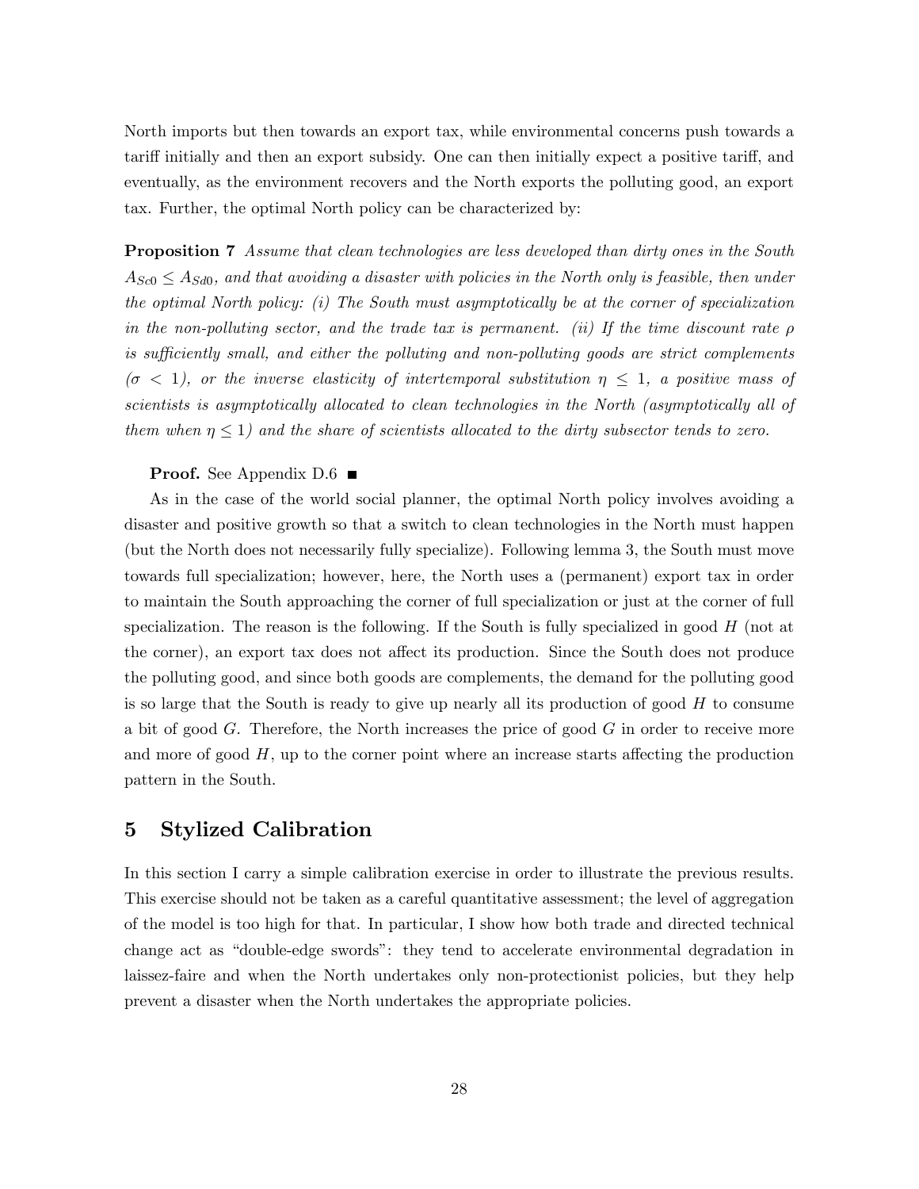North imports but then towards an export tax, while environmental concerns push towards a tariff initially and then an export subsidy. One can then initially expect a positive tariff, and eventually, as the environment recovers and the North exports the polluting good, an export tax. Further, the optimal North policy can be characterized by:

**Proposition 7** *Assume that clean technologies are less developed than dirty ones in the South $A_{Sc0} \leq A_{Sd0}$, and that avoiding a disaster with policies in the North only is feasible, then under the optimal North policy: (i) The South must asymptotically be at the corner of specialization in the non-polluting sector, and the trade tax is permanent. (ii) If the time discount rate $\rho$ is sufficiently small, and either the polluting and non-polluting goods are strict complements ($\sigma < 1$), or the inverse elasticity of intertemporal substitution $\eta \leq 1$, a positive mass of scientists is asymptotically allocated to clean technologies in the North (asymptotically all of them when $\eta \leq 1$) and the share of scientists allocated to the dirty subsector tends to zero.*

**Proof.** See Appendix D.6 ■

As in the case of the world social planner, the optimal North policy involves avoiding a disaster and positive growth so that a switch to clean technologies in the North must happen (but the North does not necessarily fully specialize). Following lemma 3, the South must move towards full specialization; however, here, the North uses a (permanent) export tax in order to maintain the South approaching the corner of full specialization or just at the corner of full specialization. The reason is the following. If the South is fully specialized in good $H$ (not at the corner), an export tax does not affect its production. Since the South does not produce the polluting good, and since both goods are complements, the demand for the polluting good is so large that the South is ready to give up nearly all its production of good $H$ to consume a bit of good $G$. Therefore, the North increases the price of good $G$ in order to receive more and more of good $H$, up to the corner point where an increase starts affecting the production pattern in the South.

## 5 Stylized Calibration

In this section I carry a simple calibration exercise in order to illustrate the previous results. This exercise should not be taken as a careful quantitative assessment; the level of aggregation of the model is too high for that. In particular, I show how both trade and directed technical change act as "double-edge swords": they tend to accelerate environmental degradation in laissez-faire and when the North undertakes only non-protectionist policies, but they help prevent a disaster when the North undertakes the appropriate policies.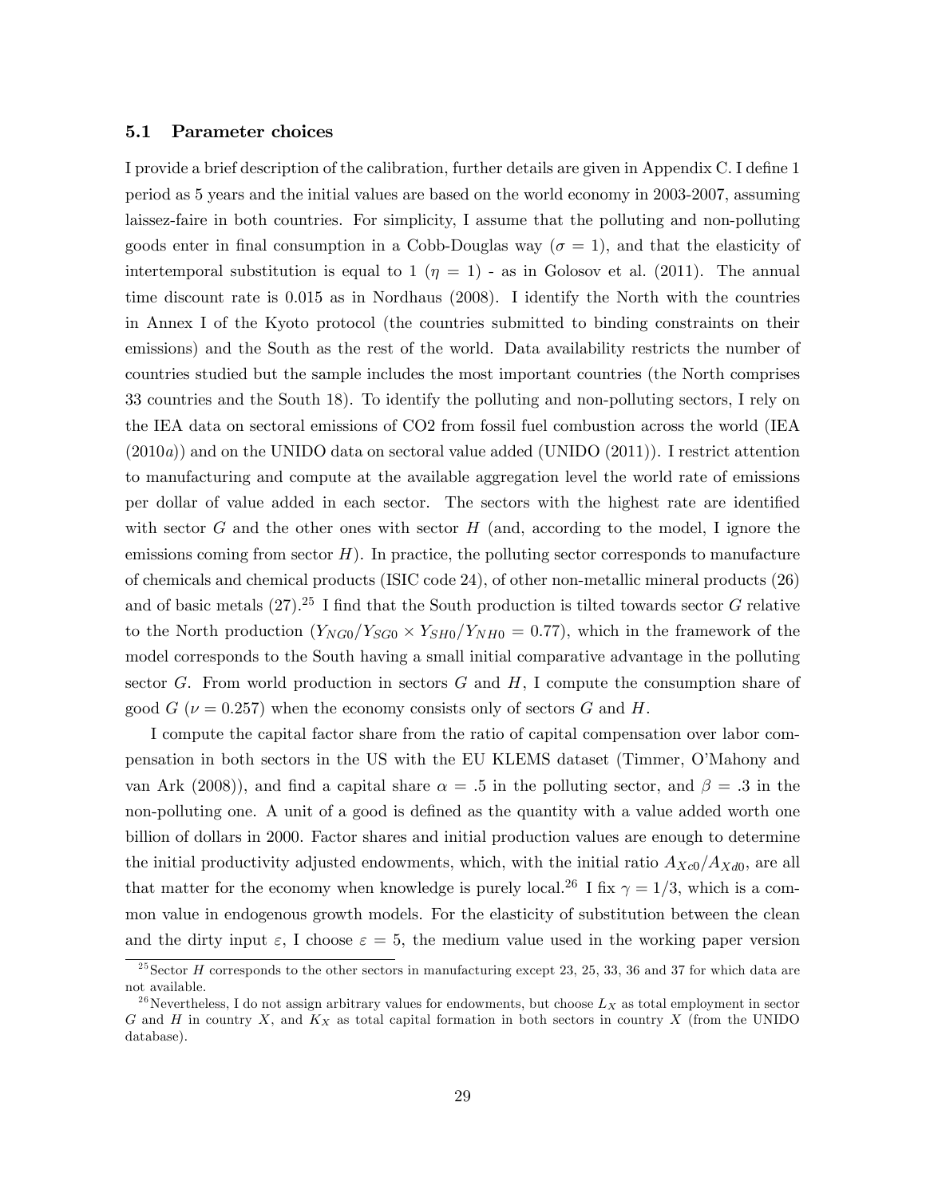### 5.1 Parameter choices

I provide a brief description of the calibration, further details are given in Appendix C. I define 1 period as 5 years and the initial values are based on the world economy in 2003-2007, assuming laissez-faire in both countries. For simplicity, I assume that the polluting and non-polluting goods enter in final consumption in a Cobb-Douglas way ($\sigma = 1$), and that the elasticity of intertemporal substitution is equal to 1 ($\eta = 1$) - as in Golosov et al. (2011). The annual time discount rate is 0.015 as in Nordhaus (2008). I identify the North with the countries in Annex I of the Kyoto protocol (the countries submitted to binding constraints on their emissions) and the South as the rest of the world. Data availability restricts the number of countries studied but the sample includes the most important countries (the North comprises 33 countries and the South 18). To identify the polluting and non-polluting sectors, I rely on the IEA data on sectoral emissions of CO2 from fossil fuel combustion across the world (IEA (2010*a*)) and on the UNIDO data on sectoral value added (UNIDO (2011)). I restrict attention to manufacturing and compute at the available aggregation level the world rate of emissions per dollar of value added in each sector. The sectors with the highest rate are identified with sector $G$ and the other ones with sector $H$ (and, according to the model, I ignore the emissions coming from sector $H$). In practice, the polluting sector corresponds to manufacture of chemicals and chemical products (ISIC code 24), of other non-metallic mineral products (26) and of basic metals (27).[25] I find that the South production is tilted towards sector $G$ relative to the North production ($Y_{NG0}/Y_{SG0} \times Y_{SH0}/Y_{NH0} = 0.77$), which in the framework of the model corresponds to the South having a small initial comparative advantage in the polluting sector $G$. From world production in sectors $G$ and $H$, I compute the consumption share of good $G$ ($\nu = 0.257$) when the economy consists only of sectors $G$ and $H$.

I compute the capital factor share from the ratio of capital compensation over labor compensation in both sectors in the US with the EU KLEMS dataset (Timmer, O'Mahony and van Ark (2008)), and find a capital share $\alpha = .5$ in the polluting sector, and $\beta = .3$ in the non-polluting one. A unit of a good is defined as the quantity with a value added worth one billion of dollars in 2000. Factor shares and initial production values are enough to determine the initial productivity adjusted endowments, which, with the initial ratio $A_{Xc0}/A_{Xd0}$, are all that matter for the economy when knowledge is purely local.[26] I fix $\gamma = 1/3$, which is a common value in endogenous growth models. For the elasticity of substitution between the clean and the dirty input $\varepsilon$, I choose $\varepsilon = 5$, the medium value used in the working paper version

[25] Sector $H$ corresponds to the other sectors in manufacturing except 23, 25, 33, 36 and 37 for which data are not available.

[26] Nevertheless, I do not assign arbitrary values for endowments, but choose $L_X$ as total employment in sector $G$ and $H$ in country $X$, and $K_X$ as total capital formation in both sectors in country $X$ (from the UNIDO database).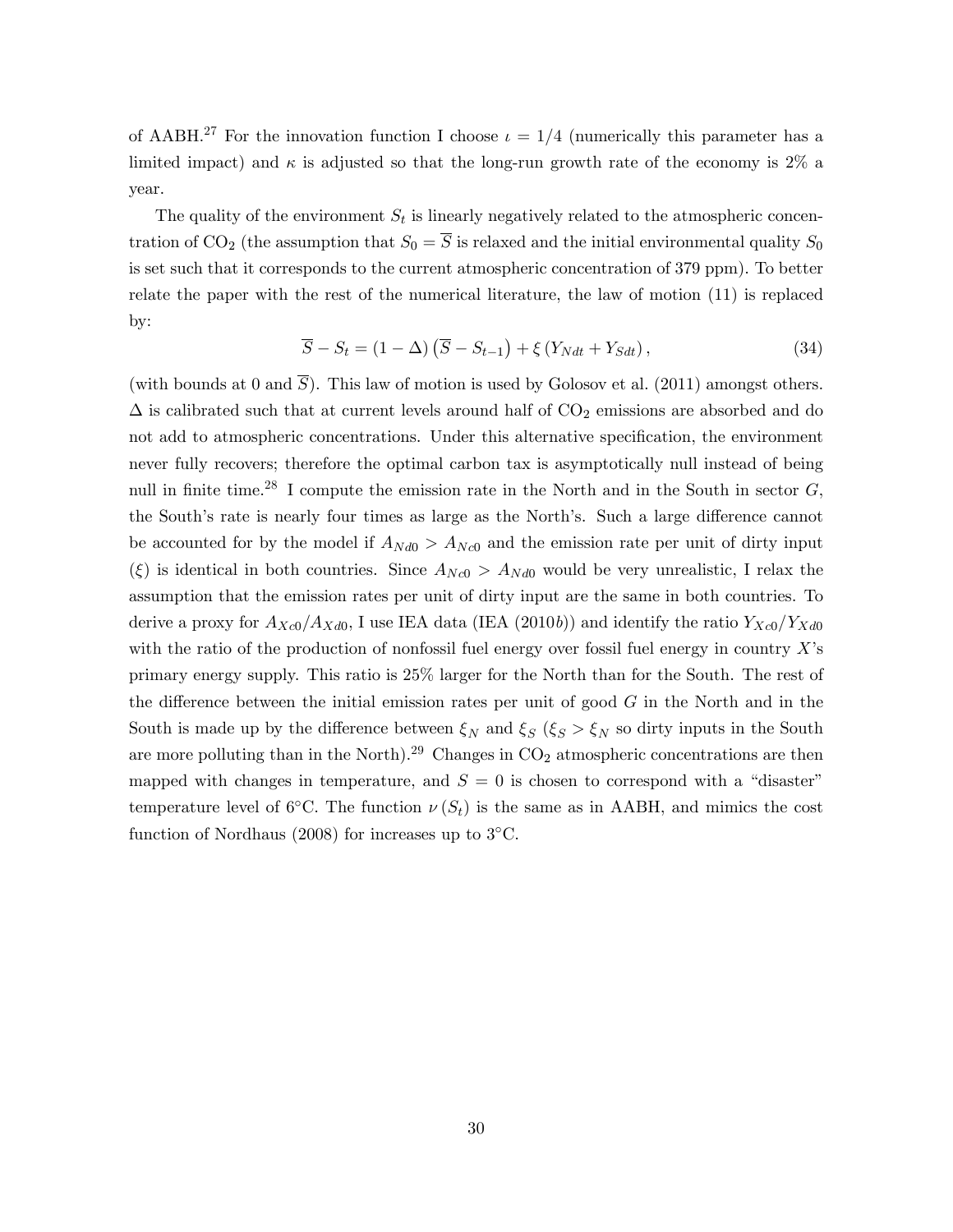of AABH.[27] For the innovation function I choose $\iota = 1/4$ (numerically this parameter has a limited impact) and $\kappa$ is adjusted so that the long-run growth rate of the economy is 2% a year.

The quality of the environment $S_t$ is linearly negatively related to the atmospheric concentration of $CO_2$ (the assumption that $S_0 = \overline{S}$ is relaxed and the initial environmental quality $S_0$ is set such that it corresponds to the current atmospheric concentration of 379 ppm). To better relate the paper with the rest of the numerical literature, the law of motion (11) is replaced by:

$$\overline{S} - S_t = (1 - \Delta)\left(\overline{S} - S_{t-1}\right) + \xi\left(Y_{Ndt} + Y_{Sdt}\right), \tag{34}$$

(with bounds at 0 and $\overline{S}$). This law of motion is used by Golosov et al. (2011) amongst others. $\Delta$ is calibrated such that at current levels around half of $CO_2$ emissions are absorbed and do not add to atmospheric concentrations. Under this alternative specification, the environment never fully recovers; therefore the optimal carbon tax is asymptotically null instead of being null in finite time.[28] I compute the emission rate in the North and in the South in sector $G$, the South's rate is nearly four times as large as the North's. Such a large difference cannot be accounted for by the model if $A_{Nd0} > A_{Nc0}$ and the emission rate per unit of dirty input ($\xi$) is identical in both countries. Since $A_{Nc0} > A_{Nd0}$ would be very unrealistic, I relax the assumption that the emission rates per unit of dirty input are the same in both countries. To derive a proxy for $A_{Xc0}/A_{Xd0}$, I use IEA data (IEA (2010*b*)) and identify the ratio $Y_{Xc0}/Y_{Xd0}$ with the ratio of the production of nonfossil fuel energy over fossil fuel energy in country $X$'s primary energy supply. This ratio is 25% larger for the North than for the South. The rest of the difference between the initial emission rates per unit of good $G$ in the North and in the South is made up by the difference between $\xi_N$ and $\xi_S$ ($\xi_S > \xi_N$ so dirty inputs in the South are more polluting than in the North).[29] Changes in $CO_2$ atmospheric concentrations are then mapped with changes in temperature, and $S = 0$ is chosen to correspond with a "disaster" temperature level of 6°C. The function $\nu(S_t)$ is the same as in AABH, and mimics the cost function of Nordhaus (2008) for increases up to 3°C.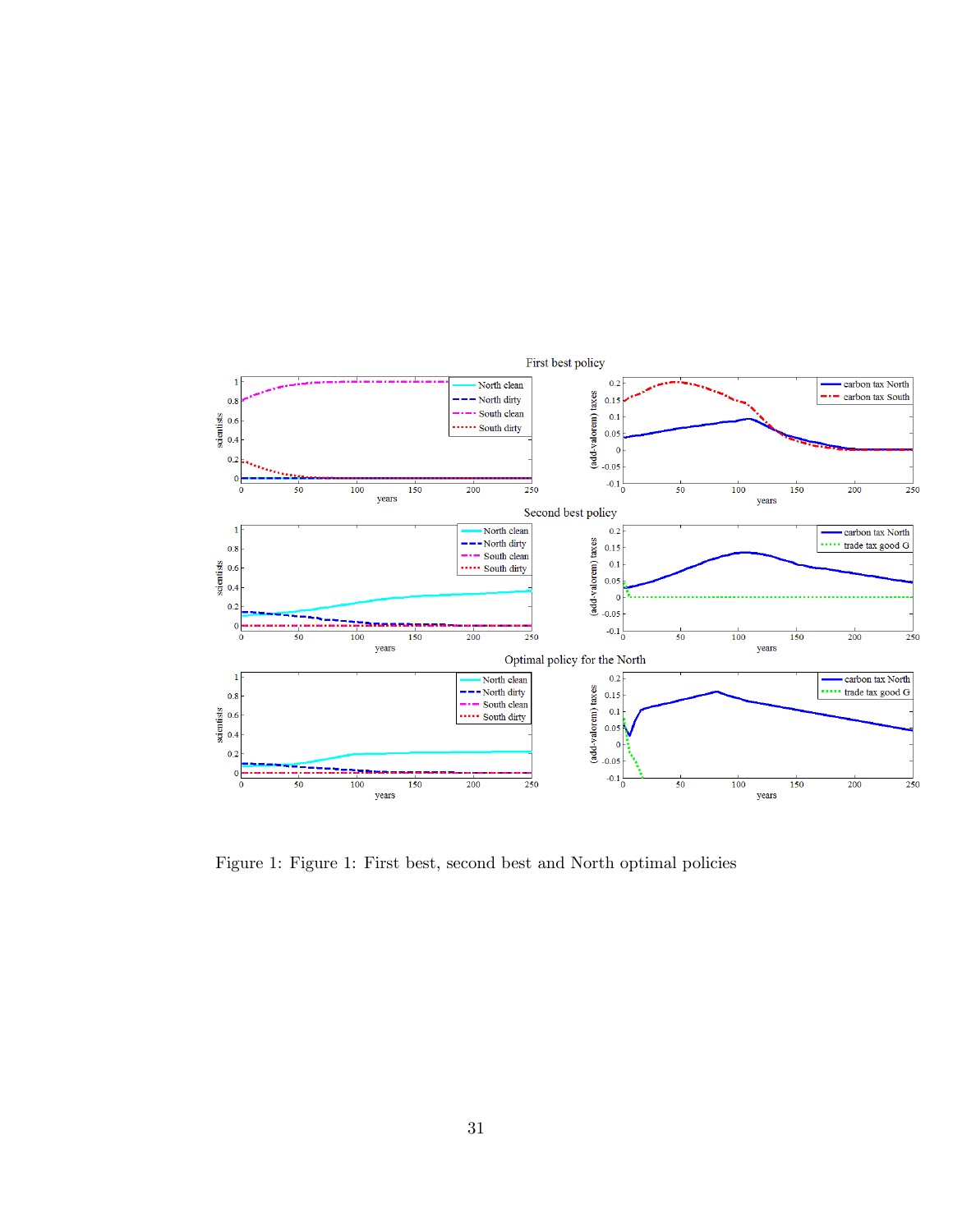Figure 1: Figure 1: First best, second best and North optimal policies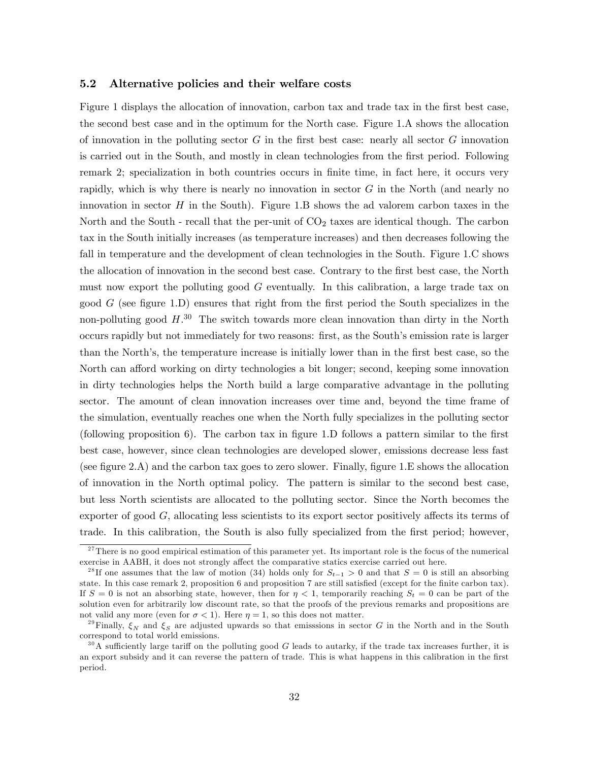### 5.2 Alternative policies and their welfare costs

Figure 1 displays the allocation of innovation, carbon tax and trade tax in the first best case, the second best case and in the optimum for the North case. Figure 1.A shows the allocation of innovation in the polluting sector $G$ in the first best case: nearly all sector $G$ innovation is carried out in the South, and mostly in clean technologies from the first period. Following remark 2; specialization in both countries occurs in finite time, in fact here, it occurs very rapidly, which is why there is nearly no innovation in sector $G$ in the North (and nearly no innovation in sector $H$ in the South). Figure 1.B shows the ad valorem carbon taxes in the North and the South - recall that the per-unit of $CO_2$ taxes are identical though. The carbon tax in the South initially increases (as temperature increases) and then decreases following the fall in temperature and the development of clean technologies in the South. Figure 1.C shows the allocation of innovation in the second best case. Contrary to the first best case, the North must now export the polluting good $G$ eventually. In this calibration, a large trade tax on good $G$ (see figure 1.D) ensures that right from the first period the South specializes in the non-polluting good $H$.[30] The switch towards more clean innovation than dirty in the North occurs rapidly but not immediately for two reasons: first, as the South's emission rate is larger than the North's, the temperature increase is initially lower than in the first best case, so the North can afford working on dirty technologies a bit longer; second, keeping some innovation in dirty technologies helps the North build a large comparative advantage in the polluting sector. The amount of clean innovation increases over time and, beyond the time frame of the simulation, eventually reaches one when the North fully specializes in the polluting sector (following proposition 6). The carbon tax in figure 1.D follows a pattern similar to the first best case, however, since clean technologies are developed slower, emissions decrease less fast (see figure 2.A) and the carbon tax goes to zero slower. Finally, figure 1.E shows the allocation of innovation in the North optimal policy. The pattern is similar to the second best case, but less North scientists are allocated to the polluting sector. Since the North becomes the exporter of good $G$, allocating less scientists to its export sector positively affects its terms of trade. In this calibration, the South is also fully specialized from the first period; however,

---

[27] There is no good empirical estimation of this parameter yet. Its important role is the focus of the numerical exercise in AABH, it does not strongly affect the comparative statics exercise carried out here.

[28] If one assumes that the law of motion (34) holds only for $S_{t-1} > 0$ and that $S = 0$ is still an absorbing state. In this case remark 2, proposition 6 and proposition 7 are still satisfied (except for the finite carbon tax). If $S = 0$ is not an absorbing state, however, then for $\eta < 1$, temporarily reaching $S_t = 0$ can be part of the solution even for arbitrarily low discount rate, so that the proofs of the previous remarks and propositions are not valid any more (even for $\sigma < 1$). Here $\eta = 1$, so this does not matter.

[29] Finally, $\xi_N$ and $\xi_S$ are adjusted upwards so that emisssions in sector $G$ in the North and in the South correspond to total world emissions.

[30] A sufficiently large tariff on the polluting good $G$ leads to autarky, if the trade tax increases further, it is an export subsidy and it can reverse the pattern of trade. This is what happens in this calibration in the first period.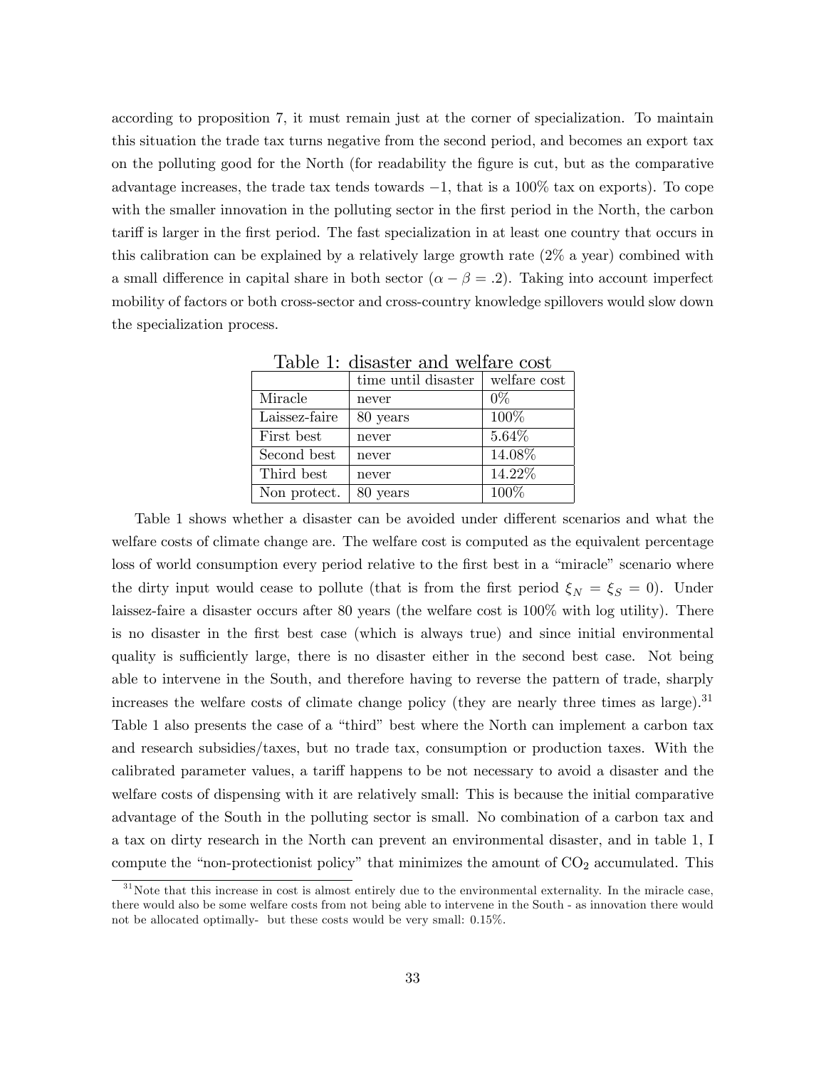according to proposition 7, it must remain just at the corner of specialization. To maintain this situation the trade tax turns negative from the second period, and becomes an export tax on the polluting good for the North (for readability the figure is cut, but as the comparative advantage increases, the trade tax tends towards $-1$, that is a 100% tax on exports). To cope with the smaller innovation in the polluting sector in the first period in the North, the carbon tariff is larger in the first period. The fast specialization in at least one country that occurs in this calibration can be explained by a relatively large growth rate (2% a year) combined with a small difference in capital share in both sector ($\alpha - \beta = .2$). Taking into account imperfect mobility of factors or both cross-sector and cross-country knowledge spillovers would slow down the specialization process.

Table 1: disaster and welfare cost

| | time until disaster | welfare cost |
|---|---|---|
| Miracle | never | 0% |
| Laissez-faire | 80 years | 100% |
| First best | never | 5.64% |
| Second best | never | 14.08% |
| Third best | never | 14.22% |
| Non protect. | 80 years | 100% |

Table 1 shows whether a disaster can be avoided under different scenarios and what the welfare costs of climate change are. The welfare cost is computed as the equivalent percentage loss of world consumption every period relative to the first best in a "miracle" scenario where the dirty input would cease to pollute (that is from the first period $\xi_N = \xi_S = 0$). Under laissez-faire a disaster occurs after 80 years (the welfare cost is 100% with log utility). There is no disaster in the first best case (which is always true) and since initial environmental quality is sufficiently large, there is no disaster either in the second best case. Not being able to intervene in the South, and therefore having to reverse the pattern of trade, sharply increases the welfare costs of climate change policy (they are nearly three times as large).[31] Table 1 also presents the case of a "third" best where the North can implement a carbon tax and research subsidies/taxes, but no trade tax, consumption or production taxes. With the calibrated parameter values, a tariff happens to be not necessary to avoid a disaster and the welfare costs of dispensing with it are relatively small: This is because the initial comparative advantage of the South in the polluting sector is small. No combination of a carbon tax and a tax on dirty research in the North can prevent an environmental disaster, and in table 1, I compute the "non-protectionist policy" that minimizes the amount of $CO_2$ accumulated. This

[31] Note that this increase in cost is almost entirely due to the environmental externality. In the miracle case, there would also be some welfare costs from not being able to intervene in the South - as innovation there would not be allocated optimally- but these costs would be very small: 0.15%.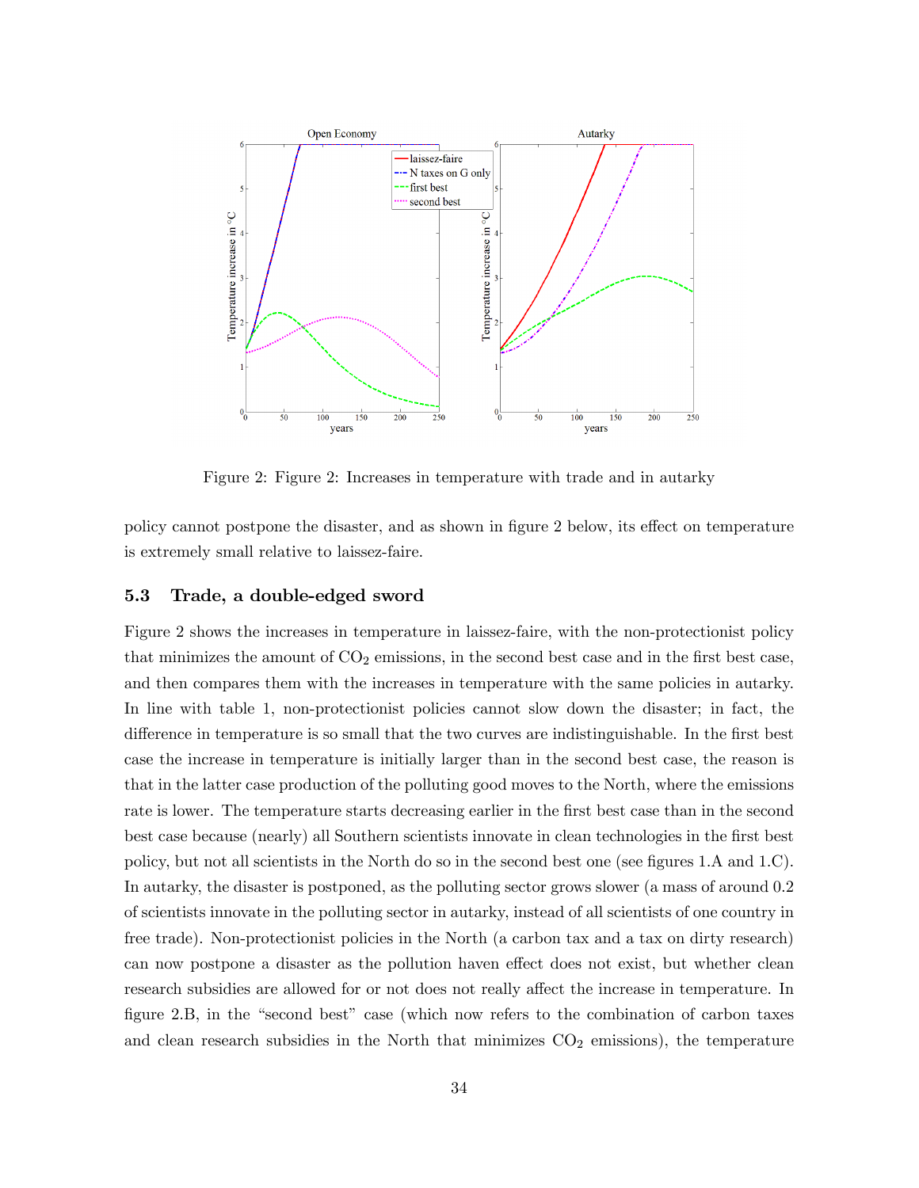Figure 2: Figure 2: Increases in temperature with trade and in autarky

policy cannot postpone the disaster, and as shown in figure 2 below, its effect on temperature is extremely small relative to laissez-faire.

### 5.3 Trade, a double-edged sword

Figure 2 shows the increases in temperature in laissez-faire, with the non-protectionist policy that minimizes the amount of $CO_2$ emissions, in the second best case and in the first best case, and then compares them with the increases in temperature with the same policies in autarky. In line with table 1, non-protectionist policies cannot slow down the disaster; in fact, the difference in temperature is so small that the two curves are indistinguishable. In the first best case the increase in temperature is initially larger than in the second best case, the reason is that in the latter case production of the polluting good moves to the North, where the emissions rate is lower. The temperature starts decreasing earlier in the first best case than in the second best case because (nearly) all Southern scientists innovate in clean technologies in the first best policy, but not all scientists in the North do so in the second best one (see figures 1.A and 1.C). In autarky, the disaster is postponed, as the polluting sector grows slower (a mass of around 0.2 of scientists innovate in the polluting sector in autarky, instead of all scientists of one country in free trade). Non-protectionist policies in the North (a carbon tax and a tax on dirty research) can now postpone a disaster as the pollution haven effect does not exist, but whether clean research subsidies are allowed for or not does not really affect the increase in temperature. In figure 2.B, in the "second best" case (which now refers to the combination of carbon taxes and clean research subsidies in the North that minimizes $CO_2$ emissions), the temperature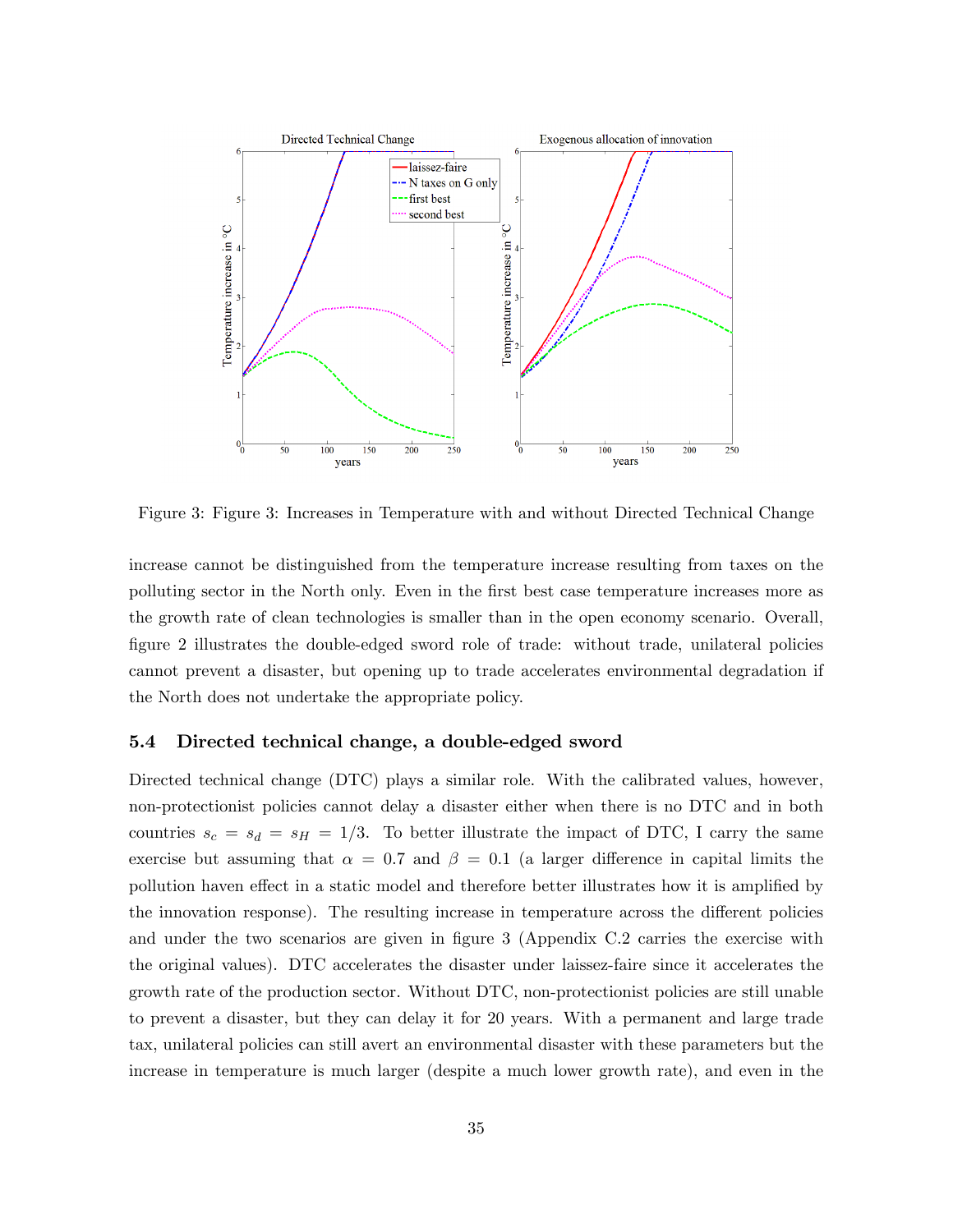Figure 3: Figure 3: Increases in Temperature with and without Directed Technical Change

increase cannot be distinguished from the temperature increase resulting from taxes on the polluting sector in the North only. Even in the first best case temperature increases more as the growth rate of clean technologies is smaller than in the open economy scenario. Overall, figure 2 illustrates the double-edged sword role of trade: without trade, unilateral policies cannot prevent a disaster, but opening up to trade accelerates environmental degradation if the North does not undertake the appropriate policy.

### 5.4 Directed technical change, a double-edged sword

Directed technical change (DTC) plays a similar role. With the calibrated values, however, non-protectionist policies cannot delay a disaster either when there is no DTC and in both countries $s_c = s_d = s_H = 1/3$. To better illustrate the impact of DTC, I carry the same exercise but assuming that $\alpha = 0.7$ and $\beta = 0.1$ (a larger difference in capital limits the pollution haven effect in a static model and therefore better illustrates how it is amplified by the innovation response). The resulting increase in temperature across the different policies and under the two scenarios are given in figure 3 (Appendix C.2 carries the exercise with the original values). DTC accelerates the disaster under laissez-faire since it accelerates the growth rate of the production sector. Without DTC, non-protectionist policies are still unable to prevent a disaster, but they can delay it for 20 years. With a permanent and large trade tax, unilateral policies can still avert an environmental disaster with these parameters but the increase in temperature is much larger (despite a much lower growth rate), and even in the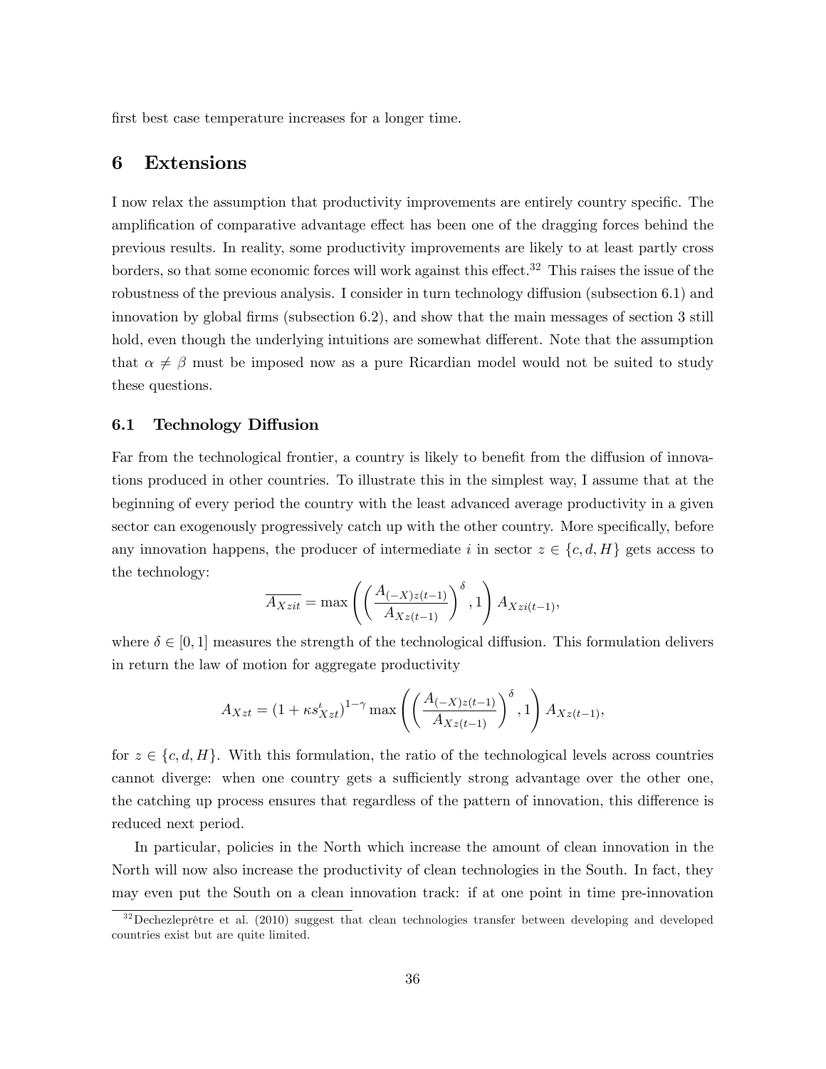first best case temperature increases for a longer time.

# 6 Extensions

I now relax the assumption that productivity improvements are entirely country specific. The amplification of comparative advantage effect has been one of the dragging forces behind the previous results. In reality, some productivity improvements are likely to at least partly cross borders, so that some economic forces will work against this effect.[32] This raises the issue of the robustness of the previous analysis. I consider in turn technology diffusion (subsection 6.1) and innovation by global firms (subsection 6.2), and show that the main messages of section 3 still hold, even though the underlying intuitions are somewhat different. Note that the assumption that $\alpha \neq \beta$ must be imposed now as a pure Ricardian model would not be suited to study these questions.

## 6.1 Technology Diffusion

Far from the technological frontier, a country is likely to benefit from the diffusion of innovations produced in other countries. To illustrate this in the simplest way, I assume that at the beginning of every period the country with the least advanced average productivity in a given sector can exogenously progressively catch up with the other country. More specifically, before any innovation happens, the producer of intermediate $i$ in sector $z \in \{c, d, H\}$ gets access to the technology:

$$\overline{A_{Xzit}} = \max\left(\left(\frac{A_{(-X)z(t-1)}}{A_{Xz(t-1)}}\right)^{\delta}, 1\right) A_{Xzi(t-1)},$$

where $\delta \in [0, 1]$ measures the strength of the technological diffusion. This formulation delivers in return the law of motion for aggregate productivity

$$A_{Xzt} = (1 + \kappa s_{Xzt}^{\iota})^{1-\gamma} \max\left(\left(\frac{A_{(-X)z(t-1)}}{A_{Xz(t-1)}}\right)^{\delta}, 1\right) A_{Xz(t-1)},$$

for $z \in \{c, d, H\}$. With this formulation, the ratio of the technological levels across countries cannot diverge: when one country gets a sufficiently strong advantage over the other one, the catching up process ensures that regardless of the pattern of innovation, this difference is reduced next period.

In particular, policies in the North which increase the amount of clean innovation in the North will now also increase the productivity of clean technologies in the South. In fact, they may even put the South on a clean innovation track: if at one point in time pre-innovation

[32] Dechezleprêtre et al. (2010) suggest that clean technologies transfer between developing and developed countries exist but are quite limited.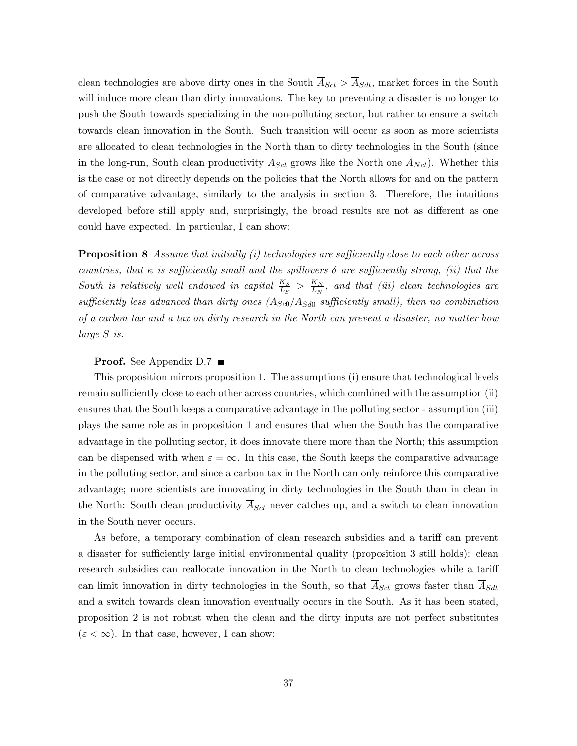clean technologies are above dirty ones in the South $\overline{A}_{Sct} > \overline{A}_{Sdt}$, market forces in the South will induce more clean than dirty innovations. The key to preventing a disaster is no longer to push the South towards specializing in the non-polluting sector, but rather to ensure a switch towards clean innovation in the South. Such transition will occur as soon as more scientists are allocated to clean technologies in the North than to dirty technologies in the South (since in the long-run, South clean productivity $A_{Sct}$ grows like the North one $A_{Nct}$). Whether this is the case or not directly depends on the policies that the North allows for and on the pattern of comparative advantage, similarly to the analysis in section 3. Therefore, the intuitions developed before still apply and, surprisingly, the broad results are not as different as one could have expected. In particular, I can show:

**Proposition 8** *Assume that initially (i) technologies are sufficiently close to each other across countries, that $\kappa$ is sufficiently small and the spillovers $\delta$ are sufficiently strong, (ii) that the South is relatively well endowed in capital $\frac{K_S}{L_S} > \frac{K_N}{L_N}$, and that (iii) clean technologies are sufficiently less advanced than dirty ones ($A_{Sc0}/A_{Sd0}$ sufficiently small), then no combination of a carbon tax and a tax on dirty research in the North can prevent a disaster, no matter how large $\overline{S}$ is.*

**Proof.** See Appendix D.7 ■

This proposition mirrors proposition 1. The assumptions (i) ensure that technological levels remain sufficiently close to each other across countries, which combined with the assumption (ii) ensures that the South keeps a comparative advantage in the polluting sector - assumption (iii) plays the same role as in proposition 1 and ensures that when the South has the comparative advantage in the polluting sector, it does innovate there more than the North; this assumption can be dispensed with when $\varepsilon = \infty$. In this case, the South keeps the comparative advantage in the polluting sector, and since a carbon tax in the North can only reinforce this comparative advantage; more scientists are innovating in dirty technologies in the South than in clean in the North: South clean productivity $\overline{A}_{Sct}$ never catches up, and a switch to clean innovation in the South never occurs.

As before, a temporary combination of clean research subsidies and a tariff can prevent a disaster for sufficiently large initial environmental quality (proposition 3 still holds): clean research subsidies can reallocate innovation in the North to clean technologies while a tariff can limit innovation in dirty technologies in the South, so that $\overline{A}_{Sct}$ grows faster than $\overline{A}_{Sdt}$ and a switch towards clean innovation eventually occurs in the South. As it has been stated, proposition 2 is not robust when the clean and the dirty inputs are not perfect substitutes ($\varepsilon < \infty$). In that case, however, I can show: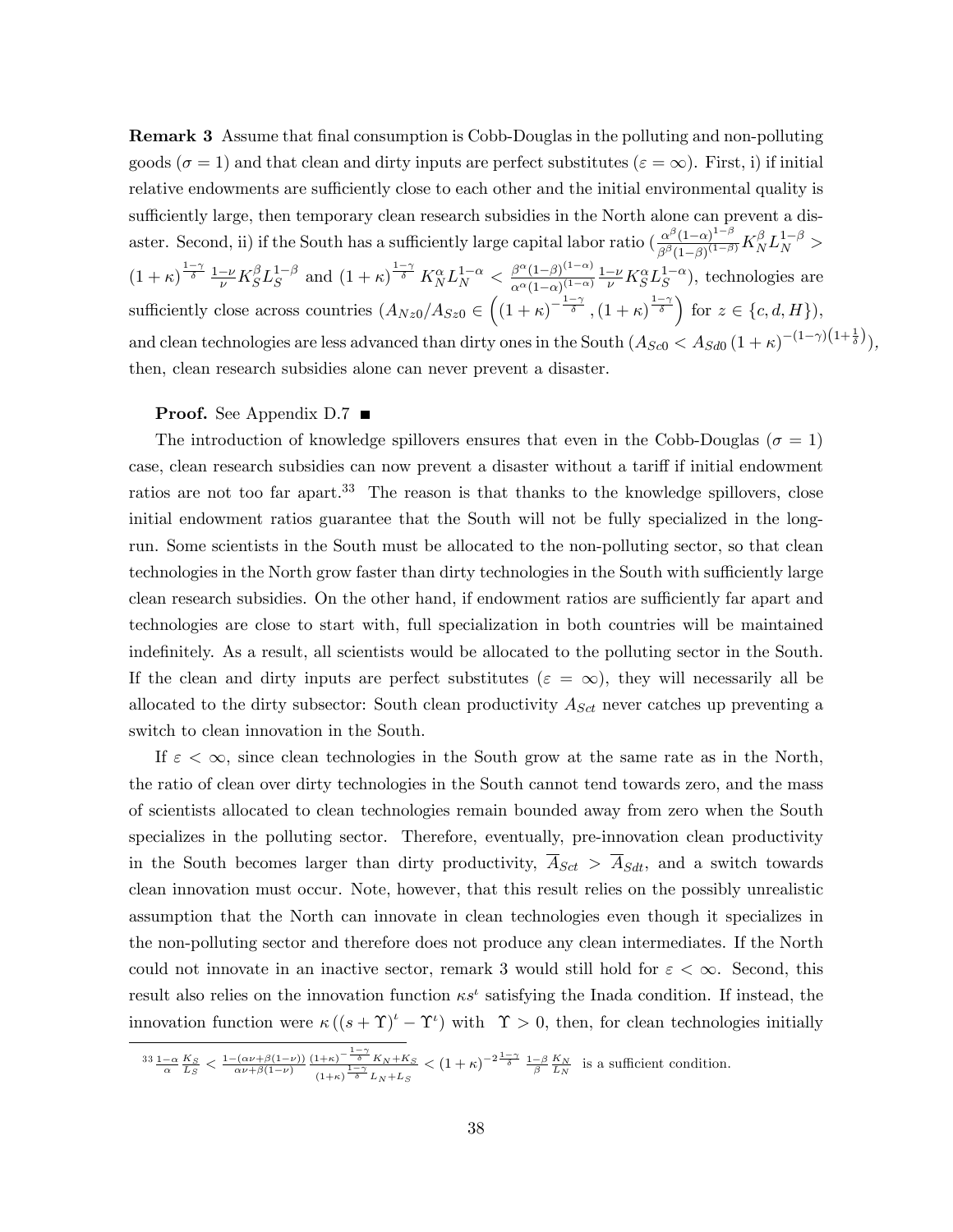**Remark 3** Assume that final consumption is Cobb-Douglas in the polluting and non-polluting goods ($\sigma = 1$) and that clean and dirty inputs are perfect substitutes ($\varepsilon = \infty$). First, i) if initial relative endowments are sufficiently close to each other and the initial environmental quality is sufficiently large, then temporary clean research subsidies in the North alone can prevent a disaster. Second, ii) if the South has a sufficiently large capital labor ratio ($\frac{\alpha^{\beta}(1-\alpha)^{1-\beta}}{\beta^{\beta}(1-\beta)^{(1-\beta)}} K_N^{\beta} L_N^{1-\beta} > (1+\kappa)^{\frac{1-\gamma}{\delta}} \frac{1-\nu}{\nu} K_S^{\beta} L_S^{1-\beta}$ and $(1+\kappa)^{\frac{1-\gamma}{\delta}} K_N^{\alpha} L_N^{1-\alpha} < \frac{\beta^{\alpha}(1-\beta)^{(1-\alpha)}}{\alpha^{\alpha}(1-\alpha)^{(1-\alpha)}} \frac{1-\nu}{\nu} K_S^{\alpha} L_S^{1-\alpha}$), technologies are sufficiently close across countries ($A_{Nz0}/A_{Sz0} \in \left((1+\kappa)^{-\frac{1-\gamma}{\delta}}, (1+\kappa)^{\frac{1-\gamma}{\delta}}\right)$ for $z \in \{c, d, H\}$), and clean technologies are less advanced than dirty ones in the South ($A_{Sc0} < A_{Sd0} (1+\kappa)^{-(1-\gamma)\left(1+\frac{1}{\delta}\right)}$), then, clean research subsidies alone can never prevent a disaster.

**Proof.** See Appendix D.7 ■

The introduction of knowledge spillovers ensures that even in the Cobb-Douglas ($\sigma = 1$) case, clean research subsidies can now prevent a disaster without a tariff if initial endowment ratios are not too far apart.[33] The reason is that thanks to the knowledge spillovers, close initial endowment ratios guarantee that the South will not be fully specialized in the long-run. Some scientists in the South must be allocated to the non-polluting sector, so that clean technologies in the North grow faster than dirty technologies in the South with sufficiently large clean research subsidies. On the other hand, if endowment ratios are sufficiently far apart and technologies are close to start with, full specialization in both countries will be maintained indefinitely. As a result, all scientists would be allocated to the polluting sector in the South. If the clean and dirty inputs are perfect substitutes ($\varepsilon = \infty$), they will necessarily all be allocated to the dirty subsector: South clean productivity $A_{Sct}$ never catches up preventing a switch to clean innovation in the South.

If $\varepsilon < \infty$, since clean technologies in the South grow at the same rate as in the North, the ratio of clean over dirty technologies in the South cannot tend towards zero, and the mass of scientists allocated to clean technologies remain bounded away from zero when the South specializes in the polluting sector. Therefore, eventually, pre-innovation clean productivity in the South becomes larger than dirty productivity, $\overline{A}_{Sct} > \overline{A}_{Sdt}$, and a switch towards clean innovation must occur. Note, however, that this result relies on the possibly unrealistic assumption that the North can innovate in clean technologies even though it specializes in the non-polluting sector and therefore does not produce any clean intermediates. If the North could not innovate in an inactive sector, remark 3 would still hold for $\varepsilon < \infty$. Second, this result also relies on the innovation function $\kappa s^{\iota}$ satisfying the Inada condition. If instead, the innovation function were $\kappa\left((s+\Upsilon)^{\iota} - \Upsilon^{\iota}\right)$ with $\Upsilon > 0$, then, for clean technologies initially

[33] $\frac{1-\alpha}{\alpha}\frac{K_S}{L_S} < \frac{1-(\alpha\nu+\beta(1-\nu))}{\alpha\nu+\beta(1-\nu)} \frac{(1+\kappa)^{-\frac{1-\gamma}{\delta}} K_N + K_S}{(1+\kappa)^{\frac{1-\gamma}{\delta}} L_N + L_S} < (1+\kappa)^{-2\frac{1-\gamma}{\delta}} \frac{1-\beta}{\beta}\frac{K_N}{L_N}$ is a sufficient condition.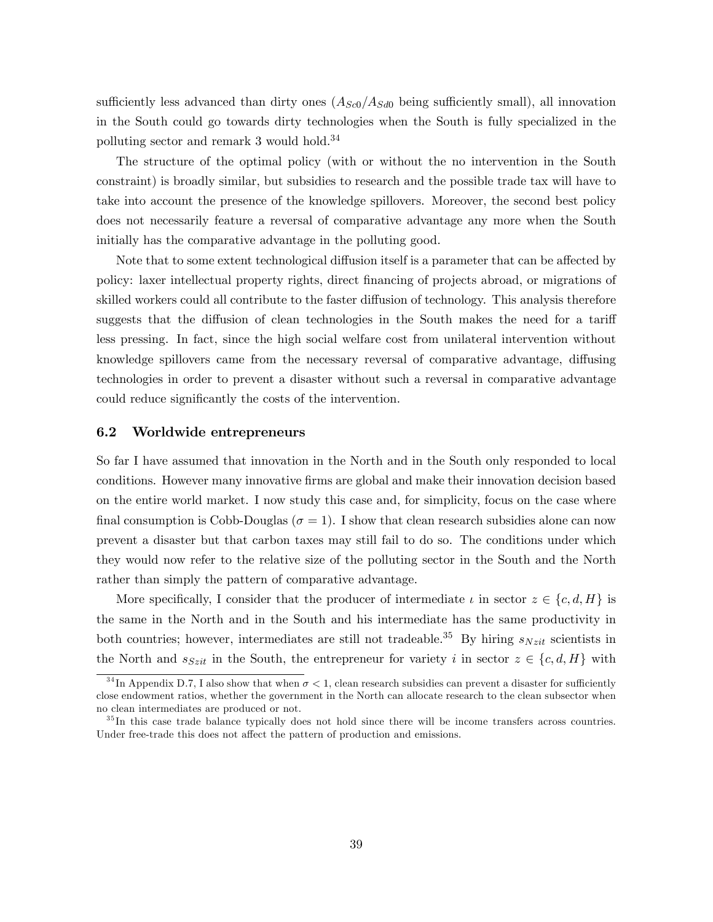sufficiently less advanced than dirty ones ($A_{Sc0}/A_{Sd0}$ being sufficiently small), all innovation in the South could go towards dirty technologies when the South is fully specialized in the polluting sector and remark 3 would hold.[34]

The structure of the optimal policy (with or without the no intervention in the South constraint) is broadly similar, but subsidies to research and the possible trade tax will have to take into account the presence of the knowledge spillovers. Moreover, the second best policy does not necessarily feature a reversal of comparative advantage any more when the South initially has the comparative advantage in the polluting good.

Note that to some extent technological diffusion itself is a parameter that can be affected by policy: laxer intellectual property rights, direct financing of projects abroad, or migrations of skilled workers could all contribute to the faster diffusion of technology. This analysis therefore suggests that the diffusion of clean technologies in the South makes the need for a tariff less pressing. In fact, since the high social welfare cost from unilateral intervention without knowledge spillovers came from the necessary reversal of comparative advantage, diffusing technologies in order to prevent a disaster without such a reversal in comparative advantage could reduce significantly the costs of the intervention.

### 6.2 Worldwide entrepreneurs

So far I have assumed that innovation in the North and in the South only responded to local conditions. However many innovative firms are global and make their innovation decision based on the entire world market. I now study this case and, for simplicity, focus on the case where final consumption is Cobb-Douglas ($\sigma = 1$). I show that clean research subsidies alone can now prevent a disaster but that carbon taxes may still fail to do so. The conditions under which they would now refer to the relative size of the polluting sector in the South and the North rather than simply the pattern of comparative advantage.

More specifically, I consider that the producer of intermediate $\iota$ in sector $z \in \{c, d, H\}$ is the same in the North and in the South and his intermediate has the same productivity in both countries; however, intermediates are still not tradeable.[35] By hiring $s_{Nzit}$ scientists in the North and $s_{Szit}$ in the South, the entrepreneur for variety $i$ in sector $z \in \{c, d, H\}$ with

[34] In Appendix D.7, I also show that when $\sigma < 1$, clean research subsidies can prevent a disaster for sufficiently close endowment ratios, whether the government in the North can allocate research to the clean subsector when no clean intermediates are produced or not.

[35] In this case trade balance typically does not hold since there will be income transfers across countries. Under free-trade this does not affect the pattern of production and emissions.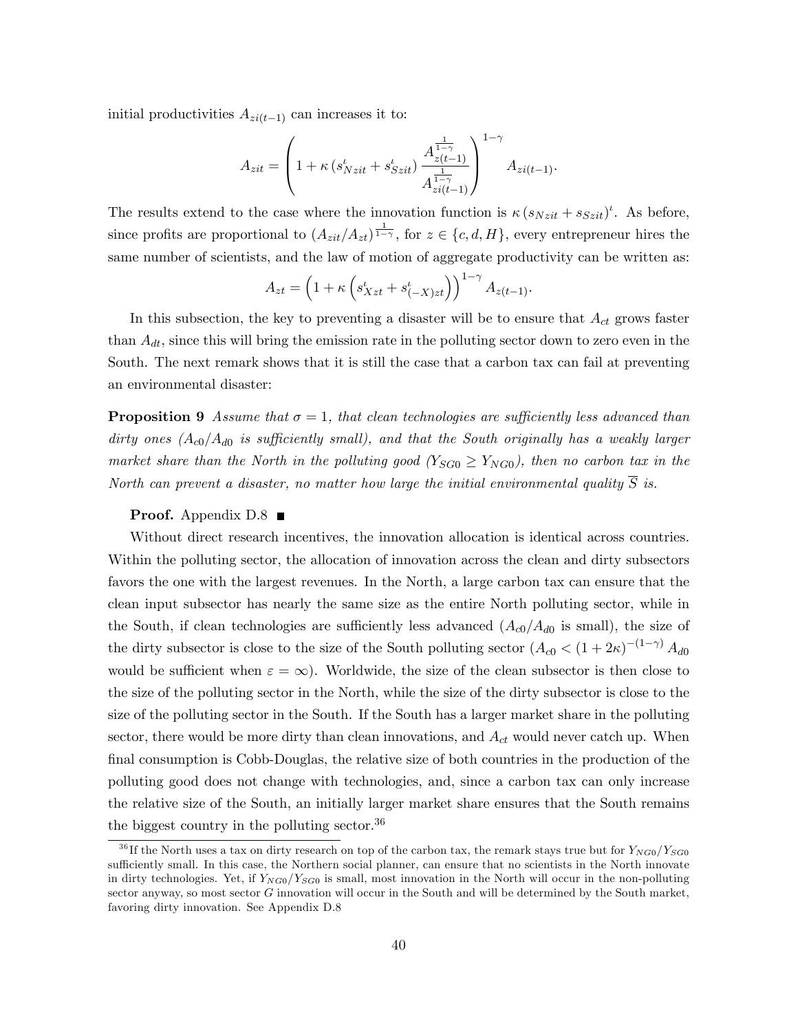initial productivities $A_{zi(t-1)}$ can increases it to:

$$A_{zit} = \left(1 + \kappa \left(s_{Nzit}^{\iota} + s_{Szit}^{\iota}\right) \frac{A_{z(t-1)}^{\frac{1}{1-\gamma}}}{A_{zi(t-1)}^{\frac{1}{1-\gamma}}}\right)^{1-\gamma} A_{zi(t-1)}.$$

The results extend to the case where the innovation function is $\kappa \left(s_{Nzit} + s_{Szit}\right)^{\iota}$. As before, since profits are proportional to $\left(A_{zit}/A_{zt}\right)^{\frac{1}{1-\gamma}}$, for $z \in \{c, d, H\}$, every entrepreneur hires the same number of scientists, and the law of motion of aggregate productivity can be written as:

$$A_{zt} = \left(1 + \kappa \left(s_{Xzt}^{\iota} + s_{(-X)zt}^{\iota}\right)\right)^{1-\gamma} A_{z(t-1)}.$$

In this subsection, the key to preventing a disaster will be to ensure that $A_{ct}$ grows faster than $A_{dt}$, since this will bring the emission rate in the polluting sector down to zero even in the South. The next remark shows that it is still the case that a carbon tax can fail at preventing an environmental disaster:

**Proposition 9** *Assume that $\sigma = 1$, that clean technologies are sufficiently less advanced than dirty ones ($A_{c0}/A_{d0}$ is sufficiently small), and that the South originally has a weakly larger market share than the North in the polluting good ($Y_{SG0} \geq Y_{NG0}$), then no carbon tax in the North can prevent a disaster, no matter how large the initial environmental quality $\overline{S}$ is.*

**Proof.** Appendix D.8 ■

Without direct research incentives, the innovation allocation is identical across countries. Within the polluting sector, the allocation of innovation across the clean and dirty subsectors favors the one with the largest revenues. In the North, a large carbon tax can ensure that the clean input subsector has nearly the same size as the entire North polluting sector, while in the South, if clean technologies are sufficiently less advanced ($A_{c0}/A_{d0}$ is small), the size of the dirty subsector is close to the size of the South polluting sector ($A_{c0} < (1 + 2\kappa)^{-(1-\gamma)} A_{d0}$ would be sufficient when $\varepsilon = \infty$). Worldwide, the size of the clean subsector is then close to the size of the polluting sector in the North, while the size of the dirty subsector is close to the size of the polluting sector in the South. If the South has a larger market share in the polluting sector, there would be more dirty than clean innovations, and $A_{ct}$ would never catch up. When final consumption is Cobb-Douglas, the relative size of both countries in the production of the polluting good does not change with technologies, and, since a carbon tax can only increase the relative size of the South, an initially larger market share ensures that the South remains the biggest country in the polluting sector.[36]

[36] If the North uses a tax on dirty research on top of the carbon tax, the remark stays true but for $Y_{NG0}/Y_{SG0}$ sufficiently small. In this case, the Northern social planner, can ensure that no scientists in the North innovate in dirty technologies. Yet, if $Y_{NG0}/Y_{SG0}$ is small, most innovation in the North will occur in the non-polluting sector anyway, so most sector $G$ innovation will occur in the South and will be determined by the South market, favoring dirty innovation. See Appendix D.8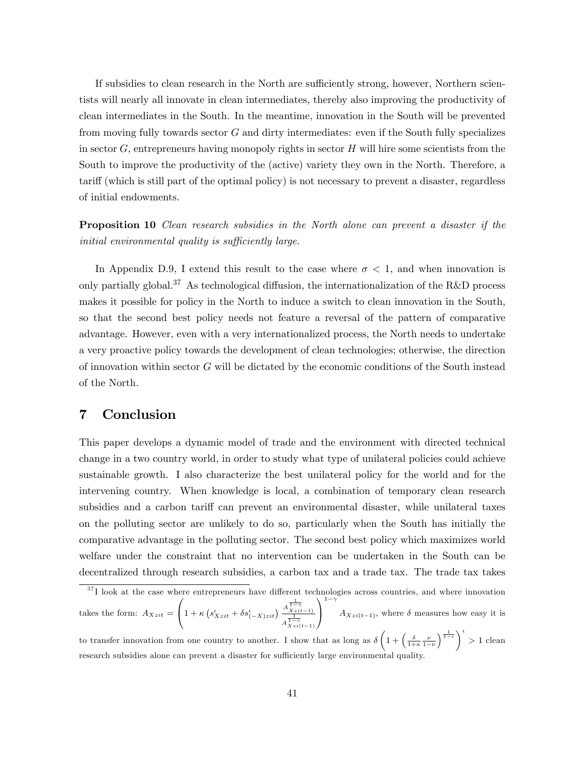If subsidies to clean research in the North are sufficiently strong, however, Northern scientists will nearly all innovate in clean intermediates, thereby also improving the productivity of clean intermediates in the South. In the meantime, innovation in the South will be prevented from moving fully towards sector $G$ and dirty intermediates: even if the South fully specializes in sector $G$, entrepreneurs having monopoly rights in sector $H$ will hire some scientists from the South to improve the productivity of the (active) variety they own in the North. Therefore, a tariff (which is still part of the optimal policy) is not necessary to prevent a disaster, regardless of initial endowments.

**Proposition 10** *Clean research subsidies in the North alone can prevent a disaster if the initial environmental quality is sufficiently large.*

In Appendix D.9, I extend this result to the case where $\sigma < 1$, and when innovation is only partially global.[37] As technological diffusion, the internationalization of the R&D process makes it possible for policy in the North to induce a switch to clean innovation in the South, so that the second best policy needs not feature a reversal of the pattern of comparative advantage. However, even with a very internationalized process, the North needs to undertake a very proactive policy towards the development of clean technologies; otherwise, the direction of innovation within sector $G$ will be dictated by the economic conditions of the South instead of the North.

## 7 Conclusion

This paper develops a dynamic model of trade and the environment with directed technical change in a two country world, in order to study what type of unilateral policies could achieve sustainable growth. I also characterize the best unilateral policy for the world and for the intervening country. When knowledge is local, a combination of temporary clean research subsidies and a carbon tariff can prevent an environmental disaster, while unilateral taxes on the polluting sector are unlikely to do so, particularly when the South has initially the comparative advantage in the polluting sector. The second best policy which maximizes world welfare under the constraint that no intervention can be undertaken in the South can be decentralized through research subsidies, a carbon tax and a trade tax. The trade tax takes

[37] I look at the case where entrepreneurs have different technologies across countries, and where innovation takes the form: $A_{Xzit} = \left(1 + \kappa \left(s^{\iota}_{Xzit} + \delta s^{\iota}_{(-X)zit}\right) \frac{A^{\frac{1}{1-\gamma}}_{Xz(t-1)}}{A^{\frac{1}{1-\gamma}}_{Xzi(t-1)}}\right)^{1-\gamma} A_{Xzi(t-1)}$, where $\delta$ measures how easy it is to transfer innovation from one country to another. I show that as long as $\delta\left(1 + \left(\frac{\delta}{1+\kappa}\frac{\nu}{1-\nu}\right)^{\frac{1}{1-\iota}}\right)^{\iota} > 1$ clean research subsidies alone can prevent a disaster for sufficiently large environmental quality.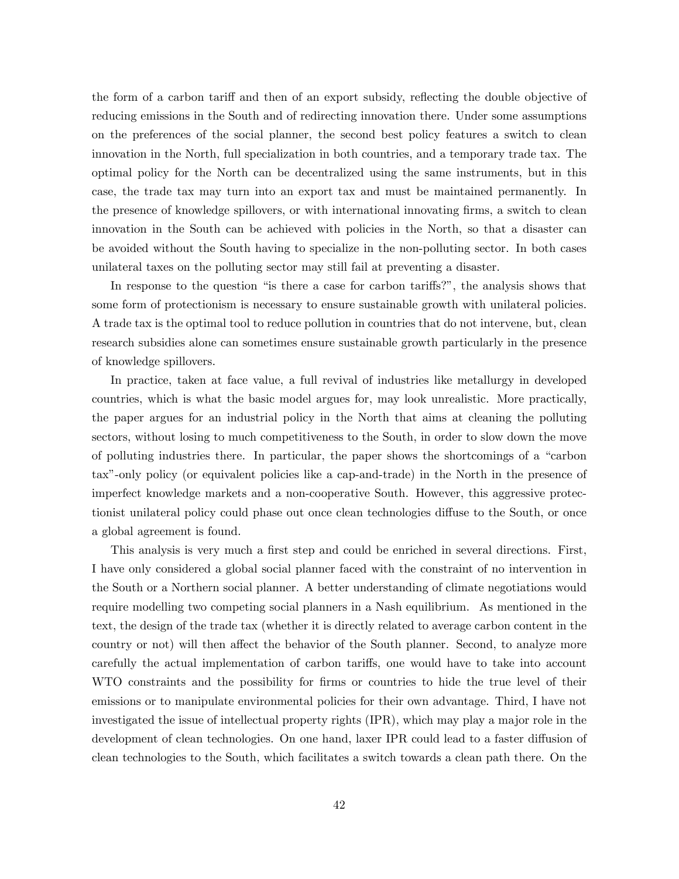the form of a carbon tariff and then of an export subsidy, reflecting the double objective of reducing emissions in the South and of redirecting innovation there. Under some assumptions on the preferences of the social planner, the second best policy features a switch to clean innovation in the North, full specialization in both countries, and a temporary trade tax. The optimal policy for the North can be decentralized using the same instruments, but in this case, the trade tax may turn into an export tax and must be maintained permanently. In the presence of knowledge spillovers, or with international innovating firms, a switch to clean innovation in the South can be achieved with policies in the North, so that a disaster can be avoided without the South having to specialize in the non-polluting sector. In both cases unilateral taxes on the polluting sector may still fail at preventing a disaster.

In response to the question "is there a case for carbon tariffs?", the analysis shows that some form of protectionism is necessary to ensure sustainable growth with unilateral policies. A trade tax is the optimal tool to reduce pollution in countries that do not intervene, but, clean research subsidies alone can sometimes ensure sustainable growth particularly in the presence of knowledge spillovers.

In practice, taken at face value, a full revival of industries like metallurgy in developed countries, which is what the basic model argues for, may look unrealistic. More practically, the paper argues for an industrial policy in the North that aims at cleaning the polluting sectors, without losing to much competitiveness to the South, in order to slow down the move of polluting industries there. In particular, the paper shows the shortcomings of a "carbon tax"-only policy (or equivalent policies like a cap-and-trade) in the North in the presence of imperfect knowledge markets and a non-cooperative South. However, this aggressive protectionist unilateral policy could phase out once clean technologies diffuse to the South, or once a global agreement is found.

This analysis is very much a first step and could be enriched in several directions. First, I have only considered a global social planner faced with the constraint of no intervention in the South or a Northern social planner. A better understanding of climate negotiations would require modelling two competing social planners in a Nash equilibrium. As mentioned in the text, the design of the trade tax (whether it is directly related to average carbon content in the country or not) will then affect the behavior of the South planner. Second, to analyze more carefully the actual implementation of carbon tariffs, one would have to take into account WTO constraints and the possibility for firms or countries to hide the true level of their emissions or to manipulate environmental policies for their own advantage. Third, I have not investigated the issue of intellectual property rights (IPR), which may play a major role in the development of clean technologies. On one hand, laxer IPR could lead to a faster diffusion of clean technologies to the South, which facilitates a switch towards a clean path there. On the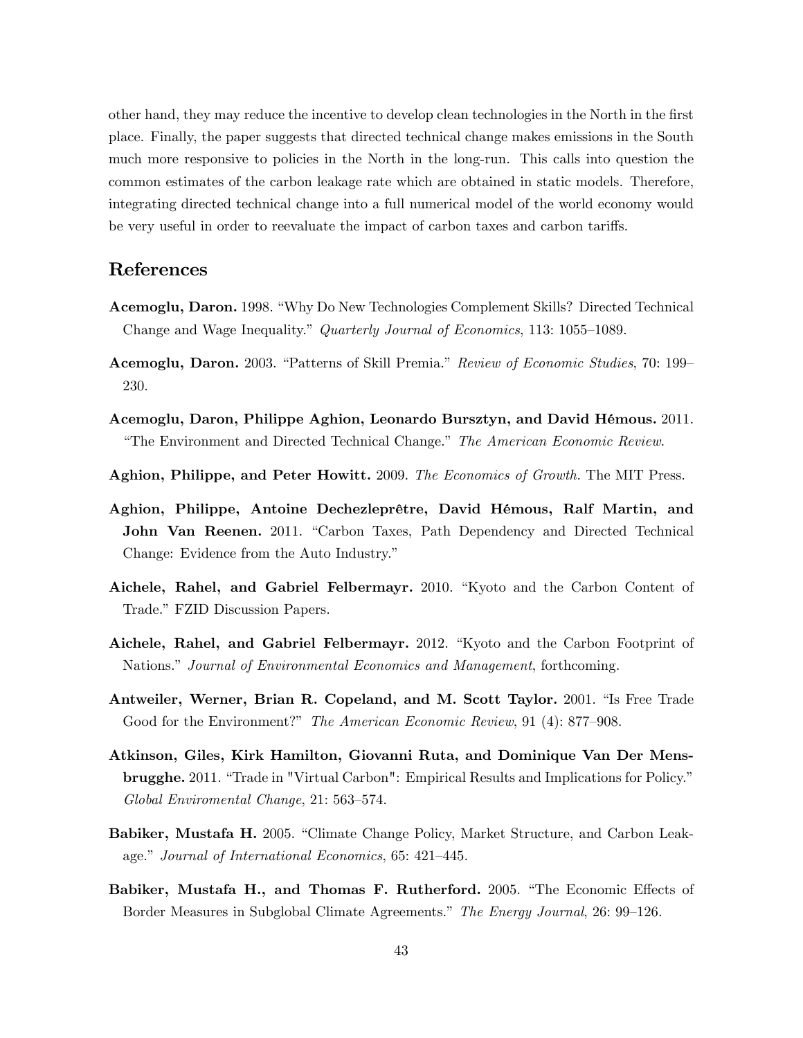other hand, they may reduce the incentive to develop clean technologies in the North in the first place. Finally, the paper suggests that directed technical change makes emissions in the South much more responsive to policies in the North in the long-run. This calls into question the common estimates of the carbon leakage rate which are obtained in static models. Therefore, integrating directed technical change into a full numerical model of the world economy would be very useful in order to reevaluate the impact of carbon taxes and carbon tariffs.

## References

**Acemoglu, Daron.** 1998. "Why Do New Technologies Complement Skills? Directed Technical Change and Wage Inequality." *Quarterly Journal of Economics*, 113: 1055–1089.

**Acemoglu, Daron.** 2003. "Patterns of Skill Premia." *Review of Economic Studies*, 70: 199–230.

**Acemoglu, Daron, Philippe Aghion, Leonardo Bursztyn, and David Hémous.** 2011. "The Environment and Directed Technical Change." *The American Economic Review*.

**Aghion, Philippe, and Peter Howitt.** 2009. *The Economics of Growth.* The MIT Press.

**Aghion, Philippe, Antoine Dechezleprêtre, David Hémous, Ralf Martin, and John Van Reenen.** 2011. "Carbon Taxes, Path Dependency and Directed Technical Change: Evidence from the Auto Industry."

**Aichele, Rahel, and Gabriel Felbermayr.** 2010. "Kyoto and the Carbon Content of Trade." FZID Discussion Papers.

**Aichele, Rahel, and Gabriel Felbermayr.** 2012. "Kyoto and the Carbon Footprint of Nations." *Journal of Environmental Economics and Management*, forthcoming.

**Antweiler, Werner, Brian R. Copeland, and M. Scott Taylor.** 2001. "Is Free Trade Good for the Environment?" *The American Economic Review*, 91 (4): 877–908.

**Atkinson, Giles, Kirk Hamilton, Giovanni Ruta, and Dominique Van Der Mensbrugghe.** 2011. "Trade in "Virtual Carbon": Empirical Results and Implications for Policy." *Global Enviromental Change*, 21: 563–574.

**Babiker, Mustafa H.** 2005. "Climate Change Policy, Market Structure, and Carbon Leakage." *Journal of International Economics*, 65: 421–445.

**Babiker, Mustafa H., and Thomas F. Rutherford.** 2005. "The Economic Effects of Border Measures in Subglobal Climate Agreements." *The Energy Journal*, 26: 99–126.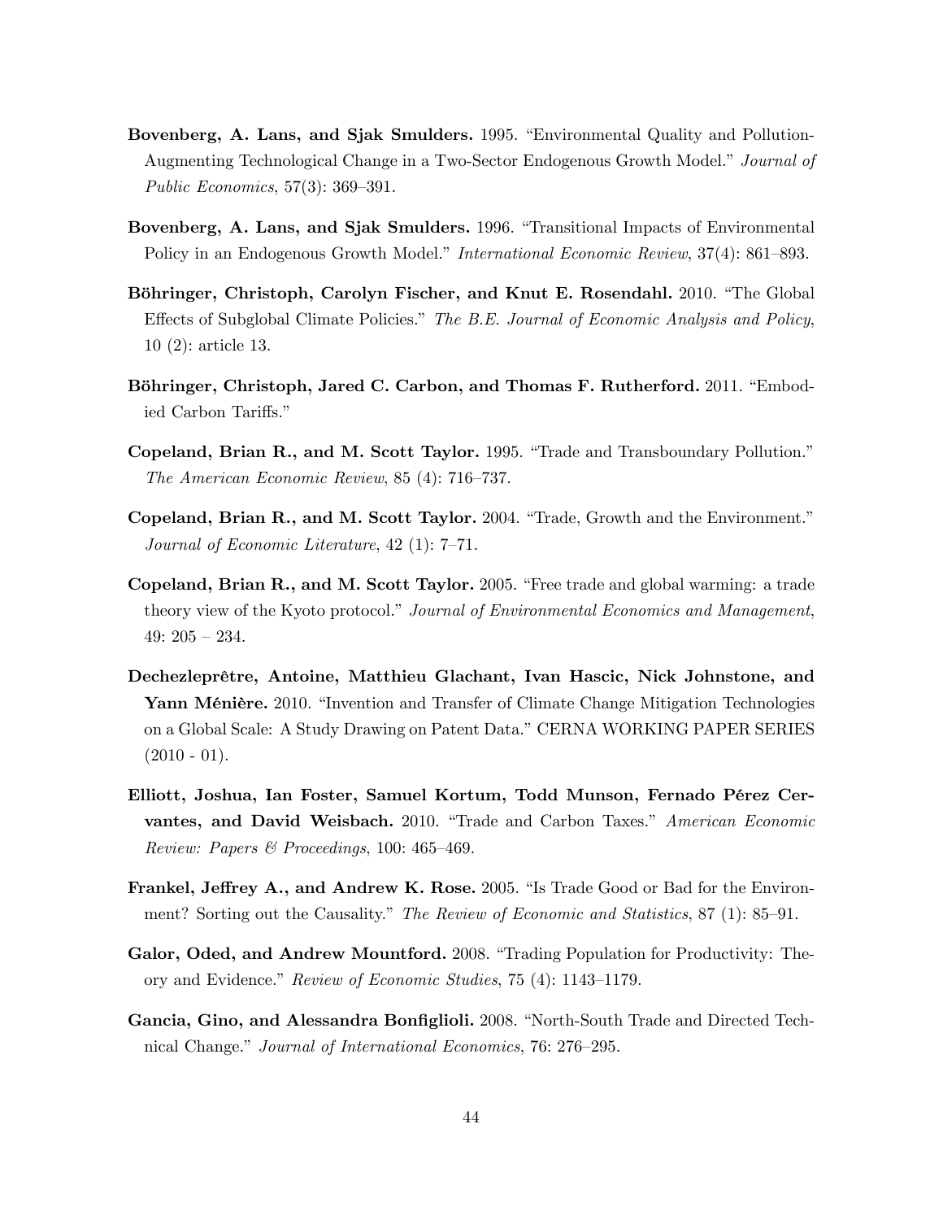**Bovenberg, A. Lans, and Sjak Smulders.** 1995. "Environmental Quality and Pollution-Augmenting Technological Change in a Two-Sector Endogenous Growth Model." *Journal of Public Economics*, 57(3): 369–391.

**Bovenberg, A. Lans, and Sjak Smulders.** 1996. "Transitional Impacts of Environmental Policy in an Endogenous Growth Model." *International Economic Review*, 37(4): 861–893.

**Böhringer, Christoph, Carolyn Fischer, and Knut E. Rosendahl.** 2010. "The Global Effects of Subglobal Climate Policies." *The B.E. Journal of Economic Analysis and Policy*, 10 (2): article 13.

**Böhringer, Christoph, Jared C. Carbon, and Thomas F. Rutherford.** 2011. "Embodied Carbon Tariffs."

**Copeland, Brian R., and M. Scott Taylor.** 1995. "Trade and Transboundary Pollution." *The American Economic Review*, 85 (4): 716–737.

**Copeland, Brian R., and M. Scott Taylor.** 2004. "Trade, Growth and the Environment." *Journal of Economic Literature*, 42 (1): 7–71.

**Copeland, Brian R., and M. Scott Taylor.** 2005. "Free trade and global warming: a trade theory view of the Kyoto protocol." *Journal of Environmental Economics and Management*, 49: 205 – 234.

**Dechezleprêtre, Antoine, Matthieu Glachant, Ivan Hascic, Nick Johnstone, and Yann Ménière.** 2010. "Invention and Transfer of Climate Change Mitigation Technologies on a Global Scale: A Study Drawing on Patent Data." CERNA WORKING PAPER SERIES (2010 - 01).

**Elliott, Joshua, Ian Foster, Samuel Kortum, Todd Munson, Fernado Pérez Cervantes, and David Weisbach.** 2010. "Trade and Carbon Taxes." *American Economic Review: Papers & Proceedings*, 100: 465–469.

**Frankel, Jeffrey A., and Andrew K. Rose.** 2005. "Is Trade Good or Bad for the Environment? Sorting out the Causality." *The Review of Economic and Statistics*, 87 (1): 85–91.

**Galor, Oded, and Andrew Mountford.** 2008. "Trading Population for Productivity: Theory and Evidence." *Review of Economic Studies*, 75 (4): 1143–1179.

**Gancia, Gino, and Alessandra Bonfiglioli.** 2008. "North-South Trade and Directed Technical Change." *Journal of International Economics*, 76: 276–295.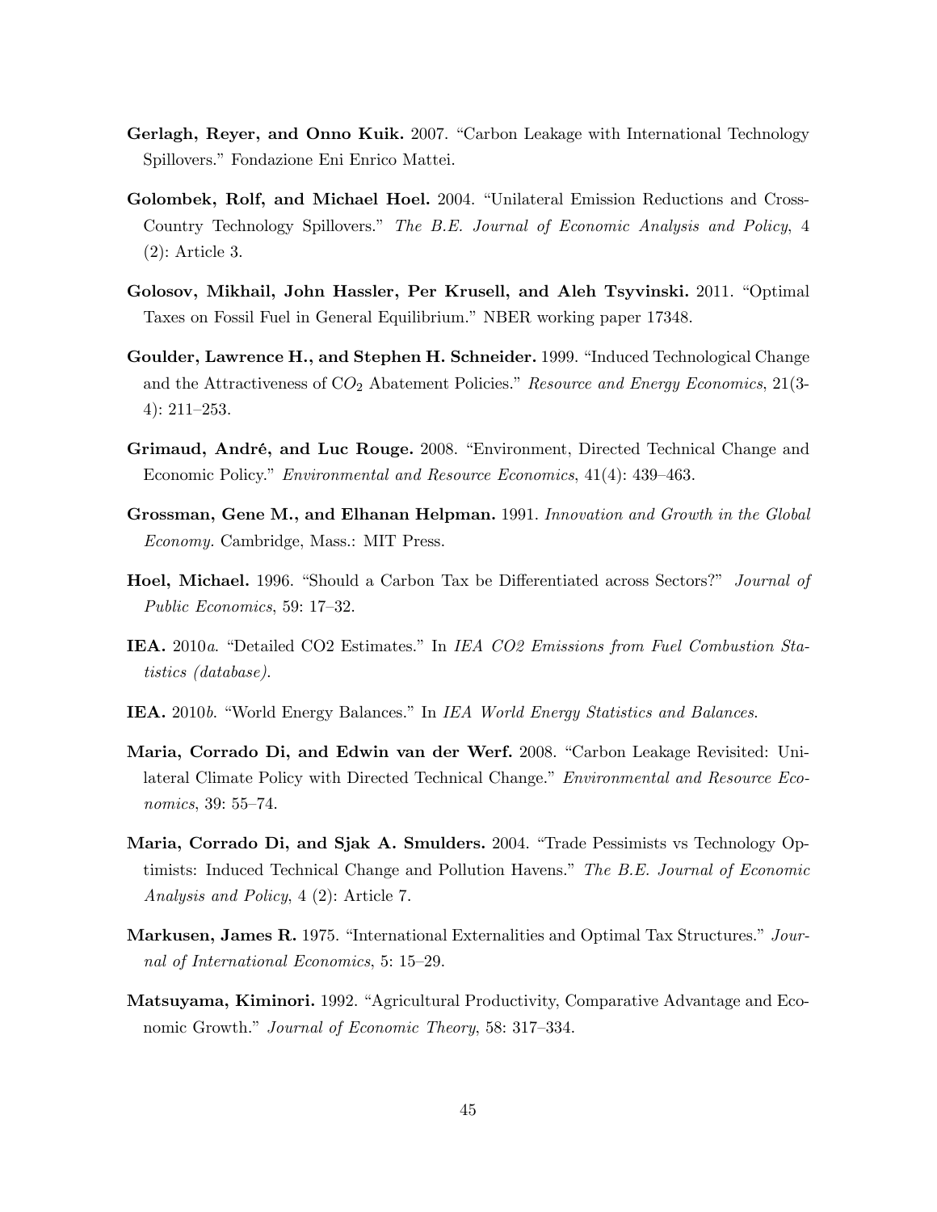**Gerlagh, Reyer, and Onno Kuik.** 2007. "Carbon Leakage with International Technology Spillovers." Fondazione Eni Enrico Mattei.

**Golombek, Rolf, and Michael Hoel.** 2004. "Unilateral Emission Reductions and Cross-Country Technology Spillovers." *The B.E. Journal of Economic Analysis and Policy*, 4 (2): Article 3.

**Golosov, Mikhail, John Hassler, Per Krusell, and Aleh Tsyvinski.** 2011. "Optimal Taxes on Fossil Fuel in General Equilibrium." NBER working paper 17348.

**Goulder, Lawrence H., and Stephen H. Schneider.** 1999. "Induced Technological Change and the Attractiveness of $CO_2$ Abatement Policies." *Resource and Energy Economics*, 21(3-4): 211–253.

**Grimaud, André, and Luc Rouge.** 2008. "Environment, Directed Technical Change and Economic Policy." *Environmental and Resource Economics*, 41(4): 439–463.

**Grossman, Gene M., and Elhanan Helpman.** 1991. *Innovation and Growth in the Global Economy.* Cambridge, Mass.: MIT Press.

**Hoel, Michael.** 1996. "Should a Carbon Tax be Differentiated across Sectors?" *Journal of Public Economics*, 59: 17–32.

**IEA.** 2010*a*. "Detailed CO2 Estimates." In *IEA CO2 Emissions from Fuel Combustion Statistics (database).*

**IEA.** 2010*b*. "World Energy Balances." In *IEA World Energy Statistics and Balances.*

**Maria, Corrado Di, and Edwin van der Werf.** 2008. "Carbon Leakage Revisited: Unilateral Climate Policy with Directed Technical Change." *Environmental and Resource Economics*, 39: 55–74.

**Maria, Corrado Di, and Sjak A. Smulders.** 2004. "Trade Pessimists vs Technology Optimists: Induced Technical Change and Pollution Havens." *The B.E. Journal of Economic Analysis and Policy*, 4 (2): Article 7.

**Markusen, James R.** 1975. "International Externalities and Optimal Tax Structures." *Journal of International Economics*, 5: 15–29.

**Matsuyama, Kiminori.** 1992. "Agricultural Productivity, Comparative Advantage and Economic Growth." *Journal of Economic Theory*, 58: 317–334.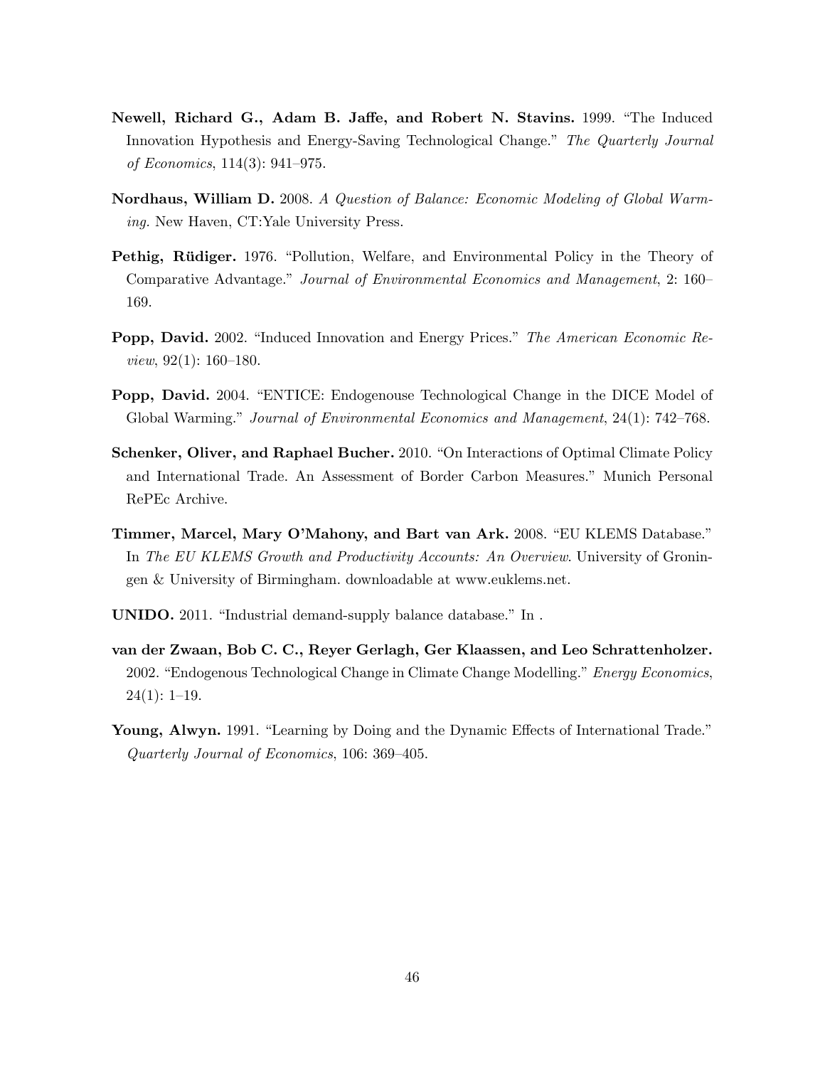**Newell, Richard G., Adam B. Jaffe, and Robert N. Stavins.** 1999. "The Induced Innovation Hypothesis and Energy-Saving Technological Change." *The Quarterly Journal of Economics*, 114(3): 941–975.

**Nordhaus, William D.** 2008. *A Question of Balance: Economic Modeling of Global Warming.* New Haven, CT:Yale University Press.

**Pethig, Rüdiger.** 1976. "Pollution, Welfare, and Environmental Policy in the Theory of Comparative Advantage." *Journal of Environmental Economics and Management*, 2: 160–169.

**Popp, David.** 2002. "Induced Innovation and Energy Prices." *The American Economic Review*, 92(1): 160–180.

**Popp, David.** 2004. "ENTICE: Endogenouse Technological Change in the DICE Model of Global Warming." *Journal of Environmental Economics and Management*, 24(1): 742–768.

**Schenker, Oliver, and Raphael Bucher.** 2010. "On Interactions of Optimal Climate Policy and International Trade. An Assessment of Border Carbon Measures." Munich Personal RePEc Archive.

**Timmer, Marcel, Mary O'Mahony, and Bart van Ark.** 2008. "EU KLEMS Database." In *The EU KLEMS Growth and Productivity Accounts: An Overview*. University of Groningen & University of Birmingham. downloadable at www.euklems.net.

**UNIDO.** 2011. "Industrial demand-supply balance database." In .

**van der Zwaan, Bob C. C., Reyer Gerlagh, Ger Klaassen, and Leo Schrattenholzer.** 2002. "Endogenous Technological Change in Climate Change Modelling." *Energy Economics*, 24(1): 1–19.

**Young, Alwyn.** 1991. "Learning by Doing and the Dynamic Effects of International Trade." *Quarterly Journal of Economics*, 106: 369–405.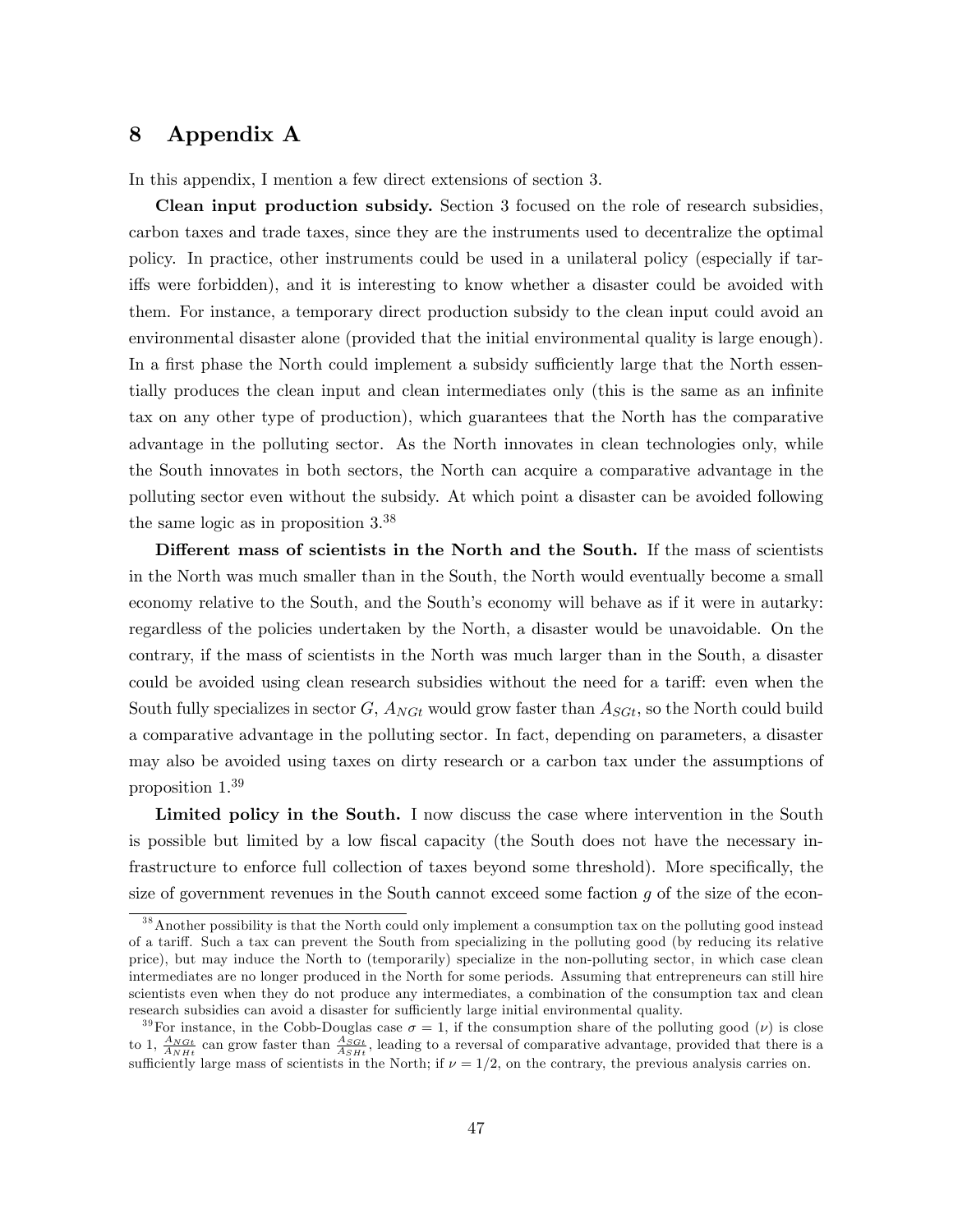# 8 Appendix A

In this appendix, I mention a few direct extensions of section 3.

**Clean input production subsidy.** Section 3 focused on the role of research subsidies, carbon taxes and trade taxes, since they are the instruments used to decentralize the optimal policy. In practice, other instruments could be used in a unilateral policy (especially if tariffs were forbidden), and it is interesting to know whether a disaster could be avoided with them. For instance, a temporary direct production subsidy to the clean input could avoid an environmental disaster alone (provided that the initial environmental quality is large enough). In a first phase the North could implement a subsidy sufficiently large that the North essentially produces the clean input and clean intermediates only (this is the same as an infinite tax on any other type of production), which guarantees that the North has the comparative advantage in the polluting sector. As the North innovates in clean technologies only, while the South innovates in both sectors, the North can acquire a comparative advantage in the polluting sector even without the subsidy. At which point a disaster can be avoided following the same logic as in proposition 3.[38]

**Different mass of scientists in the North and the South.** If the mass of scientists in the North was much smaller than in the South, the North would eventually become a small economy relative to the South, and the South's economy will behave as if it were in autarky: regardless of the policies undertaken by the North, a disaster would be unavoidable. On the contrary, if the mass of scientists in the North was much larger than in the South, a disaster could be avoided using clean research subsidies without the need for a tariff: even when the South fully specializes in sector $G$, $A_{NGt}$ would grow faster than $A_{SGt}$, so the North could build a comparative advantage in the polluting sector. In fact, depending on parameters, a disaster may also be avoided using taxes on dirty research or a carbon tax under the assumptions of proposition 1.[39]

**Limited policy in the South.** I now discuss the case where intervention in the South is possible but limited by a low fiscal capacity (the South does not have the necessary infrastructure to enforce full collection of taxes beyond some threshold). More specifically, the size of government revenues in the South cannot exceed some faction $g$ of the size of the econ-

---

[38] Another possibility is that the North could only implement a consumption tax on the polluting good instead of a tariff. Such a tax can prevent the South from specializing in the polluting good (by reducing its relative price), but may induce the North to (temporarily) specialize in the non-polluting sector, in which case clean intermediates are no longer produced in the North for some periods. Assuming that entrepreneurs can still hire scientists even when they do not produce any intermediates, a combination of the consumption tax and clean research subsidies can avoid a disaster for sufficiently large initial environmental quality.

[39] For instance, in the Cobb-Douglas case $\sigma = 1$, if the consumption share of the polluting good ($\nu$) is close to 1, $\frac{A_{NGt}}{A_{NHt}}$ can grow faster than $\frac{A_{SGt}}{A_{SHt}}$, leading to a reversal of comparative advantage, provided that there is a sufficiently large mass of scientists in the North; if $\nu = 1/2$, on the contrary, the previous analysis carries on.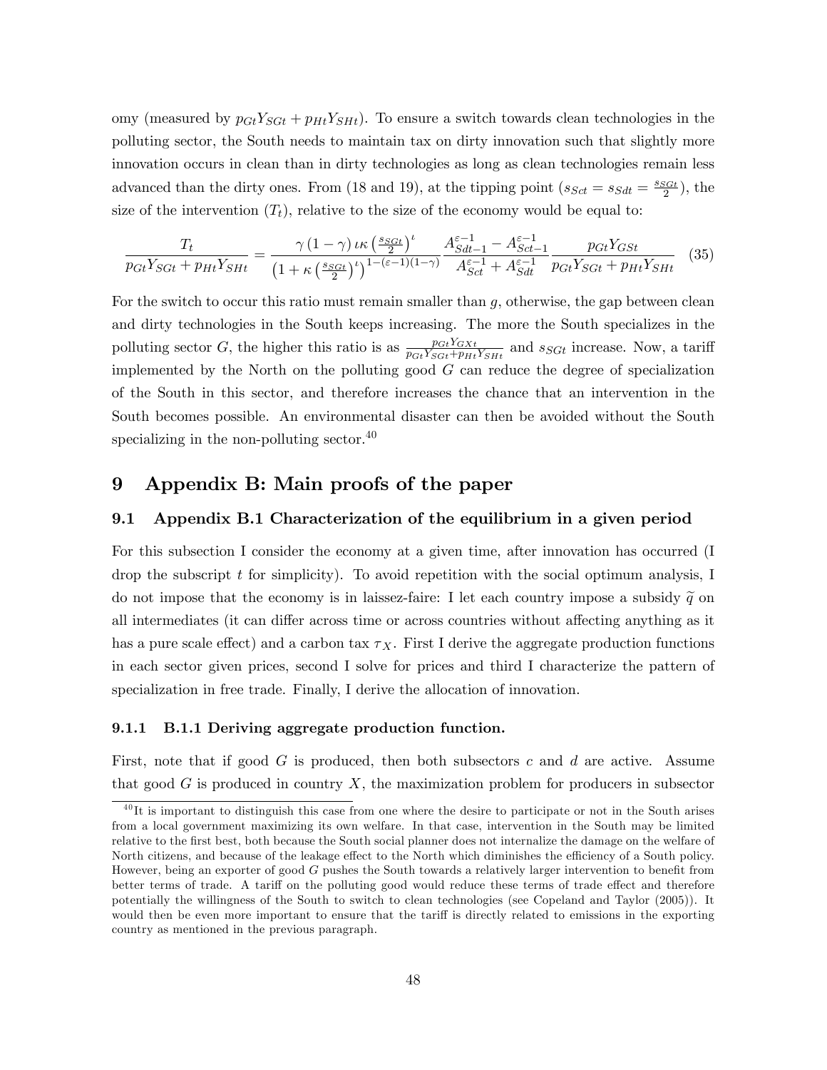omy (measured by $p_{Gt}Y_{SGt} + p_{Ht}Y_{SHt}$). To ensure a switch towards clean technologies in the polluting sector, the South needs to maintain tax on dirty innovation such that slightly more innovation occurs in clean than in dirty technologies as long as clean technologies remain less advanced than the dirty ones. From (18 and 19), at the tipping point ($s_{Sct} = s_{Sdt} = \frac{s_{SGt}}{2}$), the size of the intervention ($T_t$), relative to the size of the economy would be equal to:

$$\frac{T_t}{p_{Gt}Y_{SGt} + p_{Ht}Y_{SHt}} = \frac{\gamma(1-\gamma)\iota\kappa\left(\frac{s_{SGt}}{2}\right)^{\iota}}{\left(1+\kappa\left(\frac{s_{SGt}}{2}\right)^{\iota}\right)^{1-(\varepsilon-1)(1-\gamma)}} \frac{A_{Sdt-1}^{\varepsilon-1} - A_{Sct-1}^{\varepsilon-1}}{A_{Sct}^{\varepsilon-1} + A_{Sdt}^{\varepsilon-1}} \frac{p_{Gt}Y_{GSt}}{p_{Gt}Y_{SGt} + p_{Ht}Y_{SHt}} \quad (35)$$

For the switch to occur this ratio must remain smaller than $g$, otherwise, the gap between clean and dirty technologies in the South keeps increasing. The more the South specializes in the polluting sector $G$, the higher this ratio is as $\frac{p_{Gt}Y_{GXt}}{p_{Gt}Y_{SGt}+p_{Ht}Y_{SHt}}$ and $s_{SGt}$ increase. Now, a tariff implemented by the North on the polluting good $G$ can reduce the degree of specialization of the South in this sector, and therefore increases the chance that an intervention in the South becomes possible. An environmental disaster can then be avoided without the South specializing in the non-polluting sector.[40]

# 9 Appendix B: Main proofs of the paper

## 9.1 Appendix B.1 Characterization of the equilibrium in a given period

For this subsection I consider the economy at a given time, after innovation has occurred (I drop the subscript $t$ for simplicity). To avoid repetition with the social optimum analysis, I do not impose that the economy is in laissez-faire: I let each country impose a subsidy $\widetilde{q}$ on all intermediates (it can differ across time or across countries without affecting anything as it has a pure scale effect) and a carbon tax $\tau_X$. First I derive the aggregate production functions in each sector given prices, second I solve for prices and third I characterize the pattern of specialization in free trade. Finally, I derive the allocation of innovation.

### 9.1.1 B.1.1 Deriving aggregate production function.

First, note that if good $G$ is produced, then both subsectors $c$ and $d$ are active. Assume that good $G$ is produced in country $X$, the maximization problem for producers in subsector

[40] It is important to distinguish this case from one where the desire to participate or not in the South arises from a local government maximizing its own welfare. In that case, intervention in the South may be limited relative to the first best, both because the South social planner does not internalize the damage on the welfare of North citizens, and because of the leakage effect to the North which diminishes the efficiency of a South policy. However, being an exporter of good $G$ pushes the South towards a relatively larger intervention to benefit from better terms of trade. A tariff on the polluting good would reduce these terms of trade effect and therefore potentially the willingness of the South to switch to clean technologies (see Copeland and Taylor (2005)). It would then be even more important to ensure that the tariff is directly related to emissions in the exporting country as mentioned in the previous paragraph.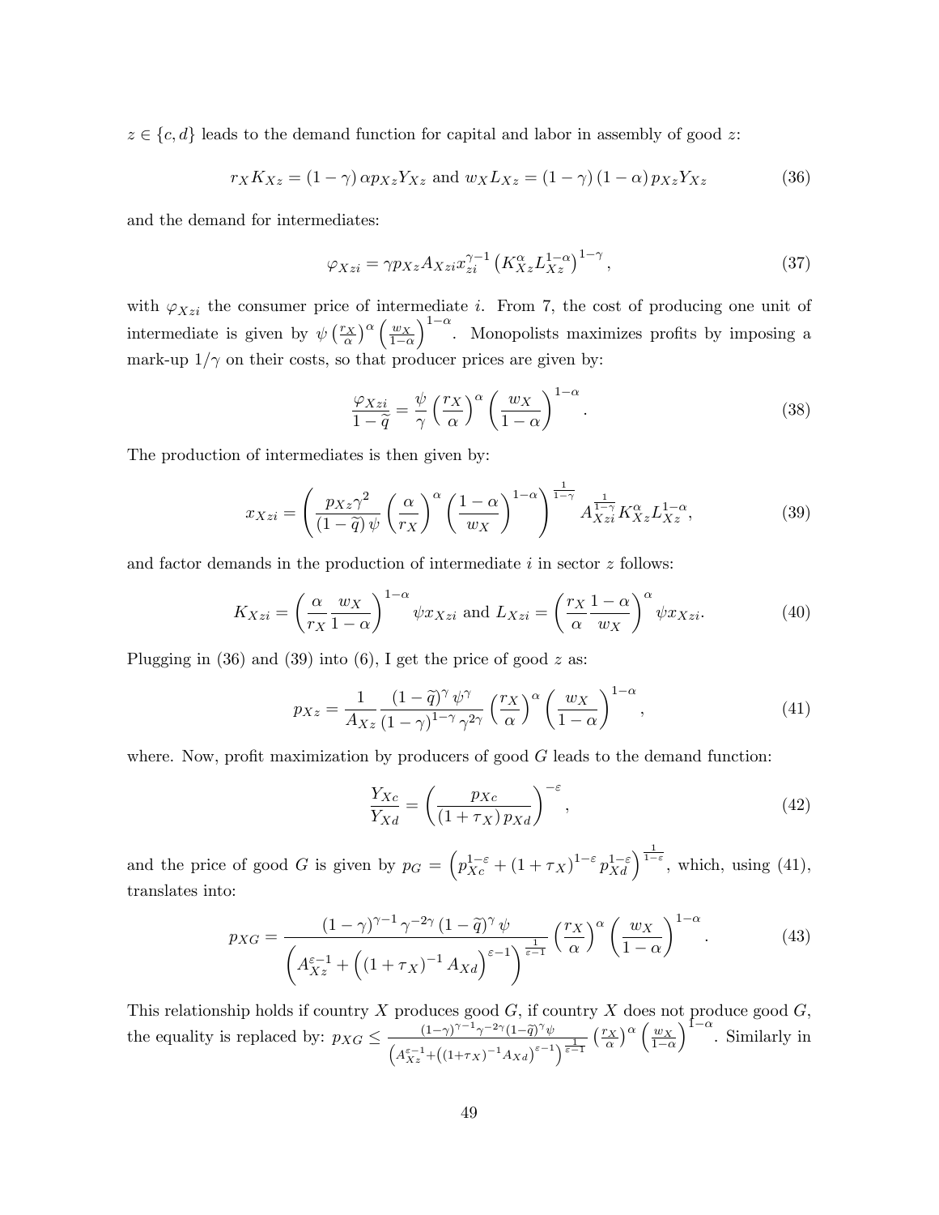$z \in \{c, d\}$ leads to the demand function for capital and labor in assembly of good $z$:

$$r_X K_{Xz} = (1-\gamma)\,\alpha p_{Xz} Y_{Xz} \text{ and } w_X L_{Xz} = (1-\gamma)(1-\alpha)\, p_{Xz} Y_{Xz} \tag{36}$$

and the demand for intermediates:

$$\varphi_{Xzi} = \gamma p_{Xz} A_{Xzi} x_{zi}^{\gamma-1} \left(K_{Xz}^{\alpha} L_{Xz}^{1-\alpha}\right)^{1-\gamma}, \tag{37}$$

with $\varphi_{Xzi}$ the consumer price of intermediate $i$. From 7, the cost of producing one unit of intermediate is given by $\psi\left(\frac{r_X}{\alpha}\right)^{\alpha}\left(\frac{w_X}{1-\alpha}\right)^{1-\alpha}$. Monopolists maximizes profits by imposing a mark-up $1/\gamma$ on their costs, so that producer prices are given by:

$$\frac{\varphi_{Xzi}}{1-\widetilde{q}} = \frac{\psi}{\gamma}\left(\frac{r_X}{\alpha}\right)^{\alpha}\left(\frac{w_X}{1-\alpha}\right)^{1-\alpha}. \tag{38}$$

The production of intermediates is then given by:

$$x_{Xzi} = \left(\frac{p_{Xz}\gamma^2}{(1-\widetilde{q})\,\psi}\left(\frac{\alpha}{r_X}\right)^{\alpha}\left(\frac{1-\alpha}{w_X}\right)^{1-\alpha}\right)^{\frac{1}{1-\gamma}} A_{Xzi}^{\frac{1}{1-\gamma}} K_{Xz}^{\alpha} L_{Xz}^{1-\alpha}, \tag{39}$$

and factor demands in the production of intermediate $i$ in sector $z$ follows:

$$K_{Xzi} = \left(\frac{\alpha}{r_X}\frac{w_X}{1-\alpha}\right)^{1-\alpha}\psi x_{Xzi} \text{ and } L_{Xzi} = \left(\frac{r_X}{\alpha}\frac{1-\alpha}{w_X}\right)^{\alpha}\psi x_{Xzi}. \tag{40}$$

Plugging in (36) and (39) into (6), I get the price of good $z$ as:

$$p_{Xz} = \frac{1}{A_{Xz}}\frac{(1-\widetilde{q})^{\gamma}\,\psi^{\gamma}}{(1-\gamma)^{1-\gamma}\,\gamma^{2\gamma}}\left(\frac{r_X}{\alpha}\right)^{\alpha}\left(\frac{w_X}{1-\alpha}\right)^{1-\alpha}, \tag{41}$$

where. Now, profit maximization by producers of good $G$ leads to the demand function:

$$\frac{Y_{Xc}}{Y_{Xd}} = \left(\frac{p_{Xc}}{(1+\tau_X)\,p_{Xd}}\right)^{-\varepsilon}, \tag{42}$$

and the price of good $G$ is given by $p_G = \left(p_{Xc}^{1-\varepsilon} + (1+\tau_X)^{1-\varepsilon} p_{Xd}^{1-\varepsilon}\right)^{\frac{1}{1-\varepsilon}}$, which, using (41), translates into:

$$p_{XG} = \frac{(1-\gamma)^{\gamma-1}\gamma^{-2\gamma}(1-\widetilde{q})^{\gamma}\,\psi}{\left(A_{Xz}^{\varepsilon-1} + \left((1+\tau_X)^{-1}A_{Xd}\right)^{\varepsilon-1}\right)^{\frac{1}{\varepsilon-1}}}\left(\frac{r_X}{\alpha}\right)^{\alpha}\left(\frac{w_X}{1-\alpha}\right)^{1-\alpha}. \tag{43}$$

This relationship holds if country $X$ produces good $G$, if country $X$ does not produce good $G$, the equality is replaced by: $p_{XG} \leq \frac{(1-\gamma)^{\gamma-1}\gamma^{-2\gamma}(1-\widetilde{q})^{\gamma}\psi}{\left(A_{Xz}^{\varepsilon-1}+\left((1+\tau_X)^{-1}A_{Xd}\right)^{\varepsilon-1}\right)^{\frac{1}{\varepsilon-1}}}\left(\frac{r_X}{\alpha}\right)^{\alpha}\left(\frac{w_X}{1-\alpha}\right)^{1-\alpha}$. Similarly in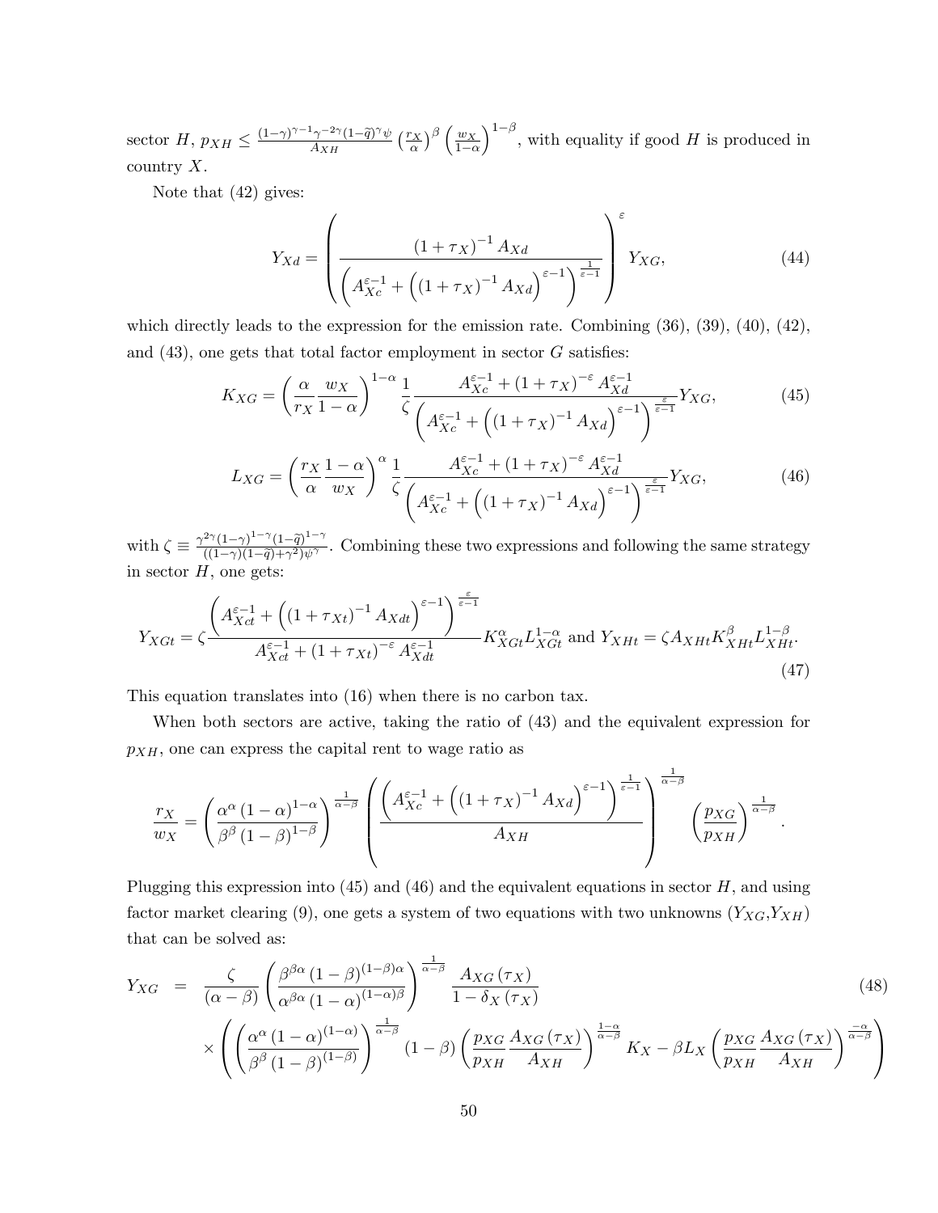sector $H$, $p_{XH} \leq \frac{(1-\gamma)^{\gamma-1}\gamma^{-2\gamma}(1-\widetilde{q})^{\gamma}\psi}{A_{XH}}\left(\frac{r_X}{\alpha}\right)^{\beta}\left(\frac{w_X}{1-\alpha}\right)^{1-\beta}$, with equality if good $H$ is produced in country $X$.

Note that (42) gives:

$$
Y_{Xd} = \left(\frac{(1+\tau_X)^{-1} A_{Xd}}{\left(A_{Xc}^{\varepsilon-1} + \left((1+\tau_X)^{-1} A_{Xd}\right)^{\varepsilon-1}\right)^{\frac{1}{\varepsilon-1}}}\right)^{\varepsilon} Y_{XG}, \tag{44}
$$

which directly leads to the expression for the emission rate. Combining (36), (39), (40), (42), and (43), one gets that total factor employment in sector $G$ satisfies:

$$
K_{XG} = \left(\frac{\alpha}{r_X}\frac{w_X}{1-\alpha}\right)^{1-\alpha}\frac{1}{\zeta}\frac{A_{Xc}^{\varepsilon-1} + (1+\tau_X)^{-\varepsilon} A_{Xd}^{\varepsilon-1}}{\left(A_{Xc}^{\varepsilon-1} + \left((1+\tau_X)^{-1} A_{Xd}\right)^{\varepsilon-1}\right)^{\frac{\varepsilon}{\varepsilon-1}}} Y_{XG}, \tag{45}
$$

$$
L_{XG} = \left(\frac{r_X}{\alpha}\frac{1-\alpha}{w_X}\right)^{\alpha}\frac{1}{\zeta}\frac{A_{Xc}^{\varepsilon-1} + (1+\tau_X)^{-\varepsilon} A_{Xd}^{\varepsilon-1}}{\left(A_{Xc}^{\varepsilon-1} + \left((1+\tau_X)^{-1} A_{Xd}\right)^{\varepsilon-1}\right)^{\frac{\varepsilon}{\varepsilon-1}}} Y_{XG}, \tag{46}
$$

with $\zeta \equiv \frac{\gamma^{2\gamma}(1-\gamma)^{1-\gamma}(1-\widetilde{q})^{1-\gamma}}{((1-\gamma)(1-\widetilde{q})+\gamma^2)\psi^{\gamma}}$. Combining these two expressions and following the same strategy in sector $H$, one gets:

$$
Y_{XGt} = \zeta \frac{\left(A_{Xct}^{\varepsilon-1} + \left((1+\tau_{Xt})^{-1} A_{Xdt}\right)^{\varepsilon-1}\right)^{\frac{\varepsilon}{\varepsilon-1}}}{A_{Xct}^{\varepsilon-1} + (1+\tau_{Xt})^{-\varepsilon} A_{Xdt}^{\varepsilon-1}} K_{XGt}^{\alpha} L_{XGt}^{1-\alpha} \text{ and } Y_{XHt} = \zeta A_{XHt} K_{XHt}^{\beta} L_{XHt}^{1-\beta}. \tag{47}
$$

This equation translates into (16) when there is no carbon tax.

When both sectors are active, taking the ratio of (43) and the equivalent expression for $p_{XH}$, one can express the capital rent to wage ratio as

$$
\frac{r_X}{w_X} = \left(\frac{\alpha^{\alpha}(1-\alpha)^{1-\alpha}}{\beta^{\beta}(1-\beta)^{1-\beta}}\right)^{\frac{1}{\alpha-\beta}} \left(\frac{\left(A_{Xc}^{\varepsilon-1} + \left((1+\tau_X)^{-1} A_{Xd}\right)^{\varepsilon-1}\right)^{\frac{1}{\varepsilon-1}}}{A_{XH}}\right)^{\frac{1}{\alpha-\beta}} \left(\frac{p_{XG}}{p_{XH}}\right)^{\frac{1}{\alpha-\beta}}.
$$

Plugging this expression into (45) and (46) and the equivalent equations in sector $H$, and using factor market clearing (9), one gets a system of two equations with two unknowns ($Y_{XG}$,$Y_{XH}$) that can be solved as:

$$
\begin{aligned}
Y_{XG} &= \frac{\zeta}{(\alpha-\beta)}\left(\frac{\beta^{\beta\alpha}(1-\beta)^{(1-\beta)\alpha}}{\alpha^{\beta\alpha}(1-\alpha)^{(1-\alpha)\beta}}\right)^{\frac{1}{\alpha-\beta}} \frac{A_{XG}(\tau_X)}{1-\delta_X(\tau_X)} \\
&\times \left(\left(\frac{\alpha^{\alpha}(1-\alpha)^{(1-\alpha)}}{\beta^{\beta}(1-\beta)^{(1-\beta)}}\right)^{\frac{1}{\alpha-\beta}} (1-\beta)\left(\frac{p_{XG}}{p_{XH}}\frac{A_{XG}(\tau_X)}{A_{XH}}\right)^{\frac{1-\alpha}{\alpha-\beta}} K_X - \beta L_X \left(\frac{p_{XG}}{p_{XH}}\frac{A_{XG}(\tau_X)}{A_{XH}}\right)^{\frac{-\alpha}{\alpha-\beta}}\right)
\end{aligned} \tag{48}
$$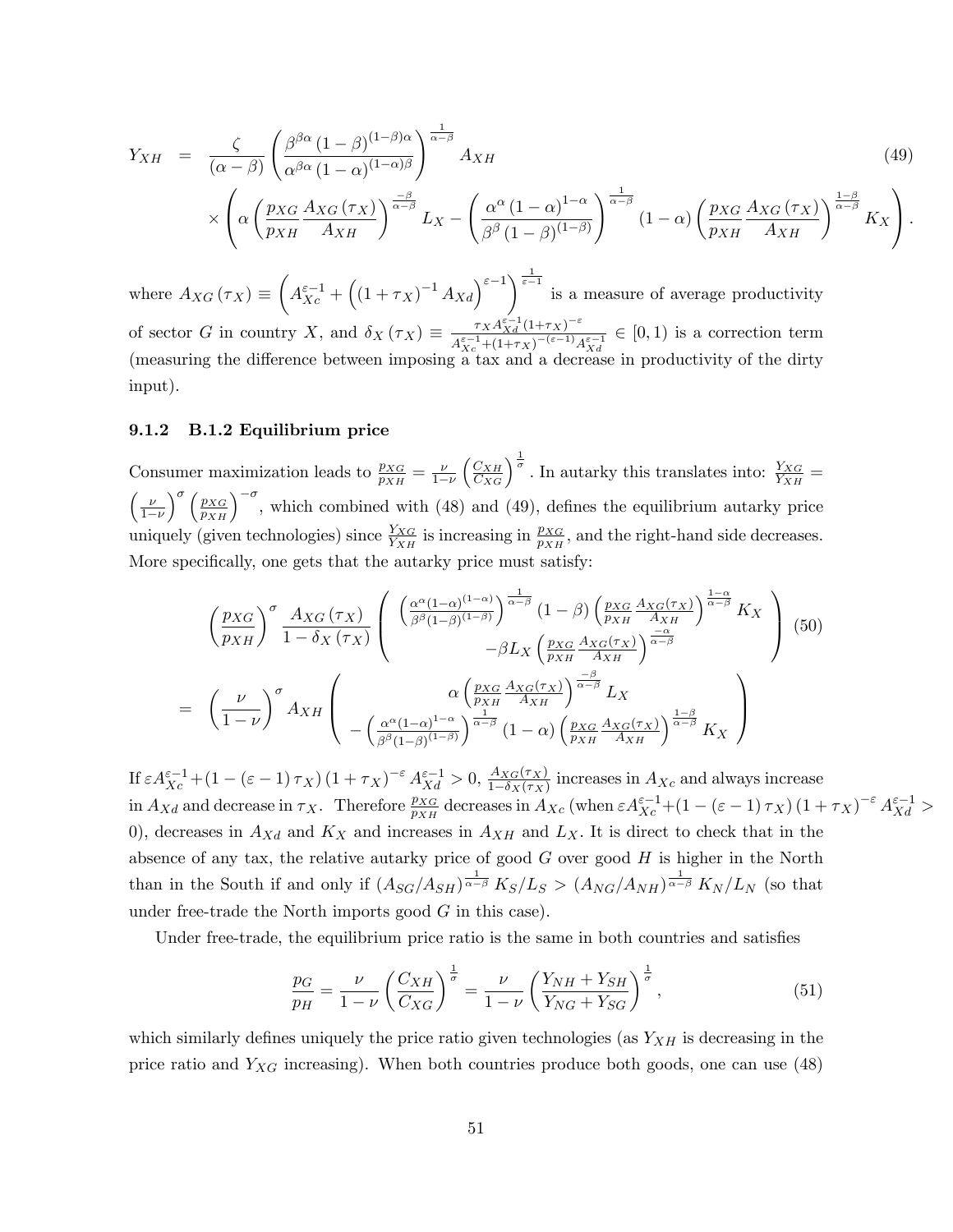$$
\begin{aligned}
Y_{XH} &= \frac{\zeta}{(\alpha-\beta)}\left(\frac{\beta^{\beta\alpha}(1-\beta)^{(1-\beta)\alpha}}{\alpha^{\beta\alpha}(1-\alpha)^{(1-\alpha)\beta}}\right)^{\frac{1}{\alpha-\beta}} A_{XH} \\
&\times\left(\alpha\left(\frac{p_{XG}}{p_{XH}}\frac{A_{XG}(\tau_X)}{A_{XH}}\right)^{\frac{-\beta}{\alpha-\beta}} L_X - \left(\frac{\alpha^{\alpha}(1-\alpha)^{1-\alpha}}{\beta^{\beta}(1-\beta)^{(1-\beta)}}\right)^{\frac{1}{\alpha-\beta}}(1-\alpha)\left(\frac{p_{XG}}{p_{XH}}\frac{A_{XG}(\tau_X)}{A_{XH}}\right)^{\frac{1-\beta}{\alpha-\beta}} K_X\right).
\end{aligned}
\tag{49}
$$

where $A_{XG}(\tau_X) \equiv \left(A_{Xc}^{\varepsilon-1} + \left((1+\tau_X)^{-1} A_{Xd}\right)^{\varepsilon-1}\right)^{\frac{1}{\varepsilon-1}}$ is a measure of average productivity of sector $G$ in country $X$, and $\delta_X(\tau_X) \equiv \frac{\tau_X A_{Xd}^{\varepsilon-1}(1+\tau_X)^{-\varepsilon}}{A_{Xc}^{\varepsilon-1}+(1+\tau_X)^{-(\varepsilon-1)}A_{Xd}^{\varepsilon-1}} \in [0,1)$ is a correction term (measuring the difference between imposing a tax and a decrease in productivity of the dirty input).

### 9.1.2 B.1.2 Equilibrium price

Consumer maximization leads to $\frac{p_{XG}}{p_{XH}} = \frac{\nu}{1-\nu}\left(\frac{C_{XH}}{C_{XG}}\right)^{\frac{1}{\sigma}}$. In autarky this translates into: $\frac{Y_{XG}}{Y_{XH}} = \left(\frac{\nu}{1-\nu}\right)^{\sigma}\left(\frac{p_{XG}}{p_{XH}}\right)^{-\sigma}$, which combined with (48) and (49), defines the equilibrium autarky price uniquely (given technologies) since $\frac{Y_{XG}}{Y_{XH}}$ is increasing in $\frac{p_{XG}}{p_{XH}}$, and the right-hand side decreases. More specifically, one gets that the autarky price must satisfy:

$$
\begin{aligned}
&\left(\frac{p_{XG}}{p_{XH}}\right)^{\sigma}\frac{A_{XG}(\tau_X)}{1-\delta_X(\tau_X)}\left(\begin{array}{c}\left(\frac{\alpha^{\alpha}(1-\alpha)^{(1-\alpha)}}{\beta^{\beta}(1-\beta)^{(1-\beta)}}\right)^{\frac{1}{\alpha-\beta}}(1-\beta)\left(\frac{p_{XG}}{p_{XH}}\frac{A_{XG}(\tau_X)}{A_{XH}}\right)^{\frac{1-\alpha}{\alpha-\beta}} K_X \\ -\beta L_X\left(\frac{p_{XG}}{p_{XH}}\frac{A_{XG}(\tau_X)}{A_{XH}}\right)^{\frac{-\alpha}{\alpha-\beta}}\end{array}\right) \\
&= \left(\frac{\nu}{1-\nu}\right)^{\sigma} A_{XH}\left(\begin{array}{c}\alpha\left(\frac{p_{XG}}{p_{XH}}\frac{A_{XG}(\tau_X)}{A_{XH}}\right)^{\frac{-\beta}{\alpha-\beta}} L_X \\ -\left(\frac{\alpha^{\alpha}(1-\alpha)^{1-\alpha}}{\beta^{\beta}(1-\beta)^{(1-\beta)}}\right)^{\frac{1}{\alpha-\beta}}(1-\alpha)\left(\frac{p_{XG}}{p_{XH}}\frac{A_{XG}(\tau_X)}{A_{XH}}\right)^{\frac{1-\beta}{\alpha-\beta}} K_X\end{array}\right)
\end{aligned}
\tag{50}
$$

If $\varepsilon A_{Xc}^{\varepsilon-1} + (1-(\varepsilon-1)\tau_X)(1+\tau_X)^{-\varepsilon} A_{Xd}^{\varepsilon-1} > 0$, $\frac{A_{XG}(\tau_X)}{1-\delta_X(\tau_X)}$ increases in $A_{Xc}$ and always increase in $A_{Xd}$ and decrease in $\tau_X$. Therefore $\frac{p_{XG}}{p_{XH}}$ decreases in $A_{Xc}$ (when $\varepsilon A_{Xc}^{\varepsilon-1} + (1-(\varepsilon-1)\tau_X)(1+\tau_X)^{-\varepsilon} A_{Xd}^{\varepsilon-1} > 0$), decreases in $A_{Xd}$ and $K_X$ and increases in $A_{XH}$ and $L_X$. It is direct to check that in the absence of any tax, the relative autarky price of good $G$ over good $H$ is higher in the North than in the South if and only if $(A_{SG}/A_{SH})^{\frac{1}{\alpha-\beta}} K_S/L_S > (A_{NG}/A_{NH})^{\frac{1}{\alpha-\beta}} K_N/L_N$ (so that under free-trade the North imports good $G$ in this case).

Under free-trade, the equilibrium price ratio is the same in both countries and satisfies

$$
\frac{p_G}{p_H} = \frac{\nu}{1-\nu}\left(\frac{C_{XH}}{C_{XG}}\right)^{\frac{1}{\sigma}} = \frac{\nu}{1-\nu}\left(\frac{Y_{NH}+Y_{SH}}{Y_{NG}+Y_{SG}}\right)^{\frac{1}{\sigma}},
\tag{51}
$$

which similarly defines uniquely the price ratio given technologies (as $Y_{XH}$ is decreasing in the price ratio and $Y_{XG}$ increasing). When both countries produce both goods, one can use (48)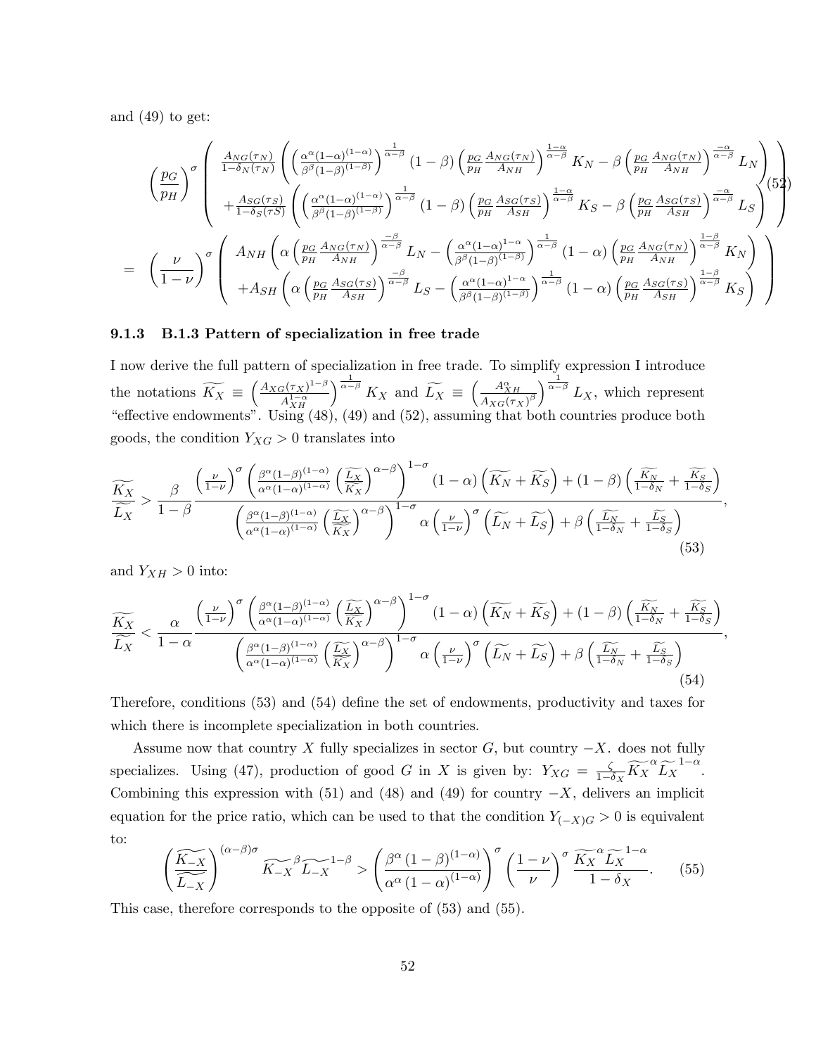and (49) to get:

$$
\left(\frac{p_G}{p_H}\right)^{\sigma}\left(\begin{array}{c} \frac{A_{NG}(\tau_N)}{1-\delta_N(\tau_N)}\left(\left(\frac{\alpha^{\alpha}(1-\alpha)^{(1-\alpha)}}{\beta^{\beta}(1-\beta)^{(1-\beta)}}\right)^{\frac{1}{\alpha-\beta}}(1-\beta)\left(\frac{p_G}{p_H}\frac{A_{NG}(\tau_N)}{A_{NH}}\right)^{\frac{1-\alpha}{\alpha-\beta}}K_N-\beta\left(\frac{p_G}{p_H}\frac{A_{NG}(\tau_N)}{A_{NH}}\right)^{\frac{-\alpha}{\alpha-\beta}}L_N\right) \\ +\frac{A_{SG}(\tau_S)}{1-\delta_S(\tau S)}\left(\left(\frac{\alpha^{\alpha}(1-\alpha)^{(1-\alpha)}}{\beta^{\beta}(1-\beta)^{(1-\beta)}}\right)^{\frac{1}{\alpha-\beta}}(1-\beta)\left(\frac{p_G}{p_H}\frac{A_{SG}(\tau_S)}{A_{SH}}\right)^{\frac{1-\alpha}{\alpha-\beta}}K_S-\beta\left(\frac{p_G}{p_H}\frac{A_{SG}(\tau_S)}{A_{SH}}\right)^{\frac{-\alpha}{\alpha-\beta}}L_S\right)\end{array}\right) \tag{52}
$$

$$
= \left(\frac{\nu}{1-\nu}\right)^{\sigma}\left(\begin{array}{c} A_{NH}\left(\alpha\left(\frac{p_G}{p_H}\frac{A_{NG}(\tau_N)}{A_{NH}}\right)^{\frac{-\beta}{\alpha-\beta}}L_N-\left(\frac{\alpha^{\alpha}(1-\alpha)^{1-\alpha}}{\beta^{\beta}(1-\beta)^{(1-\beta)}}\right)^{\frac{1}{\alpha-\beta}}(1-\alpha)\left(\frac{p_G}{p_H}\frac{A_{NG}(\tau_N)}{A_{NH}}\right)^{\frac{1-\beta}{\alpha-\beta}}K_N\right) \\ +A_{SH}\left(\alpha\left(\frac{p_G}{p_H}\frac{A_{SG}(\tau_S)}{A_{SH}}\right)^{\frac{-\beta}{\alpha-\beta}}L_S-\left(\frac{\alpha^{\alpha}(1-\alpha)^{1-\alpha}}{\beta^{\beta}(1-\beta)^{(1-\beta)}}\right)^{\frac{1}{\alpha-\beta}}(1-\alpha)\left(\frac{p_G}{p_H}\frac{A_{SG}(\tau_S)}{A_{SH}}\right)^{\frac{1-\beta}{\alpha-\beta}}K_S\right)\end{array}\right)
$$

### 9.1.3 B.1.3 Pattern of specialization in free trade

I now derive the full pattern of specialization in free trade. To simplify expression I introduce the notations $\widetilde{K_X} \equiv \left(\frac{A_{XG}(\tau_X)^{1-\beta}}{A_{XH}^{1-\alpha}}\right)^{\frac{1}{\alpha-\beta}} K_X$ and $\widetilde{L_X} \equiv \left(\frac{A_{XH}^{\alpha}}{A_{XG}(\tau_X)^{\beta}}\right)^{\frac{1}{\alpha-\beta}} L_X$, which represent "effective endowments". Using (48), (49) and (52), assuming that both countries produce both goods, the condition $Y_{XG} > 0$ translates into

$$
\frac{\widetilde{K_X}}{\widetilde{L_X}} > \frac{\beta}{1-\beta}\frac{\left(\frac{\nu}{1-\nu}\right)^{\sigma}\left(\frac{\beta^{\alpha}(1-\beta)^{(1-\alpha)}}{\alpha^{\alpha}(1-\alpha)^{(1-\alpha)}}\left(\frac{\widetilde{L_X}}{\widetilde{K_X}}\right)^{\alpha-\beta}\right)^{1-\sigma}(1-\alpha)\left(\widetilde{K_N}+\widetilde{K_S}\right)+(1-\beta)\left(\frac{\widetilde{K_N}}{1-\delta_N}+\frac{\widetilde{K_S}}{1-\delta_S}\right)}{\left(\frac{\beta^{\alpha}(1-\beta)^{(1-\alpha)}}{\alpha^{\alpha}(1-\alpha)^{(1-\alpha)}}\left(\frac{\widetilde{L_X}}{\widetilde{K_X}}\right)^{\alpha-\beta}\right)^{1-\sigma}\alpha\left(\frac{\nu}{1-\nu}\right)^{\sigma}\left(\widetilde{L_N}+\widetilde{L_S}\right)+\beta\left(\frac{\widetilde{L_N}}{1-\delta_N}+\frac{\widetilde{L_S}}{1-\delta_S}\right)}, \tag{53}
$$

and $Y_{XH} > 0$ into:

$$
\frac{\widetilde{K_X}}{\widetilde{L_X}} < \frac{\alpha}{1-\alpha}\frac{\left(\frac{\nu}{1-\nu}\right)^{\sigma}\left(\frac{\beta^{\alpha}(1-\beta)^{(1-\alpha)}}{\alpha^{\alpha}(1-\alpha)^{(1-\alpha)}}\left(\frac{\widetilde{L_X}}{\widetilde{K_X}}\right)^{\alpha-\beta}\right)^{1-\sigma}(1-\alpha)\left(\widetilde{K_N}+\widetilde{K_S}\right)+(1-\beta)\left(\frac{\widetilde{K_N}}{1-\delta_N}+\frac{\widetilde{K_S}}{1-\delta_S}\right)}{\left(\frac{\beta^{\alpha}(1-\beta)^{(1-\alpha)}}{\alpha^{\alpha}(1-\alpha)^{(1-\alpha)}}\left(\frac{\widetilde{L_X}}{\widetilde{K_X}}\right)^{\alpha-\beta}\right)^{1-\sigma}\alpha\left(\frac{\nu}{1-\nu}\right)^{\sigma}\left(\widetilde{L_N}+\widetilde{L_S}\right)+\beta\left(\frac{\widetilde{L_N}}{1-\delta_N}+\frac{\widetilde{L_S}}{1-\delta_S}\right)}, \tag{54}
$$

Therefore, conditions (53) and (54) define the set of endowments, productivity and taxes for which there is incomplete specialization in both countries.

Assume now that country $X$ fully specializes in sector $G$, but country $-X$. does not fully specializes. Using (47), production of good $G$ in $X$ is given by: $Y_{XG} = \frac{\zeta}{1-\delta_X}\widetilde{K_X}^{\alpha}\widetilde{L_X}^{1-\alpha}$. Combining this expression with (51) and (48) and (49) for country $-X$, delivers an implicit equation for the price ratio, which can be used to that the condition $Y_{(-X)G} > 0$ is equivalent to:

$$
\left(\frac{\widetilde{K_{-X}}}{\widetilde{L_{-X}}}\right)^{(\alpha-\beta)\sigma}\widetilde{K_{-X}}^{\beta}\widetilde{L_{-X}}^{1-\beta} > \left(\frac{\beta^{\alpha}(1-\beta)^{(1-\alpha)}}{\alpha^{\alpha}(1-\alpha)^{(1-\alpha)}}\right)^{\sigma}\left(\frac{1-\nu}{\nu}\right)^{\sigma}\frac{\widetilde{K_X}^{\alpha}\widetilde{L_X}^{1-\alpha}}{1-\delta_X}. \tag{55}
$$

This case, therefore corresponds to the opposite of (53) and (55).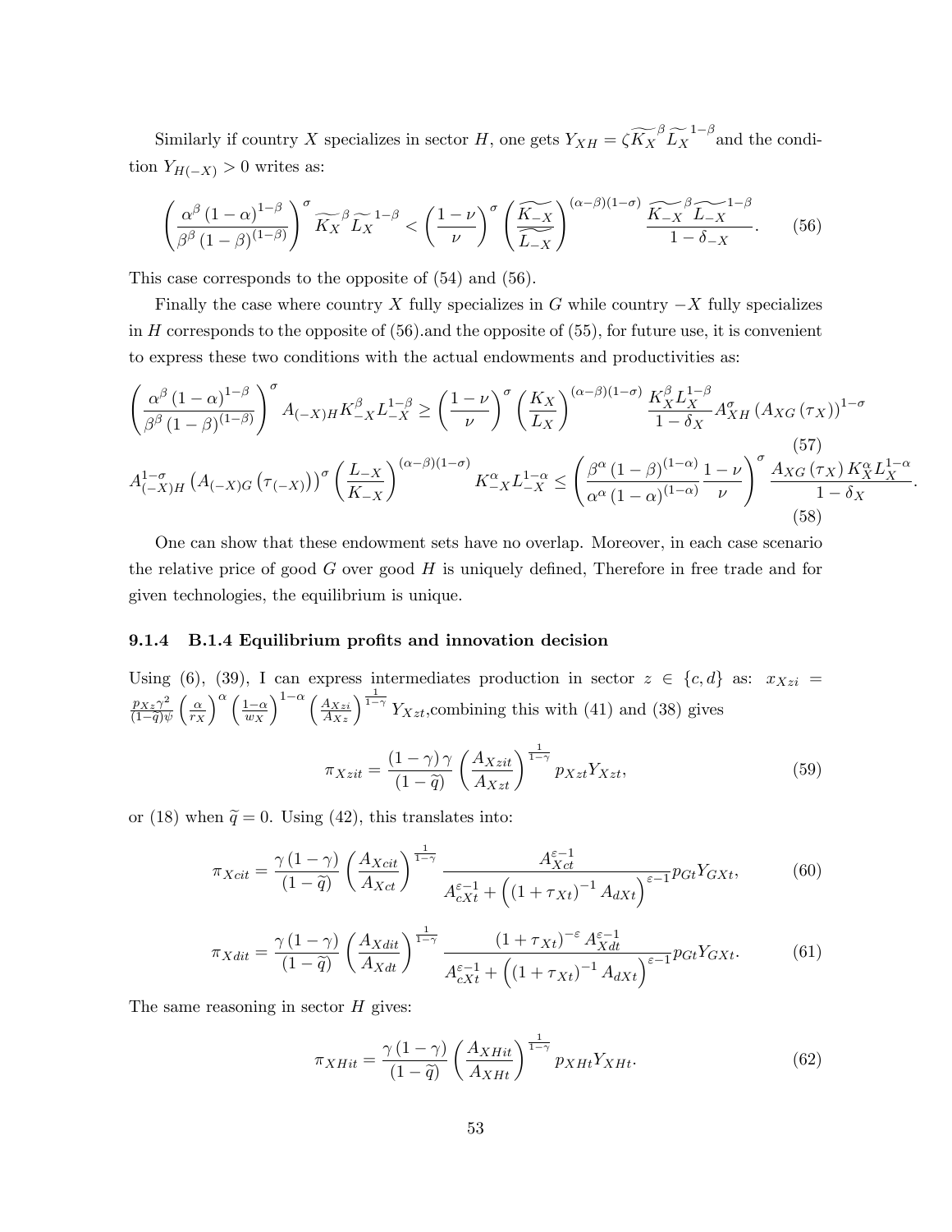Similarly if country $X$ specializes in sector $H$, one gets $Y_{XH} = \zeta \widetilde{K_X}^{\beta} \widetilde{L_X}^{1-\beta}$ and the condition $Y_{H(-X)} > 0$ writes as:

$$\left( \frac{\alpha^{\beta} (1-\alpha)^{1-\beta}}{\beta^{\beta} (1-\beta)^{(1-\beta)}} \right)^{\sigma} \widetilde{K_X}^{\beta} \widetilde{L_X}^{1-\beta} < \left( \frac{1-\nu}{\nu} \right)^{\sigma} \left( \frac{\widetilde{K_{-X}}}{\widetilde{L_{-X}}} \right)^{(\alpha-\beta)(1-\sigma)} \frac{\widetilde{K_{-X}}^{\beta} \widetilde{L_{-X}}^{1-\beta}}{1-\delta_{-X}}. \tag{56}$$

This case corresponds to the opposite of (54) and (56).

Finally the case where country $X$ fully specializes in $G$ while country $-X$ fully specializes in $H$ corresponds to the opposite of (56).and the opposite of (55), for future use, it is convenient to express these two conditions with the actual endowments and productivities as:

$$\left( \frac{\alpha^{\beta} (1-\alpha)^{1-\beta}}{\beta^{\beta} (1-\beta)^{(1-\beta)}} \right)^{\sigma} A_{(-X)H} K_{-X}^{\beta} L_{-X}^{1-\beta} \geq \left( \frac{1-\nu}{\nu} \right)^{\sigma} \left( \frac{K_X}{L_X} \right)^{(\alpha-\beta)(1-\sigma)} \frac{K_X^{\beta} L_X^{1-\beta}}{1-\delta_X} A_{XH}^{\sigma} \left( A_{XG}(\tau_X) \right)^{1-\sigma} \tag{57}$$

$$A_{(-X)H}^{1-\sigma} \left( A_{(-X)G}\left(\tau_{(-X)}\right) \right)^{\sigma} \left( \frac{L_{-X}}{K_{-X}} \right)^{(\alpha-\beta)(1-\sigma)} K_{-X}^{\alpha} L_{-X}^{1-\alpha} \leq \left( \frac{\beta^{\alpha} (1-\beta)^{(1-\alpha)}}{\alpha^{\alpha} (1-\alpha)^{(1-\alpha)}} \frac{1-\nu}{\nu} \right)^{\sigma} \frac{A_{XG}(\tau_X) K_X^{\alpha} L_X^{1-\alpha}}{1-\delta_X}. \tag{58}$$

One can show that these endowment sets have no overlap. Moreover, in each case scenario the relative price of good $G$ over good $H$ is uniquely defined, Therefore in free trade and for given technologies, the equilibrium is unique.

### 9.1.4 B.1.4 Equilibrium profits and innovation decision

Using (6), (39), I can express intermediates production in sector $z \in \{c, d\}$ as: $x_{Xzi} = \frac{p_{Xz}\gamma^2}{(1-\widetilde{q})\psi} \left( \frac{\alpha}{r_X} \right)^{\alpha} \left( \frac{1-\alpha}{w_X} \right)^{1-\alpha} \left( \frac{A_{Xzi}}{A_{Xz}} \right)^{\frac{1}{1-\gamma}} Y_{Xzt}$,combining this with (41) and (38) gives

$$\pi_{Xzit} = \frac{(1-\gamma)\gamma}{(1-\widetilde{q})} \left( \frac{A_{Xzit}}{A_{Xzt}} \right)^{\frac{1}{1-\gamma}} p_{Xzt} Y_{Xzt}, \tag{59}$$

or (18) when $\widetilde{q} = 0$. Using (42), this translates into:

$$\pi_{Xcit} = \frac{\gamma(1-\gamma)}{(1-\widetilde{q})} \left( \frac{A_{Xcit}}{A_{Xct}} \right)^{\frac{1}{1-\gamma}} \frac{A_{Xct}^{\varepsilon-1}}{A_{cXt}^{\varepsilon-1} + \left( (1+\tau_{Xt})^{-1} A_{dXt} \right)^{\varepsilon-1}} p_{Gt} Y_{GXt}, \tag{60}$$

$$\pi_{Xdit} = \frac{\gamma(1-\gamma)}{(1-\widetilde{q})} \left( \frac{A_{Xdit}}{A_{Xdt}} \right)^{\frac{1}{1-\gamma}} \frac{(1+\tau_{Xt})^{-\varepsilon} A_{Xdt}^{\varepsilon-1}}{A_{cXt}^{\varepsilon-1} + \left( (1+\tau_{Xt})^{-1} A_{dXt} \right)^{\varepsilon-1}} p_{Gt} Y_{GXt}. \tag{61}$$

The same reasoning in sector $H$ gives:

$$\pi_{XHit} = \frac{\gamma(1-\gamma)}{(1-\widetilde{q})} \left( \frac{A_{XHit}}{A_{XHt}} \right)^{\frac{1}{1-\gamma}} p_{XHt} Y_{XHt}. \tag{62}$$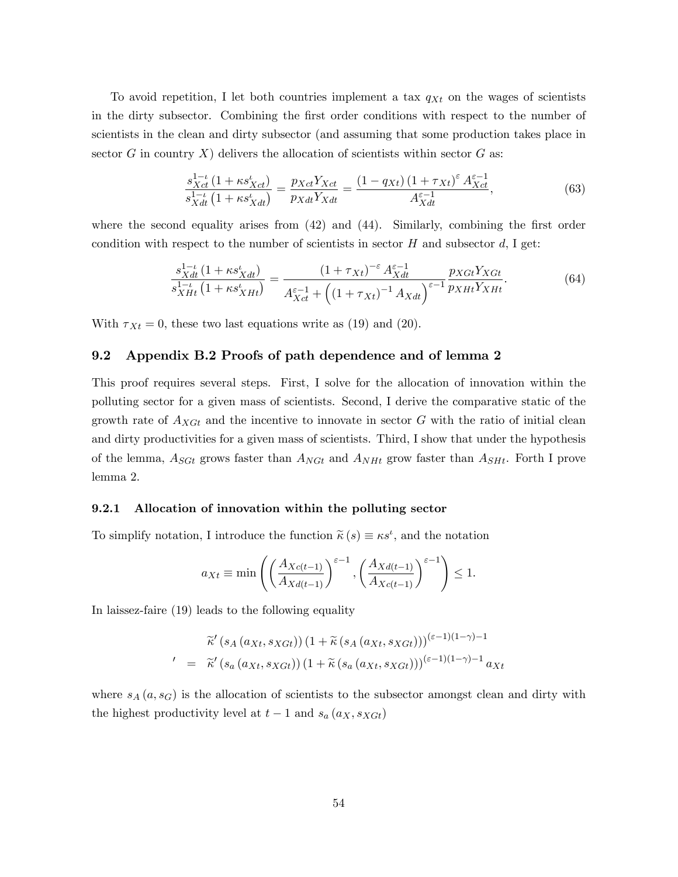To avoid repetition, I let both countries implement a tax $q_{Xt}$ on the wages of scientists in the dirty subsector. Combining the first order conditions with respect to the number of scientists in the clean and dirty subsector (and assuming that some production takes place in sector $G$ in country $X$) delivers the allocation of scientists within sector $G$ as:

$$\frac{s_{Xct}^{1-\iota}\left(1+\kappa s_{Xct}^{\iota}\right)}{s_{Xdt}^{1-\iota}\left(1+\kappa s_{Xdt}^{\iota}\right)}=\frac{p_{Xct}Y_{Xct}}{p_{Xdt}Y_{Xdt}}=\frac{\left(1-q_{Xt}\right)\left(1+\tau_{Xt}\right)^{\varepsilon}A_{Xct}^{\varepsilon-1}}{A_{Xdt}^{\varepsilon-1}}, \tag{63}$$

where the second equality arises from (42) and (44). Similarly, combining the first order condition with respect to the number of scientists in sector $H$ and subsector $d$, I get:

$$\frac{s_{Xdt}^{1-\iota}\left(1+\kappa s_{Xdt}^{\iota}\right)}{s_{XHt}^{1-\iota}\left(1+\kappa s_{XHt}^{\iota}\right)}=\frac{\left(1+\tau_{Xt}\right)^{-\varepsilon}A_{Xdt}^{\varepsilon-1}}{A_{Xct}^{\varepsilon-1}+\left(\left(1+\tau_{Xt}\right)^{-1}A_{Xdt}\right)^{\varepsilon-1}}\frac{p_{XGt}Y_{XGt}}{p_{XHt}Y_{XHt}}. \tag{64}$$

With $\tau_{Xt}=0$, these two last equations write as (19) and (20).

## 9.2 Appendix B.2 Proofs of path dependence and of lemma 2

This proof requires several steps. First, I solve for the allocation of innovation within the polluting sector for a given mass of scientists. Second, I derive the comparative static of the growth rate of $A_{XGt}$ and the incentive to innovate in sector $G$ with the ratio of initial clean and dirty productivities for a given mass of scientists. Third, I show that under the hypothesis of the lemma, $A_{SGt}$ grows faster than $A_{NGt}$ and $A_{NHt}$ grow faster than $A_{SHt}$. Forth I prove lemma 2.

### 9.2.1 Allocation of innovation within the polluting sector

To simplify notation, I introduce the function $\widetilde{\kappa}(s)\equiv\kappa s^{\iota}$, and the notation

$$a_{Xt}\equiv\min\left(\left(\frac{A_{Xc(t-1)}}{A_{Xd(t-1)}}\right)^{\varepsilon-1},\left(\frac{A_{Xd(t-1)}}{A_{Xc(t-1)}}\right)^{\varepsilon-1}\right)\leq 1.$$

In laissez-faire (19) leads to the following equality

$$\begin{aligned}
& \widetilde{\kappa}'\left(s_A\left(a_{Xt},s_{XGt}\right)\right)\left(1+\widetilde{\kappa}\left(s_A\left(a_{Xt},s_{XGt}\right)\right)\right)^{(\varepsilon-1)(1-\gamma)-1}\\
' \quad = \quad & \widetilde{\kappa}'\left(s_a\left(a_{Xt},s_{XGt}\right)\right)\left(1+\widetilde{\kappa}\left(s_a\left(a_{Xt},s_{XGt}\right)\right)\right)^{(\varepsilon-1)(1-\gamma)-1}a_{Xt}
\end{aligned}$$

where $s_A\left(a,s_G\right)$ is the allocation of scientists to the subsector amongst clean and dirty with the highest productivity level at $t-1$ and $s_a\left(a_X,s_{XGt}\right)$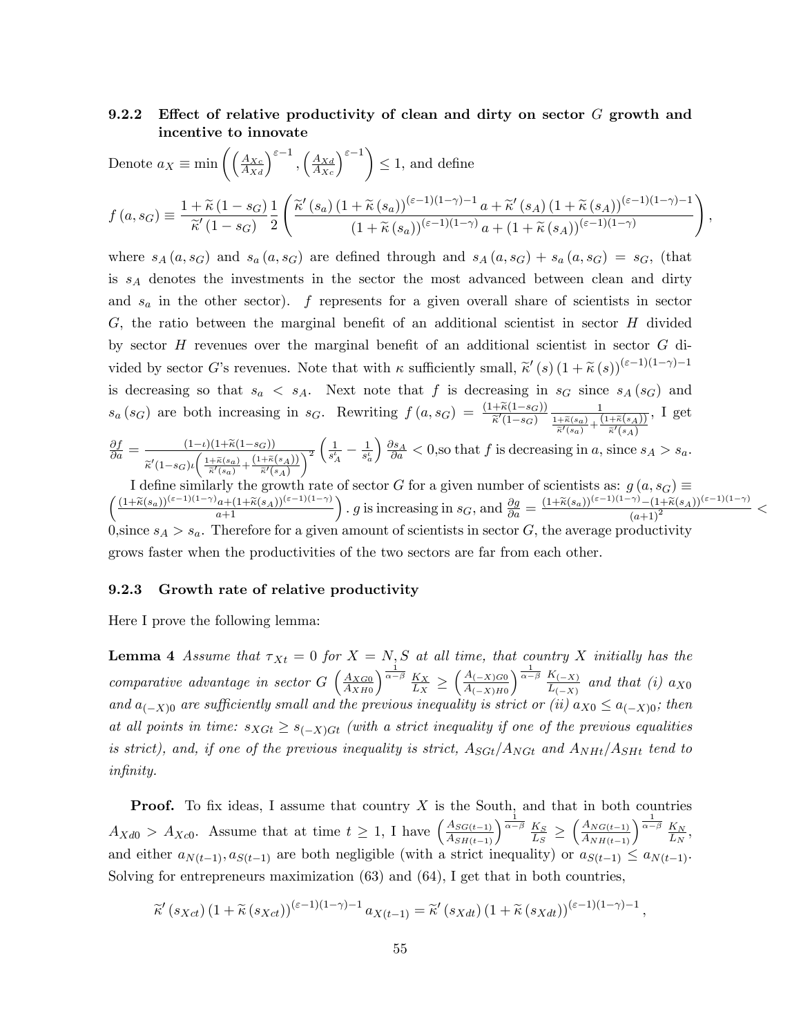### 9.2.2 Effect of relative productivity of clean and dirty on sector $G$ growth and incentive to innovate

Denote $a_X \equiv \min\left(\left(\frac{A_{Xc}}{A_{Xd}}\right)^{\varepsilon-1}, \left(\frac{A_{Xd}}{A_{Xc}}\right)^{\varepsilon-1}\right) \leq 1$, and define

$$f(a, s_G) \equiv \frac{1+\widetilde{\kappa}(1-s_G)}{\widetilde{\kappa}'(1-s_G)} \frac{1}{2}\left(\frac{\widetilde{\kappa}'(s_a)(1+\widetilde{\kappa}(s_a))^{(\varepsilon-1)(1-\gamma)-1} a + \widetilde{\kappa}'(s_A)(1+\widetilde{\kappa}(s_A))^{(\varepsilon-1)(1-\gamma)-1}}{(1+\widetilde{\kappa}(s_a))^{(\varepsilon-1)(1-\gamma)} a + (1+\widetilde{\kappa}(s_A))^{(\varepsilon-1)(1-\gamma)}}\right),$$

where $s_A(a, s_G)$ and $s_a(a, s_G)$ are defined through and $s_A(a, s_G) + s_a(a, s_G) = s_G$, (that is $s_A$ denotes the investments in the sector the most advanced between clean and dirty and $s_a$ in the other sector). $f$ represents for a given overall share of scientists in sector $G$, the ratio between the marginal benefit of an additional scientist in sector $H$ divided by sector $H$ revenues over the marginal benefit of an additional scientist in sector $G$ divided by sector $G$'s revenues. Note that with $\kappa$ sufficiently small, $\widetilde{\kappa}'(s)(1+\widetilde{\kappa}(s))^{(\varepsilon-1)(1-\gamma)-1}$ is decreasing so that $s_a < s_A$. Next note that $f$ is decreasing in $s_G$ since $s_A(s_G)$ and $s_a(s_G)$ are both increasing in $s_G$. Rewriting $f(a, s_G) = \frac{(1+\widetilde{\kappa}(1-s_G))}{\widetilde{\kappa}'(1-s_G)} \frac{1}{\frac{1+\widetilde{\kappa}(s_a)}{\widetilde{\kappa}'(s_a)} + \frac{(1+\widetilde{\kappa}(s_A))}{\widetilde{\kappa}'(s_A)}}$, I get $\frac{\partial f}{\partial a} = \frac{(1-\iota)(1+\widetilde{\kappa}(1-s_G))}{\widetilde{\kappa}'(1-s_G)\iota\left(\frac{1+\widetilde{\kappa}(s_a)}{\widetilde{\kappa}'(s_a)} + \frac{(1+\widetilde{\kappa}(s_A))}{\widetilde{\kappa}'(s_A)}\right)^2}\left(\frac{1}{s_A^{\iota}} - \frac{1}{s_a^{\iota}}\right)\frac{\partial s_A}{\partial a} < 0$,so that $f$ is decreasing in $a$, since $s_A > s_a$.

I define similarly the growth rate of sector $G$ for a given number of scientists as: $g(a, s_G) \equiv \left(\frac{(1+\widetilde{\kappa}(s_a))^{(\varepsilon-1)(1-\gamma)} a + (1+\widetilde{\kappa}(s_A))^{(\varepsilon-1)(1-\gamma)}}{a+1}\right)$. $g$ is increasing in $s_G$, and $\frac{\partial g}{\partial a} = \frac{(1+\widetilde{\kappa}(s_a))^{(\varepsilon-1)(1-\gamma)} - (1+\widetilde{\kappa}(s_A))^{(\varepsilon-1)(1-\gamma)}}{(a+1)^2} < 0$,since $s_A > s_a$. Therefore for a given amount of scientists in sector $G$, the average productivity grows faster when the productivities of the two sectors are far from each other.

### 9.2.3 Growth rate of relative productivity

Here I prove the following lemma:

**Lemma 4** *Assume that $\tau_{Xt} = 0$ for $X = N, S$ at all time, that country $X$ initially has the comparative advantage in sector $G$ $\left(\frac{A_{XG0}}{A_{XH0}}\right)^{\frac{1}{\alpha-\beta}} \frac{K_X}{L_X} \geq \left(\frac{A_{(-X)G0}}{A_{(-X)H0}}\right)^{\frac{1}{\alpha-\beta}} \frac{K_{(-X)}}{L_{(-X)}}$ and that (i) $a_{X0}$ and $a_{(-X)0}$ are sufficiently small and the previous inequality is strict or (ii) $a_{X0} \leq a_{(-X)0}$; then at all points in time: $s_{XGt} \geq s_{(-X)Gt}$ (with a strict inequality if one of the previous equalities is strict), and, if one of the previous inequality is strict, $A_{SGt}/A_{NGt}$ and $A_{NHt}/A_{SHt}$ tend to infinity.*

**Proof.** To fix ideas, I assume that country $X$ is the South, and that in both countries $A_{Xd0} > A_{Xc0}$. Assume that at time $t \geq 1$, I have $\left(\frac{A_{SG(t-1)}}{A_{SH(t-1)}}\right)^{\frac{1}{\alpha-\beta}} \frac{K_S}{L_S} \geq \left(\frac{A_{NG(t-1)}}{A_{NH(t-1)}}\right)^{\frac{1}{\alpha-\beta}} \frac{K_N}{L_N}$, and either $a_{N(t-1)}, a_{S(t-1)}$ are both negligible (with a strict inequality) or $a_{S(t-1)} \leq a_{N(t-1)}$. Solving for entrepreneurs maximization (63) and (64), I get that in both countries,

$$\widetilde{\kappa}'(s_{Xct})(1+\widetilde{\kappa}(s_{Xct}))^{(\varepsilon-1)(1-\gamma)-1} a_{X(t-1)} = \widetilde{\kappa}'(s_{Xdt})(1+\widetilde{\kappa}(s_{Xdt}))^{(\varepsilon-1)(1-\gamma)-1},$$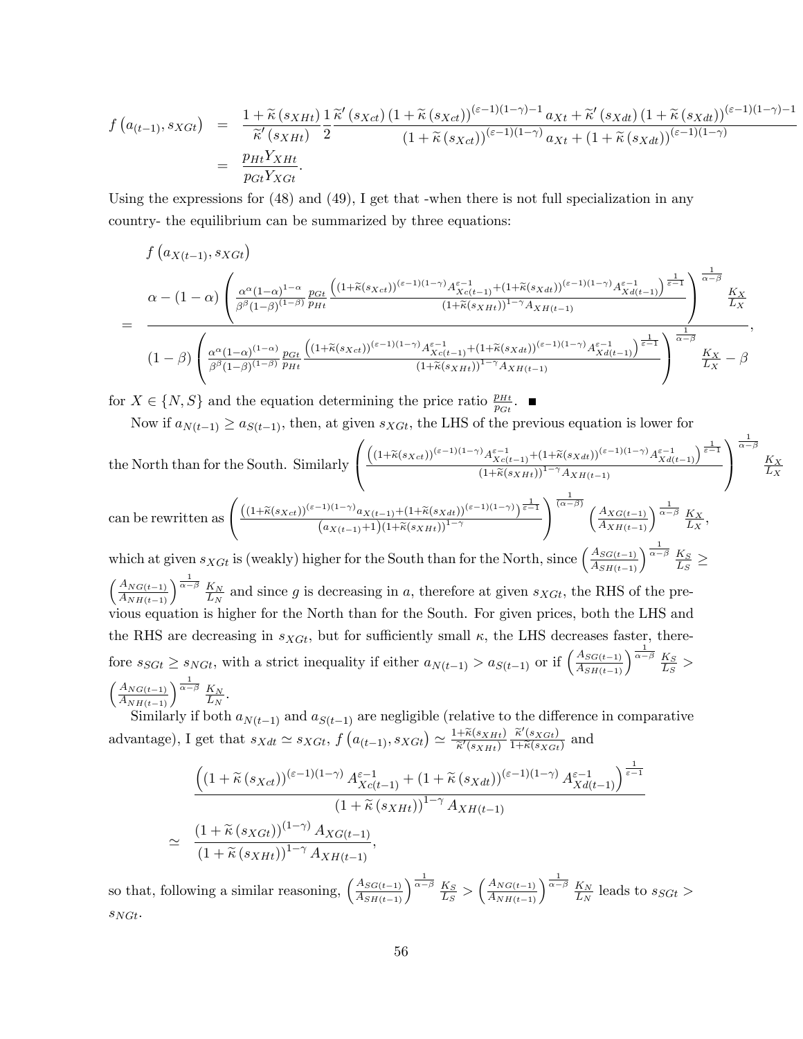$$
\begin{aligned}
f\left(a_{(t-1)}, s_{XGt}\right) &= \frac{1+\widetilde{\kappa}\left(s_{XHt}\right)}{\widetilde{\kappa}'\left(s_{XHt}\right)} \frac{1}{2} \frac{\widetilde{\kappa}'\left(s_{Xct}\right)\left(1+\widetilde{\kappa}\left(s_{Xct}\right)\right)^{(\varepsilon-1)(1-\gamma)-1} a_{Xt} + \widetilde{\kappa}'\left(s_{Xdt}\right)\left(1+\widetilde{\kappa}\left(s_{Xdt}\right)\right)^{(\varepsilon-1)(1-\gamma)-1}}{\left(1+\widetilde{\kappa}\left(s_{Xct}\right)\right)^{(\varepsilon-1)(1-\gamma)} a_{Xt} + \left(1+\widetilde{\kappa}\left(s_{Xdt}\right)\right)^{(\varepsilon-1)(1-\gamma)}} \\
&= \frac{p_{Ht} Y_{XHt}}{p_{Gt} Y_{XGt}}.
\end{aligned}
$$

Using the expressions for (48) and (49), I get that -when there is not full specialization in any country- the equilibrium can be summarized by three equations:

$$
\begin{aligned}
& f\left(a_{X(t-1)}, s_{XGt}\right) \\
= & \frac{\alpha-(1-\alpha)\left(\frac{\alpha^{\alpha}(1-\alpha)^{1-\alpha}}{\beta^{\beta}(1-\beta)^{(1-\beta)}} \frac{p_{Gt}}{p_{Ht}} \frac{\left(\left(1+\widetilde{\kappa}\left(s_{Xct}\right)\right)^{(\varepsilon-1)(1-\gamma)} A_{Xc(t-1)}^{\varepsilon-1}+\left(1+\widetilde{\kappa}\left(s_{Xdt}\right)\right)^{(\varepsilon-1)(1-\gamma)} A_{Xd(t-1)}^{\varepsilon-1}\right)^{\frac{1}{\varepsilon-1}}}{\left(1+\widetilde{\kappa}\left(s_{XHt}\right)\right)^{1-\gamma} A_{XH(t-1)}}\right)^{\frac{1}{\alpha-\beta}} \frac{K_X}{L_X}}{(1-\beta)\left(\frac{\alpha^{\alpha}(1-\alpha)^{(1-\alpha)}}{\beta^{\beta}(1-\beta)^{(1-\beta)}} \frac{p_{Gt}}{p_{Ht}} \frac{\left(\left(1+\widetilde{\kappa}\left(s_{Xct}\right)\right)^{(\varepsilon-1)(1-\gamma)} A_{Xc(t-1)}^{\varepsilon-1}+\left(1+\widetilde{\kappa}\left(s_{Xdt}\right)\right)^{(\varepsilon-1)(1-\gamma)} A_{Xd(t-1)}^{\varepsilon-1}\right)^{\frac{1}{\varepsilon-1}}}{\left(1+\widetilde{\kappa}\left(s_{XHt}\right)\right)^{1-\gamma} A_{XH(t-1)}}\right)^{\frac{1}{\alpha-\beta}} \frac{K_X}{L_X}-\beta},
\end{aligned}
$$

for $X \in \{N, S\}$ and the equation determining the price ratio $\frac{p_{Ht}}{p_{Gt}}$. ■

Now if $a_{N(t-1)} \geq a_{S(t-1)}$, then, at given $s_{XGt}$, the LHS of the previous equation is lower for the North than for the South. Similarly $\left(\frac{\left(\left(1+\widetilde{\kappa}\left(s_{Xct}\right)\right)^{(\varepsilon-1)(1-\gamma)} A_{Xc(t-1)}^{\varepsilon-1}+\left(1+\widetilde{\kappa}\left(s_{Xdt}\right)\right)^{(\varepsilon-1)(1-\gamma)} A_{Xd(t-1)}^{\varepsilon-1}\right)^{\frac{1}{\varepsilon-1}}}{\left(1+\widetilde{\kappa}\left(s_{XHt}\right)\right)^{1-\gamma} A_{XH(t-1)}}\right)^{\frac{1}{\alpha-\beta}} \frac{K_X}{L_X}$ can be rewritten as $\left(\frac{\left(\left(1+\widetilde{\kappa}\left(s_{Xct}\right)\right)^{(\varepsilon-1)(1-\gamma)} a_{X(t-1)}+\left(1+\widetilde{\kappa}\left(s_{Xdt}\right)\right)^{(\varepsilon-1)(1-\gamma)}\right)^{\frac{1}{\varepsilon-1}}}{\left(a_{X(t-1)}+1\right)\left(1+\widetilde{\kappa}\left(s_{XHt}\right)\right)^{1-\gamma}}\right)^{\frac{1}{(\alpha-\beta)}} \left(\frac{A_{XG(t-1)}}{A_{XH(t-1)}}\right)^{\frac{1}{\alpha-\beta}} \frac{K_X}{L_X}$, which at given $s_{XGt}$ is (weakly) higher for the South than for the North, since $\left(\frac{A_{SG(t-1)}}{A_{SH(t-1)}}\right)^{\frac{1}{\alpha-\beta}} \frac{K_S}{L_S} \geq \left(\frac{A_{NG(t-1)}}{A_{NH(t-1)}}\right)^{\frac{1}{\alpha-\beta}} \frac{K_N}{L_N}$ and since $g$ is decreasing in $a$, therefore at given $s_{XGt}$, the RHS of the previous equation is higher for the North than for the South. For given prices, both the LHS and the RHS are decreasing in $s_{XGt}$, but for sufficiently small $\kappa$, the LHS decreases faster, therefore $s_{SGt} \geq s_{NGt}$, with a strict inequality if either $a_{N(t-1)} > a_{S(t-1)}$ or if $\left(\frac{A_{SG(t-1)}}{A_{SH(t-1)}}\right)^{\frac{1}{\alpha-\beta}} \frac{K_S}{L_S} > \left(\frac{A_{NG(t-1)}}{A_{NH(t-1)}}\right)^{\frac{1}{\alpha-\beta}} \frac{K_N}{L_N}$.

Similarly if both $a_{N(t-1)}$ and $a_{S(t-1)}$ are negligible (relative to the difference in comparative advantage), I get that $s_{Xdt} \simeq s_{XGt}$, $f\left(a_{(t-1)}, s_{XGt}\right) \simeq \frac{1+\widetilde{\kappa}(s_{XHt})}{\widetilde{\kappa}'(s_{XHt})} \frac{\widetilde{\kappa}'(s_{XGt})}{1+\widetilde{\kappa}(s_{XGt})}$ and

$$
\begin{aligned}
& \frac{\left(\left(1+\widetilde{\kappa}\left(s_{Xct}\right)\right)^{(\varepsilon-1)(1-\gamma)} A_{Xc(t-1)}^{\varepsilon-1}+\left(1+\widetilde{\kappa}\left(s_{Xdt}\right)\right)^{(\varepsilon-1)(1-\gamma)} A_{Xd(t-1)}^{\varepsilon-1}\right)^{\frac{1}{\varepsilon-1}}}{\left(1+\widetilde{\kappa}\left(s_{XHt}\right)\right)^{1-\gamma} A_{XH(t-1)}} \\
\simeq & \frac{\left(1+\widetilde{\kappa}\left(s_{XGt}\right)\right)^{(1-\gamma)} A_{XG(t-1)}}{\left(1+\widetilde{\kappa}\left(s_{XHt}\right)\right)^{1-\gamma} A_{XH(t-1)}},
\end{aligned}
$$

so that, following a similar reasoning, $\left(\frac{A_{SG(t-1)}}{A_{SH(t-1)}}\right)^{\frac{1}{\alpha-\beta}} \frac{K_S}{L_S} > \left(\frac{A_{NG(t-1)}}{A_{NH(t-1)}}\right)^{\frac{1}{\alpha-\beta}} \frac{K_N}{L_N}$ leads to $s_{SGt} > s_{NGt}$.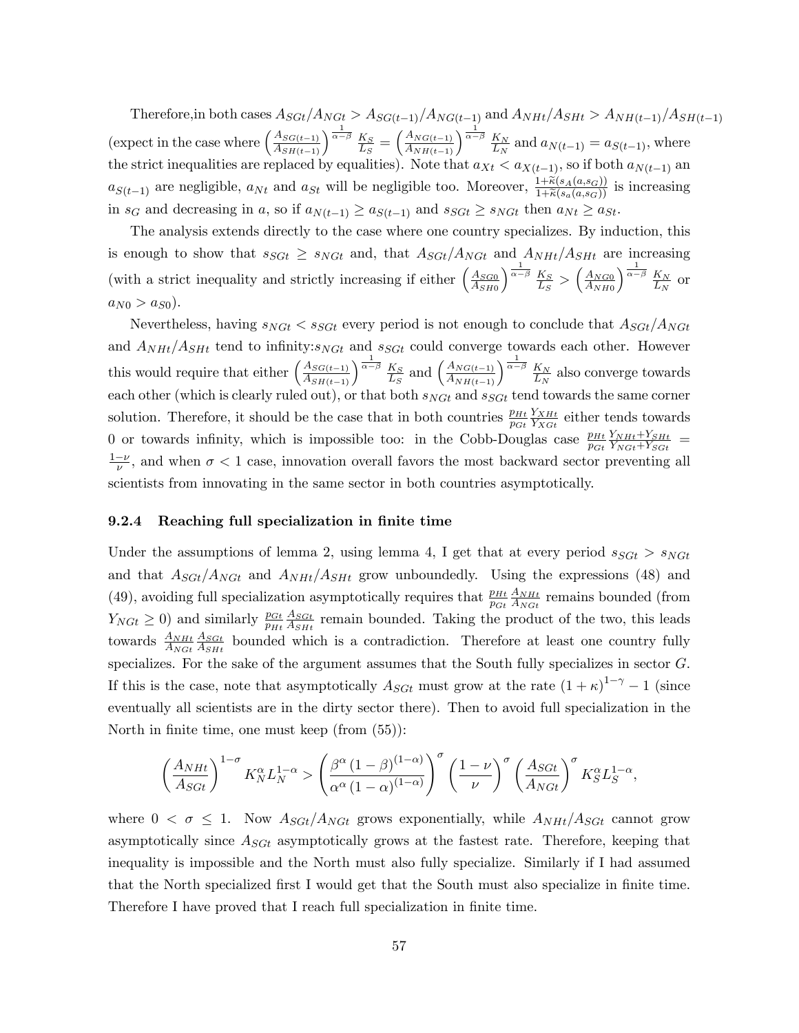Therefore,in both cases $A_{SGt}/A_{NGt} > A_{SG(t-1)}/A_{NG(t-1)}$ and $A_{NHt}/A_{SHt} > A_{NH(t-1)}/A_{SH(t-1)}$ (expect in the case where $\left(\frac{A_{SG(t-1)}}{A_{SH(t-1)}}\right)^{\frac{1}{\alpha-\beta}} \frac{K_S}{L_S} = \left(\frac{A_{NG(t-1)}}{A_{NH(t-1)}}\right)^{\frac{1}{\alpha-\beta}} \frac{K_N}{L_N}$ and $a_{N(t-1)} = a_{S(t-1)}$, where the strict inequalities are replaced by equalities). Note that $a_{Xt} < a_{X(t-1)}$, so if both $a_{N(t-1)}$ an $a_{S(t-1)}$ are negligible, $a_{Nt}$ and $a_{St}$ will be negligible too. Moreover, $\frac{1+\widetilde{\kappa}(s_A(a,s_G))}{1+\widetilde{\kappa}(s_a(a,s_G))}$ is increasing in $s_G$ and decreasing in $a$, so if $a_{N(t-1)} \geq a_{S(t-1)}$ and $s_{SGt} \geq s_{NGt}$ then $a_{Nt} \geq a_{St}$.

The analysis extends directly to the case where one country specializes. By induction, this is enough to show that $s_{SGt} \geq s_{NGt}$ and, that $A_{SGt}/A_{NGt}$ and $A_{NHt}/A_{SHt}$ are increasing (with a strict inequality and strictly increasing if either $\left(\frac{A_{SG0}}{A_{SH0}}\right)^{\frac{1}{\alpha-\beta}} \frac{K_S}{L_S} > \left(\frac{A_{NG0}}{A_{NH0}}\right)^{\frac{1}{\alpha-\beta}} \frac{K_N}{L_N}$ or $a_{N0} > a_{S0}$).

Nevertheless, having $s_{NGt} < s_{SGt}$ every period is not enough to conclude that $A_{SGt}/A_{NGt}$ and $A_{NHt}/A_{SHt}$ tend to infinity:$s_{NGt}$ and $s_{SGt}$ could converge towards each other. However this would require that either $\left(\frac{A_{SG(t-1)}}{A_{SH(t-1)}}\right)^{\frac{1}{\alpha-\beta}} \frac{K_S}{L_S}$ and $\left(\frac{A_{NG(t-1)}}{A_{NH(t-1)}}\right)^{\frac{1}{\alpha-\beta}} \frac{K_N}{L_N}$ also converge towards each other (which is clearly ruled out), or that both $s_{NGt}$ and $s_{SGt}$ tend towards the same corner solution. Therefore, it should be the case that in both countries $\frac{p_{Ht}}{p_{Gt}} \frac{Y_{XHt}}{Y_{XGt}}$ either tends towards 0 or towards infinity, which is impossible too: in the Cobb-Douglas case $\frac{p_{Ht}}{p_{Gt}} \frac{Y_{NHt}+Y_{SHt}}{Y_{NGt}+Y_{SGt}} = \frac{1-\nu}{\nu}$, and when $\sigma < 1$ case, innovation overall favors the most backward sector preventing all scientists from innovating in the same sector in both countries asymptotically.

### 9.2.4 Reaching full specialization in finite time

Under the assumptions of lemma 2, using lemma 4, I get that at every period $s_{SGt} > s_{NGt}$ and that $A_{SGt}/A_{NGt}$ and $A_{NHt}/A_{SHt}$ grow unboundedly. Using the expressions (48) and (49), avoiding full specialization asymptotically requires that $\frac{p_{Ht}}{p_{Gt}} \frac{A_{NHt}}{A_{NGt}}$ remains bounded (from $Y_{NGt} \geq 0$) and similarly $\frac{p_{Gt}}{p_{Ht}} \frac{A_{SGt}}{A_{SHt}}$ remain bounded. Taking the product of the two, this leads towards $\frac{A_{NHt}}{A_{NGt}} \frac{A_{SGt}}{A_{SHt}}$ bounded which is a contradiction. Therefore at least one country fully specializes. For the sake of the argument assumes that the South fully specializes in sector $G$. If this is the case, note that asymptotically $A_{SGt}$ must grow at the rate $(1+\kappa)^{1-\gamma} - 1$ (since eventually all scientists are in the dirty sector there). Then to avoid full specialization in the North in finite time, one must keep (from (55)):

$$\left(\frac{A_{NHt}}{A_{SGt}}\right)^{1-\sigma} K_N^{\alpha} L_N^{1-\alpha} > \left(\frac{\beta^{\alpha}(1-\beta)^{(1-\alpha)}}{\alpha^{\alpha}(1-\alpha)^{(1-\alpha)}}\right)^{\sigma} \left(\frac{1-\nu}{\nu}\right)^{\sigma} \left(\frac{A_{SGt}}{A_{NGt}}\right)^{\sigma} K_S^{\alpha} L_S^{1-\alpha},$$

where $0 < \sigma \leq 1$. Now $A_{SGt}/A_{NGt}$ grows exponentially, while $A_{NHt}/A_{SGt}$ cannot grow asymptotically since $A_{SGt}$ asymptotically grows at the fastest rate. Therefore, keeping that inequality is impossible and the North must also fully specialize. Similarly if I had assumed that the North specialized first I would get that the South must also specialize in finite time. Therefore I have proved that I reach full specialization in finite time.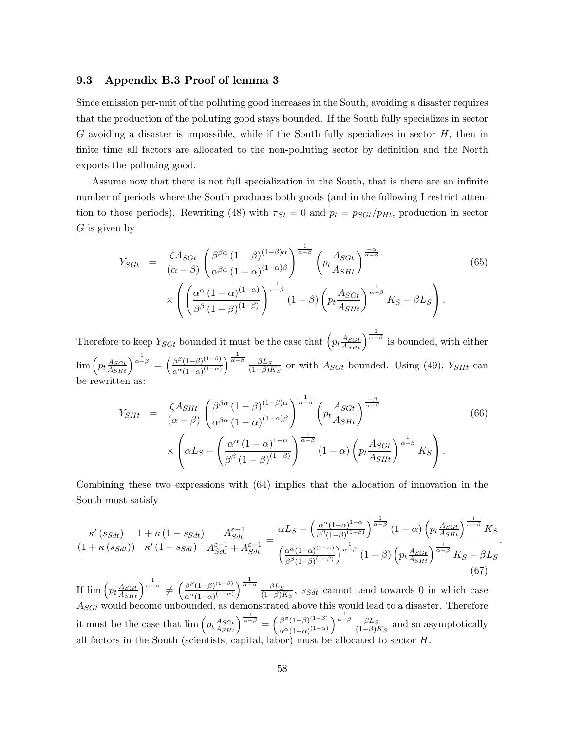### 9.3 Appendix B.3 Proof of lemma 3

Since emission per-unit of the polluting good increases in the South, avoiding a disaster requires that the production of the polluting good stays bounded. If the South fully specializes in sector $G$ avoiding a disaster is impossible, while if the South fully specializes in sector $H$, then in finite time all factors are allocated to the non-polluting sector by definition and the North exports the polluting good.

Assume now that there is not full specialization in the South, that is there are an infinite number of periods where the South produces both goods (and in the following I restrict attention to those periods). Rewriting (48) with $\tau_{St} = 0$ and $p_t = p_{SGt}/p_{Ht}$, production in sector $G$ is given by

$$
\begin{aligned}
Y_{SGt} &= \frac{\zeta A_{SGt}}{(\alpha-\beta)} \left( \frac{\beta^{\beta\alpha} (1-\beta)^{(1-\beta)\alpha}}{\alpha^{\beta\alpha} (1-\alpha)^{(1-\alpha)\beta}} \right)^{\frac{1}{\alpha-\beta}} \left( p_t \frac{A_{SGt}}{A_{SHt}} \right)^{\frac{-\alpha}{\alpha-\beta}} \\
&\quad \times \left( \left( \frac{\alpha^{\alpha} (1-\alpha)^{(1-\alpha)}}{\beta^{\beta} (1-\beta)^{(1-\beta)}} \right)^{\frac{1}{\alpha-\beta}} (1-\beta) \left( p_t \frac{A_{SGt}}{A_{SHt}} \right)^{\frac{1}{\alpha-\beta}} K_S - \beta L_S \right).
\end{aligned} \tag{65}
$$

Therefore to keep $Y_{SGt}$ bounded it must be the case that $\left( p_t \frac{A_{SGt}}{A_{SHt}} \right)^{\frac{1}{\alpha-\beta}}$ is bounded, with either $\lim \left( p_t \frac{A_{SGt}}{A_{SHt}} \right)^{\frac{1}{\alpha-\beta}} = \left( \frac{\beta^{\beta}(1-\beta)^{(1-\beta)}}{\alpha^{\alpha}(1-\alpha)^{(1-\alpha)}} \right)^{\frac{1}{\alpha-\beta}} \frac{\beta L_S}{(1-\beta)K_S}$ or with $A_{SGt}$ bounded. Using (49), $Y_{SHt}$ can be rewritten as:

$$
\begin{aligned}
Y_{SHt} &= \frac{\zeta A_{SHt}}{(\alpha-\beta)} \left( \frac{\beta^{\beta\alpha} (1-\beta)^{(1-\beta)\alpha}}{\alpha^{\beta\alpha} (1-\alpha)^{(1-\alpha)\beta}} \right)^{\frac{1}{\alpha-\beta}} \left( p_t \frac{A_{SGt}}{A_{SHt}} \right)^{\frac{-\beta}{\alpha-\beta}} \\
&\quad \times \left( \alpha L_S - \left( \frac{\alpha^{\alpha} (1-\alpha)^{1-\alpha}}{\beta^{\beta} (1-\beta)^{(1-\beta)}} \right)^{\frac{1}{\alpha-\beta}} (1-\alpha) \left( p_t \frac{A_{SGt}}{A_{SHt}} \right)^{\frac{1}{\alpha-\beta}} K_S \right).
\end{aligned} \tag{66}
$$

Combining these two expressions with (64) implies that the allocation of innovation in the South must satisfy

$$
\frac{\kappa'(s_{Sdt})}{(1+\kappa(s_{Sdt}))} \frac{1+\kappa(1-s_{Sdt})}{\kappa'(1-s_{Sdt})} \frac{A_{Sdt}^{\varepsilon-1}}{A_{Sc0}^{\varepsilon-1} + A_{Sdt}^{\varepsilon-1}} = \frac{\alpha L_S - \left( \frac{\alpha^{\alpha}(1-\alpha)^{1-\alpha}}{\beta^{\beta}(1-\beta)^{(1-\beta)}} \right)^{\frac{1}{\alpha-\beta}} (1-\alpha) \left( p_t \frac{A_{SGt}}{A_{SHt}} \right)^{\frac{1}{\alpha-\beta}} K_S}{\left( \frac{\alpha^{\alpha}(1-\alpha)^{(1-\alpha)}}{\beta^{\beta}(1-\beta)^{(1-\beta)}} \right)^{\frac{1}{\alpha-\beta}} (1-\beta) \left( p_t \frac{A_{SGt}}{A_{SHt}} \right)^{\frac{1}{\alpha-\beta}} K_S - \beta L_S}. \tag{67}
$$

If $\lim \left( p_t \frac{A_{SGt}}{A_{SHt}} \right)^{\frac{1}{\alpha-\beta}} \neq \left( \frac{\beta^{\beta}(1-\beta)^{(1-\beta)}}{\alpha^{\alpha}(1-\alpha)^{(1-\alpha)}} \right)^{\frac{1}{\alpha-\beta}} \frac{\beta L_S}{(1-\beta)K_S}$, $s_{Sdt}$ cannot tend towards 0 in which case $A_{SGt}$ would become unbounded, as demonstrated above this would lead to a disaster. Therefore it must be the case that $\lim \left( p_t \frac{A_{SGt}}{A_{SHt}} \right)^{\frac{1}{\alpha-\beta}} = \left( \frac{\beta^{\beta}(1-\beta)^{(1-\beta)}}{\alpha^{\alpha}(1-\alpha)^{(1-\alpha)}} \right)^{\frac{1}{\alpha-\beta}} \frac{\beta L_S}{(1-\beta)K_S}$ and so asymptotically all factors in the South (scientists, capital, labor) must be allocated to sector $H$.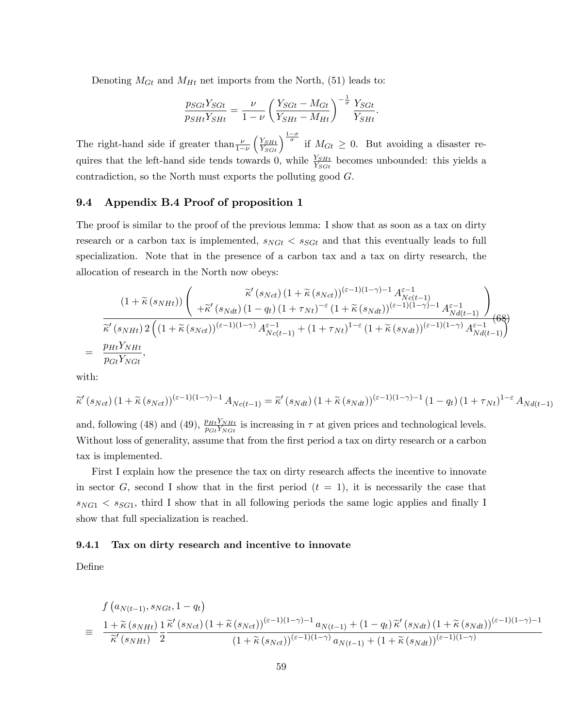Denoting $M_{Gt}$ and $M_{Ht}$ net imports from the North, (51) leads to:

$$\frac{p_{SGt}Y_{SGt}}{p_{SHt}Y_{SHt}} = \frac{\nu}{1-\nu}\left(\frac{Y_{SGt}-M_{Gt}}{Y_{SHt}-M_{Ht}}\right)^{-\frac{1}{\sigma}}\frac{Y_{SGt}}{Y_{SHt}}.$$

The right-hand side if greater than $\frac{\nu}{1-\nu}\left(\frac{Y_{SHt}}{Y_{SGt}}\right)^{\frac{1-\sigma}{\sigma}}$ if $M_{Gt} \geq 0$. But avoiding a disaster requires that the left-hand side tends towards 0, while $\frac{Y_{SHt}}{Y_{SGt}}$ becomes unbounded: this yields a contradiction, so the North must exports the polluting good $G$.

## 9.4 Appendix B.4 Proof of proposition 1

The proof is similar to the proof of the previous lemma: I show that as soon as a tax on dirty research or a carbon tax is implemented, $s_{NGt} < s_{SGt}$ and that this eventually leads to full specialization. Note that in the presence of a carbon tax and a tax on dirty research, the allocation of research in the North now obeys:

$$\begin{aligned}
&\frac{\left(1+\widetilde{\kappa}\left(s_{NHt}\right)\right)\left(\begin{array}{c}\widetilde{\kappa}'\left(s_{Nct}\right)\left(1+\widetilde{\kappa}\left(s_{Nct}\right)\right)^{(\varepsilon-1)(1-\gamma)-1}A_{Nc(t-1)}^{\varepsilon-1}\\ +\widetilde{\kappa}'\left(s_{Ndt}\right)\left(1-q_t\right)\left(1+\tau_{Nt}\right)^{-\varepsilon}\left(1+\widetilde{\kappa}\left(s_{Ndt}\right)\right)^{(\varepsilon-1)(1-\gamma)-1}A_{Nd(t-1)}^{\varepsilon-1}\end{array}\right)}{\widetilde{\kappa}'\left(s_{NHt}\right)2\left(\left(1+\widetilde{\kappa}\left(s_{Nct}\right)\right)^{(\varepsilon-1)(1-\gamma)}A_{Nc(t-1)}^{\varepsilon-1}+\left(1+\tau_{Nt}\right)^{1-\varepsilon}\left(1+\widetilde{\kappa}\left(s_{Ndt}\right)\right)^{(\varepsilon-1)(1-\gamma)}A_{Nd(t-1)}^{\varepsilon-1}\right)} \qquad (68)\\
&= \frac{p_{Ht}Y_{NHt}}{p_{Gt}Y_{NGt}},
\end{aligned}$$

with:

$$\widetilde{\kappa}'\left(s_{Nct}\right)\left(1+\widetilde{\kappa}\left(s_{Nct}\right)\right)^{(\varepsilon-1)(1-\gamma)-1}A_{Nc(t-1)} = \widetilde{\kappa}'\left(s_{Ndt}\right)\left(1+\widetilde{\kappa}\left(s_{Ndt}\right)\right)^{(\varepsilon-1)(1-\gamma)-1}\left(1-q_t\right)\left(1+\tau_{Nt}\right)^{1-\varepsilon}A_{Nd(t-1)}$$

and, following (48) and (49), $\frac{p_{Ht}Y_{NHt}}{p_{Gt}Y_{NGt}}$ is increasing in $\tau$ at given prices and technological levels. Without loss of generality, assume that from the first period a tax on dirty research or a carbon tax is implemented.

First I explain how the presence the tax on dirty research affects the incentive to innovate in sector $G$, second I show that in the first period ($t=1$), it is necessarily the case that $s_{NG1} < s_{SG1}$, third I show that in all following periods the same logic applies and finally I show that full specialization is reached.

### 9.4.1 Tax on dirty research and incentive to innovate

Define

$$\begin{aligned}
&f\left(a_{N(t-1)}, s_{NGt}, 1-q_t\right)\\
\equiv\ &\frac{1+\widetilde{\kappa}\left(s_{NHt}\right)}{\widetilde{\kappa}'\left(s_{NHt}\right)}\frac{1}{2}\frac{\widetilde{\kappa}'\left(s_{Nct}\right)\left(1+\widetilde{\kappa}\left(s_{Nct}\right)\right)^{(\varepsilon-1)(1-\gamma)-1}a_{N(t-1)}+\left(1-q_t\right)\widetilde{\kappa}'\left(s_{Ndt}\right)\left(1+\widetilde{\kappa}\left(s_{Ndt}\right)\right)^{(\varepsilon-1)(1-\gamma)-1}}{\left(1+\widetilde{\kappa}\left(s_{Nct}\right)\right)^{(\varepsilon-1)(1-\gamma)}a_{N(t-1)}+\left(1+\widetilde{\kappa}\left(s_{Ndt}\right)\right)^{(\varepsilon-1)(1-\gamma)}}
\end{aligned}$$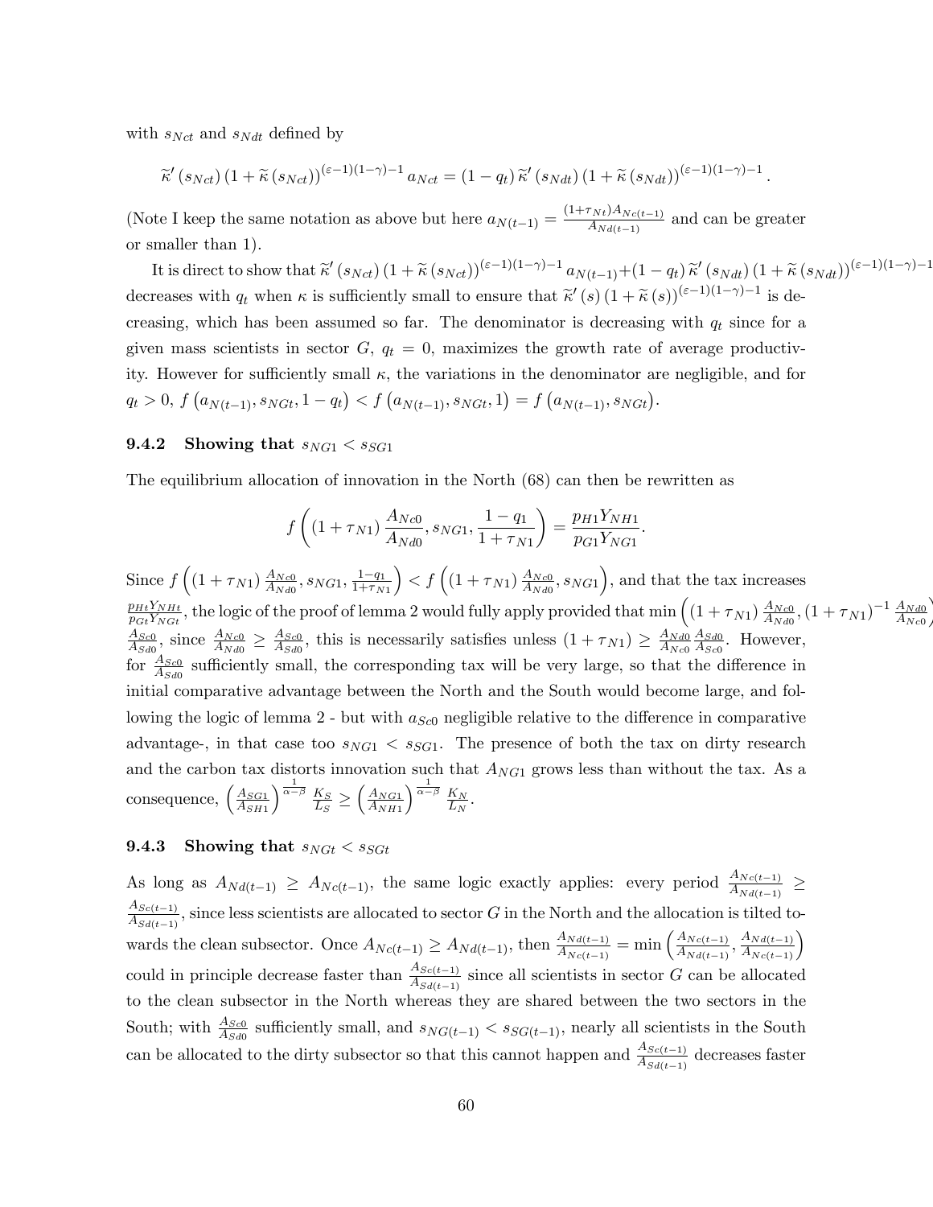with $s_{Nct}$ and $s_{Ndt}$ defined by

$$\widetilde{\kappa}'(s_{Nct})(1+\widetilde{\kappa}(s_{Nct}))^{(\varepsilon-1)(1-\gamma)-1} a_{Nct} = (1-q_t)\,\widetilde{\kappa}'(s_{Ndt})(1+\widetilde{\kappa}(s_{Ndt}))^{(\varepsilon-1)(1-\gamma)-1}.$$

(Note I keep the same notation as above but here $a_{N(t-1)} = \frac{(1+\tau_{Nt})A_{Nc(t-1)}}{A_{Nd(t-1)}}$ and can be greater or smaller than 1).

It is direct to show that $\widetilde{\kappa}'(s_{Nct})(1+\widetilde{\kappa}(s_{Nct}))^{(\varepsilon-1)(1-\gamma)-1} a_{N(t-1)} + (1-q_t)\,\widetilde{\kappa}'(s_{Ndt})(1+\widetilde{\kappa}(s_{Ndt}))^{(\varepsilon-1)(1-\gamma)-1}$ decreases with $q_t$ when $\kappa$ is sufficiently small to ensure that $\widetilde{\kappa}'(s)(1+\widetilde{\kappa}(s))^{(\varepsilon-1)(1-\gamma)-1}$ is decreasing, which has been assumed so far. The denominator is decreasing with $q_t$ since for a given mass scientists in sector $G$, $q_t = 0$, maximizes the growth rate of average productivity. However for sufficiently small $\kappa$, the variations in the denominator are negligible, and for $q_t > 0$, $f(a_{N(t-1)}, s_{NGt}, 1-q_t) < f(a_{N(t-1)}, s_{NGt}, 1) = f(a_{N(t-1)}, s_{NGt})$.

### 9.4.2 Showing that $s_{NG1} < s_{SG1}$

The equilibrium allocation of innovation in the North (68) can then be rewritten as

$$f\left((1+\tau_{N1})\frac{A_{Nc0}}{A_{Nd0}}, s_{NG1}, \frac{1-q_1}{1+\tau_{N1}}\right) = \frac{p_{H1}Y_{NH1}}{p_{G1}Y_{NG1}}.$$

Since $f\left((1+\tau_{N1})\frac{A_{Nc0}}{A_{Nd0}}, s_{NG1}, \frac{1-q_1}{1+\tau_{N1}}\right) < f\left((1+\tau_{N1})\frac{A_{Nc0}}{A_{Nd0}}, s_{NG1}\right)$, and that the tax increases $\frac{p_{Ht}Y_{NHt}}{p_{Gt}Y_{NGt}}$, the logic of the proof of lemma 2 would fully apply provided that $\min\left((1+\tau_{N1})\frac{A_{Nc0}}{A_{Nd0}}, (1+\tau_{N1})^{-1}\frac{A_{Nd0}}{A_{Nc0}}\right) \geq \frac{A_{Sc0}}{A_{Sd0}}$, since $\frac{A_{Nc0}}{A_{Nd0}} \geq \frac{A_{Sc0}}{A_{Sd0}}$, this is necessarily satisfies unless $(1+\tau_{N1}) \geq \frac{A_{Nd0}}{A_{Nc0}}\frac{A_{Sd0}}{A_{Sc0}}$. However, for $\frac{A_{Sc0}}{A_{Sd0}}$ sufficiently small, the corresponding tax will be very large, so that the difference in initial comparative advantage between the North and the South would become large, and following the logic of lemma 2 - but with $a_{Sc0}$ negligible relative to the difference in comparative advantage-, in that case too $s_{NG1} < s_{SG1}$. The presence of both the tax on dirty research and the carbon tax distorts innovation such that $A_{NG1}$ grows less than without the tax. As a consequence, $\left(\frac{A_{SG1}}{A_{SH1}}\right)^{\frac{1}{\alpha-\beta}}\frac{K_S}{L_S} \geq \left(\frac{A_{NG1}}{A_{NH1}}\right)^{\frac{1}{\alpha-\beta}}\frac{K_N}{L_N}$.

### 9.4.3 Showing that $s_{NGt} < s_{SGt}$

As long as $A_{Nd(t-1)} \geq A_{Nc(t-1)}$, the same logic exactly applies: every period $\frac{A_{Nc(t-1)}}{A_{Nd(t-1)}} \geq \frac{A_{Sc(t-1)}}{A_{Sd(t-1)}}$, since less scientists are allocated to sector $G$ in the North and the allocation is tilted towards the clean subsector. Once $A_{Nc(t-1)} \geq A_{Nd(t-1)}$, then $\frac{A_{Nd(t-1)}}{A_{Nc(t-1)}} = \min\left(\frac{A_{Nc(t-1)}}{A_{Nd(t-1)}}, \frac{A_{Nd(t-1)}}{A_{Nc(t-1)}}\right)$ could in principle decrease faster than $\frac{A_{Sc(t-1)}}{A_{Sd(t-1)}}$ since all scientists in sector $G$ can be allocated to the clean subsector in the North whereas they are shared between the two sectors in the South; with $\frac{A_{Sc0}}{A_{Sd0}}$ sufficiently small, and $s_{NG(t-1)} < s_{SG(t-1)}$, nearly all scientists in the South can be allocated to the dirty subsector so that this cannot happen and $\frac{A_{Sc(t-1)}}{A_{Sd(t-1)}}$ decreases faster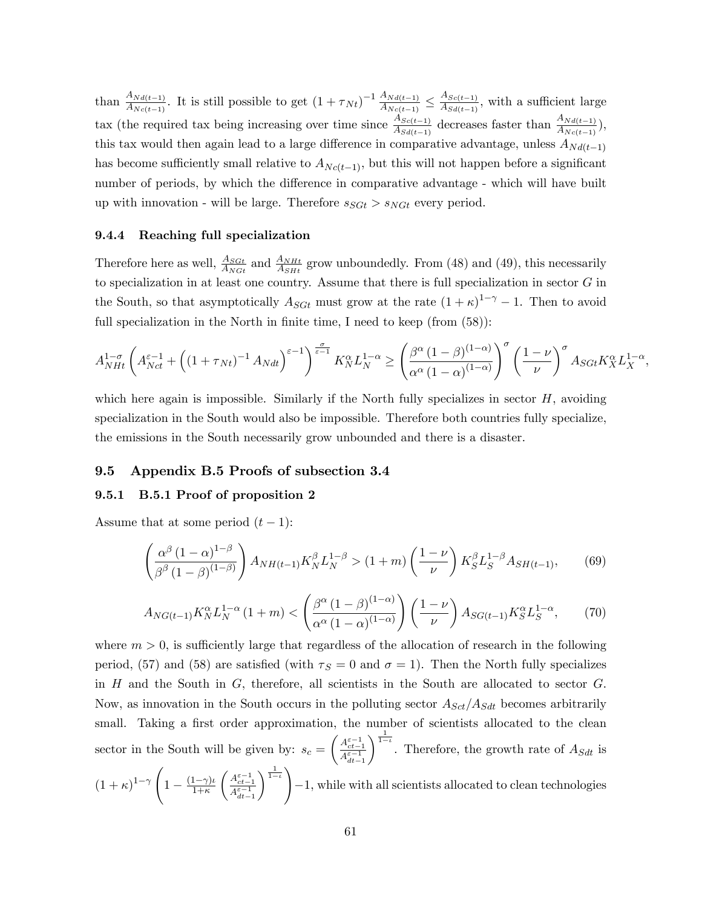than $\frac{A_{Nd(t-1)}}{A_{Nc(t-1)}}$. It is still possible to get $(1+\tau_{Nt})^{-1}\frac{A_{Nd(t-1)}}{A_{Nc(t-1)}} \leq \frac{A_{Sc(t-1)}}{A_{Sd(t-1)}}$, with a sufficient large tax (the required tax being increasing over time since $\frac{A_{Sc(t-1)}}{A_{Sd(t-1)}}$ decreases faster than $\frac{A_{Nd(t-1)}}{A_{Nc(t-1)}}$), this tax would then again lead to a large difference in comparative advantage, unless $A_{Nd(t-1)}$ has become sufficiently small relative to $A_{Nc(t-1)}$, but this will not happen before a significant number of periods, by which the difference in comparative advantage - which will have built up with innovation - will be large. Therefore $s_{SGt} > s_{NGt}$ every period.

#### 9.4.4 Reaching full specialization

Therefore here as well, $\frac{A_{SGt}}{A_{NGt}}$ and $\frac{A_{NHt}}{A_{SHt}}$ grow unboundedly. From (48) and (49), this necessarily to specialization in at least one country. Assume that there is full specialization in sector $G$ in the South, so that asymptotically $A_{SGt}$ must grow at the rate $(1+\kappa)^{1-\gamma}-1$. Then to avoid full specialization in the North in finite time, I need to keep (from (58)):

$$A_{NHt}^{1-\sigma}\left(A_{Nct}^{\varepsilon-1}+\left((1+\tau_{Nt})^{-1}A_{Ndt}\right)^{\varepsilon-1}\right)^{\frac{\sigma}{\varepsilon-1}}K_N^{\alpha}L_N^{1-\alpha} \geq \left(\frac{\beta^{\alpha}(1-\beta)^{(1-\alpha)}}{\alpha^{\alpha}(1-\alpha)^{(1-\alpha)}}\right)^{\sigma}\left(\frac{1-\nu}{\nu}\right)^{\sigma}A_{SGt}K_X^{\alpha}L_X^{1-\alpha},$$

which here again is impossible. Similarly if the North fully specializes in sector $H$, avoiding specialization in the South would also be impossible. Therefore both countries fully specialize, the emissions in the South necessarily grow unbounded and there is a disaster.

### 9.5 Appendix B.5 Proofs of subsection 3.4

#### 9.5.1 B.5.1 Proof of proposition 2

Assume that at some period $(t-1)$:

$$\left(\frac{\alpha^{\beta}(1-\alpha)^{1-\beta}}{\beta^{\beta}(1-\beta)^{(1-\beta)}}\right)A_{NH(t-1)}K_N^{\beta}L_N^{1-\beta} > (1+m)\left(\frac{1-\nu}{\nu}\right)K_S^{\beta}L_S^{1-\beta}A_{SH(t-1)}, \tag{69}$$

$$A_{NG(t-1)}K_N^{\alpha}L_N^{1-\alpha}(1+m) < \left(\frac{\beta^{\alpha}(1-\beta)^{(1-\alpha)}}{\alpha^{\alpha}(1-\alpha)^{(1-\alpha)}}\right)\left(\frac{1-\nu}{\nu}\right)A_{SG(t-1)}K_S^{\alpha}L_S^{1-\alpha}, \tag{70}$$

where $m > 0$, is sufficiently large that regardless of the allocation of research in the following period, (57) and (58) are satisfied (with $\tau_S = 0$ and $\sigma = 1$). Then the North fully specializes in $H$ and the South in $G$, therefore, all scientists in the South are allocated to sector $G$. Now, as innovation in the South occurs in the polluting sector $A_{Sct}/A_{Sdt}$ becomes arbitrarily small. Taking a first order approximation, the number of scientists allocated to the clean sector in the South will be given by: $s_c = \left(\frac{A_{ct-1}^{\varepsilon-1}}{A_{dt-1}^{\varepsilon-1}}\right)^{\frac{1}{1-\iota}}$. Therefore, the growth rate of $A_{Sdt}$ is $(1+\kappa)^{1-\gamma}\left(1-\frac{(1-\gamma)\iota}{1+\kappa}\left(\frac{A_{ct-1}^{\varepsilon-1}}{A_{dt-1}^{\varepsilon-1}}\right)^{\frac{1}{1-\iota}}\right)-1$, while with all scientists allocated to clean technologies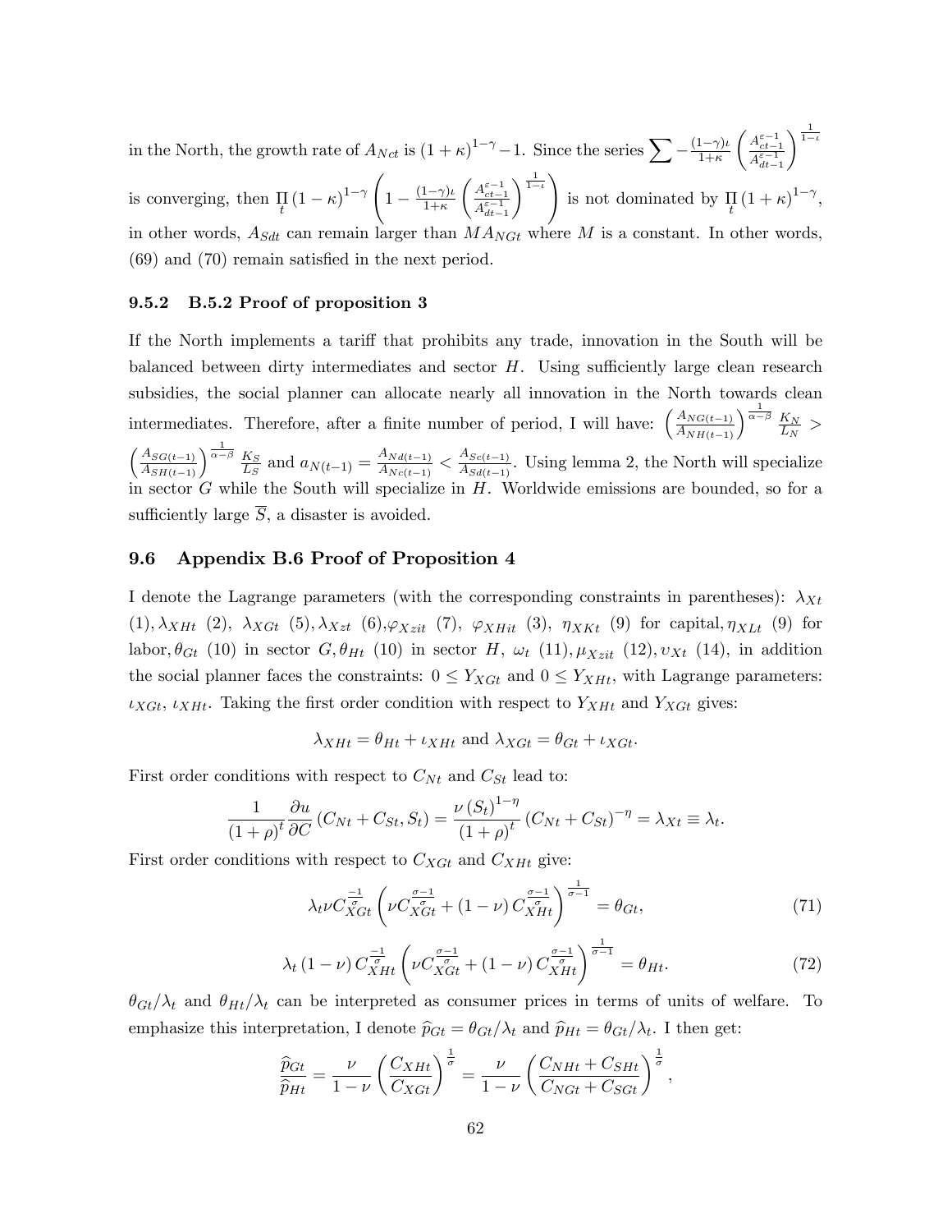in the North, the growth rate of $A_{Nct}$ is $(1+\kappa)^{1-\gamma}-1$. Since the series $\sum -\frac{(1-\gamma)\iota}{1+\kappa}\left(\frac{A_{ct-1}^{\varepsilon-1}}{A_{dt-1}^{\varepsilon-1}}\right)^{\frac{1}{1-\iota}}$ is converging, then $\prod_t (1-\kappa)^{1-\gamma}\left(1-\frac{(1-\gamma)\iota}{1+\kappa}\left(\frac{A_{ct-1}^{\varepsilon-1}}{A_{dt-1}^{\varepsilon-1}}\right)^{\frac{1}{1-\iota}}\right)$ is not dominated by $\prod_t (1+\kappa)^{1-\gamma}$, in other words, $A_{Sdt}$ can remain larger than $MA_{NGt}$ where $M$ is a constant. In other words, (69) and (70) remain satisfied in the next period.

### 9.5.2 B.5.2 Proof of proposition 3

If the North implements a tariff that prohibits any trade, innovation in the South will be balanced between dirty intermediates and sector $H$. Using sufficiently large clean research subsidies, the social planner can allocate nearly all innovation in the North towards clean intermediates. Therefore, after a finite number of period, I will have: $\left(\frac{A_{NG(t-1)}}{A_{NH(t-1)}}\right)^{\frac{1}{\alpha-\beta}}\frac{K_N}{L_N} > \left(\frac{A_{SG(t-1)}}{A_{SH(t-1)}}\right)^{\frac{1}{\alpha-\beta}}\frac{K_S}{L_S}$ and $a_{N(t-1)} = \frac{A_{Nd(t-1)}}{A_{Nc(t-1)}} < \frac{A_{Sc(t-1)}}{A_{Sd(t-1)}}$. Using lemma 2, the North will specialize in sector $G$ while the South will specialize in $H$. Worldwide emissions are bounded, so for a sufficiently large $\overline{S}$, a disaster is avoided.

## 9.6 Appendix B.6 Proof of Proposition 4

I denote the Lagrange parameters (with the corresponding constraints in parentheses): $\lambda_{Xt}$ (1), $\lambda_{XHt}$ (2), $\lambda_{XGt}$ (5), $\lambda_{Xzt}$ (6), $\varphi_{Xzit}$ (7), $\varphi_{XHit}$ (3), $\eta_{XKt}$ (9) for capital, $\eta_{XLt}$ (9) for labor, $\theta_{Gt}$ (10) in sector $G$, $\theta_{Ht}$ (10) in sector $H$, $\omega_t$ (11), $\mu_{Xzit}$ (12), $\upsilon_{Xt}$ (14), in addition the social planner faces the constraints: $0 \leq Y_{XGt}$ and $0 \leq Y_{XHt}$, with Lagrange parameters: $\iota_{XGt}$, $\iota_{XHt}$. Taking the first order condition with respect to $Y_{XHt}$ and $Y_{XGt}$ gives:

$$\lambda_{XHt} = \theta_{Ht} + \iota_{XHt} \text{ and } \lambda_{XGt} = \theta_{Gt} + \iota_{XGt}.$$

First order conditions with respect to $C_{Nt}$ and $C_{St}$ lead to:

$$\frac{1}{(1+\rho)^t}\frac{\partial u}{\partial C}(C_{Nt}+C_{St},S_t) = \frac{\nu (S_t)^{1-\eta}}{(1+\rho)^t}(C_{Nt}+C_{St})^{-\eta} = \lambda_{Xt} \equiv \lambda_t.$$

First order conditions with respect to $C_{XGt}$ and $C_{XHt}$ give:

$$\lambda_t \nu C_{XGt}^{\frac{-1}{\sigma}}\left(\nu C_{XGt}^{\frac{\sigma-1}{\sigma}} + (1-\nu) C_{XHt}^{\frac{\sigma-1}{\sigma}}\right)^{\frac{1}{\sigma-1}} = \theta_{Gt}, \tag{71}$$

$$\lambda_t (1-\nu) C_{XHt}^{\frac{-1}{\sigma}}\left(\nu C_{XGt}^{\frac{\sigma-1}{\sigma}} + (1-\nu) C_{XHt}^{\frac{\sigma-1}{\sigma}}\right)^{\frac{1}{\sigma-1}} = \theta_{Ht}. \tag{72}$$

$\theta_{Gt}/\lambda_t$ and $\theta_{Ht}/\lambda_t$ can be interpreted as consumer prices in terms of units of welfare. To emphasize this interpretation, I denote $\widehat{p}_{Gt} = \theta_{Gt}/\lambda_t$ and $\widehat{p}_{Ht} = \theta_{Gt}/\lambda_t$. I then get:

$$\frac{\widehat{p}_{Gt}}{\widehat{p}_{Ht}} = \frac{\nu}{1-\nu}\left(\frac{C_{XHt}}{C_{XGt}}\right)^{\frac{1}{\sigma}} = \frac{\nu}{1-\nu}\left(\frac{C_{NHt}+C_{SHt}}{C_{NGt}+C_{SGt}}\right)^{\frac{1}{\sigma}},$$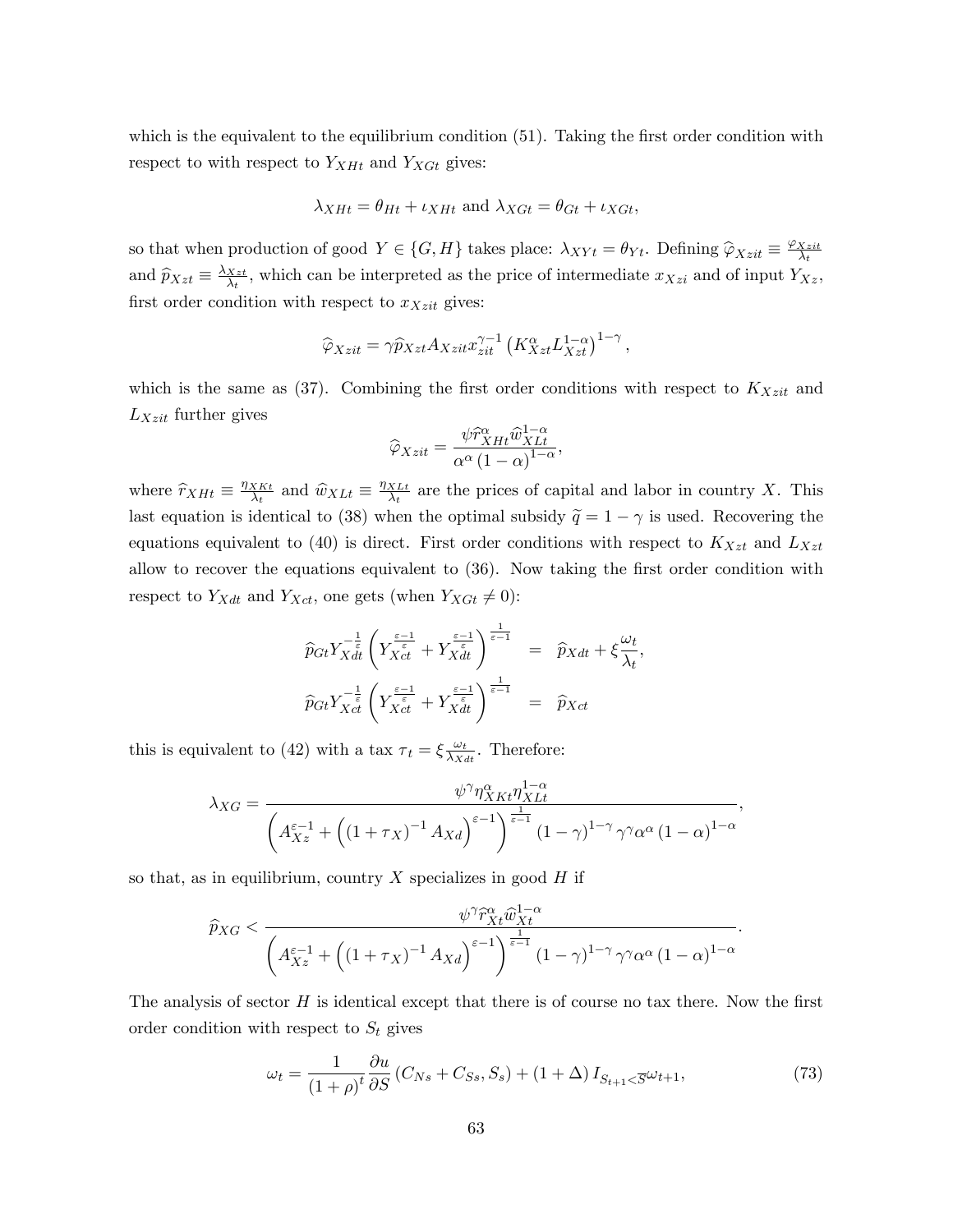which is the equivalent to the equilibrium condition (51). Taking the first order condition with respect to with respect to $Y_{XHt}$ and $Y_{XGt}$ gives:

$$\lambda_{XHt} = \theta_{Ht} + \iota_{XHt} \text{ and } \lambda_{XGt} = \theta_{Gt} + \iota_{XGt},$$

so that when production of good $Y \in \{G, H\}$ takes place: $\lambda_{XYt} = \theta_{Yt}$. Defining $\widehat{\varphi}_{Xzit} \equiv \frac{\varphi_{Xzit}}{\lambda_t}$ and $\widehat{p}_{Xzt} \equiv \frac{\lambda_{Xzt}}{\lambda_t}$, which can be interpreted as the price of intermediate $x_{Xzi}$ and of input $Y_{Xz}$, first order condition with respect to $x_{Xzit}$ gives:

$$\widehat{\varphi}_{Xzit} = \gamma \widehat{p}_{Xzt} A_{Xzit} x_{zit}^{\gamma-1} \left(K_{Xzt}^{\alpha} L_{Xzt}^{1-\alpha}\right)^{1-\gamma},$$

which is the same as (37). Combining the first order conditions with respect to $K_{Xzit}$ and $L_{Xzit}$ further gives

$$\widehat{\varphi}_{Xzit} = \frac{\psi \widehat{r}_{XHt}^{\alpha} \widehat{w}_{XLt}^{1-\alpha}}{\alpha^{\alpha} (1-\alpha)^{1-\alpha}},$$

where $\widehat{r}_{XHt} \equiv \frac{\eta_{XKt}}{\lambda_t}$ and $\widehat{w}_{XLt} \equiv \frac{\eta_{XLt}}{\lambda_t}$ are the prices of capital and labor in country $X$. This last equation is identical to (38) when the optimal subsidy $\widetilde{q} = 1 - \gamma$ is used. Recovering the equations equivalent to (40) is direct. First order conditions with respect to $K_{Xzt}$ and $L_{Xzt}$ allow to recover the equations equivalent to (36). Now taking the first order condition with respect to $Y_{Xdt}$ and $Y_{Xct}$, one gets (when $Y_{XGt} \neq 0$):

$$\begin{aligned}
\widehat{p}_{Gt} Y_{Xdt}^{-\frac{1}{\varepsilon}} \left(Y_{Xct}^{\frac{\varepsilon-1}{\varepsilon}} + Y_{Xdt}^{\frac{\varepsilon-1}{\varepsilon}}\right)^{\frac{1}{\varepsilon-1}} &= \widehat{p}_{Xdt} + \xi \frac{\omega_t}{\lambda_t}, \\
\widehat{p}_{Gt} Y_{Xct}^{-\frac{1}{\varepsilon}} \left(Y_{Xct}^{\frac{\varepsilon-1}{\varepsilon}} + Y_{Xdt}^{\frac{\varepsilon-1}{\varepsilon}}\right)^{\frac{1}{\varepsilon-1}} &= \widehat{p}_{Xct}
\end{aligned}$$

this is equivalent to (42) with a tax $\tau_t = \xi \frac{\omega_t}{\lambda_{Xdt}}$. Therefore:

$$\lambda_{XG} = \frac{\psi^{\gamma} \eta_{XKt}^{\alpha} \eta_{XLt}^{1-\alpha}}{\left(A_{Xz}^{\varepsilon-1} + \left((1+\tau_X)^{-1} A_{Xd}\right)^{\varepsilon-1}\right)^{\frac{1}{\varepsilon-1}} (1-\gamma)^{1-\gamma} \gamma^{\gamma} \alpha^{\alpha} (1-\alpha)^{1-\alpha}},$$

so that, as in equilibrium, country $X$ specializes in good $H$ if

$$\widehat{p}_{XG} < \frac{\psi^{\gamma} \widehat{r}_{Xt}^{\alpha} \widehat{w}_{Xt}^{1-\alpha}}{\left(A_{Xz}^{\varepsilon-1} + \left((1+\tau_X)^{-1} A_{Xd}\right)^{\varepsilon-1}\right)^{\frac{1}{\varepsilon-1}} (1-\gamma)^{1-\gamma} \gamma^{\gamma} \alpha^{\alpha} (1-\alpha)^{1-\alpha}}.$$

The analysis of sector $H$ is identical except that there is of course no tax there. Now the first order condition with respect to $S_t$ gives

$$\omega_t = \frac{1}{(1+\rho)^t} \frac{\partial u}{\partial S} \left(C_{Ns} + C_{Ss}, S_s\right) + (1+\Delta) I_{S_{t+1} < \overline{S}} \omega_{t+1}, \tag{73}$$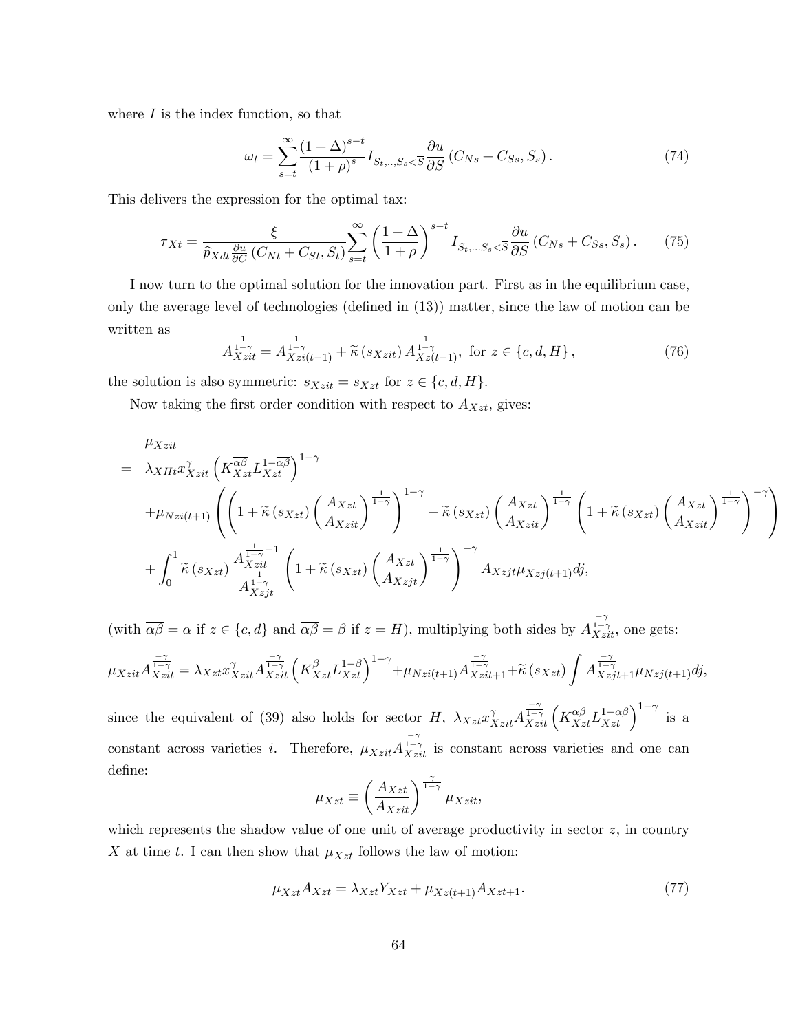where $I$ is the index function, so that

$$\omega_t = \sum_{s=t}^{\infty} \frac{(1+\Delta)^{s-t}}{(1+\rho)^s} I_{S_t,..,S_s<\overline{S}} \frac{\partial u}{\partial S}(C_{Ns} + C_{Ss}, S_s). \tag{74}$$

This delivers the expression for the optimal tax:

$$\tau_{Xt} = \frac{\xi}{\widehat{p}_{Xdt} \frac{\partial u}{\partial C}(C_{Nt} + C_{St}, S_t)} \sum_{s=t}^{\infty} \left(\frac{1+\Delta}{1+\rho}\right)^{s-t} I_{S_t,...S_s<\overline{S}} \frac{\partial u}{\partial S}(C_{Ns} + C_{Ss}, S_s). \tag{75}$$

I now turn to the optimal solution for the innovation part. First as in the equilibrium case, only the average level of technologies (defined in (13)) matter, since the law of motion can be written as

$$A_{Xzit}^{\frac{1}{1-\gamma}} = A_{Xzi(t-1)}^{\frac{1}{1-\gamma}} + \widetilde{\kappa}(s_{Xzit}) A_{Xz(t-1)}^{\frac{1}{1-\gamma}}, \text{ for } z \in \{c, d, H\}, \tag{76}$$

the solution is also symmetric: $s_{Xzit} = s_{Xzt}$ for $z \in \{c, d, H\}$.

Now taking the first order condition with respect to $A_{Xzt}$, gives:

$$\begin{aligned}
&\mu_{Xzit} \\
= \; & \lambda_{XHt} x_{Xzit}^{\gamma} \left(K_{Xzt}^{\overline{\alpha\beta}} L_{Xzt}^{1-\overline{\alpha\beta}}\right)^{1-\gamma} \\
& + \mu_{Nzi(t+1)} \left( \left(1 + \widetilde{\kappa}(s_{Xzt}) \left(\frac{A_{Xzt}}{A_{Xzit}}\right)^{\frac{1}{1-\gamma}}\right)^{1-\gamma} - \widetilde{\kappa}(s_{Xzt}) \left(\frac{A_{Xzt}}{A_{Xzit}}\right)^{\frac{1}{1-\gamma}} \left(1 + \widetilde{\kappa}(s_{Xzt}) \left(\frac{A_{Xzt}}{A_{Xzit}}\right)^{\frac{1}{1-\gamma}}\right)^{-\gamma} \right) \\
& + \int_0^1 \widetilde{\kappa}(s_{Xzt}) \frac{A_{Xzit}^{\frac{1}{1-\gamma}-1}}{A_{Xzjt}^{\frac{1}{1-\gamma}}} \left(1 + \widetilde{\kappa}(s_{Xzt}) \left(\frac{A_{Xzt}}{A_{Xzjt}}\right)^{\frac{1}{1-\gamma}}\right)^{-\gamma} A_{Xzjt} \mu_{Xzj(t+1)} dj,
\end{aligned}$$

(with $\overline{\alpha\beta} = \alpha$ if $z \in \{c, d\}$ and $\overline{\alpha\beta} = \beta$ if $z = H$), multiplying both sides by $A_{Xzit}^{\frac{-\gamma}{1-\gamma}}$, one gets:

$$\mu_{Xzit} A_{Xzit}^{\frac{-\gamma}{1-\gamma}} = \lambda_{Xzt} x_{Xzit}^{\gamma} A_{Xzit}^{\frac{-\gamma}{1-\gamma}} \left(K_{Xzt}^{\beta} L_{Xzt}^{1-\beta}\right)^{1-\gamma} + \mu_{Nzi(t+1)} A_{Xzit+1}^{\frac{-\gamma}{1-\gamma}} + \widetilde{\kappa}(s_{Xzt}) \int A_{Xzjt+1}^{\frac{-\gamma}{1-\gamma}} \mu_{Nzj(t+1)} dj,$$

since the equivalent of (39) also holds for sector $H$, $\lambda_{Xzt} x_{Xzit}^{\gamma} A_{Xzit}^{\frac{-\gamma}{1-\gamma}} \left(K_{Xzt}^{\overline{\alpha\beta}} L_{Xzt}^{1-\overline{\alpha\beta}}\right)^{1-\gamma}$ is a constant across varieties $i$. Therefore, $\mu_{Xzit} A_{Xzit}^{\frac{-\gamma}{1-\gamma}}$ is constant across varieties and one can define:

$$\mu_{Xzt} \equiv \left(\frac{A_{Xzt}}{A_{Xzit}}\right)^{\frac{\gamma}{1-\gamma}} \mu_{Xzit},$$

which represents the shadow value of one unit of average productivity in sector $z$, in country $X$ at time $t$. I can then show that $\mu_{Xzt}$ follows the law of motion:

$$\mu_{Xzt} A_{Xzt} = \lambda_{Xzt} Y_{Xzt} + \mu_{Xz(t+1)} A_{Xzt+1}. \tag{77}$$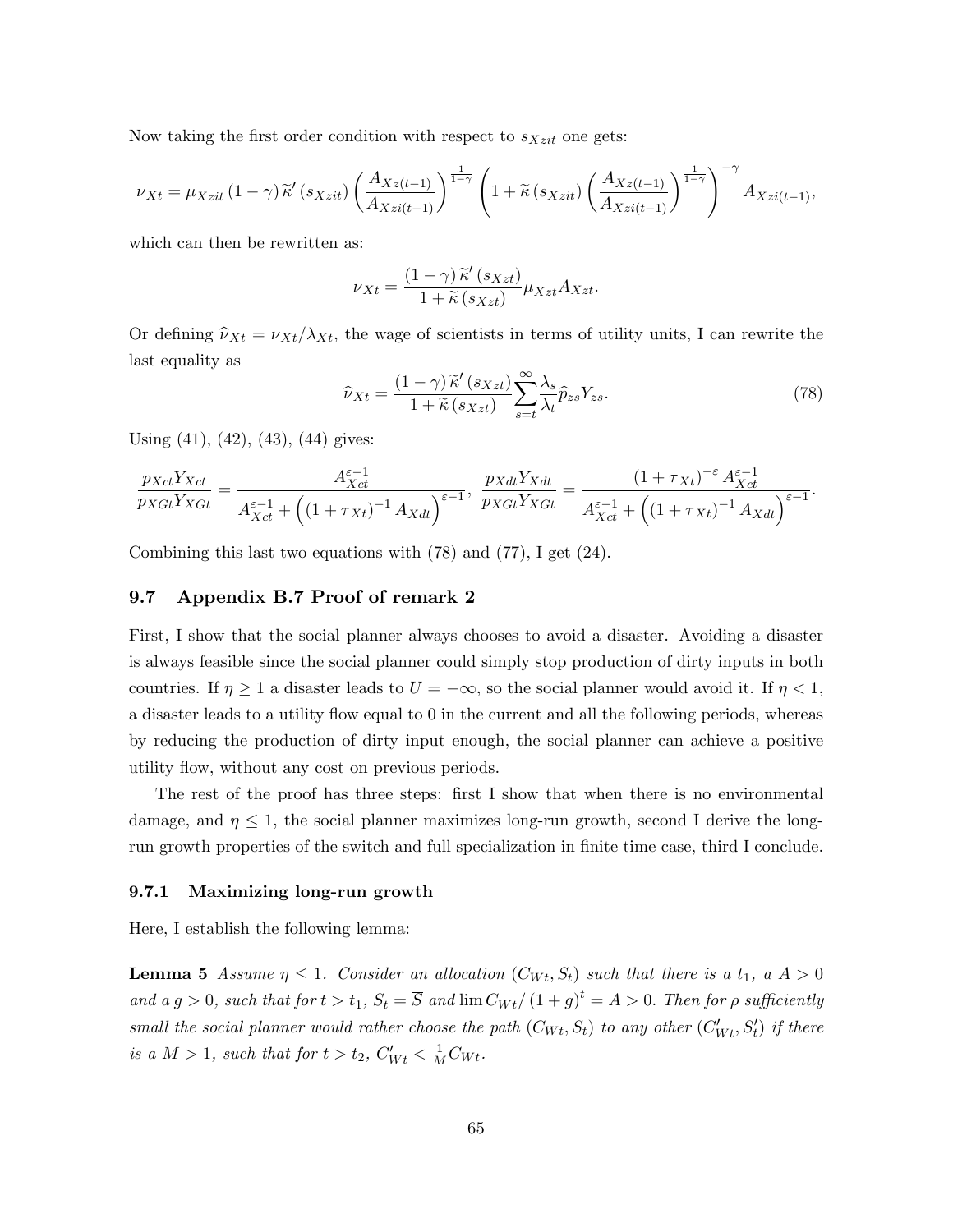Now taking the first order condition with respect to $s_{Xzit}$ one gets:

$$\nu_{Xt} = \mu_{Xzit} (1-\gamma) \widetilde{\kappa}' (s_{Xzit}) \left( \frac{A_{Xz(t-1)}}{A_{Xzi(t-1)}} \right)^{\frac{1}{1-\gamma}} \left( 1 + \widetilde{\kappa} (s_{Xzit}) \left( \frac{A_{Xz(t-1)}}{A_{Xzi(t-1)}} \right)^{\frac{1}{1-\gamma}} \right)^{-\gamma} A_{Xzi(t-1)},$$

which can then be rewritten as:

$$\nu_{Xt} = \frac{(1-\gamma) \widetilde{\kappa}' (s_{Xzt})}{1 + \widetilde{\kappa} (s_{Xzt})} \mu_{Xzt} A_{Xzt}.$$

Or defining $\widehat{\nu}_{Xt} = \nu_{Xt}/\lambda_{Xt}$, the wage of scientists in terms of utility units, I can rewrite the last equality as

$$\widehat{\nu}_{Xt} = \frac{(1-\gamma) \widetilde{\kappa}' (s_{Xzt})}{1 + \widetilde{\kappa} (s_{Xzt})} \sum_{s=t}^{\infty} \frac{\lambda_s}{\lambda_t} \widehat{p}_{zs} Y_{zs}. \tag{78}$$

Using (41), (42), (43), (44) gives:

$$\frac{p_{Xct} Y_{Xct}}{p_{XGt} Y_{XGt}} = \frac{A_{Xct}^{\varepsilon-1}}{A_{Xct}^{\varepsilon-1} + \left( (1+\tau_{Xt})^{-1} A_{Xdt} \right)^{\varepsilon-1}}, \ \frac{p_{Xdt} Y_{Xdt}}{p_{XGt} Y_{XGt}} = \frac{(1+\tau_{Xt})^{-\varepsilon} A_{Xct}^{\varepsilon-1}}{A_{Xct}^{\varepsilon-1} + \left( (1+\tau_{Xt})^{-1} A_{Xdt} \right)^{\varepsilon-1}}.$$

Combining this last two equations with (78) and (77), I get (24).

## 9.7 Appendix B.7 Proof of remark 2

First, I show that the social planner always chooses to avoid a disaster. Avoiding a disaster is always feasible since the social planner could simply stop production of dirty inputs in both countries. If $\eta \geq 1$ a disaster leads to $U = -\infty$, so the social planner would avoid it. If $\eta < 1$, a disaster leads to a utility flow equal to 0 in the current and all the following periods, whereas by reducing the production of dirty input enough, the social planner can achieve a positive utility flow, without any cost on previous periods.

The rest of the proof has three steps: first I show that when there is no environmental damage, and $\eta \leq 1$, the social planner maximizes long-run growth, second I derive the long-run growth properties of the switch and full specialization in finite time case, third I conclude.

### 9.7.1 Maximizing long-run growth

Here, I establish the following lemma:

**Lemma 5** *Assume $\eta \leq 1$. Consider an allocation $(C_{Wt}, S_t)$ such that there is a $t_1$, a $A > 0$ and a $g > 0$, such that for $t > t_1$, $S_t = \overline{S}$ and $\lim C_{Wt}/(1+g)^t = A > 0$. Then for $\rho$ sufficiently small the social planner would rather choose the path $(C_{Wt}, S_t)$ to any other $(C'_{Wt}, S'_t)$ if there is a $M > 1$, such that for $t > t_2$, $C'_{Wt} < \frac{1}{M} C_{Wt}$.*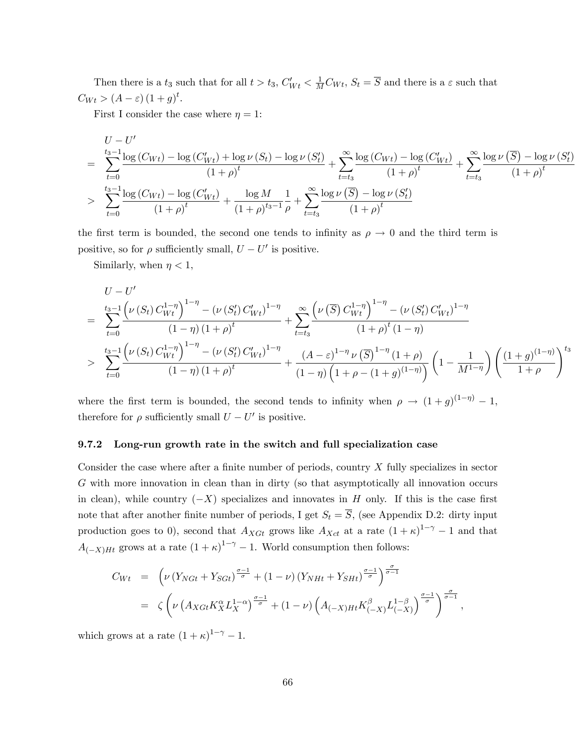Then there is a $t_3$ such that for all $t > t_3$, $C'_{Wt} < \frac{1}{M} C_{Wt}$, $S_t = \overline{S}$ and there is a $\varepsilon$ such that $C_{Wt} > (A - \varepsilon)(1+g)^t$.

First I consider the case where $\eta = 1$:

$$
\begin{aligned}
& U - U' \\
= & \sum_{t=0}^{t_3 - 1} \frac{\log(C_{Wt}) - \log(C'_{Wt}) + \log\nu(S_t) - \log\nu(S'_t)}{(1+\rho)^t} + \sum_{t=t_3}^{\infty} \frac{\log(C_{Wt}) - \log(C'_{Wt})}{(1+\rho)^t} + \sum_{t=t_3}^{\infty} \frac{\log\nu\left(\overline{S}\right) - \log\nu(S'_t)}{(1+\rho)^t} \\
> & \sum_{t=0}^{t_3-1} \frac{\log(C_{Wt}) - \log(C'_{Wt})}{(1+\rho)^t} + \frac{\log M}{(1+\rho)^{t_3-1}} \frac{1}{\rho} + \sum_{t=t_3}^{\infty} \frac{\log\nu\left(\overline{S}\right) - \log\nu(S'_t)}{(1+\rho)^t}
\end{aligned}
$$

the first term is bounded, the second one tends to infinity as $\rho \to 0$ and the third term is positive, so for $\rho$ sufficiently small, $U - U'$ is positive.

Similarly, when $\eta < 1$,

$$
\begin{aligned}
& U - U' \\
= & \sum_{t=0}^{t_3-1} \frac{\left(\nu(S_t) C_{Wt}^{1-\eta}\right)^{1-\eta} - (\nu(S'_t) C'_{Wt})^{1-\eta}}{(1-\eta)(1+\rho)^t} + \sum_{t=t_3}^{\infty} \frac{\left(\nu\left(\overline{S}\right) C_{Wt}^{1-\eta}\right)^{1-\eta} - (\nu(S'_t) C'_{Wt})^{1-\eta}}{(1+\rho)^t (1-\eta)} \\
> & \sum_{t=0}^{t_3-1} \frac{\left(\nu(S_t) C_{Wt}^{1-\eta}\right)^{1-\eta} - (\nu(S'_t) C'_{Wt})^{1-\eta}}{(1-\eta)(1+\rho)^t} + \frac{(A-\varepsilon)^{1-\eta} \nu\left(\overline{S}\right)^{1-\eta} (1+\rho)}{(1-\eta)\left(1+\rho-(1+g)^{(1-\eta)}\right)} \left(1 - \frac{1}{M^{1-\eta}}\right) \left(\frac{(1+g)^{(1-\eta)}}{1+\rho}\right)^{t_3}
\end{aligned}
$$

where the first term is bounded, the second tends to infinity when $\rho \to (1+g)^{(1-\eta)} - 1$, therefore for $\rho$ sufficiently small $U - U'$ is positive.

### 9.7.2 Long-run growth rate in the switch and full specialization case

Consider the case where after a finite number of periods, country $X$ fully specializes in sector $G$ with more innovation in clean than in dirty (so that asymptotically all innovation occurs in clean), while country $(-X)$ specializes and innovates in $H$ only. If this is the case first note that after another finite number of periods, I get $S_t = \overline{S}$, (see Appendix D.2: dirty input production goes to 0), second that $A_{XGt}$ grows like $A_{Xct}$ at a rate $(1+\kappa)^{1-\gamma} - 1$ and that $A_{(-X)Ht}$ grows at a rate $(1+\kappa)^{1-\gamma} - 1$. World consumption then follows:

$$
\begin{aligned}
C_{Wt} &= \left(\nu(Y_{NGt} + Y_{SGt})^{\frac{\sigma-1}{\sigma}} + (1-\nu)(Y_{NHt} + Y_{SHt})^{\frac{\sigma-1}{\sigma}}\right)^{\frac{\sigma}{\sigma-1}} \\
&= \zeta\left(\nu\left(A_{XGt} K_X^{\alpha} L_X^{1-\alpha}\right)^{\frac{\sigma-1}{\sigma}} + (1-\nu)\left(A_{(-X)Ht} K_{(-X)}^{\beta} L_{(-X)}^{1-\beta}\right)^{\frac{\sigma-1}{\sigma}}\right)^{\frac{\sigma}{\sigma-1}},
\end{aligned}
$$

which grows at a rate $(1+\kappa)^{1-\gamma} - 1$.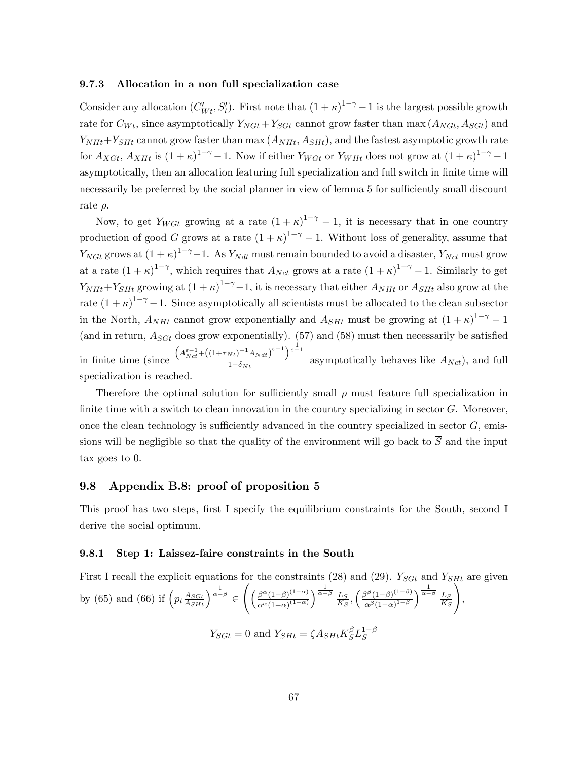### 9.7.3 Allocation in a non full specialization case

Consider any allocation $(C'_{Wt}, S'_t)$. First note that $(1+\kappa)^{1-\gamma} - 1$ is the largest possible growth rate for $C_{Wt}$, since asymptotically $Y_{NGt} + Y_{SGt}$ cannot grow faster than $\max(A_{NGt}, A_{SGt})$ and $Y_{NHt} + Y_{SHt}$ cannot grow faster than $\max(A_{NHt}, A_{SHt})$, and the fastest asymptotic growth rate for $A_{XGt}$, $A_{XHt}$ is $(1+\kappa)^{1-\gamma} - 1$. Now if either $Y_{WGt}$ or $Y_{WHt}$ does not grow at $(1+\kappa)^{1-\gamma} - 1$ asymptotically, then an allocation featuring full specialization and full switch in finite time will necessarily be preferred by the social planner in view of lemma 5 for sufficiently small discount rate $\rho$.

Now, to get $Y_{WGt}$ growing at a rate $(1+\kappa)^{1-\gamma} - 1$, it is necessary that in one country production of good $G$ grows at a rate $(1+\kappa)^{1-\gamma} - 1$. Without loss of generality, assume that $Y_{NGt}$ grows at $(1+\kappa)^{1-\gamma} - 1$. As $Y_{Ndt}$ must remain bounded to avoid a disaster, $Y_{Nct}$ must grow at a rate $(1+\kappa)^{1-\gamma}$, which requires that $A_{Nct}$ grows at a rate $(1+\kappa)^{1-\gamma} - 1$. Similarly to get $Y_{NHt} + Y_{SHt}$ growing at $(1+\kappa)^{1-\gamma} - 1$, it is necessary that either $A_{NHt}$ or $A_{SHt}$ also grow at the rate $(1+\kappa)^{1-\gamma} - 1$. Since asymptotically all scientists must be allocated to the clean subsector in the North, $A_{NHt}$ cannot grow exponentially and $A_{SHt}$ must be growing at $(1+\kappa)^{1-\gamma} - 1$ (and in return, $A_{SGt}$ does grow exponentially). (57) and (58) must then necessarily be satisfied in finite time (since $\frac{\left(A_{Nct}^{\varepsilon-1} + \left((1+\tau_{Nt})^{-1} A_{Ndt}\right)^{\varepsilon-1}\right)^{\frac{1}{\varepsilon-1}}}{1-\delta_{Nt}}$ asymptotically behaves like $A_{Nct}$), and full specialization is reached.

Therefore the optimal solution for sufficiently small $\rho$ must feature full specialization in finite time with a switch to clean innovation in the country specializing in sector $G$. Moreover, once the clean technology is sufficiently advanced in the country specialized in sector $G$, emissions will be negligible so that the quality of the environment will go back to $\overline{S}$ and the input tax goes to 0.

## 9.8 Appendix B.8: proof of proposition 5

This proof has two steps, first I specify the equilibrium constraints for the South, second I derive the social optimum.

### 9.8.1 Step 1: Laissez-faire constraints in the South

First I recall the explicit equations for the constraints (28) and (29). $Y_{SGt}$ and $Y_{SHt}$ are given by (65) and (66) if $\left(p_t \frac{A_{SGt}}{A_{SHt}}\right)^{\frac{1}{\alpha-\beta}} \in \left( \left(\frac{\beta^{\alpha}(1-\beta)^{(1-\alpha)}}{\alpha^{\alpha}(1-\alpha)^{(1-\alpha)}}\right)^{\frac{1}{\alpha-\beta}} \frac{L_S}{K_S}, \left(\frac{\beta^{\beta}(1-\beta)^{(1-\beta)}}{\alpha^{\beta}(1-\alpha)^{1-\beta}}\right)^{\frac{1}{\alpha-\beta}} \frac{L_S}{K_S} \right)$,

$$Y_{SGt} = 0 \text{ and } Y_{SHt} = \zeta A_{SHt} K_S^{\beta} L_S^{1-\beta}$$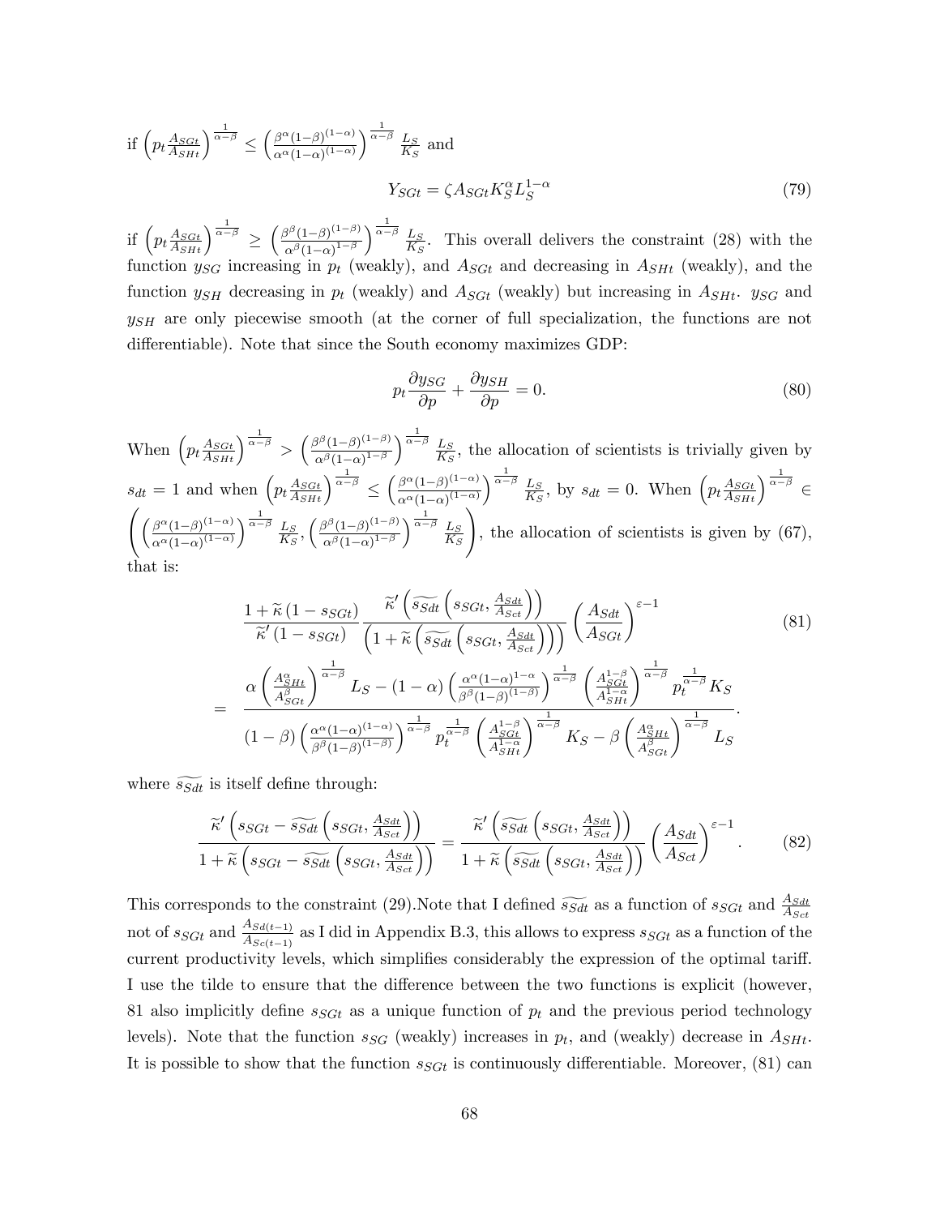if $\left(p_t \frac{A_{SGt}}{A_{SHt}}\right)^{\frac{1}{\alpha-\beta}} \leq \left(\frac{\beta^\alpha(1-\beta)^{(1-\alpha)}}{\alpha^\alpha(1-\alpha)^{(1-\alpha)}}\right)^{\frac{1}{\alpha-\beta}} \frac{L_S}{K_S}$ and

$$Y_{SGt} = \zeta A_{SGt} K_S^\alpha L_S^{1-\alpha} \tag{79}$$

if $\left(p_t \frac{A_{SGt}}{A_{SHt}}\right)^{\frac{1}{\alpha-\beta}} \geq \left(\frac{\beta^\beta(1-\beta)^{(1-\beta)}}{\alpha^\beta(1-\alpha)^{1-\beta}}\right)^{\frac{1}{\alpha-\beta}} \frac{L_S}{K_S}$. This overall delivers the constraint (28) with the function $y_{SG}$ increasing in $p_t$ (weakly), and $A_{SGt}$ and decreasing in $A_{SHt}$ (weakly), and the function $y_{SH}$ decreasing in $p_t$ (weakly) and $A_{SGt}$ (weakly) but increasing in $A_{SHt}$. $y_{SG}$ and $y_{SH}$ are only piecewise smooth (at the corner of full specialization, the functions are not differentiable). Note that since the South economy maximizes GDP:

$$p_t \frac{\partial y_{SG}}{\partial p} + \frac{\partial y_{SH}}{\partial p} = 0. \tag{80}$$

When $\left(p_t \frac{A_{SGt}}{A_{SHt}}\right)^{\frac{1}{\alpha-\beta}} > \left(\frac{\beta^\beta(1-\beta)^{(1-\beta)}}{\alpha^\beta(1-\alpha)^{1-\beta}}\right)^{\frac{1}{\alpha-\beta}} \frac{L_S}{K_S}$, the allocation of scientists is trivially given by $s_{dt} = 1$ and when $\left(p_t \frac{A_{SGt}}{A_{SHt}}\right)^{\frac{1}{\alpha-\beta}} \leq \left(\frac{\beta^\alpha(1-\beta)^{(1-\alpha)}}{\alpha^\alpha(1-\alpha)^{(1-\alpha)}}\right)^{\frac{1}{\alpha-\beta}} \frac{L_S}{K_S}$, by $s_{dt} = 0$. When $\left(p_t \frac{A_{SGt}}{A_{SHt}}\right)^{\frac{1}{\alpha-\beta}} \in \left(\left(\frac{\beta^\alpha(1-\beta)^{(1-\alpha)}}{\alpha^\alpha(1-\alpha)^{(1-\alpha)}}\right)^{\frac{1}{\alpha-\beta}} \frac{L_S}{K_S}, \left(\frac{\beta^\beta(1-\beta)^{(1-\beta)}}{\alpha^\beta(1-\alpha)^{1-\beta}}\right)^{\frac{1}{\alpha-\beta}} \frac{L_S}{K_S}\right)$, the allocation of scientists is given by (67), that is:

$$\begin{aligned} &\frac{1+\widetilde{\kappa}\left(1-s_{SGt}\right)}{\widetilde{\kappa}'\left(1-s_{SGt}\right)} \frac{\widetilde{\kappa}'\left(\widetilde{s_{Sdt}}\left(s_{SGt}, \frac{A_{Sdt}}{A_{Sct}}\right)\right)}{\left(1+\widetilde{\kappa}\left(\widetilde{s_{Sdt}}\left(s_{SGt}, \frac{A_{Sdt}}{A_{Sct}}\right)\right)\right)} \left(\frac{A_{Sdt}}{A_{SGt}}\right)^{\varepsilon-1} \\ = \;& \frac{\alpha\left(\frac{A_{SHt}^\alpha}{A_{SGt}^\beta}\right)^{\frac{1}{\alpha-\beta}} L_S - (1-\alpha)\left(\frac{\alpha^\alpha(1-\alpha)^{1-\alpha}}{\beta^\beta(1-\beta)^{(1-\beta)}}\right)^{\frac{1}{\alpha-\beta}} \left(\frac{A_{SGt}^{1-\beta}}{A_{SHt}^{1-\alpha}}\right)^{\frac{1}{\alpha-\beta}} p_t^{\frac{1}{\alpha-\beta}} K_S}{(1-\beta)\left(\frac{\alpha^\alpha(1-\alpha)^{(1-\alpha)}}{\beta^\beta(1-\beta)^{(1-\beta)}}\right)^{\frac{1}{\alpha-\beta}} p_t^{\frac{1}{\alpha-\beta}} \left(\frac{A_{SGt}^{1-\beta}}{A_{SHt}^{1-\alpha}}\right)^{\frac{1}{\alpha-\beta}} K_S - \beta\left(\frac{A_{SHt}^\alpha}{A_{SGt}^\beta}\right)^{\frac{1}{\alpha-\beta}} L_S}. \end{aligned} \tag{81}$$

where $\widetilde{s_{Sdt}}$ is itself define through:

$$\frac{\widetilde{\kappa}'\left(s_{SGt} - \widetilde{s_{Sdt}}\left(s_{SGt}, \frac{A_{Sdt}}{A_{Sct}}\right)\right)}{1+\widetilde{\kappa}\left(s_{SGt} - \widetilde{s_{Sdt}}\left(s_{SGt}, \frac{A_{Sdt}}{A_{Sct}}\right)\right)} = \frac{\widetilde{\kappa}'\left(\widetilde{s_{Sdt}}\left(s_{SGt}, \frac{A_{Sdt}}{A_{Sct}}\right)\right)}{1+\widetilde{\kappa}\left(\widetilde{s_{Sdt}}\left(s_{SGt}, \frac{A_{Sdt}}{A_{Sct}}\right)\right)} \left(\frac{A_{Sdt}}{A_{Sct}}\right)^{\varepsilon-1}. \tag{82}$$

This corresponds to the constraint (29).Note that I defined $\widetilde{s_{Sdt}}$ as a function of $s_{SGt}$ and $\frac{A_{Sdt}}{A_{Sct}}$ not of $s_{SGt}$ and $\frac{A_{Sd(t-1)}}{A_{Sc(t-1)}}$ as I did in Appendix B.3, this allows to express $s_{SGt}$ as a function of the current productivity levels, which simplifies considerably the expression of the optimal tariff. I use the tilde to ensure that the difference between the two functions is explicit (however, 81 also implicitly define $s_{SGt}$ as a unique function of $p_t$ and the previous period technology levels). Note that the function $s_{SG}$ (weakly) increases in $p_t$, and (weakly) decrease in $A_{SHt}$. It is possible to show that the function $s_{SGt}$ is continuously differentiable. Moreover, (81) can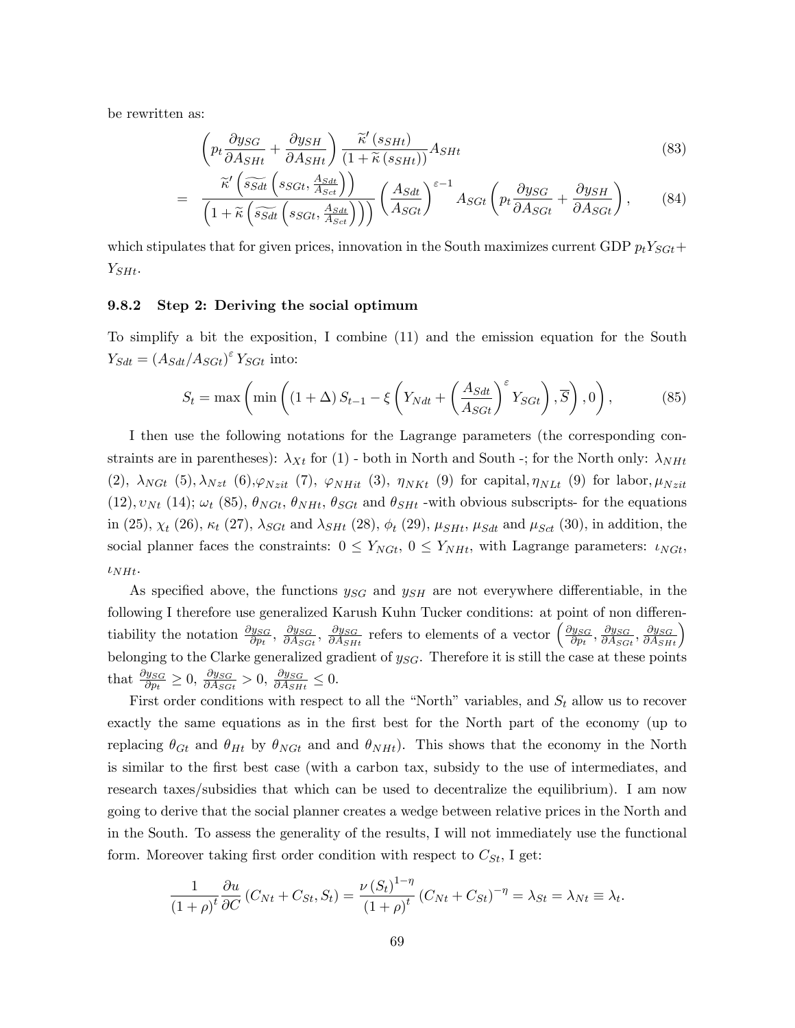be rewritten as:

$$
\begin{aligned}
& \left(p_t \frac{\partial y_{SG}}{\partial A_{SHt}} + \frac{\partial y_{SH}}{\partial A_{SHt}}\right) \frac{\widetilde{\kappa}'\left(s_{SHt}\right)}{\left(1+\widetilde{\kappa}\left(s_{SHt}\right)\right)} A_{SHt} && (83) \\
= \; & \frac{\widetilde{\kappa}'\left(\widetilde{s_{Sdt}}\left(s_{SGt}, \frac{A_{Sdt}}{A_{Sct}}\right)\right)}{\left(1+\widetilde{\kappa}\left(\widetilde{s_{Sdt}}\left(s_{SGt}, \frac{A_{Sdt}}{A_{Sct}}\right)\right)\right)} \left(\frac{A_{Sdt}}{A_{SGt}}\right)^{\varepsilon-1} A_{SGt} \left(p_t \frac{\partial y_{SG}}{\partial A_{SGt}} + \frac{\partial y_{SH}}{\partial A_{SGt}}\right), && (84)
\end{aligned}
$$

which stipulates that for given prices, innovation in the South maximizes current GDP $p_t Y_{SGt} + Y_{SHt}$.

### 9.8.2 Step 2: Deriving the social optimum

To simplify a bit the exposition, I combine (11) and the emission equation for the South $Y_{Sdt} = \left(A_{Sdt}/A_{SGt}\right)^{\varepsilon} Y_{SGt}$ into:

$$
S_t = \max\left(\min\left(\left(1+\Delta\right)S_{t-1} - \xi\left(Y_{Ndt} + \left(\frac{A_{Sdt}}{A_{SGt}}\right)^{\varepsilon} Y_{SGt}\right), \overline{S}\right), 0\right), \tag{85}
$$

I then use the following notations for the Lagrange parameters (the corresponding constraints are in parentheses): $\lambda_{Xt}$ for (1) - both in North and South -; for the North only: $\lambda_{NHt}$ (2), $\lambda_{NGt}$ (5), $\lambda_{Nzt}$ (6), $\varphi_{Nzit}$ (7), $\varphi_{NHit}$ (3), $\eta_{NKt}$ (9) for capital, $\eta_{NLt}$ (9) for labor, $\mu_{Nzit}$ (12), $\upsilon_{Nt}$ (14); $\omega_t$ (85), $\theta_{NGt}$, $\theta_{NHt}$, $\theta_{SGt}$ and $\theta_{SHt}$ -with obvious subscripts- for the equations in (25), $\chi_t$ (26), $\kappa_t$ (27), $\lambda_{SGt}$ and $\lambda_{SHt}$ (28), $\phi_t$ (29), $\mu_{SHt}$, $\mu_{Sdt}$ and $\mu_{Sct}$ (30), in addition, the social planner faces the constraints: $0 \leq Y_{NGt}$, $0 \leq Y_{NHt}$, with Lagrange parameters: $\iota_{NGt}$, $\iota_{NHt}$.

As specified above, the functions $y_{SG}$ and $y_{SH}$ are not everywhere differentiable, in the following I therefore use generalized Karush Kuhn Tucker conditions: at point of non differentiability the notation $\frac{\partial y_{SG}}{\partial p_t}$, $\frac{\partial y_{SG}}{\partial A_{SGt}}$, $\frac{\partial y_{SG}}{\partial A_{SHt}}$ refers to elements of a vector $\left(\frac{\partial y_{SG}}{\partial p_t}, \frac{\partial y_{SG}}{\partial A_{SGt}}, \frac{\partial y_{SG}}{\partial A_{SHt}}\right)$ belonging to the Clarke generalized gradient of $y_{SG}$. Therefore it is still the case at these points that $\frac{\partial y_{SG}}{\partial p_t} \geq 0$, $\frac{\partial y_{SG}}{\partial A_{SGt}} > 0$, $\frac{\partial y_{SG}}{\partial A_{SHt}} \leq 0$.

First order conditions with respect to all the "North" variables, and $S_t$ allow us to recover exactly the same equations as in the first best for the North part of the economy (up to replacing $\theta_{Gt}$ and $\theta_{Ht}$ by $\theta_{NGt}$ and and $\theta_{NHt}$). This shows that the economy in the North is similar to the first best case (with a carbon tax, subsidy to the use of intermediates, and research taxes/subsidies that which can be used to decentralize the equilibrium). I am now going to derive that the social planner creates a wedge between relative prices in the North and in the South. To assess the generality of the results, I will not immediately use the functional form. Moreover taking first order condition with respect to $C_{St}$, I get:

$$
\frac{1}{\left(1+\rho\right)^t} \frac{\partial u}{\partial C}\left(C_{Nt} + C_{St}, S_t\right) = \frac{\nu\left(S_t\right)^{1-\eta}}{\left(1+\rho\right)^t}\left(C_{Nt} + C_{St}\right)^{-\eta} = \lambda_{St} = \lambda_{Nt} \equiv \lambda_t.
$$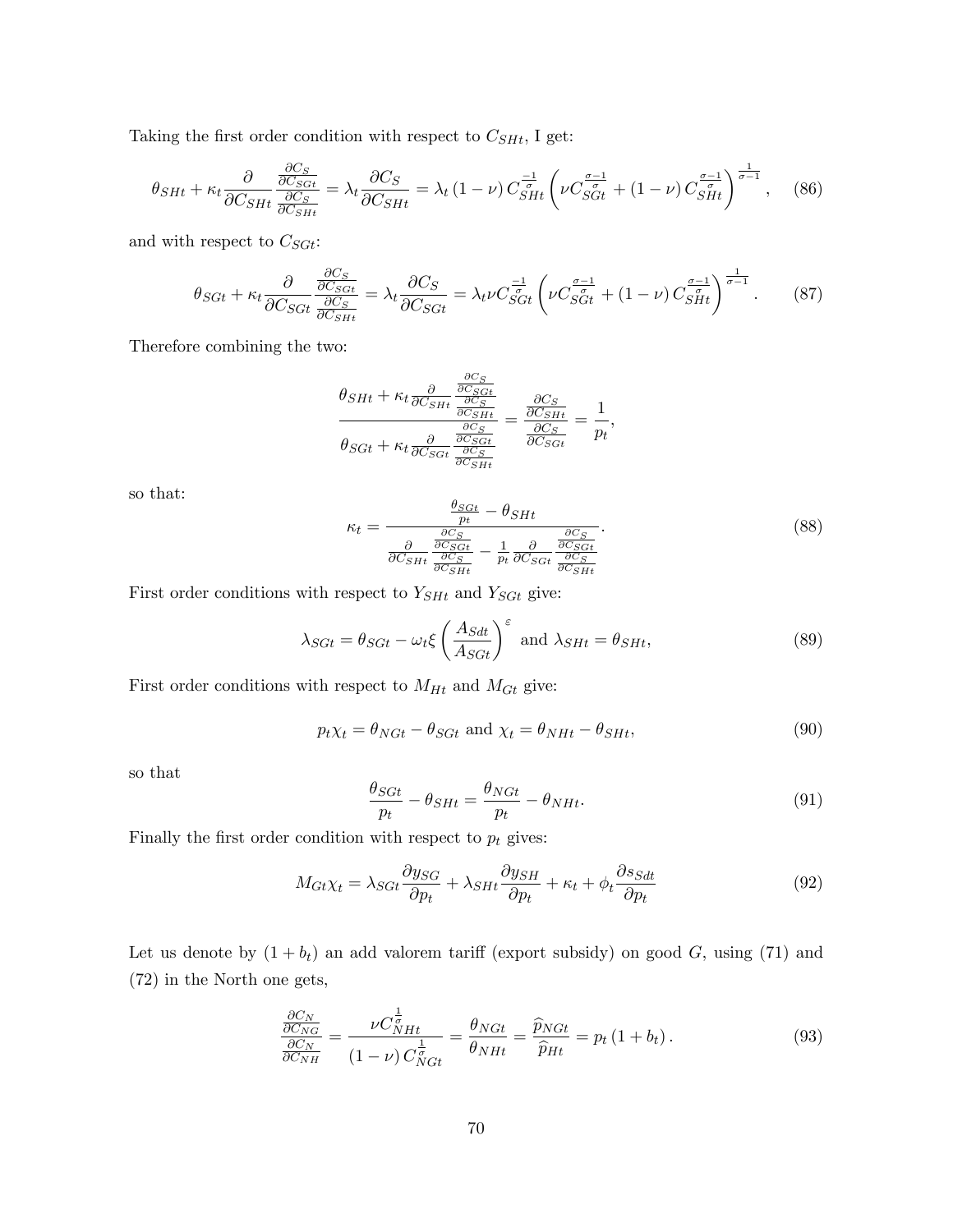Taking the first order condition with respect to $C_{SHt}$, I get:

$$\theta_{SHt} + \kappa_t \frac{\partial}{\partial C_{SHt}} \frac{\frac{\partial C_S}{\partial C_{SGt}}}{\frac{\partial C_S}{\partial C_{SHt}}} = \lambda_t \frac{\partial C_S}{\partial C_{SHt}} = \lambda_t (1-\nu) C_{SHt}^{\frac{-1}{\sigma}} \left( \nu C_{SGt}^{\frac{\sigma-1}{\sigma}} + (1-\nu) C_{SHt}^{\frac{\sigma-1}{\sigma}} \right)^{\frac{1}{\sigma-1}}, \quad (86)$$

and with respect to $C_{SGt}$:

$$\theta_{SGt} + \kappa_t \frac{\partial}{\partial C_{SGt}} \frac{\frac{\partial C_S}{\partial C_{SGt}}}{\frac{\partial C_S}{\partial C_{SHt}}} = \lambda_t \frac{\partial C_S}{\partial C_{SGt}} = \lambda_t \nu C_{SGt}^{\frac{-1}{\sigma}} \left( \nu C_{SGt}^{\frac{\sigma-1}{\sigma}} + (1-\nu) C_{SHt}^{\frac{\sigma-1}{\sigma}} \right)^{\frac{1}{\sigma-1}}. \quad (87)$$

Therefore combining the two:

$$\frac{\theta_{SHt} + \kappa_t \frac{\partial}{\partial C_{SHt}} \frac{\frac{\partial C_S}{\partial C_{SGt}}}{\frac{\partial C_S}{\partial C_{SHt}}}}{\theta_{SGt} + \kappa_t \frac{\partial}{\partial C_{SGt}} \frac{\frac{\partial C_S}{\partial C_{SGt}}}{\frac{\partial C_S}{\partial C_{SHt}}}} = \frac{\frac{\partial C_S}{\partial C_{SHt}}}{\frac{\partial C_S}{\partial C_{SGt}}} = \frac{1}{p_t},$$

so that:

$$\kappa_t = \frac{\frac{\theta_{SGt}}{p_t} - \theta_{SHt}}{\frac{\partial}{\partial C_{SHt}} \frac{\frac{\partial C_S}{\partial C_{SGt}}}{\frac{\partial C_S}{\partial C_{SHt}}} - \frac{1}{p_t} \frac{\partial}{\partial C_{SGt}} \frac{\frac{\partial C_S}{\partial C_{SGt}}}{\frac{\partial C_S}{\partial C_{SHt}}}}. \quad (88)$$

First order conditions with respect to $Y_{SHt}$ and $Y_{SGt}$ give:

$$\lambda_{SGt} = \theta_{SGt} - \omega_t \xi \left( \frac{A_{Sdt}}{A_{SGt}} \right)^{\varepsilon} \text{ and } \lambda_{SHt} = \theta_{SHt}, \quad (89)$$

First order conditions with respect to $M_{Ht}$ and $M_{Gt}$ give:

$$p_t \chi_t = \theta_{NGt} - \theta_{SGt} \text{ and } \chi_t = \theta_{NHt} - \theta_{SHt}, \quad (90)$$

so that

$$\frac{\theta_{SGt}}{p_t} - \theta_{SHt} = \frac{\theta_{NGt}}{p_t} - \theta_{NHt}. \quad (91)$$

Finally the first order condition with respect to $p_t$ gives:

$$M_{Gt} \chi_t = \lambda_{SGt} \frac{\partial y_{SG}}{\partial p_t} + \lambda_{SHt} \frac{\partial y_{SH}}{\partial p_t} + \kappa_t + \phi_t \frac{\partial s_{Sdt}}{\partial p_t} \quad (92)$$

Let us denote by $(1+b_t)$ an add valorem tariff (export subsidy) on good $G$, using (71) and (72) in the North one gets,

$$\frac{\frac{\partial C_N}{\partial C_{NG}}}{\frac{\partial C_N}{\partial C_{NH}}} = \frac{\nu C_{NHt}^{\frac{1}{\sigma}}}{(1-\nu) C_{NGt}^{\frac{1}{\sigma}}} = \frac{\theta_{NGt}}{\theta_{NHt}} = \frac{\widehat{p}_{NGt}}{\widehat{p}_{Ht}} = p_t (1+b_t). \quad (93)$$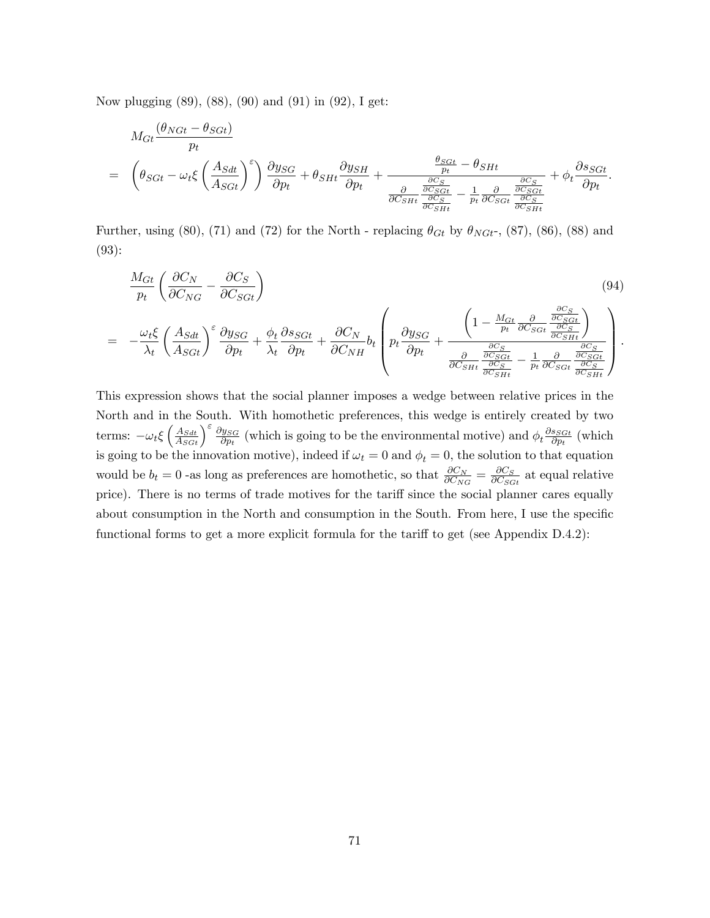Now plugging (89), (88), (90) and (91) in (92), I get:

$$
\begin{aligned}
& M_{Gt}\frac{(\theta_{NGt}-\theta_{SGt})}{p_t} \\
= & \left(\theta_{SGt}-\omega_t\xi\left(\frac{A_{Sdt}}{A_{SGt}}\right)^{\varepsilon}\right)\frac{\partial y_{SG}}{\partial p_t}+\theta_{SHt}\frac{\partial y_{SH}}{\partial p_t}+\frac{\frac{\theta_{SGt}}{p_t}-\theta_{SHt}}{\frac{\partial}{\partial C_{SHt}}\frac{\frac{\partial C_S}{\partial C_{SGt}}}{\frac{\partial C_S}{\partial C_{SHt}}}-\frac{1}{p_t}\frac{\partial}{\partial C_{SGt}}\frac{\frac{\partial C_S}{\partial C_{SGt}}}{\frac{\partial C_S}{\partial C_{SHt}}}}+\phi_t\frac{\partial s_{SGt}}{\partial p_t}.
\end{aligned}
$$

Further, using (80), (71) and (72) for the North - replacing $\theta_{Gt}$ by $\theta_{NGt}$-, (87), (86), (88) and (93):

$$
\begin{aligned}
& \frac{M_{Gt}}{p_t}\left(\frac{\partial C_N}{\partial C_{NG}}-\frac{\partial C_S}{\partial C_{SGt}}\right) \qquad (94)\\
= & -\frac{\omega_t\xi}{\lambda_t}\left(\frac{A_{Sdt}}{A_{SGt}}\right)^{\varepsilon}\frac{\partial y_{SG}}{\partial p_t}+\frac{\phi_t}{\lambda_t}\frac{\partial s_{SGt}}{\partial p_t}+\frac{\partial C_N}{\partial C_{NH}}b_t\left(p_t\frac{\partial y_{SG}}{\partial p_t}+\frac{\left(1-\frac{M_{Gt}}{p_t}\frac{\partial}{\partial C_{SGt}}\frac{\frac{\partial C_S}{\partial C_{SGt}}}{\frac{\partial C_S}{\partial C_{SHt}}}\right)}{\frac{\partial}{\partial C_{SHt}}\frac{\frac{\partial C_S}{\partial C_{SGt}}}{\frac{\partial C_S}{\partial C_{SHt}}}-\frac{1}{p_t}\frac{\partial}{\partial C_{SGt}}\frac{\frac{\partial C_S}{\partial C_{SGt}}}{\frac{\partial C_S}{\partial C_{SHt}}}}\right).
\end{aligned}
$$

This expression shows that the social planner imposes a wedge between relative prices in the North and in the South. With homothetic preferences, this wedge is entirely created by two terms: $-\omega_t\xi\left(\frac{A_{Sdt}}{A_{SGt}}\right)^{\varepsilon}\frac{\partial y_{SG}}{\partial p_t}$ (which is going to be the environmental motive) and $\phi_t\frac{\partial s_{SGt}}{\partial p_t}$ (which is going to be the innovation motive), indeed if $\omega_t=0$ and $\phi_t=0$, the solution to that equation would be $b_t=0$ -as long as preferences are homothetic, so that $\frac{\partial C_N}{\partial C_{NG}}=\frac{\partial C_S}{\partial C_{SGt}}$ at equal relative price). There is no terms of trade motives for the tariff since the social planner cares equally about consumption in the North and consumption in the South. From here, I use the specific functional forms to get a more explicit formula for the tariff to get (see Appendix D.4.2):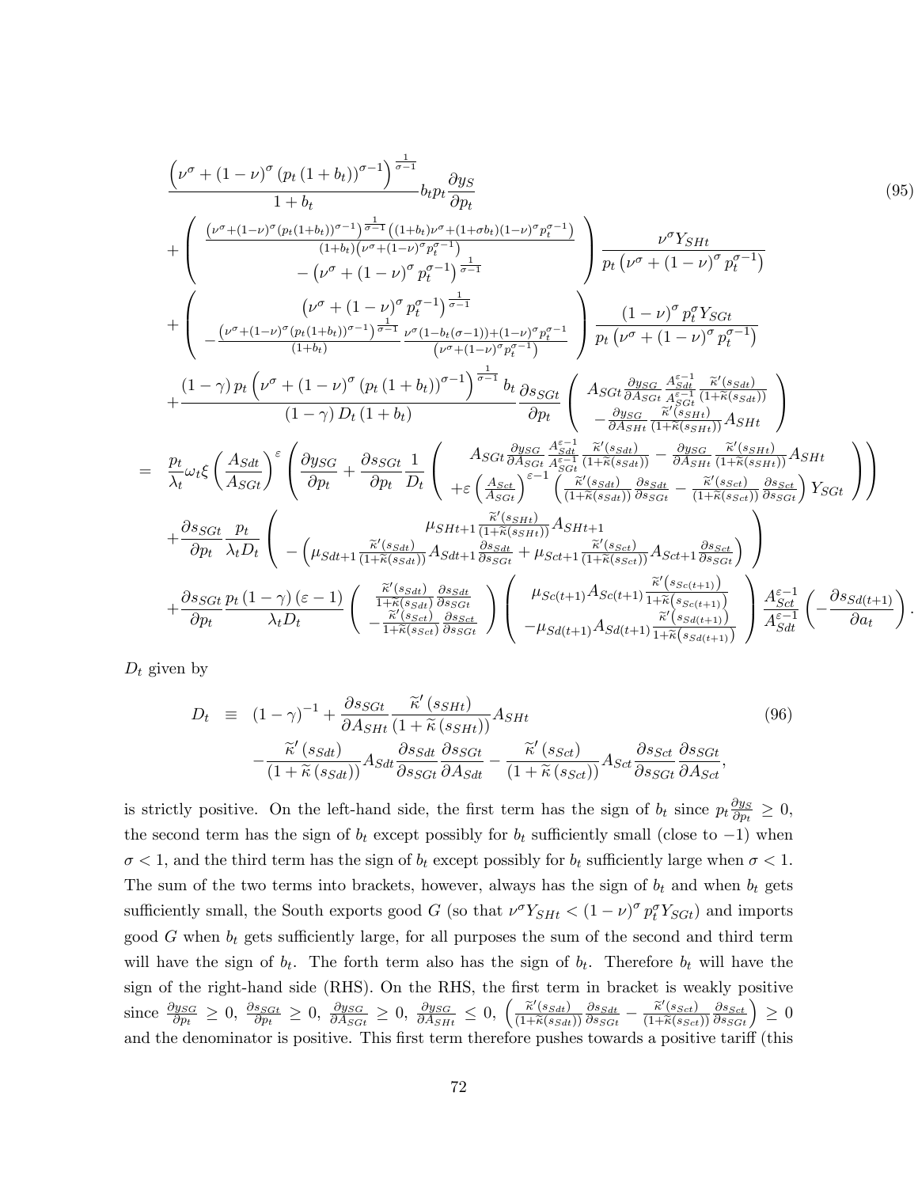$$
\begin{aligned}
&\frac{\left(\nu^{\sigma}+(1-\nu)^{\sigma}\left(p_t\left(1+b_t\right)\right)^{\sigma-1}\right)^{\frac{1}{\sigma-1}}}{1+b_t} b_t p_t \frac{\partial y_S}{\partial p_t} \\
&+\left(\begin{array}{c}
\frac{\left(\nu^{\sigma}+(1-\nu)^{\sigma}(p_t(1+b_t))^{\sigma-1}\right)^{\frac{1}{\sigma-1}}\left((1+b_t)\nu^{\sigma}+(1+\sigma b_t)(1-\nu)^{\sigma}p_t^{\sigma-1}\right)}{(1+b_t)\left(\nu^{\sigma}+(1-\nu)^{\sigma}p_t^{\sigma-1}\right)} \\
-\left(\nu^{\sigma}+(1-\nu)^{\sigma}p_t^{\sigma-1}\right)^{\frac{1}{\sigma-1}}
\end{array}\right) \frac{\nu^{\sigma} Y_{SHt}}{p_t\left(\nu^{\sigma}+(1-\nu)^{\sigma} p_t^{\sigma-1}\right)} \\
&+\left(\begin{array}{c}
\left(\nu^{\sigma}+(1-\nu)^{\sigma} p_t^{\sigma-1}\right)^{\frac{1}{\sigma-1}} \\
-\frac{\left(\nu^{\sigma}+(1-\nu)^{\sigma}(p_t(1+b_t))^{\sigma-1}\right)^{\frac{1}{\sigma-1}}}{(1+b_t)} \frac{\nu^{\sigma}(1-b_t(\sigma-1))+(1-\nu)^{\sigma}p_t^{\sigma-1}}{\left(\nu^{\sigma}+(1-\nu)^{\sigma}p_t^{\sigma-1}\right)}
\end{array}\right) \frac{(1-\nu)^{\sigma} p_t^{\sigma} Y_{SGt}}{p_t\left(\nu^{\sigma}+(1-\nu)^{\sigma} p_t^{\sigma-1}\right)} \\
&+\frac{(1-\gamma) p_t\left(\nu^{\sigma}+(1-\nu)^{\sigma}\left(p_t\left(1+b_t\right)\right)^{\sigma-1}\right)^{\frac{1}{\sigma-1}} b_t}{(1-\gamma) D_t\left(1+b_t\right)} \frac{\partial s_{SGt}}{\partial p_t}\left(\begin{array}{c}
A_{SGt} \frac{\partial y_{SG}}{\partial A_{SGt}} \frac{A_{Sdt}^{\varepsilon-1}}{A_{SGt}^{\varepsilon-1}} \frac{\widetilde{\kappa}'(s_{Sdt})}{(1+\widetilde{\kappa}(s_{Sdt}))} \\
-\frac{\partial y_{SG}}{\partial A_{SHt}} \frac{\widetilde{\kappa}'(s_{SHt})}{(1+\widetilde{\kappa}(s_{SHt}))} A_{SHt}
\end{array}\right) \\
=\;& \frac{p_t}{\lambda_t} \omega_t \xi\left(\frac{A_{Sdt}}{A_{SGt}}\right)^{\varepsilon}\left(\frac{\partial y_{SG}}{\partial p_t}+\frac{\partial s_{SGt}}{\partial p_t} \frac{1}{D_t}\left(\begin{array}{c}
A_{SGt} \frac{\partial y_{SG}}{\partial A_{SGt}} \frac{A_{Sdt}^{\varepsilon-1}}{A_{SGt}^{\varepsilon-1}} \frac{\widetilde{\kappa}'(s_{Sdt})}{(1+\widetilde{\kappa}(s_{Sdt}))}-\frac{\partial y_{SG}}{\partial A_{SHt}} \frac{\widetilde{\kappa}'(s_{SHt})}{(1+\widetilde{\kappa}(s_{SHt}))} A_{SHt} \\
+\varepsilon\left(\frac{A_{Sct}}{A_{SGt}}\right)^{\varepsilon-1}\left(\frac{\widetilde{\kappa}'(s_{Sdt})}{(1+\widetilde{\kappa}(s_{Sdt}))} \frac{\partial s_{Sdt}}{\partial s_{SGt}}-\frac{\widetilde{\kappa}'(s_{Sct})}{(1+\widetilde{\kappa}(s_{Sct}))} \frac{\partial s_{Sct}}{\partial s_{SGt}}\right) Y_{SGt}
\end{array}\right)\right) \\
&+\frac{\partial s_{SGt}}{\partial p_t} \frac{p_t}{\lambda_t D_t}\left(\begin{array}{c}
\mu_{SHt+1} \frac{\widetilde{\kappa}'(s_{SHt})}{(1+\widetilde{\kappa}(s_{SHt}))} A_{SHt+1} \\
-\left(\mu_{Sdt+1} \frac{\widetilde{\kappa}'(s_{Sdt})}{(1+\widetilde{\kappa}(s_{Sdt}))} A_{Sdt+1} \frac{\partial s_{Sdt}}{\partial s_{SGt}}+\mu_{Sct+1} \frac{\widetilde{\kappa}'(s_{Sct})}{(1+\widetilde{\kappa}(s_{Sct}))} A_{Sct+1} \frac{\partial s_{Sct}}{\partial s_{SGt}}\right)
\end{array}\right) \\
&+\frac{\partial s_{SGt}}{\partial p_t} \frac{p_t(1-\gamma)(\varepsilon-1)}{\lambda_t D_t}\left(\begin{array}{c}
\frac{\widetilde{\kappa}'(s_{Sdt})}{1+\widetilde{\kappa}(s_{Sdt})} \frac{\partial s_{Sdt}}{\partial s_{SGt}} \\
-\frac{\widetilde{\kappa}'(s_{Sct})}{1+\widetilde{\kappa}(s_{Sct})} \frac{\partial s_{Sct}}{\partial s_{SGt}}
\end{array}\right)\left(\begin{array}{c}
\mu_{Sc(t+1)} A_{Sc(t+1)} \frac{\widetilde{\kappa}'\left(s_{Sc(t+1)}\right)}{1+\widetilde{\kappa}\left(s_{Sc(t+1)}\right)} \\
-\mu_{Sd(t+1)} A_{Sd(t+1)} \frac{\widetilde{\kappa}'\left(s_{Sd(t+1)}\right)}{1+\widetilde{\kappa}\left(s_{Sd(t+1)}\right)}
\end{array}\right) \frac{A_{Sct}^{\varepsilon-1}}{A_{Sdt}^{\varepsilon-1}}\left(-\frac{\partial s_{Sd(t+1)}}{\partial a_t}\right).
\end{aligned} \tag{95}
$$

$D_t$ given by

$$
\begin{aligned}
D_t \;\equiv\; & (1-\gamma)^{-1}+\frac{\partial s_{SGt}}{\partial A_{SHt}} \frac{\widetilde{\kappa}'\left(s_{SHt}\right)}{\left(1+\widetilde{\kappa}\left(s_{SHt}\right)\right)} A_{SHt} \\
& -\frac{\widetilde{\kappa}'\left(s_{Sdt}\right)}{\left(1+\widetilde{\kappa}\left(s_{Sdt}\right)\right)} A_{Sdt} \frac{\partial s_{Sdt}}{\partial s_{SGt}} \frac{\partial s_{SGt}}{\partial A_{Sdt}}-\frac{\widetilde{\kappa}'\left(s_{Sct}\right)}{\left(1+\widetilde{\kappa}\left(s_{Sct}\right)\right)} A_{Sct} \frac{\partial s_{Sct}}{\partial s_{SGt}} \frac{\partial s_{SGt}}{\partial A_{Sct}},
\end{aligned} \tag{96}
$$

is strictly positive. On the left-hand side, the first term has the sign of $b_t$ since $p_t \frac{\partial y_S}{\partial p_t} \geq 0$, the second term has the sign of $b_t$ except possibly for $b_t$ sufficiently small (close to $-1$) when $\sigma < 1$, and the third term has the sign of $b_t$ except possibly for $b_t$ sufficiently large when $\sigma < 1$. The sum of the two terms into brackets, however, always has the sign of $b_t$ and when $b_t$ gets sufficiently small, the South exports good $G$ (so that $\nu^{\sigma} Y_{SHt} < (1-\nu)^{\sigma} p_t^{\sigma} Y_{SGt}$) and imports good $G$ when $b_t$ gets sufficiently large, for all purposes the sum of the second and third term will have the sign of $b_t$. The forth term also has the sign of $b_t$. Therefore $b_t$ will have the sign of the right-hand side (RHS). On the RHS, the first term in bracket is weakly positive since $\frac{\partial y_{SG}}{\partial p_t} \geq 0$, $\frac{\partial s_{SGt}}{\partial p_t} \geq 0$, $\frac{\partial y_{SG}}{\partial A_{SGt}} \geq 0$, $\frac{\partial y_{SG}}{\partial A_{SHt}} \leq 0$, $\left(\frac{\widetilde{\kappa}'(s_{Sdt})}{(1+\widetilde{\kappa}(s_{Sdt}))} \frac{\partial s_{Sdt}}{\partial s_{SGt}} - \frac{\widetilde{\kappa}'(s_{Sct})}{(1+\widetilde{\kappa}(s_{Sct}))} \frac{\partial s_{Sct}}{\partial s_{SGt}}\right) \geq 0$ and the denominator is positive. This first term therefore pushes towards a positive tariff (this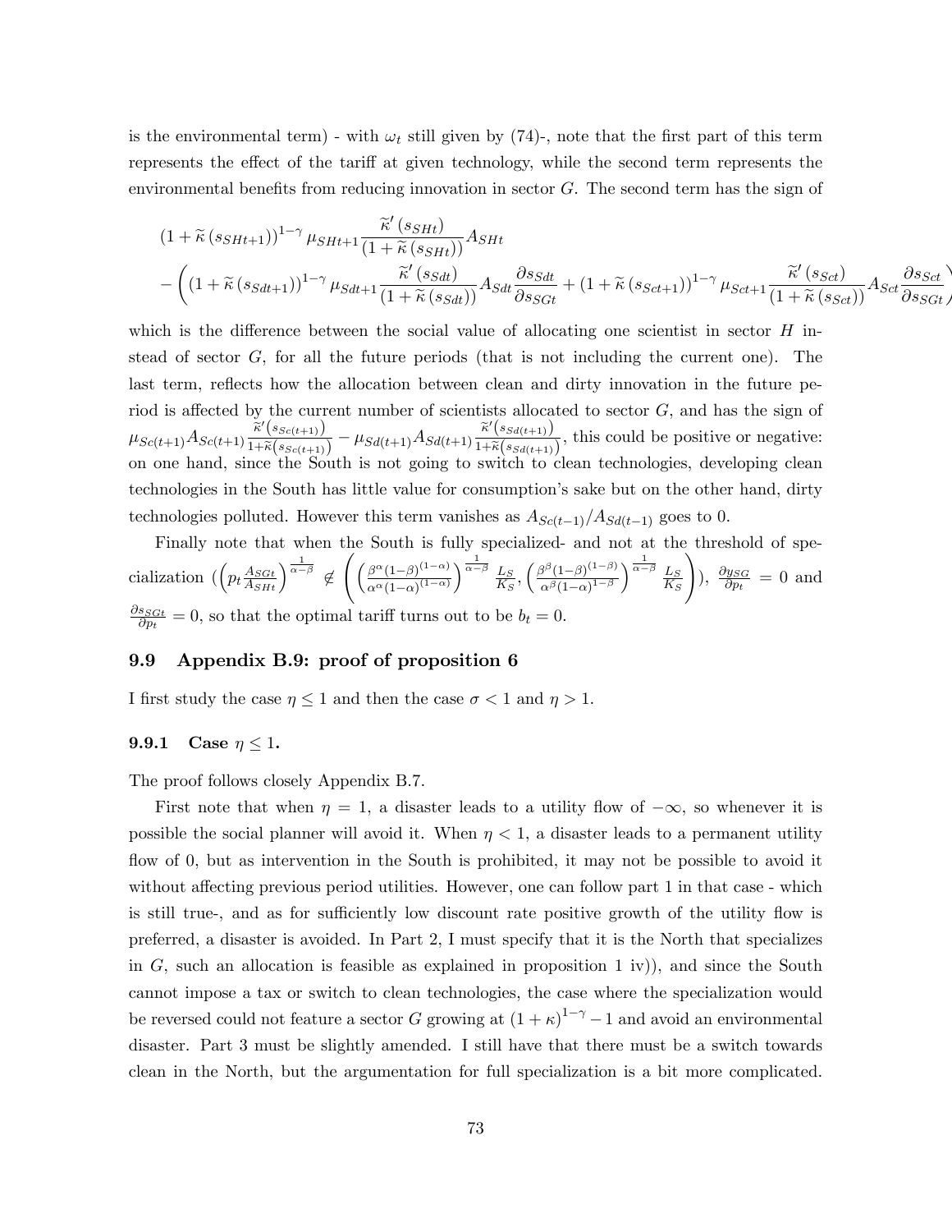is the environmental term) - with $\omega_t$ still given by (74)-, note that the first part of this term represents the effect of the tariff at given technology, while the second term represents the environmental benefits from reducing innovation in sector $G$. The second term has the sign of

$$
\begin{aligned}
&(1+\widetilde{\kappa}(s_{SHt+1}))^{1-\gamma}\mu_{SHt+1}\frac{\widetilde{\kappa}'(s_{SHt})}{(1+\widetilde{\kappa}(s_{SHt}))}A_{SHt} \\
&-\left((1+\widetilde{\kappa}(s_{Sdt+1}))^{1-\gamma}\mu_{Sdt+1}\frac{\widetilde{\kappa}'(s_{Sdt})}{(1+\widetilde{\kappa}(s_{Sdt}))}A_{Sdt}\frac{\partial s_{Sdt}}{\partial s_{SGt}}+(1+\widetilde{\kappa}(s_{Sct+1}))^{1-\gamma}\mu_{Sct+1}\frac{\widetilde{\kappa}'(s_{Sct})}{(1+\widetilde{\kappa}(s_{Sct}))}A_{Sct}\frac{\partial s_{Sct}}{\partial s_{SGt}}\right)
\end{aligned}
$$

which is the difference between the social value of allocating one scientist in sector $H$ instead of sector $G$, for all the future periods (that is not including the current one). The last term, reflects how the allocation between clean and dirty innovation in the future period is affected by the current number of scientists allocated to sector $G$, and has the sign of $\mu_{Sc(t+1)}A_{Sc(t+1)}\frac{\widetilde{\kappa}'(s_{Sc(t+1)})}{1+\widetilde{\kappa}(s_{Sc(t+1)})}-\mu_{Sd(t+1)}A_{Sd(t+1)}\frac{\widetilde{\kappa}'(s_{Sd(t+1)})}{1+\widetilde{\kappa}(s_{Sd(t+1)})}$, this could be positive or negative: on one hand, since the South is not going to switch to clean technologies, developing clean technologies in the South has little value for consumption's sake but on the other hand, dirty technologies polluted. However this term vanishes as $A_{Sc(t-1)}/A_{Sd(t-1)}$ goes to 0.

Finally note that when the South is fully specialized- and not at the threshold of specialization ($\left(p_t\frac{A_{SGt}}{A_{SHt}}\right)^{\frac{1}{\alpha-\beta}}\notin\left(\left(\frac{\beta^{\alpha}(1-\beta)^{(1-\alpha)}}{\alpha^{\alpha}(1-\alpha)^{(1-\alpha)}}\right)^{\frac{1}{\alpha-\beta}}\frac{L_S}{K_S},\left(\frac{\beta^{\beta}(1-\beta)^{(1-\beta)}}{\alpha^{\beta}(1-\alpha)^{1-\beta}}\right)^{\frac{1}{\alpha-\beta}}\frac{L_S}{K_S}\right)$), $\frac{\partial y_{SG}}{\partial p_t}=0$ and $\frac{\partial s_{SGt}}{\partial p_t}=0$, so that the optimal tariff turns out to be $b_t=0$.

## 9.9 Appendix B.9: proof of proposition 6

I first study the case $\eta\leq 1$ and then the case $\sigma<1$ and $\eta>1$.

### 9.9.1 Case $\eta\leq 1$.

The proof follows closely Appendix B.7.

First note that when $\eta=1$, a disaster leads to a utility flow of $-\infty$, so whenever it is possible the social planner will avoid it. When $\eta<1$, a disaster leads to a permanent utility flow of 0, but as intervention in the South is prohibited, it may not be possible to avoid it without affecting previous period utilities. However, one can follow part 1 in that case - which is still true-, and as for sufficiently low discount rate positive growth of the utility flow is preferred, a disaster is avoided. In Part 2, I must specify that it is the North that specializes in $G$, such an allocation is feasible as explained in proposition 1 iv)), and since the South cannot impose a tax or switch to clean technologies, the case where the specialization would be reversed could not feature a sector $G$ growing at $(1+\kappa)^{1-\gamma}-1$ and avoid an environmental disaster. Part 3 must be slightly amended. I still have that there must be a switch towards clean in the North, but the argumentation for full specialization is a bit more complicated.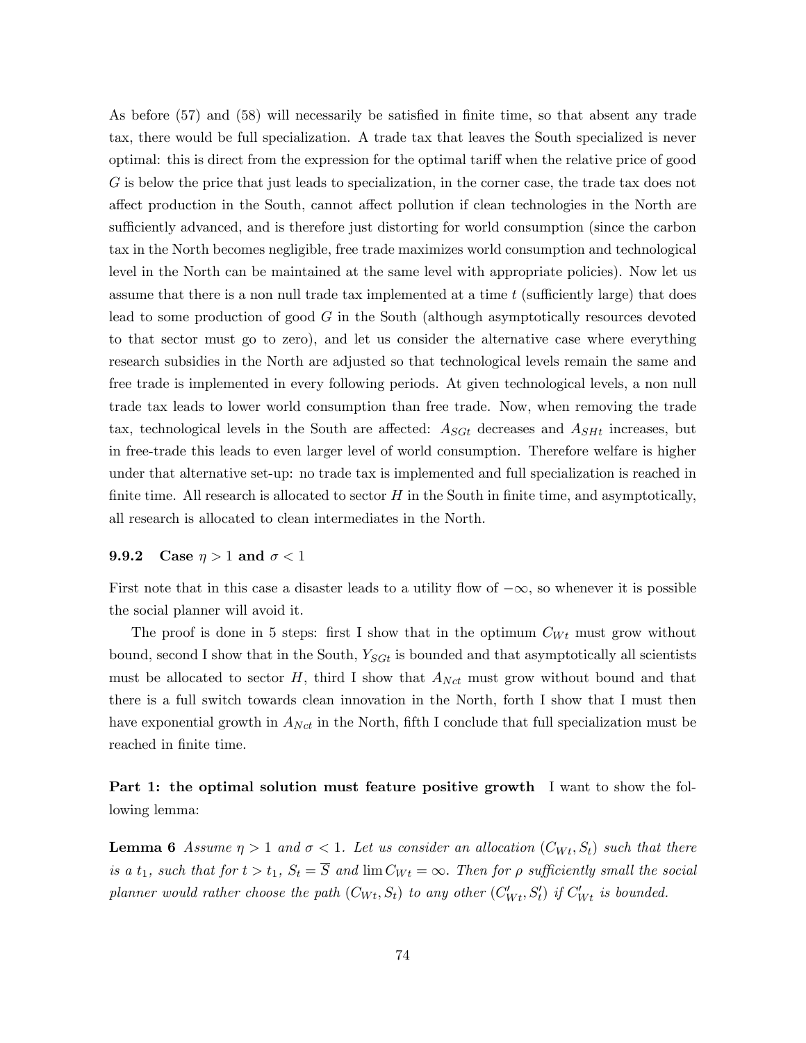As before (57) and (58) will necessarily be satisfied in finite time, so that absent any trade tax, there would be full specialization. A trade tax that leaves the South specialized is never optimal: this is direct from the expression for the optimal tariff when the relative price of good $G$ is below the price that just leads to specialization, in the corner case, the trade tax does not affect production in the South, cannot affect pollution if clean technologies in the North are sufficiently advanced, and is therefore just distorting for world consumption (since the carbon tax in the North becomes negligible, free trade maximizes world consumption and technological level in the North can be maintained at the same level with appropriate policies). Now let us assume that there is a non null trade tax implemented at a time $t$ (sufficiently large) that does lead to some production of good $G$ in the South (although asymptotically resources devoted to that sector must go to zero), and let us consider the alternative case where everything research subsidies in the North are adjusted so that technological levels remain the same and free trade is implemented in every following periods. At given technological levels, a non null trade tax leads to lower world consumption than free trade. Now, when removing the trade tax, technological levels in the South are affected: $A_{SGt}$ decreases and $A_{SHt}$ increases, but in free-trade this leads to even larger level of world consumption. Therefore welfare is higher under that alternative set-up: no trade tax is implemented and full specialization is reached in finite time. All research is allocated to sector $H$ in the South in finite time, and asymptotically, all research is allocated to clean intermediates in the North.

### 9.9.2 Case $\eta > 1$ and $\sigma < 1$

First note that in this case a disaster leads to a utility flow of $-\infty$, so whenever it is possible the social planner will avoid it.

The proof is done in 5 steps: first I show that in the optimum $C_{Wt}$ must grow without bound, second I show that in the South, $Y_{SGt}$ is bounded and that asymptotically all scientists must be allocated to sector $H$, third I show that $A_{Nct}$ must grow without bound and that there is a full switch towards clean innovation in the North, forth I show that I must then have exponential growth in $A_{Nct}$ in the North, fifth I conclude that full specialization must be reached in finite time.

**Part 1: the optimal solution must feature positive growth** I want to show the following lemma:

**Lemma 6** *Assume $\eta > 1$ and $\sigma < 1$. Let us consider an allocation $(C_{Wt}, S_t)$ such that there is a $t_1$, such that for $t > t_1$, $S_t = \overline{S}$ and $\lim C_{Wt} = \infty$. Then for $\rho$ sufficiently small the social planner would rather choose the path $(C_{Wt}, S_t)$ to any other $(C'_{Wt}, S'_t)$ if $C'_{Wt}$ is bounded.*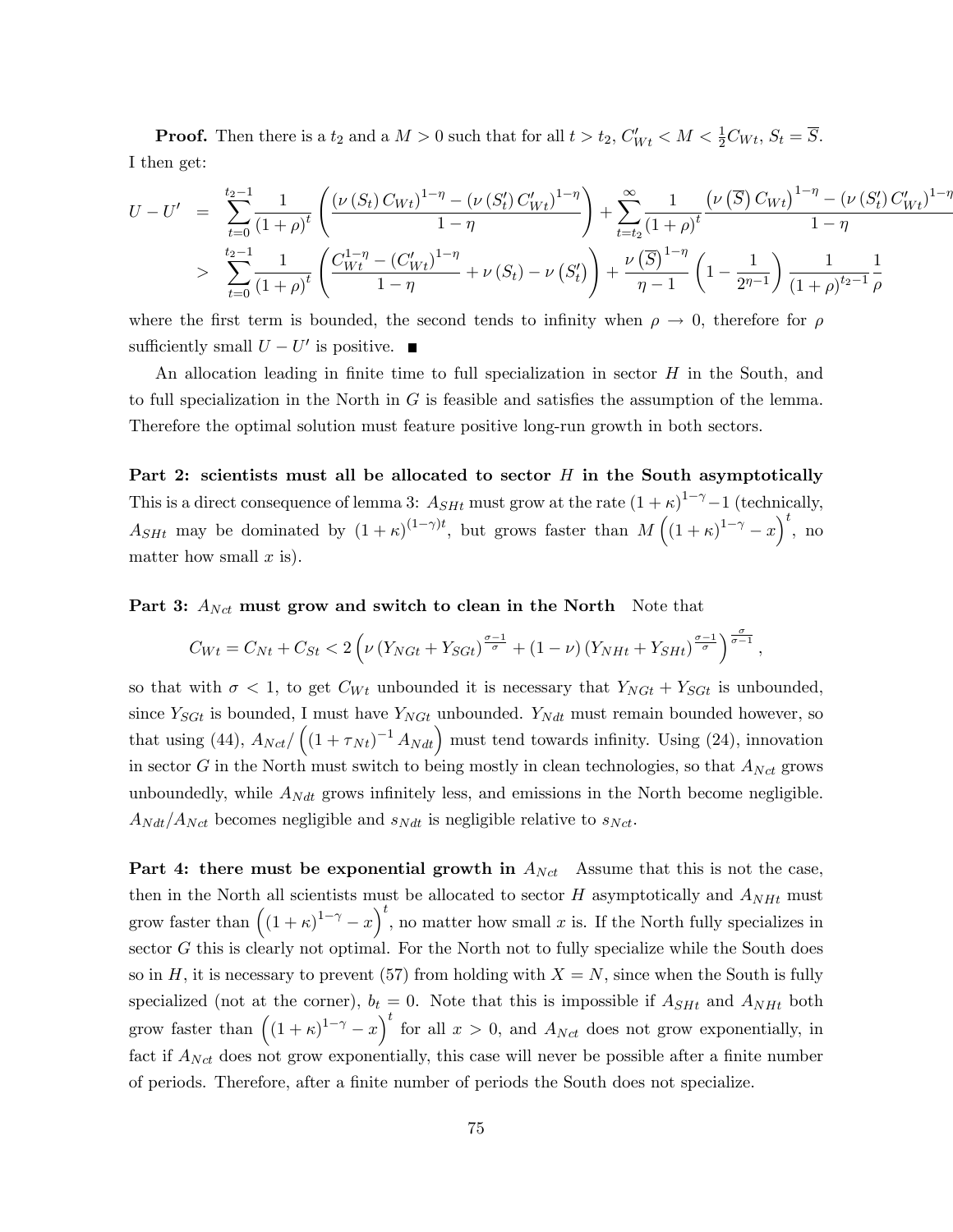**Proof.** Then there is a $t_2$ and a $M > 0$ such that for all $t > t_2$, $C'_{Wt} < M < \frac{1}{2}C_{Wt}$, $S_t = \overline{S}$. I then get:

$$
\begin{aligned}
U - U' &= \sum_{t=0}^{t_2-1} \frac{1}{(1+\rho)^t} \left( \frac{(\nu(S_t) C_{Wt})^{1-\eta} - (\nu(S'_t) C'_{Wt})^{1-\eta}}{1-\eta} \right) + \sum_{t=t_2}^{\infty} \frac{1}{(1+\rho)^t} \frac{\left(\nu\left(\overline{S}\right) C_{Wt}\right)^{1-\eta} - (\nu(S'_t) C'_{Wt})^{1-\eta}}{1-\eta} \\
&> \sum_{t=0}^{t_2-1} \frac{1}{(1+\rho)^t} \left( \frac{C_{Wt}^{1-\eta} - (C'_{Wt})^{1-\eta}}{1-\eta} + \nu(S_t) - \nu(S'_t) \right) + \frac{\nu\left(\overline{S}\right)^{1-\eta}}{\eta - 1} \left(1 - \frac{1}{2^{\eta-1}}\right) \frac{1}{(1+\rho)^{t_2-1}} \frac{1}{\rho}
\end{aligned}
$$

where the first term is bounded, the second tends to infinity when $\rho \to 0$, therefore for $\rho$ sufficiently small $U - U'$ is positive. ■

An allocation leading in finite time to full specialization in sector $H$ in the South, and to full specialization in the North in $G$ is feasible and satisfies the assumption of the lemma. Therefore the optimal solution must feature positive long-run growth in both sectors.

**Part 2: scientists must all be allocated to sector $H$ in the South asymptotically** This is a direct consequence of lemma 3: $A_{SHt}$ must grow at the rate $(1+\kappa)^{1-\gamma} - 1$ (technically, $A_{SHt}$ may be dominated by $(1+\kappa)^{(1-\gamma)t}$, but grows faster than $M\left((1+\kappa)^{1-\gamma} - x\right)^t$, no matter how small $x$ is).

**Part 3: $A_{Nct}$ must grow and switch to clean in the North** Note that

$$
C_{Wt} = C_{Nt} + C_{St} < 2\left(\nu\left(Y_{NGt} + Y_{SGt}\right)^{\frac{\sigma-1}{\sigma}} + (1-\nu)\left(Y_{NHt} + Y_{SHt}\right)^{\frac{\sigma-1}{\sigma}}\right)^{\frac{\sigma}{\sigma-1}},
$$

so that with $\sigma < 1$, to get $C_{Wt}$ unbounded it is necessary that $Y_{NGt} + Y_{SGt}$ is unbounded, since $Y_{SGt}$ is bounded, I must have $Y_{NGt}$ unbounded. $Y_{Ndt}$ must remain bounded however, so that using (44), $A_{Nct}/\left((1+\tau_{Nt})^{-1} A_{Ndt}\right)$ must tend towards infinity. Using (24), innovation in sector $G$ in the North must switch to being mostly in clean technologies, so that $A_{Nct}$ grows unboundedly, while $A_{Ndt}$ grows infinitely less, and emissions in the North become negligible. $A_{Ndt}/A_{Nct}$ becomes negligible and $s_{Ndt}$ is negligible relative to $s_{Nct}$.

**Part 4: there must be exponential growth in $A_{Nct}$** Assume that this is not the case, then in the North all scientists must be allocated to sector $H$ asymptotically and $A_{NHt}$ must grow faster than $\left((1+\kappa)^{1-\gamma} - x\right)^t$, no matter how small $x$ is. If the North fully specializes in sector $G$ this is clearly not optimal. For the North not to fully specialize while the South does so in $H$, it is necessary to prevent (57) from holding with $X = N$, since when the South is fully specialized (not at the corner), $b_t = 0$. Note that this is impossible if $A_{SHt}$ and $A_{NHt}$ both grow faster than $\left((1+\kappa)^{1-\gamma} - x\right)^t$ for all $x > 0$, and $A_{Nct}$ does not grow exponentially, in fact if $A_{Nct}$ does not grow exponentially, this case will never be possible after a finite number of periods. Therefore, after a finite number of periods the South does not specialize.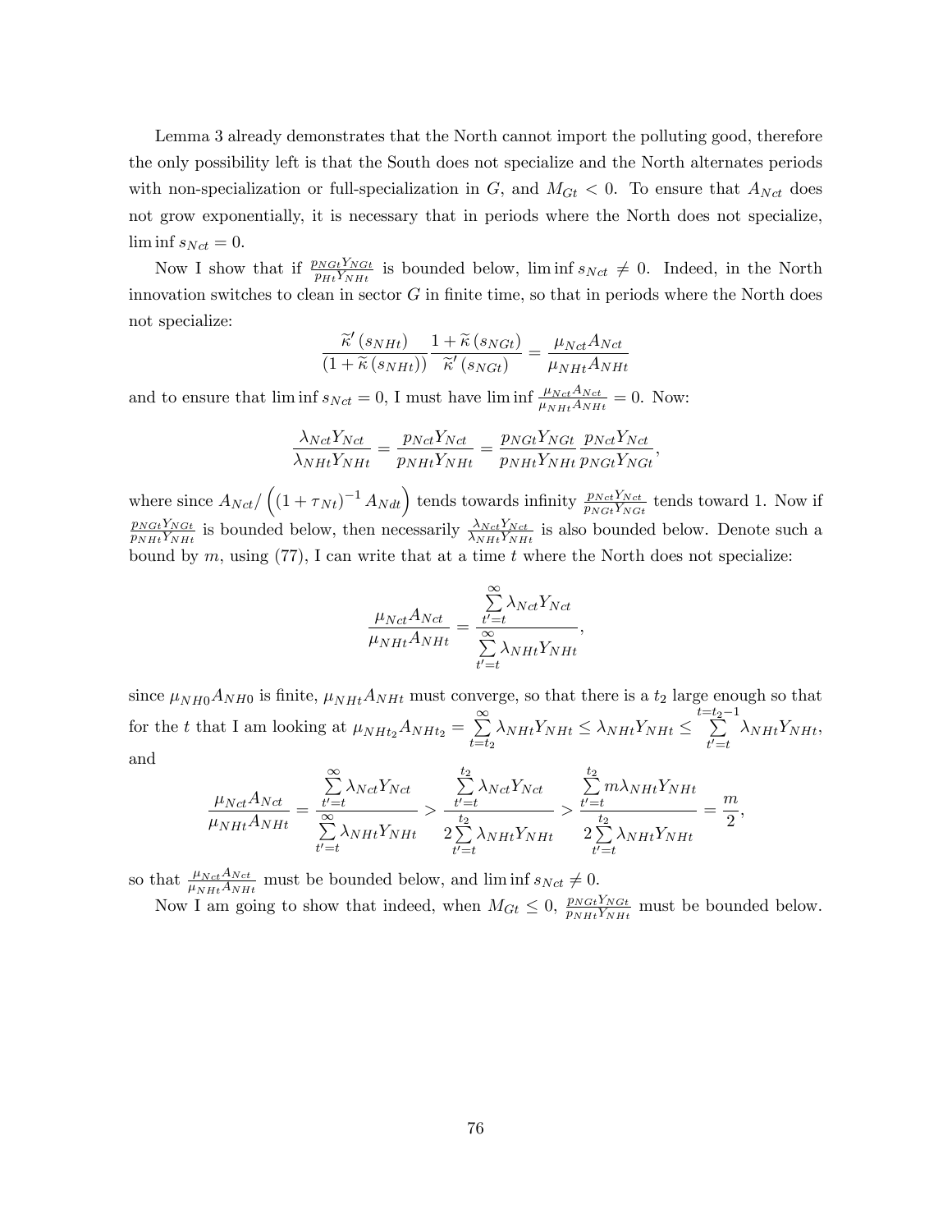Lemma 3 already demonstrates that the North cannot import the polluting good, therefore the only possibility left is that the South does not specialize and the North alternates periods with non-specialization or full-specialization in $G$, and $M_{Gt} < 0$. To ensure that $A_{Nct}$ does not grow exponentially, it is necessary that in periods where the North does not specialize, $\liminf s_{Nct} = 0$.

Now I show that if $\frac{p_{NGt}Y_{NGt}}{p_{Ht}Y_{NHt}}$ is bounded below, $\liminf s_{Nct} \neq 0$. Indeed, in the North innovation switches to clean in sector $G$ in finite time, so that in periods where the North does not specialize:

$$\frac{\widetilde{\kappa}'(s_{NHt})}{(1+\widetilde{\kappa}(s_{NHt}))}\frac{1+\widetilde{\kappa}(s_{NGt})}{\widetilde{\kappa}'(s_{NGt})} = \frac{\mu_{Nct}A_{Nct}}{\mu_{NHt}A_{NHt}}$$

and to ensure that $\liminf s_{Nct} = 0$, I must have $\liminf \frac{\mu_{Nct}A_{Nct}}{\mu_{NHt}A_{NHt}} = 0$. Now:

$$\frac{\lambda_{Nct}Y_{Nct}}{\lambda_{NHt}Y_{NHt}} = \frac{p_{Nct}Y_{Nct}}{p_{NHt}Y_{NHt}} = \frac{p_{NGt}Y_{NGt}}{p_{NHt}Y_{NHt}}\frac{p_{Nct}Y_{Nct}}{p_{NGt}Y_{NGt}},$$

where since $A_{Nct}/\left((1+\tau_{Nt})^{-1}A_{Ndt}\right)$ tends towards infinity $\frac{p_{Nct}Y_{Nct}}{p_{NGt}Y_{NGt}}$ tends toward 1. Now if $\frac{p_{NGt}Y_{NGt}}{p_{NHt}Y_{NHt}}$ is bounded below, then necessarily $\frac{\lambda_{Nct}Y_{Nct}}{\lambda_{NHt}Y_{NHt}}$ is also bounded below. Denote such a bound by $m$, using (77), I can write that at a time $t$ where the North does not specialize:

$$\frac{\mu_{Nct}A_{Nct}}{\mu_{NHt}A_{NHt}} = \frac{\sum_{t'=t}^{\infty}\lambda_{Nct}Y_{Nct}}{\sum_{t'=t}^{\infty}\lambda_{NHt}Y_{NHt}},$$

since $\mu_{NH0}A_{NH0}$ is finite, $\mu_{NHt}A_{NHt}$ must converge, so that there is a $t_2$ large enough so that for the $t$ that I am looking at $\mu_{NHt_2}A_{NHt_2} = \sum_{t=t_2}^{\infty}\lambda_{NHt}Y_{NHt} \leq \lambda_{NHt}Y_{NHt} \leq \sum_{t'=t}^{t=t_2-1}\lambda_{NHt}Y_{NHt}$, and

$$\frac{\mu_{Nct}A_{Nct}}{\mu_{NHt}A_{NHt}} = \frac{\sum_{t'=t}^{\infty}\lambda_{Nct}Y_{Nct}}{\sum_{t'=t}^{\infty}\lambda_{NHt}Y_{NHt}} > \frac{\sum_{t'=t}^{t_2}\lambda_{Nct}Y_{Nct}}{2\sum_{t'=t}^{t_2}\lambda_{NHt}Y_{NHt}} > \frac{\sum_{t'=t}^{t_2}m\lambda_{NHt}Y_{NHt}}{2\sum_{t'=t}^{t_2}\lambda_{NHt}Y_{NHt}} = \frac{m}{2},$$

so that $\frac{\mu_{Nct}A_{Nct}}{\mu_{NHt}A_{NHt}}$ must be bounded below, and $\liminf s_{Nct} \neq 0$.

Now I am going to show that indeed, when $M_{Gt} \leq 0$, $\frac{p_{NGt}Y_{NGt}}{p_{NHt}Y_{NHt}}$ must be bounded below.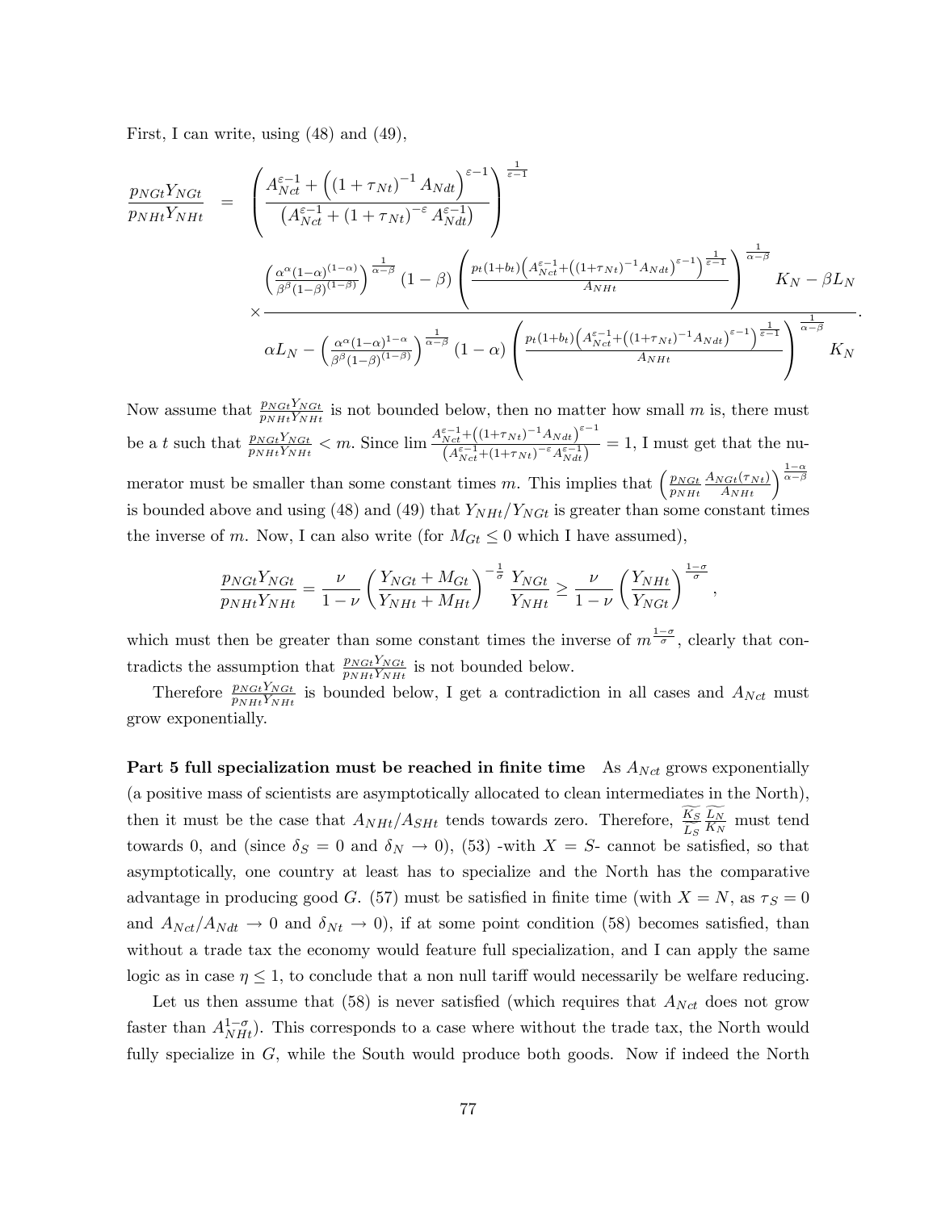First, I can write, using (48) and (49),

$$
\begin{aligned}
\frac{p_{NGt}Y_{NGt}}{p_{NHt}Y_{NHt}} &= \left( \frac{A_{Nct}^{\varepsilon-1} + \left( (1+\tau_{Nt})^{-1} A_{Ndt} \right)^{\varepsilon-1}}{\left( A_{Nct}^{\varepsilon-1} + (1+\tau_{Nt})^{-\varepsilon} A_{Ndt}^{\varepsilon-1} \right)} \right)^{\frac{1}{\varepsilon-1}} \\
&\times \frac{\left( \frac{\alpha^{\alpha}(1-\alpha)^{(1-\alpha)}}{\beta^{\beta}(1-\beta)^{(1-\beta)}} \right)^{\frac{1}{\alpha-\beta}} (1-\beta) \left( \frac{p_t(1+b_t)\left( A_{Nct}^{\varepsilon-1} + \left( (1+\tau_{Nt})^{-1} A_{Ndt} \right)^{\varepsilon-1} \right)^{\frac{1}{\varepsilon-1}}}{A_{NHt}} \right)^{\frac{1}{\alpha-\beta}} K_N - \beta L_N}{\alpha L_N - \left( \frac{\alpha^{\alpha}(1-\alpha)^{1-\alpha}}{\beta^{\beta}(1-\beta)^{(1-\beta)}} \right)^{\frac{1}{\alpha-\beta}} (1-\alpha) \left( \frac{p_t(1+b_t)\left( A_{Nct}^{\varepsilon-1} + \left( (1+\tau_{Nt})^{-1} A_{Ndt} \right)^{\varepsilon-1} \right)^{\frac{1}{\varepsilon-1}}}{A_{NHt}} \right)^{\frac{1}{\alpha-\beta}} K_N}.
\end{aligned}
$$

Now assume that $\frac{p_{NGt}Y_{NGt}}{p_{NHt}Y_{NHt}}$ is not bounded below, then no matter how small $m$ is, there must be a $t$ such that $\frac{p_{NGt}Y_{NGt}}{p_{NHt}Y_{NHt}} < m$. Since $\lim \frac{A_{Nct}^{\varepsilon-1} + \left( (1+\tau_{Nt})^{-1} A_{Ndt} \right)^{\varepsilon-1}}{\left( A_{Nct}^{\varepsilon-1} + (1+\tau_{Nt})^{-\varepsilon} A_{Ndt}^{\varepsilon-1} \right)} = 1$, I must get that the numerator must be smaller than some constant times $m$. This implies that $\left( \frac{p_{NGt}}{p_{NHt}} \frac{A_{NGt}(\tau_{Nt})}{A_{NHt}} \right)^{\frac{1-\alpha}{\alpha-\beta}}$ is bounded above and using (48) and (49) that $Y_{NHt}/Y_{NGt}$ is greater than some constant times the inverse of $m$. Now, I can also write (for $M_{Gt} \leq 0$ which I have assumed),

$$
\frac{p_{NGt}Y_{NGt}}{p_{NHt}Y_{NHt}} = \frac{\nu}{1-\nu} \left( \frac{Y_{NGt} + M_{Gt}}{Y_{NHt} + M_{Ht}} \right)^{-\frac{1}{\sigma}} \frac{Y_{NGt}}{Y_{NHt}} \geq \frac{\nu}{1-\nu} \left( \frac{Y_{NHt}}{Y_{NGt}} \right)^{\frac{1-\sigma}{\sigma}},
$$

which must then be greater than some constant times the inverse of $m^{\frac{1-\sigma}{\sigma}}$, clearly that contradicts the assumption that $\frac{p_{NGt}Y_{NGt}}{p_{NHt}Y_{NHt}}$ is not bounded below.

Therefore $\frac{p_{NGt}Y_{NGt}}{p_{NHt}Y_{NHt}}$ is bounded below, I get a contradiction in all cases and $A_{Nct}$ must grow exponentially.

**Part 5 full specialization must be reached in finite time** As $A_{Nct}$ grows exponentially (a positive mass of scientists are asymptotically allocated to clean intermediates in the North), then it must be the case that $A_{NHt}/A_{SHt}$ tends towards zero. Therefore, $\frac{\widetilde{K_S}}{\widetilde{L_S}} \frac{\widetilde{L_N}}{\widetilde{K_N}}$ must tend towards 0, and (since $\delta_S = 0$ and $\delta_N \to 0$), (53) -with $X = S$- cannot be satisfied, so that asymptotically, one country at least has to specialize and the North has the comparative advantage in producing good $G$. (57) must be satisfied in finite time (with $X = N$, as $\tau_S = 0$ and $A_{Nct}/A_{Ndt} \to 0$ and $\delta_{Nt} \to 0$), if at some point condition (58) becomes satisfied, than without a trade tax the economy would feature full specialization, and I can apply the same logic as in case $\eta \leq 1$, to conclude that a non null tariff would necessarily be welfare reducing.

Let us then assume that (58) is never satisfied (which requires that $A_{Nct}$ does not grow faster than $A_{NHt}^{1-\sigma}$). This corresponds to a case where without the trade tax, the North would fully specialize in $G$, while the South would produce both goods. Now if indeed the North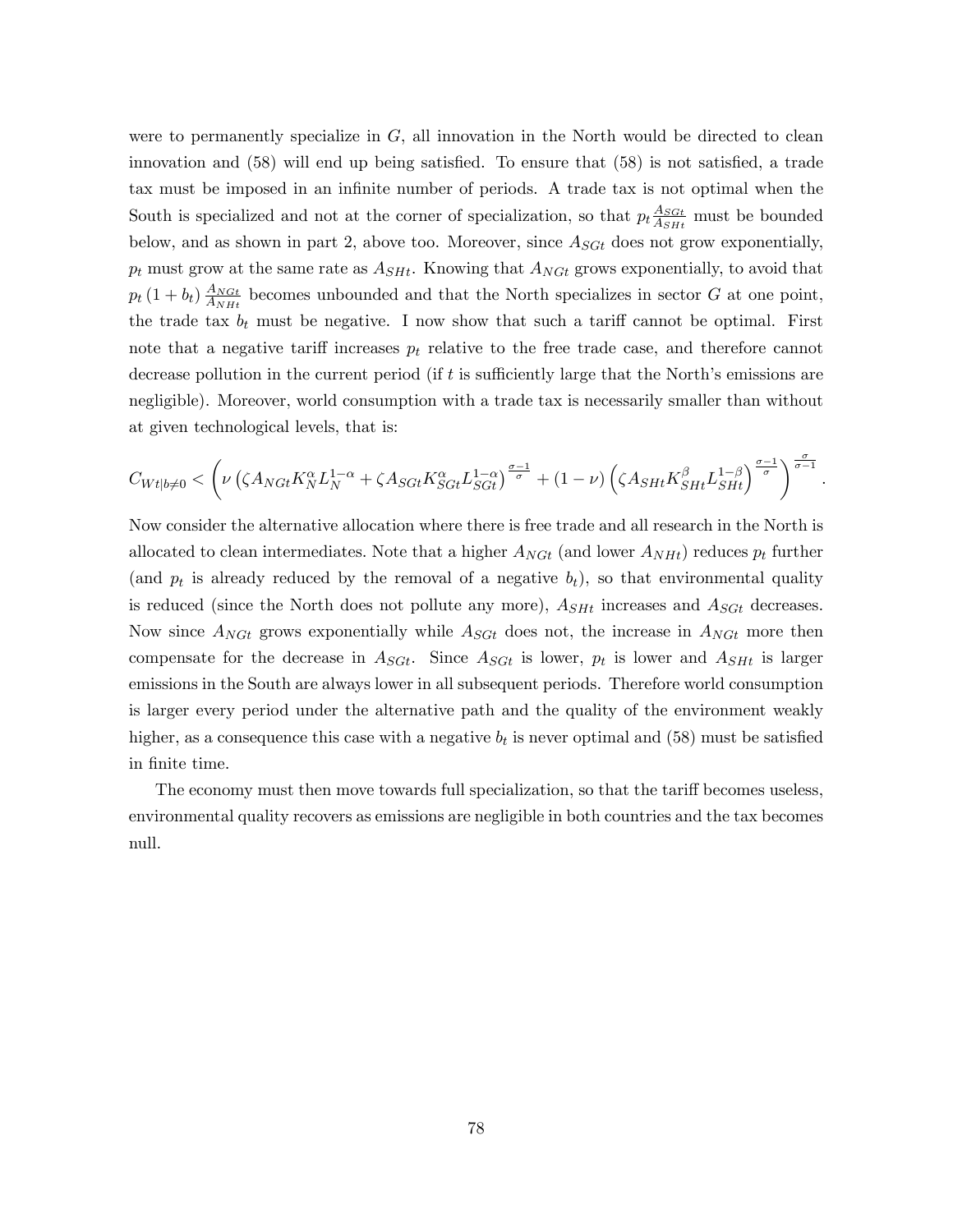were to permanently specialize in $G$, all innovation in the North would be directed to clean innovation and (58) will end up being satisfied. To ensure that (58) is not satisfied, a trade tax must be imposed in an infinite number of periods. A trade tax is not optimal when the South is specialized and not at the corner of specialization, so that $p_t \frac{A_{SGt}}{A_{SHt}}$ must be bounded below, and as shown in part 2, above too. Moreover, since $A_{SGt}$ does not grow exponentially, $p_t$ must grow at the same rate as $A_{SHt}$. Knowing that $A_{NGt}$ grows exponentially, to avoid that $p_t (1 + b_t) \frac{A_{NGt}}{A_{NHt}}$ becomes unbounded and that the North specializes in sector $G$ at one point, the trade tax $b_t$ must be negative. I now show that such a tariff cannot be optimal. First note that a negative tariff increases $p_t$ relative to the free trade case, and therefore cannot decrease pollution in the current period (if $t$ is sufficiently large that the North's emissions are negligible). Moreover, world consumption with a trade tax is necessarily smaller than without at given technological levels, that is:

$$C_{Wt|b\neq 0} < \left( \nu \left( \zeta A_{NGt} K_N^{\alpha} L_N^{1-\alpha} + \zeta A_{SGt} K_{SGt}^{\alpha} L_{SGt}^{1-\alpha} \right)^{\frac{\sigma-1}{\sigma}} + (1-\nu) \left( \zeta A_{SHt} K_{SHt}^{\beta} L_{SHt}^{1-\beta} \right)^{\frac{\sigma-1}{\sigma}} \right)^{\frac{\sigma}{\sigma-1}}.$$

Now consider the alternative allocation where there is free trade and all research in the North is allocated to clean intermediates. Note that a higher $A_{NGt}$ (and lower $A_{NHt}$) reduces $p_t$ further (and $p_t$ is already reduced by the removal of a negative $b_t$), so that environmental quality is reduced (since the North does not pollute any more), $A_{SHt}$ increases and $A_{SGt}$ decreases. Now since $A_{NGt}$ grows exponentially while $A_{SGt}$ does not, the increase in $A_{NGt}$ more then compensate for the decrease in $A_{SGt}$. Since $A_{SGt}$ is lower, $p_t$ is lower and $A_{SHt}$ is larger emissions in the South are always lower in all subsequent periods. Therefore world consumption is larger every period under the alternative path and the quality of the environment weakly higher, as a consequence this case with a negative $b_t$ is never optimal and (58) must be satisfied in finite time.

The economy must then move towards full specialization, so that the tariff becomes useless, environmental quality recovers as emissions are negligible in both countries and the tax becomes null.